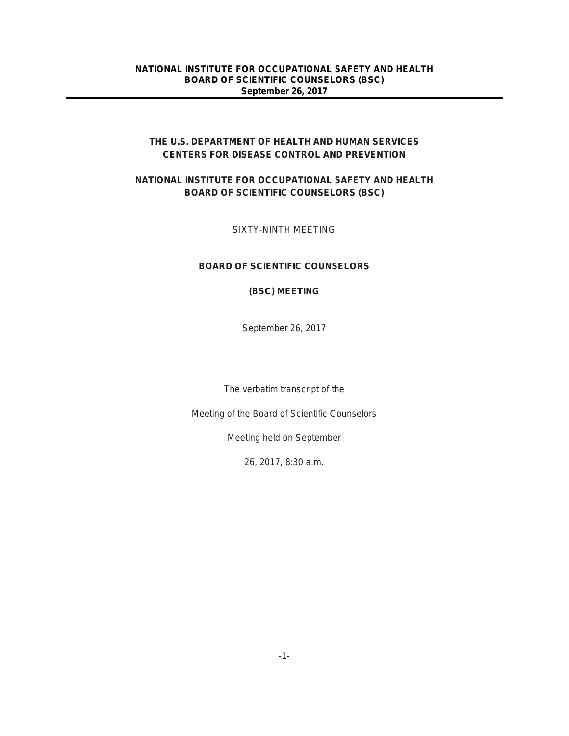**THE U.S. DEPARTMENT OF HEALTH AND HUMAN SERVICES**
**CENTERS FOR DISEASE CONTROL AND PREVENTION**

**NATIONAL INSTITUTE FOR OCCUPATIONAL SAFETY AND HEALTH**
**BOARD OF SCIENTIFIC COUNSELORS (BSC)**

SIXTY-NINTH MEETING

**BOARD OF SCIENTIFIC COUNSELORS**

**(BSC) MEETING**

September 26, 2017

The verbatim transcript of the

Meeting of the Board of Scientific Counselors

Meeting held on September

26, 2017, 8:30 a.m.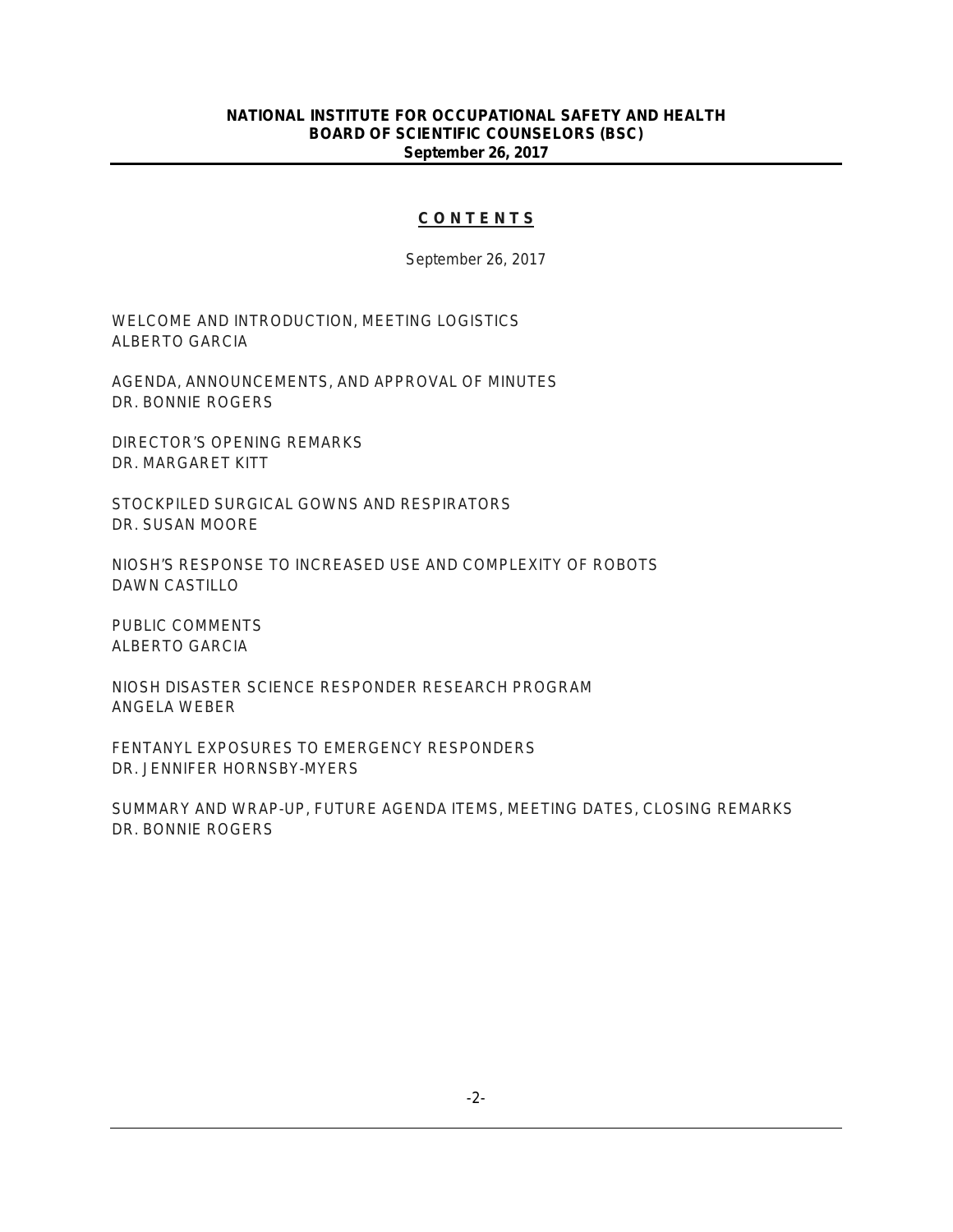## C O N T E N T S

September 26, 2017

WELCOME AND INTRODUCTION, MEETING LOGISTICS
ALBERTO GARCIA

AGENDA, ANNOUNCEMENTS, AND APPROVAL OF MINUTES
DR. BONNIE ROGERS

DIRECTOR'S OPENING REMARKS
DR. MARGARET KITT

STOCKPILED SURGICAL GOWNS AND RESPIRATORS
DR. SUSAN MOORE

NIOSH'S RESPONSE TO INCREASED USE AND COMPLEXITY OF ROBOTS
DAWN CASTILLO

PUBLIC COMMENTS
ALBERTO GARCIA

NIOSH DISASTER SCIENCE RESPONDER RESEARCH PROGRAM
ANGELA WEBER

FENTANYL EXPOSURES TO EMERGENCY RESPONDERS
DR. JENNIFER HORNSBY-MYERS

SUMMARY AND WRAP-UP, FUTURE AGENDA ITEMS, MEETING DATES, CLOSING REMARKS
DR. BONNIE ROGERS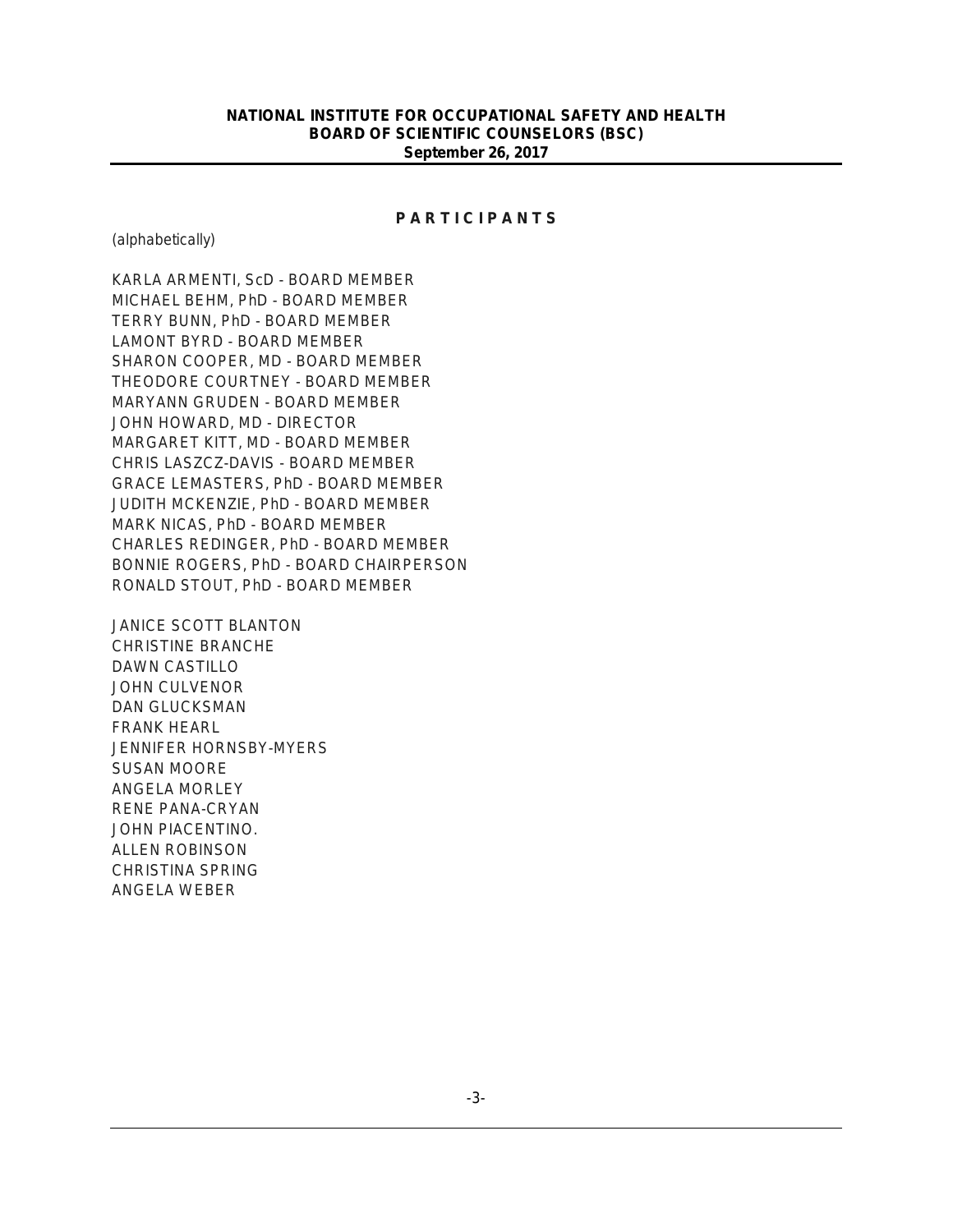**NATIONAL INSTITUTE FOR OCCUPATIONAL SAFETY AND HEALTH**
**BOARD OF SCIENTIFIC COUNSELORS (BSC)**
**September 26, 2017**

# P A R T I C I P A N T S

(alphabetically)

KARLA ARMENTI, ScD - BOARD MEMBER
MICHAEL BEHM, PhD - BOARD MEMBER
TERRY BUNN, PhD - BOARD MEMBER
LAMONT BYRD - BOARD MEMBER
SHARON COOPER, MD - BOARD MEMBER
THEODORE COURTNEY - BOARD MEMBER
MARYANN GRUDEN - BOARD MEMBER
JOHN HOWARD, MD - DIRECTOR
MARGARET KITT, MD - BOARD MEMBER
CHRIS LASZCZ-DAVIS - BOARD MEMBER
GRACE LEMASTERS, PhD - BOARD MEMBER
JUDITH MCKENZIE, PhD - BOARD MEMBER
MARK NICAS, PhD - BOARD MEMBER
CHARLES REDINGER, PhD - BOARD MEMBER
BONNIE ROGERS, PhD - BOARD CHAIRPERSON
RONALD STOUT, PhD - BOARD MEMBER

JANICE SCOTT BLANTON
CHRISTINE BRANCHE
DAWN CASTILLO
JOHN CULVENOR
DAN GLUCKSMAN
FRANK HEARL
JENNIFER HORNSBY-MYERS
SUSAN MOORE
ANGELA MORLEY
RENE PANA-CRYAN
JOHN PIACENTINO.
ALLEN ROBINSON
CHRISTINA SPRING
ANGELA WEBER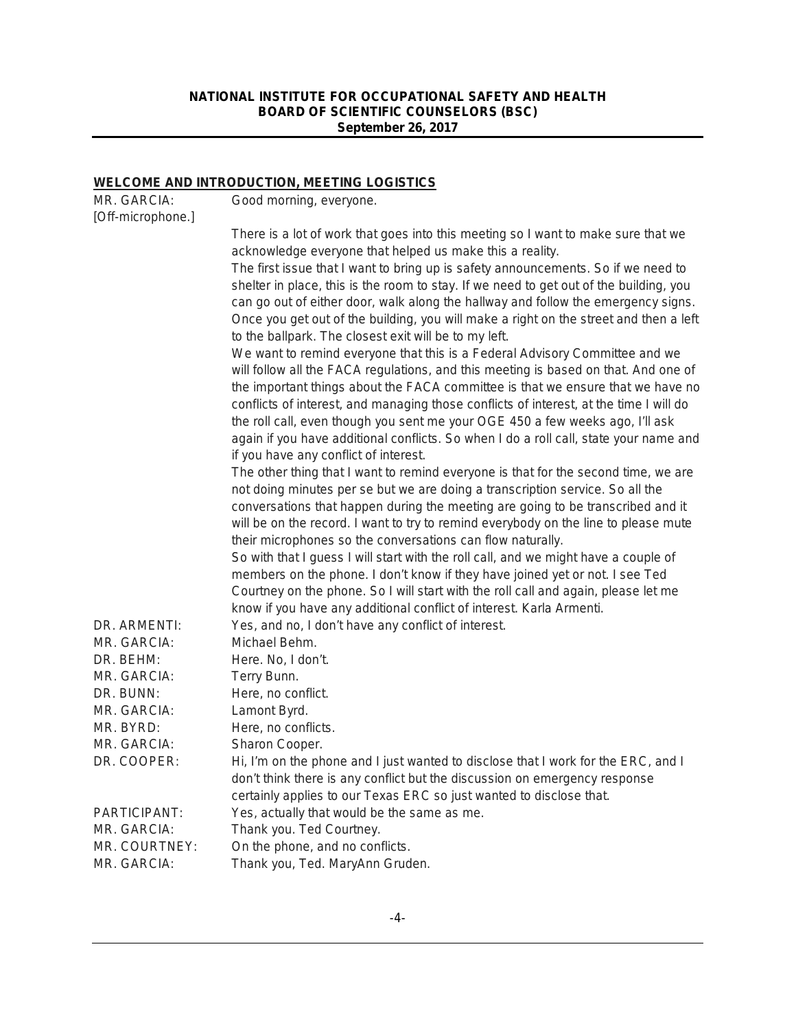## WELCOME AND INTRODUCTION, MEETING LOGISTICS

MR. GARCIA: Good morning, everyone.

[Off-microphone.]

There is a lot of work that goes into this meeting so I want to make sure that we acknowledge everyone that helped us make this a reality.

The first issue that I want to bring up is safety announcements. So if we need to shelter in place, this is the room to stay. If we need to get out of the building, you can go out of either door, walk along the hallway and follow the emergency signs. Once you get out of the building, you will make a right on the street and then a left to the ballpark. The closest exit will be to my left.

We want to remind everyone that this is a Federal Advisory Committee and we will follow all the FACA regulations, and this meeting is based on that. And one of the important things about the FACA committee is that we ensure that we have no conflicts of interest, and managing those conflicts of interest, at the time I will do the roll call, even though you sent me your OGE 450 a few weeks ago, I'll ask again if you have additional conflicts. So when I do a roll call, state your name and if you have any conflict of interest.

The other thing that I want to remind everyone is that for the second time, we are not doing minutes per se but we are doing a transcription service. So all the conversations that happen during the meeting are going to be transcribed and it will be on the record. I want to try to remind everybody on the line to please mute their microphones so the conversations can flow naturally.

So with that I guess I will start with the roll call, and we might have a couple of members on the phone. I don't know if they have joined yet or not. I see Ted Courtney on the phone. So I will start with the roll call and again, please let me know if you have any additional conflict of interest. Karla Armenti.

DR. ARMENTI: Yes, and no, I don't have any conflict of interest.

MR. GARCIA: Michael Behm.

DR. BEHM: Here. No, I don't.

MR. GARCIA: Terry Bunn.

DR. BUNN: Here, no conflict.

MR. GARCIA: Lamont Byrd.

MR. BYRD: Here, no conflicts.

MR. GARCIA: Sharon Cooper.

DR. COOPER: Hi, I'm on the phone and I just wanted to disclose that I work for the ERC, and I don't think there is any conflict but the discussion on emergency response certainly applies to our Texas ERC so just wanted to disclose that.

PARTICIPANT: Yes, actually that would be the same as me.

MR. GARCIA: Thank you. Ted Courtney.

MR. COURTNEY: On the phone, and no conflicts.

MR. GARCIA: Thank you, Ted. MaryAnn Gruden.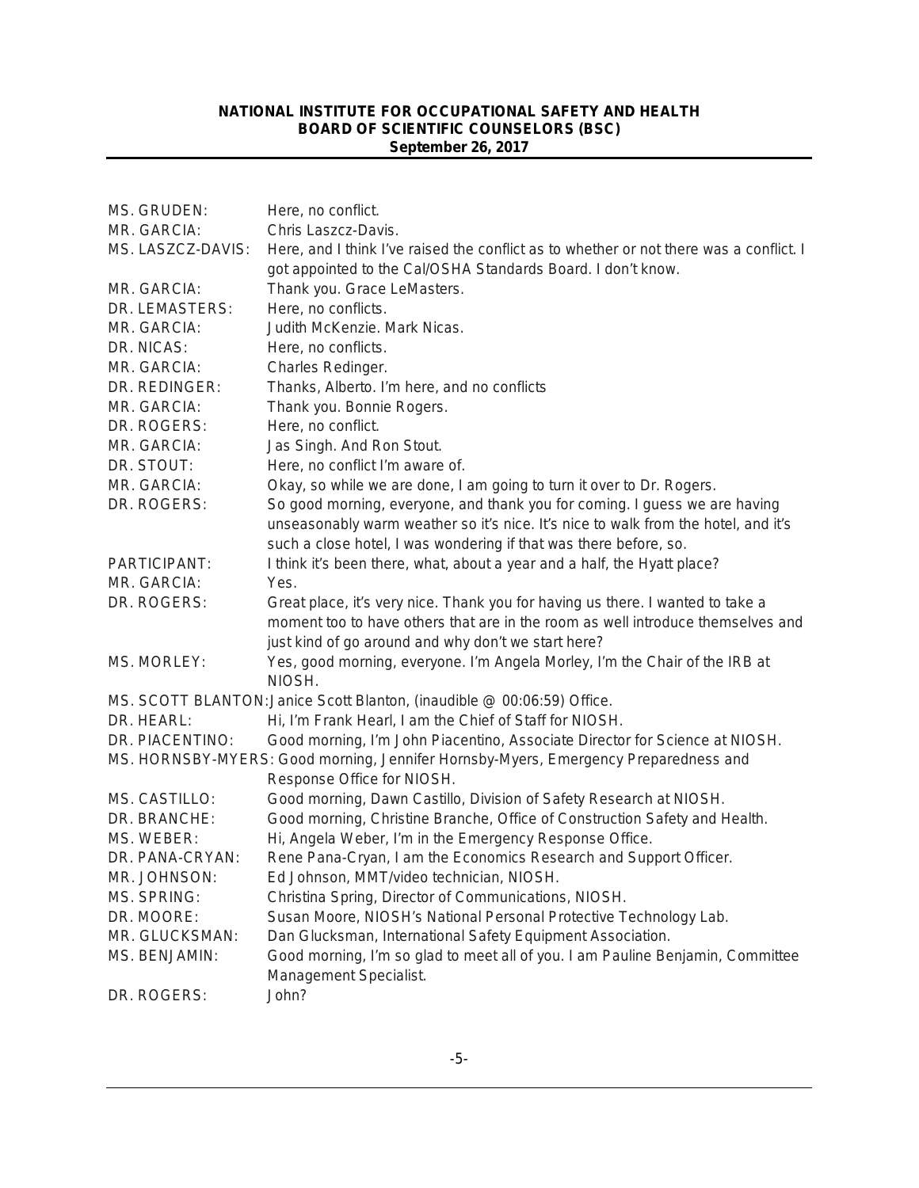MS. GRUDEN: Here, no conflict.

MR. GARCIA: Chris Laszcz-Davis.

MS. LASZCZ-DAVIS: Here, and I think I've raised the conflict as to whether or not there was a conflict. I got appointed to the Cal/OSHA Standards Board. I don't know.

MR. GARCIA: Thank you. Grace LeMasters.

DR. LEMASTERS: Here, no conflicts.

MR. GARCIA: Judith McKenzie. Mark Nicas.

DR. NICAS: Here, no conflicts.

MR. GARCIA: Charles Redinger.

DR. REDINGER: Thanks, Alberto. I'm here, and no conflicts

MR. GARCIA: Thank you. Bonnie Rogers.

DR. ROGERS: Here, no conflict.

MR. GARCIA: Jas Singh. And Ron Stout.

DR. STOUT: Here, no conflict I'm aware of.

MR. GARCIA: Okay, so while we are done, I am going to turn it over to Dr. Rogers.

DR. ROGERS: So good morning, everyone, and thank you for coming. I guess we are having unseasonably warm weather so it's nice. It's nice to walk from the hotel, and it's such a close hotel, I was wondering if that was there before, so.

PARTICIPANT: I think it's been there, what, about a year and a half, the Hyatt place?

MR. GARCIA: Yes.

DR. ROGERS: Great place, it's very nice. Thank you for having us there. I wanted to take a moment too to have others that are in the room as well introduce themselves and just kind of go around and why don't we start here?

MS. MORLEY: Yes, good morning, everyone. I'm Angela Morley, I'm the Chair of the IRB at NIOSH.

MS. SCOTT BLANTON: Janice Scott Blanton, (inaudible @ 00:06:59) Office.

DR. HEARL: Hi, I'm Frank Hearl, I am the Chief of Staff for NIOSH.

DR. PIACENTINO: Good morning, I'm John Piacentino, Associate Director for Science at NIOSH.

MS. HORNSBY-MYERS: Good morning, Jennifer Hornsby-Myers, Emergency Preparedness and Response Office for NIOSH.

MS. CASTILLO: Good morning, Dawn Castillo, Division of Safety Research at NIOSH.

DR. BRANCHE: Good morning, Christine Branche, Office of Construction Safety and Health.

MS. WEBER: Hi, Angela Weber, I'm in the Emergency Response Office.

DR. PANA-CRYAN: Rene Pana-Cryan, I am the Economics Research and Support Officer.

MR. JOHNSON: Ed Johnson, MMT/video technician, NIOSH.

MS. SPRING: Christina Spring, Director of Communications, NIOSH.

DR. MOORE: Susan Moore, NIOSH's National Personal Protective Technology Lab.

MR. GLUCKSMAN: Dan Glucksman, International Safety Equipment Association.

MS. BENJAMIN: Good morning, I'm so glad to meet all of you. I am Pauline Benjamin, Committee Management Specialist.

DR. ROGERS: John?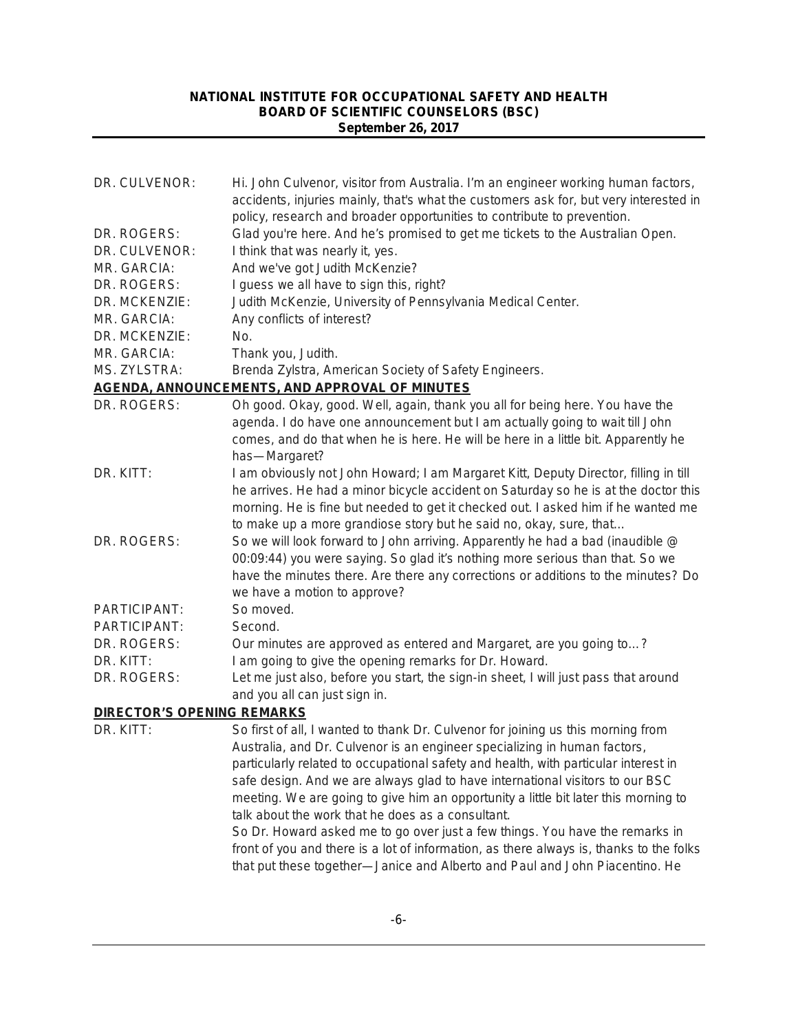DR. CULVENOR: Hi. John Culvenor, visitor from Australia. I'm an engineer working human factors, accidents, injuries mainly, that's what the customers ask for, but very interested in policy, research and broader opportunities to contribute to prevention.

DR. ROGERS: Glad you're here. And he's promised to get me tickets to the Australian Open.

DR. CULVENOR: I think that was nearly it, yes.

MR. GARCIA: And we've got Judith McKenzie?

DR. ROGERS: I guess we all have to sign this, right?

DR. MCKENZIE: Judith McKenzie, University of Pennsylvania Medical Center.

MR. GARCIA: Any conflicts of interest?

DR. MCKENZIE: No.

MR. GARCIA: Thank you, Judith.

MS. ZYLSTRA: Brenda Zylstra, American Society of Safety Engineers.

## AGENDA, ANNOUNCEMENTS, AND APPROVAL OF MINUTES

DR. ROGERS: Oh good. Okay, good. Well, again, thank you all for being here. You have the agenda. I do have one announcement but I am actually going to wait till John comes, and do that when he is here. He will be here in a little bit. Apparently he has—Margaret?

DR. KITT: I am obviously not John Howard; I am Margaret Kitt, Deputy Director, filling in till he arrives. He had a minor bicycle accident on Saturday so he is at the doctor this morning. He is fine but needed to get it checked out. I asked him if he wanted me to make up a more grandiose story but he said no, okay, sure, that…

DR. ROGERS: So we will look forward to John arriving. Apparently he had a bad (inaudible @ 00:09:44) you were saying. So glad it's nothing more serious than that. So we have the minutes there. Are there any corrections or additions to the minutes? Do we have a motion to approve?

PARTICIPANT: So moved.

PARTICIPANT: Second.

DR. ROGERS: Our minutes are approved as entered and Margaret, are you going to…?

DR. KITT: I am going to give the opening remarks for Dr. Howard.

DR. ROGERS: Let me just also, before you start, the sign-in sheet, I will just pass that around and you all can just sign in.

## DIRECTOR'S OPENING REMARKS

DR. KITT: So first of all, I wanted to thank Dr. Culvenor for joining us this morning from Australia, and Dr. Culvenor is an engineer specializing in human factors, particularly related to occupational safety and health, with particular interest in safe design. And we are always glad to have international visitors to our BSC meeting. We are going to give him an opportunity a little bit later this morning to talk about the work that he does as a consultant.

So Dr. Howard asked me to go over just a few things. You have the remarks in front of you and there is a lot of information, as there always is, thanks to the folks that put these together—Janice and Alberto and Paul and John Piacentino. He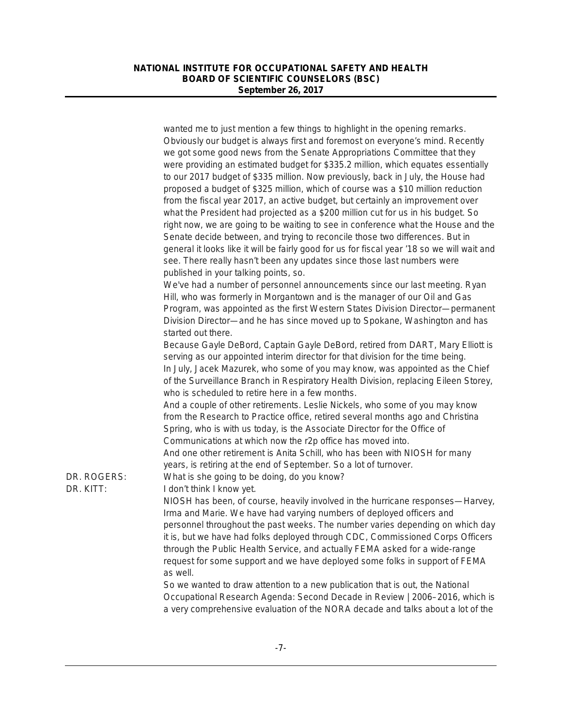wanted me to just mention a few things to highlight in the opening remarks. Obviously our budget is always first and foremost on everyone's mind. Recently we got some good news from the Senate Appropriations Committee that they were providing an estimated budget for $335.2 million, which equates essentially to our 2017 budget of $335 million. Now previously, back in July, the House had proposed a budget of $325 million, which of course was a $10 million reduction from the fiscal year 2017, an active budget, but certainly an improvement over what the President had projected as a $200 million cut for us in his budget. So right now, we are going to be waiting to see in conference what the House and the Senate decide between, and trying to reconcile those two differences. But in general it looks like it will be fairly good for us for fiscal year '18 so we will wait and see. There really hasn't been any updates since those last numbers were published in your talking points, so.

We've had a number of personnel announcements since our last meeting. Ryan Hill, who was formerly in Morgantown and is the manager of our Oil and Gas Program, was appointed as the first Western States Division Director—permanent Division Director—and he has since moved up to Spokane, Washington and has started out there.

Because Gayle DeBord, Captain Gayle DeBord, retired from DART, Mary Elliott is serving as our appointed interim director for that division for the time being.

In July, Jacek Mazurek, who some of you may know, was appointed as the Chief of the Surveillance Branch in Respiratory Health Division, replacing Eileen Storey, who is scheduled to retire here in a few months.

And a couple of other retirements. Leslie Nickels, who some of you may know from the Research to Practice office, retired several months ago and Christina Spring, who is with us today, is the Associate Director for the Office of Communications at which now the r2p office has moved into.

And one other retirement is Anita Schill, who has been with NIOSH for many years, is retiring at the end of September. So a lot of turnover.

DR. ROGERS: What is she going to be doing, do you know?

DR. KITT: I don't think I know yet.

NIOSH has been, of course, heavily involved in the hurricane responses—Harvey, Irma and Marie. We have had varying numbers of deployed officers and personnel throughout the past weeks. The number varies depending on which day it is, but we have had folks deployed through CDC, Commissioned Corps Officers through the Public Health Service, and actually FEMA asked for a wide-range request for some support and we have deployed some folks in support of FEMA as well.

So we wanted to draw attention to a new publication that is out, the National Occupational Research Agenda: Second Decade in Review | 2006–2016, which is a very comprehensive evaluation of the NORA decade and talks about a lot of the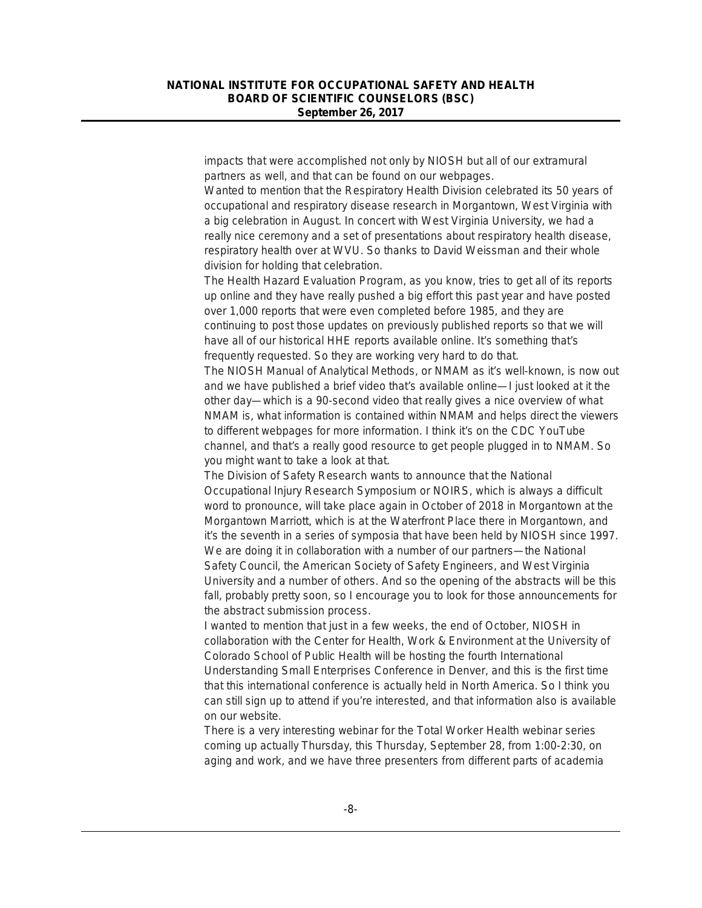impacts that were accomplished not only by NIOSH but all of our extramural partners as well, and that can be found on our webpages.

Wanted to mention that the Respiratory Health Division celebrated its 50 years of occupational and respiratory disease research in Morgantown, West Virginia with a big celebration in August. In concert with West Virginia University, we had a really nice ceremony and a set of presentations about respiratory health disease, respiratory health over at WVU. So thanks to David Weissman and their whole division for holding that celebration.

The Health Hazard Evaluation Program, as you know, tries to get all of its reports up online and they have really pushed a big effort this past year and have posted over 1,000 reports that were even completed before 1985, and they are continuing to post those updates on previously published reports so that we will have all of our historical HHE reports available online. It's something that's frequently requested. So they are working very hard to do that.

The NIOSH Manual of Analytical Methods, or NMAM as it's well-known, is now out and we have published a brief video that's available online—I just looked at it the other day—which is a 90-second video that really gives a nice overview of what NMAM is, what information is contained within NMAM and helps direct the viewers to different webpages for more information. I think it's on the CDC YouTube channel, and that's a really good resource to get people plugged in to NMAM. So you might want to take a look at that.

The Division of Safety Research wants to announce that the National Occupational Injury Research Symposium or NOIRS, which is always a difficult word to pronounce, will take place again in October of 2018 in Morgantown at the Morgantown Marriott, which is at the Waterfront Place there in Morgantown, and it's the seventh in a series of symposia that have been held by NIOSH since 1997. We are doing it in collaboration with a number of our partners—the National Safety Council, the American Society of Safety Engineers, and West Virginia University and a number of others. And so the opening of the abstracts will be this fall, probably pretty soon, so I encourage you to look for those announcements for the abstract submission process.

I wanted to mention that just in a few weeks, the end of October, NIOSH in collaboration with the Center for Health, Work & Environment at the University of Colorado School of Public Health will be hosting the fourth International Understanding Small Enterprises Conference in Denver, and this is the first time that this international conference is actually held in North America. So I think you can still sign up to attend if you're interested, and that information also is available on our website.

There is a very interesting webinar for the Total Worker Health webinar series coming up actually Thursday, this Thursday, September 28, from 1:00-2:30, on aging and work, and we have three presenters from different parts of academia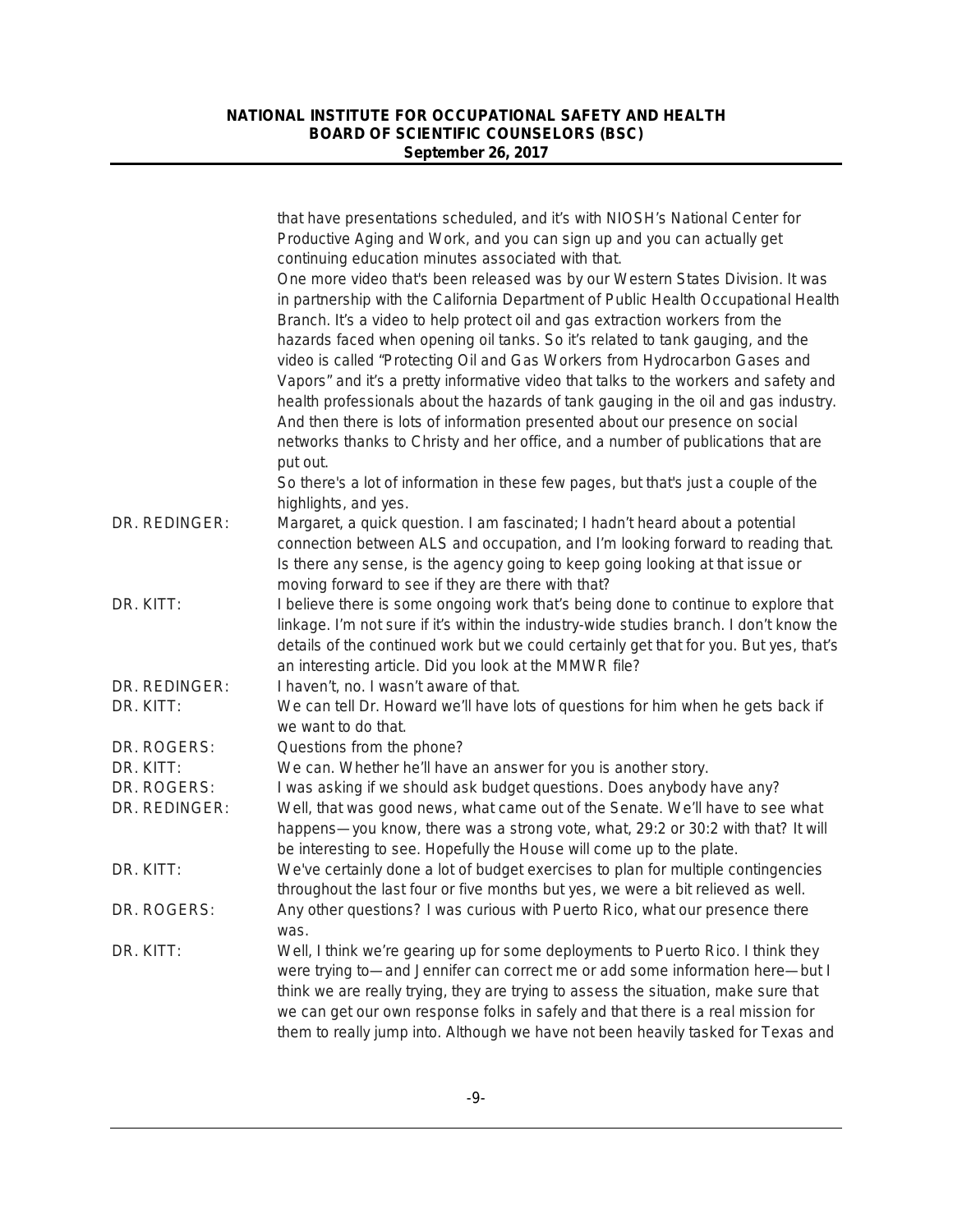that have presentations scheduled, and it's with NIOSH's National Center for Productive Aging and Work, and you can sign up and you can actually get continuing education minutes associated with that.

One more video that's been released was by our Western States Division. It was in partnership with the California Department of Public Health Occupational Health Branch. It's a video to help protect oil and gas extraction workers from the hazards faced when opening oil tanks. So it's related to tank gauging, and the video is called "Protecting Oil and Gas Workers from Hydrocarbon Gases and Vapors" and it's a pretty informative video that talks to the workers and safety and health professionals about the hazards of tank gauging in the oil and gas industry. And then there is lots of information presented about our presence on social networks thanks to Christy and her office, and a number of publications that are put out.

So there's a lot of information in these few pages, but that's just a couple of the highlights, and yes.

DR. REDINGER: Margaret, a quick question. I am fascinated; I hadn't heard about a potential connection between ALS and occupation, and I'm looking forward to reading that. Is there any sense, is the agency going to keep going looking at that issue or moving forward to see if they are there with that?

DR. KITT: I believe there is some ongoing work that's being done to continue to explore that linkage. I'm not sure if it's within the industry-wide studies branch. I don't know the details of the continued work but we could certainly get that for you. But yes, that's an interesting article. Did you look at the MMWR file?

DR. REDINGER: I haven't, no. I wasn't aware of that.

DR. KITT: We can tell Dr. Howard we'll have lots of questions for him when he gets back if we want to do that.

DR. ROGERS: Questions from the phone?

DR. KITT: We can. Whether he'll have an answer for you is another story.

DR. ROGERS: I was asking if we should ask budget questions. Does anybody have any?

DR. REDINGER: Well, that was good news, what came out of the Senate. We'll have to see what happens—you know, there was a strong vote, what, 29:2 or 30:2 with that? It will be interesting to see. Hopefully the House will come up to the plate.

DR. KITT: We've certainly done a lot of budget exercises to plan for multiple contingencies throughout the last four or five months but yes, we were a bit relieved as well.

DR. ROGERS: Any other questions? I was curious with Puerto Rico, what our presence there was.

DR. KITT: Well, I think we're gearing up for some deployments to Puerto Rico. I think they were trying to—and Jennifer can correct me or add some information here—but I think we are really trying, they are trying to assess the situation, make sure that we can get our own response folks in safely and that there is a real mission for them to really jump into. Although we have not been heavily tasked for Texas and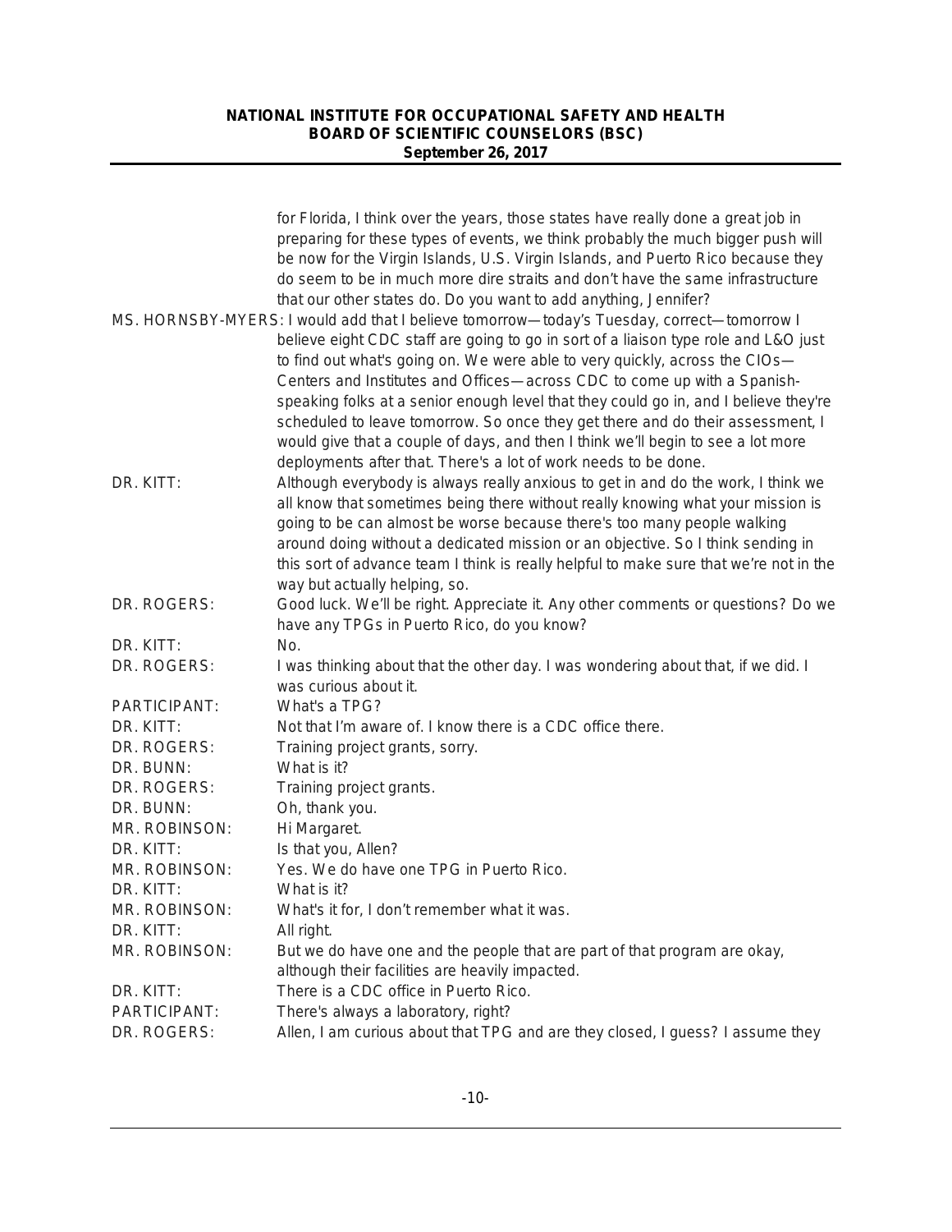for Florida, I think over the years, those states have really done a great job in preparing for these types of events, we think probably the much bigger push will be now for the Virgin Islands, U.S. Virgin Islands, and Puerto Rico because they do seem to be in much more dire straits and don't have the same infrastructure that our other states do. Do you want to add anything, Jennifer?

MS. HORNSBY-MYERS: I would add that I believe tomorrow—today's Tuesday, correct—tomorrow I believe eight CDC staff are going to go in sort of a liaison type role and L&O just to find out what's going on. We were able to very quickly, across the CIOs—Centers and Institutes and Offices—across CDC to come up with a Spanish-speaking folks at a senior enough level that they could go in, and I believe they're scheduled to leave tomorrow. So once they get there and do their assessment, I would give that a couple of days, and then I think we'll begin to see a lot more deployments after that. There's a lot of work needs to be done.

DR. KITT: Although everybody is always really anxious to get in and do the work, I think we all know that sometimes being there without really knowing what your mission is going to be can almost be worse because there's too many people walking around doing without a dedicated mission or an objective. So I think sending in this sort of advance team I think is really helpful to make sure that we're not in the way but actually helping, so.

DR. ROGERS: Good luck. We'll be right. Appreciate it. Any other comments or questions? Do we have any TPGs in Puerto Rico, do you know?

DR. KITT: No.

DR. ROGERS: I was thinking about that the other day. I was wondering about that, if we did. I was curious about it.

PARTICIPANT: What's a TPG?

DR. KITT: Not that I'm aware of. I know there is a CDC office there.

DR. ROGERS: Training project grants, sorry.

DR. BUNN: What is it?

DR. ROGERS: Training project grants.

DR. BUNN: Oh, thank you.

MR. ROBINSON: Hi Margaret.

DR. KITT: Is that you, Allen?

MR. ROBINSON: Yes. We do have one TPG in Puerto Rico.

DR. KITT: What is it?

MR. ROBINSON: What's it for, I don't remember what it was.

DR. KITT: All right.

MR. ROBINSON: But we do have one and the people that are part of that program are okay, although their facilities are heavily impacted.

DR. KITT: There is a CDC office in Puerto Rico.

PARTICIPANT: There's always a laboratory, right?

DR. ROGERS: Allen, I am curious about that TPG and are they closed, I guess? I assume they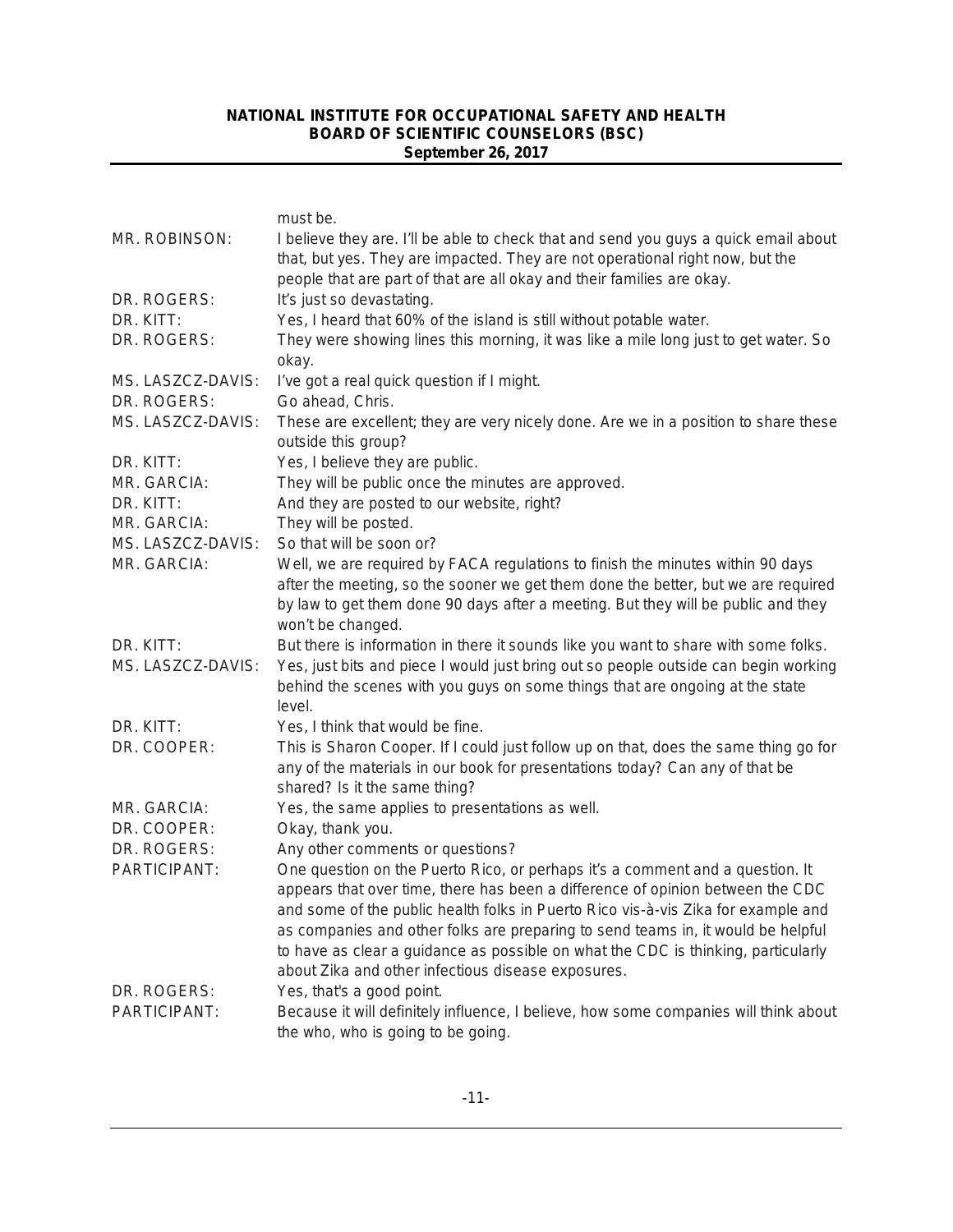must be.

MR. ROBINSON: I believe they are. I'll be able to check that and send you guys a quick email about that, but yes. They are impacted. They are not operational right now, but the people that are part of that are all okay and their families are okay.

DR. ROGERS: It's just so devastating.

DR. KITT: Yes, I heard that 60% of the island is still without potable water.

DR. ROGERS: They were showing lines this morning, it was like a mile long just to get water. So okay.

MS. LASZCZ-DAVIS: I've got a real quick question if I might.

DR. ROGERS: Go ahead, Chris.

MS. LASZCZ-DAVIS: These are excellent; they are very nicely done. Are we in a position to share these outside this group?

DR. KITT: Yes, I believe they are public.

MR. GARCIA: They will be public once the minutes are approved.

DR. KITT: And they are posted to our website, right?

MR. GARCIA: They will be posted.

MS. LASZCZ-DAVIS: So that will be soon or?

MR. GARCIA: Well, we are required by FACA regulations to finish the minutes within 90 days after the meeting, so the sooner we get them done the better, but we are required by law to get them done 90 days after a meeting. But they will be public and they won't be changed.

DR. KITT: But there is information in there it sounds like you want to share with some folks.

MS. LASZCZ-DAVIS: Yes, just bits and piece I would just bring out so people outside can begin working behind the scenes with you guys on some things that are ongoing at the state level.

DR. KITT: Yes, I think that would be fine.

DR. COOPER: This is Sharon Cooper. If I could just follow up on that, does the same thing go for any of the materials in our book for presentations today? Can any of that be shared? Is it the same thing?

MR. GARCIA: Yes, the same applies to presentations as well.

DR. COOPER: Okay, thank you.

DR. ROGERS: Any other comments or questions?

PARTICIPANT: One question on the Puerto Rico, or perhaps it's a comment and a question. It appears that over time, there has been a difference of opinion between the CDC and some of the public health folks in Puerto Rico vis-à-vis Zika for example and as companies and other folks are preparing to send teams in, it would be helpful to have as clear a guidance as possible on what the CDC is thinking, particularly about Zika and other infectious disease exposures.

DR. ROGERS: Yes, that's a good point.

PARTICIPANT: Because it will definitely influence, I believe, how some companies will think about the who, who is going to be going.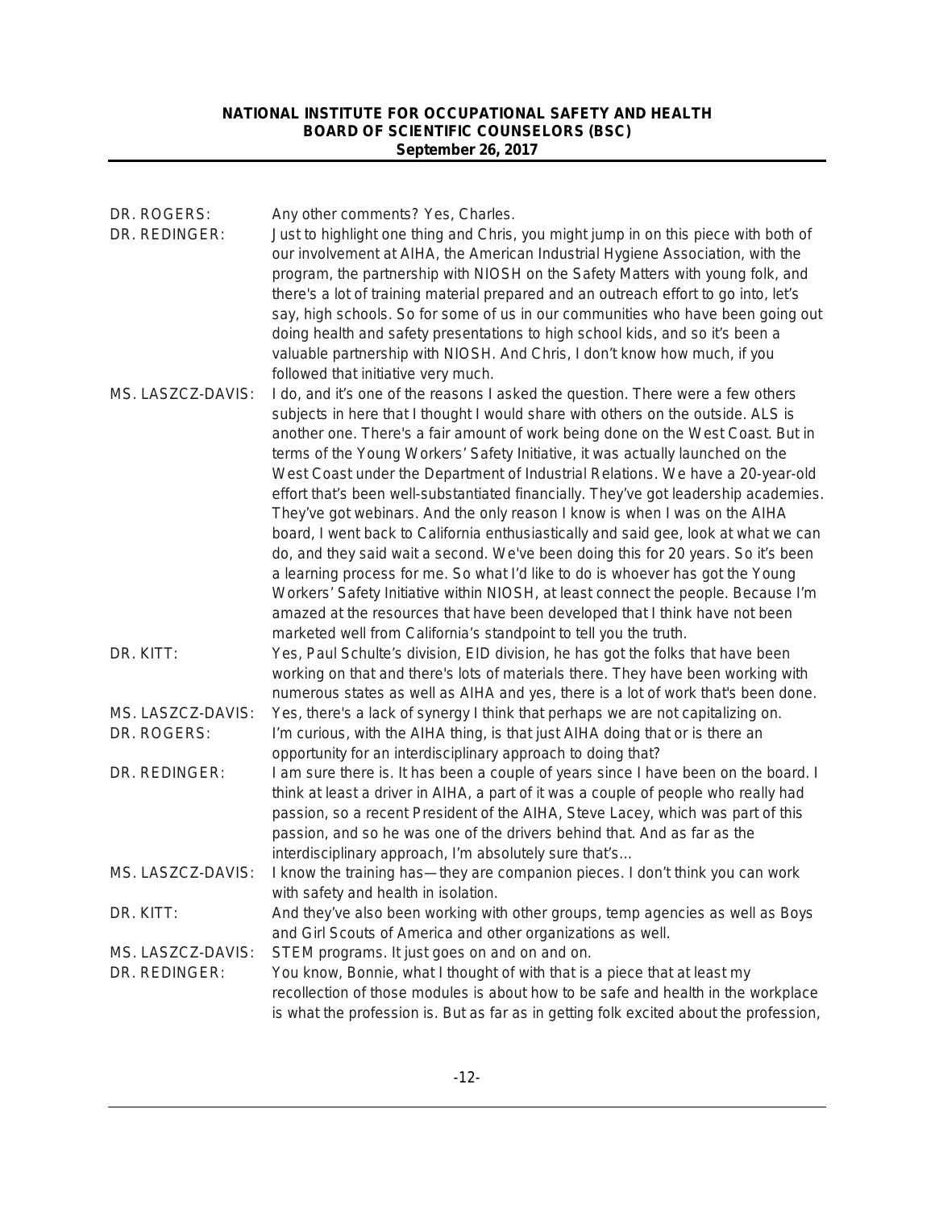DR. ROGERS: Any other comments? Yes, Charles.

DR. REDINGER: Just to highlight one thing and Chris, you might jump in on this piece with both of our involvement at AIHA, the American Industrial Hygiene Association, with the program, the partnership with NIOSH on the Safety Matters with young folk, and there's a lot of training material prepared and an outreach effort to go into, let's say, high schools. So for some of us in our communities who have been going out doing health and safety presentations to high school kids, and so it's been a valuable partnership with NIOSH. And Chris, I don't know how much, if you followed that initiative very much.

MS. LASZCZ-DAVIS: I do, and it's one of the reasons I asked the question. There were a few others subjects in here that I thought I would share with others on the outside. ALS is another one. There's a fair amount of work being done on the West Coast. But in terms of the Young Workers' Safety Initiative, it was actually launched on the West Coast under the Department of Industrial Relations. We have a 20-year-old effort that's been well-substantiated financially. They've got leadership academies. They've got webinars. And the only reason I know is when I was on the AIHA board, I went back to California enthusiastically and said gee, look at what we can do, and they said wait a second. We've been doing this for 20 years. So it's been a learning process for me. So what I'd like to do is whoever has got the Young Workers' Safety Initiative within NIOSH, at least connect the people. Because I'm amazed at the resources that have been developed that I think have not been marketed well from California's standpoint to tell you the truth.

DR. KITT: Yes, Paul Schulte's division, EID division, he has got the folks that have been working on that and there's lots of materials there. They have been working with numerous states as well as AIHA and yes, there is a lot of work that's been done.

MS. LASZCZ-DAVIS: Yes, there's a lack of synergy I think that perhaps we are not capitalizing on.

DR. ROGERS: I'm curious, with the AIHA thing, is that just AIHA doing that or is there an opportunity for an interdisciplinary approach to doing that?

DR. REDINGER: I am sure there is. It has been a couple of years since I have been on the board. I think at least a driver in AIHA, a part of it was a couple of people who really had passion, so a recent President of the AIHA, Steve Lacey, which was part of this passion, and so he was one of the drivers behind that. And as far as the interdisciplinary approach, I'm absolutely sure that's…

MS. LASZCZ-DAVIS: I know the training has—they are companion pieces. I don't think you can work with safety and health in isolation.

DR. KITT: And they've also been working with other groups, temp agencies as well as Boys and Girl Scouts of America and other organizations as well.

MS. LASZCZ-DAVIS: STEM programs. It just goes on and on and on.

DR. REDINGER: You know, Bonnie, what I thought of with that is a piece that at least my recollection of those modules is about how to be safe and health in the workplace is what the profession is. But as far as in getting folk excited about the profession,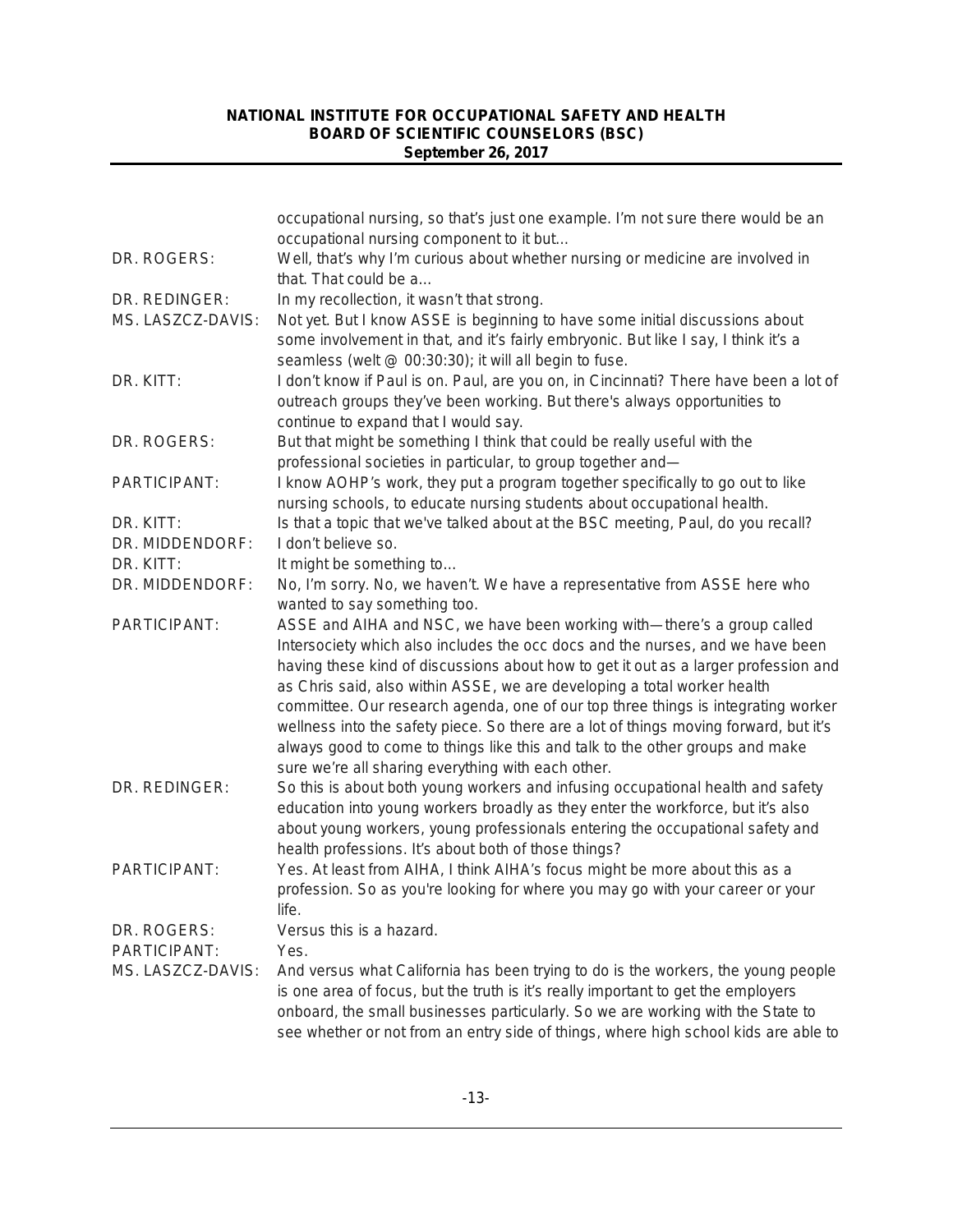| | |
|---|---|
| | occupational nursing, so that's just one example. I'm not sure there would be an occupational nursing component to it but… |
| DR. ROGERS: | Well, that's why I'm curious about whether nursing or medicine are involved in that. That could be a… |
| DR. REDINGER: | In my recollection, it wasn't that strong. |
| MS. LASZCZ-DAVIS: | Not yet. But I know ASSE is beginning to have some initial discussions about some involvement in that, and it's fairly embryonic. But like I say, I think it's a seamless (welt @ 00:30:30); it will all begin to fuse. |
| DR. KITT: | I don't know if Paul is on. Paul, are you on, in Cincinnati? There have been a lot of outreach groups they've been working. But there's always opportunities to continue to expand that I would say. |
| DR. ROGERS: | But that might be something I think that could be really useful with the professional societies in particular, to group together and— |
| PARTICIPANT: | I know AOHP's work, they put a program together specifically to go out to like nursing schools, to educate nursing students about occupational health. |
| DR. KITT: | Is that a topic that we've talked about at the BSC meeting, Paul, do you recall? |
| DR. MIDDENDORF: | I don't believe so. |
| DR. KITT: | It might be something to… |
| DR. MIDDENDORF: | No, I'm sorry. No, we haven't. We have a representative from ASSE here who wanted to say something too. |
| PARTICIPANT: | ASSE and AIHA and NSC, we have been working with—there's a group called Intersociety which also includes the occ docs and the nurses, and we have been having these kind of discussions about how to get it out as a larger profession and as Chris said, also within ASSE, we are developing a total worker health committee. Our research agenda, one of our top three things is integrating worker wellness into the safety piece. So there are a lot of things moving forward, but it's always good to come to things like this and talk to the other groups and make sure we're all sharing everything with each other. |
| DR. REDINGER: | So this is about both young workers and infusing occupational health and safety education into young workers broadly as they enter the workforce, but it's also about young workers, young professionals entering the occupational safety and health professions. It's about both of those things? |
| PARTICIPANT: | Yes. At least from AIHA, I think AIHA's focus might be more about this as a profession. So as you're looking for where you may go with your career or your life. |
| DR. ROGERS: | Versus this is a hazard. |
| PARTICIPANT: | Yes. |
| MS. LASZCZ-DAVIS: | And versus what California has been trying to do is the workers, the young people is one area of focus, but the truth is it's really important to get the employers onboard, the small businesses particularly. So we are working with the State to see whether or not from an entry side of things, where high school kids are able to |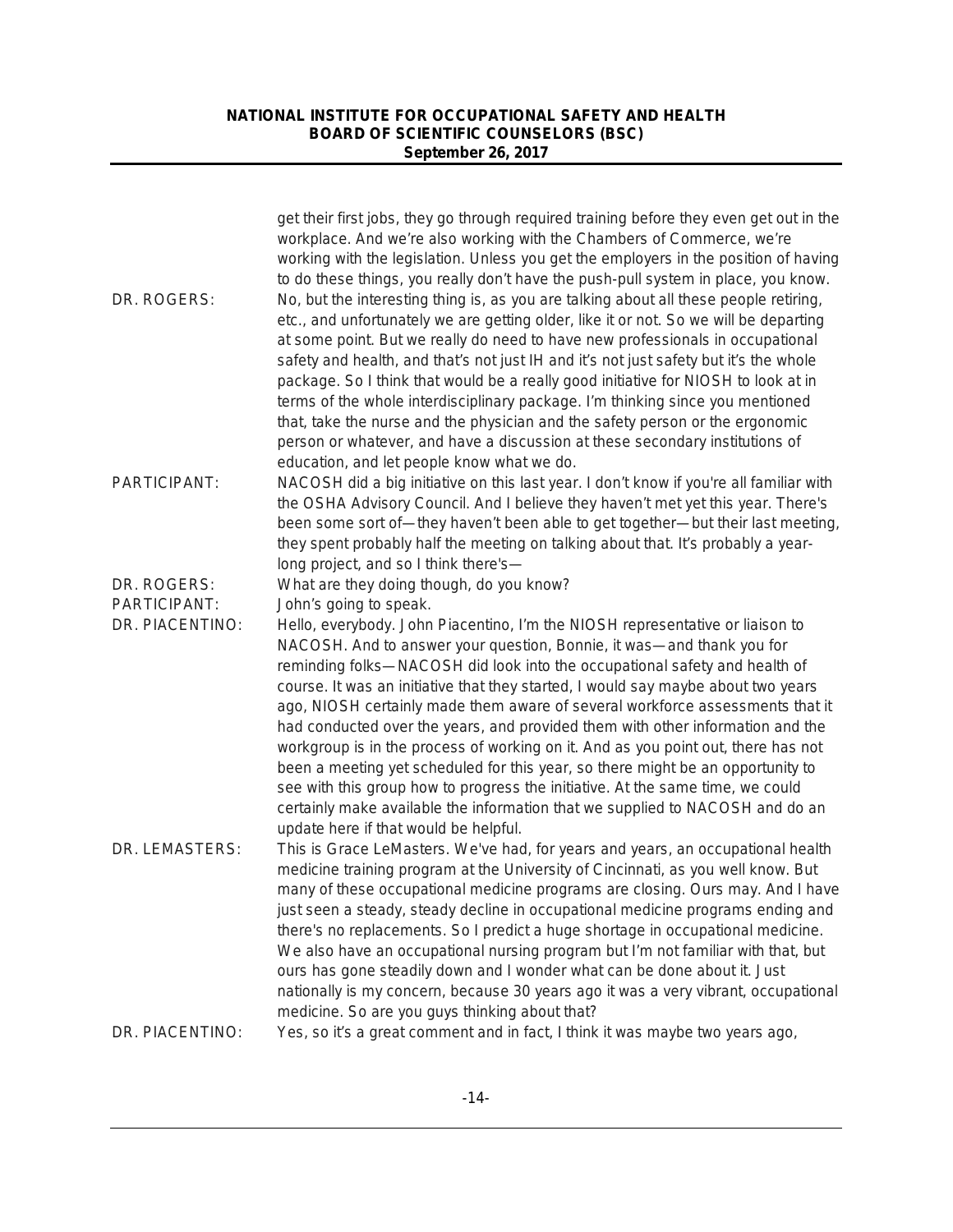get their first jobs, they go through required training before they even get out in the workplace. And we're also working with the Chambers of Commerce, we're working with the legislation. Unless you get the employers in the position of having to do these things, you really don't have the push-pull system in place, you know.

DR. ROGERS: No, but the interesting thing is, as you are talking about all these people retiring, etc., and unfortunately we are getting older, like it or not. So we will be departing at some point. But we really do need to have new professionals in occupational safety and health, and that's not just IH and it's not just safety but it's the whole package. So I think that would be a really good initiative for NIOSH to look at in terms of the whole interdisciplinary package. I'm thinking since you mentioned that, take the nurse and the physician and the safety person or the ergonomic person or whatever, and have a discussion at these secondary institutions of education, and let people know what we do.

PARTICIPANT: NACOSH did a big initiative on this last year. I don't know if you're all familiar with the OSHA Advisory Council. And I believe they haven't met yet this year. There's been some sort of—they haven't been able to get together—but their last meeting, they spent probably half the meeting on talking about that. It's probably a year-long project, and so I think there's—

DR. ROGERS: What are they doing though, do you know?

PARTICIPANT: John's going to speak.

DR. PIACENTINO: Hello, everybody. John Piacentino, I'm the NIOSH representative or liaison to NACOSH. And to answer your question, Bonnie, it was—and thank you for reminding folks—NACOSH did look into the occupational safety and health of course. It was an initiative that they started, I would say maybe about two years ago, NIOSH certainly made them aware of several workforce assessments that it had conducted over the years, and provided them with other information and the workgroup is in the process of working on it. And as you point out, there has not been a meeting yet scheduled for this year, so there might be an opportunity to see with this group how to progress the initiative. At the same time, we could certainly make available the information that we supplied to NACOSH and do an update here if that would be helpful.

DR. LEMASTERS: This is Grace LeMasters. We've had, for years and years, an occupational health medicine training program at the University of Cincinnati, as you well know. But many of these occupational medicine programs are closing. Ours may. And I have just seen a steady, steady decline in occupational medicine programs ending and there's no replacements. So I predict a huge shortage in occupational medicine. We also have an occupational nursing program but I'm not familiar with that, but ours has gone steadily down and I wonder what can be done about it. Just nationally is my concern, because 30 years ago it was a very vibrant, occupational medicine. So are you guys thinking about that?

DR. PIACENTINO: Yes, so it's a great comment and in fact, I think it was maybe two years ago,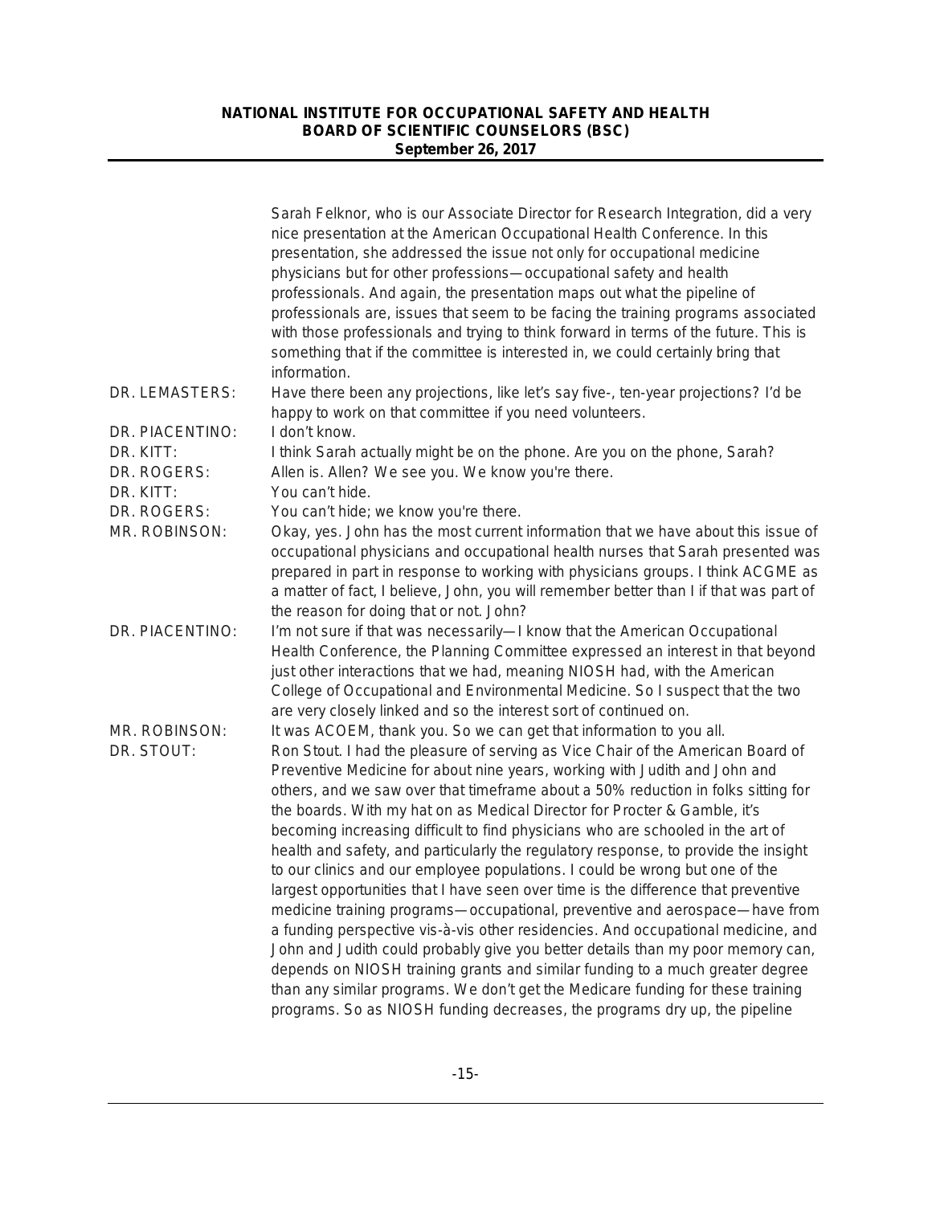Sarah Felknor, who is our Associate Director for Research Integration, did a very nice presentation at the American Occupational Health Conference. In this presentation, she addressed the issue not only for occupational medicine physicians but for other professions—occupational safety and health professionals. And again, the presentation maps out what the pipeline of professionals are, issues that seem to be facing the training programs associated with those professionals and trying to think forward in terms of the future. This is something that if the committee is interested in, we could certainly bring that information.

DR. LEMASTERS: Have there been any projections, like let's say five-, ten-year projections? I'd be happy to work on that committee if you need volunteers.

DR. PIACENTINO: I don't know.

DR. KITT: I think Sarah actually might be on the phone. Are you on the phone, Sarah?

DR. ROGERS: Allen is. Allen? We see you. We know you're there.

DR. KITT: You can't hide.

DR. ROGERS: You can't hide; we know you're there.

MR. ROBINSON: Okay, yes. John has the most current information that we have about this issue of occupational physicians and occupational health nurses that Sarah presented was prepared in part in response to working with physicians groups. I think ACGME as a matter of fact, I believe, John, you will remember better than I if that was part of the reason for doing that or not. John?

DR. PIACENTINO: I'm not sure if that was necessarily—I know that the American Occupational Health Conference, the Planning Committee expressed an interest in that beyond just other interactions that we had, meaning NIOSH had, with the American College of Occupational and Environmental Medicine. So I suspect that the two are very closely linked and so the interest sort of continued on.

MR. ROBINSON: It was ACOEM, thank you. So we can get that information to you all.

DR. STOUT: Ron Stout. I had the pleasure of serving as Vice Chair of the American Board of Preventive Medicine for about nine years, working with Judith and John and others, and we saw over that timeframe about a 50% reduction in folks sitting for the boards. With my hat on as Medical Director for Procter & Gamble, it's becoming increasing difficult to find physicians who are schooled in the art of health and safety, and particularly the regulatory response, to provide the insight to our clinics and our employee populations. I could be wrong but one of the largest opportunities that I have seen over time is the difference that preventive medicine training programs—occupational, preventive and aerospace—have from a funding perspective vis-à-vis other residencies. And occupational medicine, and John and Judith could probably give you better details than my poor memory can, depends on NIOSH training grants and similar funding to a much greater degree than any similar programs. We don't get the Medicare funding for these training programs. So as NIOSH funding decreases, the programs dry up, the pipeline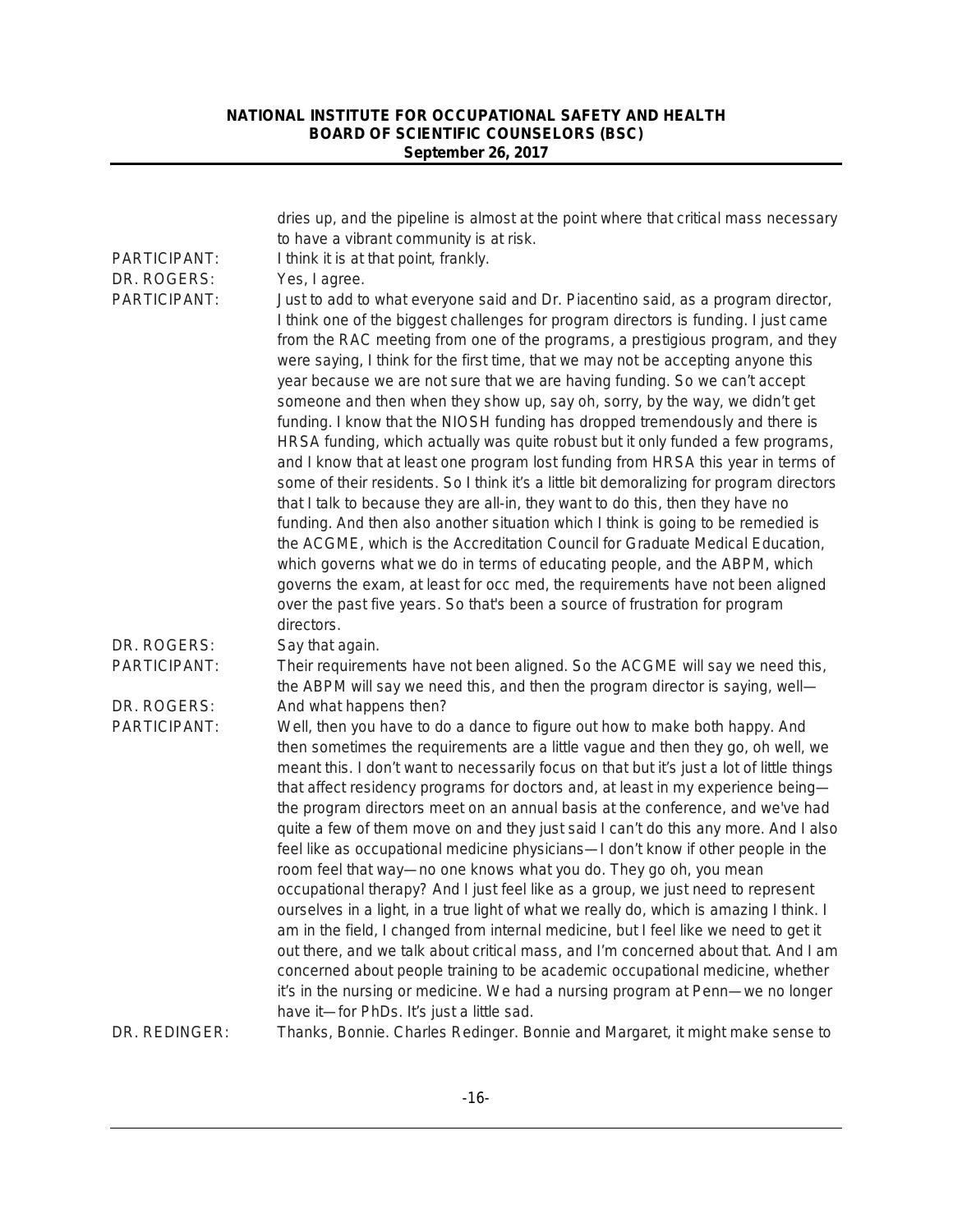dries up, and the pipeline is almost at the point where that critical mass necessary to have a vibrant community is at risk.

PARTICIPANT: I think it is at that point, frankly.

DR. ROGERS: Yes, I agree.

PARTICIPANT: Just to add to what everyone said and Dr. Piacentino said, as a program director, I think one of the biggest challenges for program directors is funding. I just came from the RAC meeting from one of the programs, a prestigious program, and they were saying, I think for the first time, that we may not be accepting anyone this year because we are not sure that we are having funding. So we can't accept someone and then when they show up, say oh, sorry, by the way, we didn't get funding. I know that the NIOSH funding has dropped tremendously and there is HRSA funding, which actually was quite robust but it only funded a few programs, and I know that at least one program lost funding from HRSA this year in terms of some of their residents. So I think it's a little bit demoralizing for program directors that I talk to because they are all-in, they want to do this, then they have no funding. And then also another situation which I think is going to be remedied is the ACGME, which is the Accreditation Council for Graduate Medical Education, which governs what we do in terms of educating people, and the ABPM, which governs the exam, at least for occ med, the requirements have not been aligned over the past five years. So that's been a source of frustration for program directors.

DR. ROGERS: Say that again.

PARTICIPANT: Their requirements have not been aligned. So the ACGME will say we need this, the ABPM will say we need this, and then the program director is saying, well—

DR. ROGERS: And what happens then?

PARTICIPANT: Well, then you have to do a dance to figure out how to make both happy. And then sometimes the requirements are a little vague and then they go, oh well, we meant this. I don't want to necessarily focus on that but it's just a lot of little things that affect residency programs for doctors and, at least in my experience being—the program directors meet on an annual basis at the conference, and we've had quite a few of them move on and they just said I can't do this any more. And I also feel like as occupational medicine physicians—I don't know if other people in the room feel that way—no one knows what you do. They go oh, you mean occupational therapy? And I just feel like as a group, we just need to represent ourselves in a light, in a true light of what we really do, which is amazing I think. I am in the field, I changed from internal medicine, but I feel like we need to get it out there, and we talk about critical mass, and I'm concerned about that. And I am concerned about people training to be academic occupational medicine, whether it's in the nursing or medicine. We had a nursing program at Penn—we no longer have it—for PhDs. It's just a little sad.

DR. REDINGER: Thanks, Bonnie. Charles Redinger. Bonnie and Margaret, it might make sense to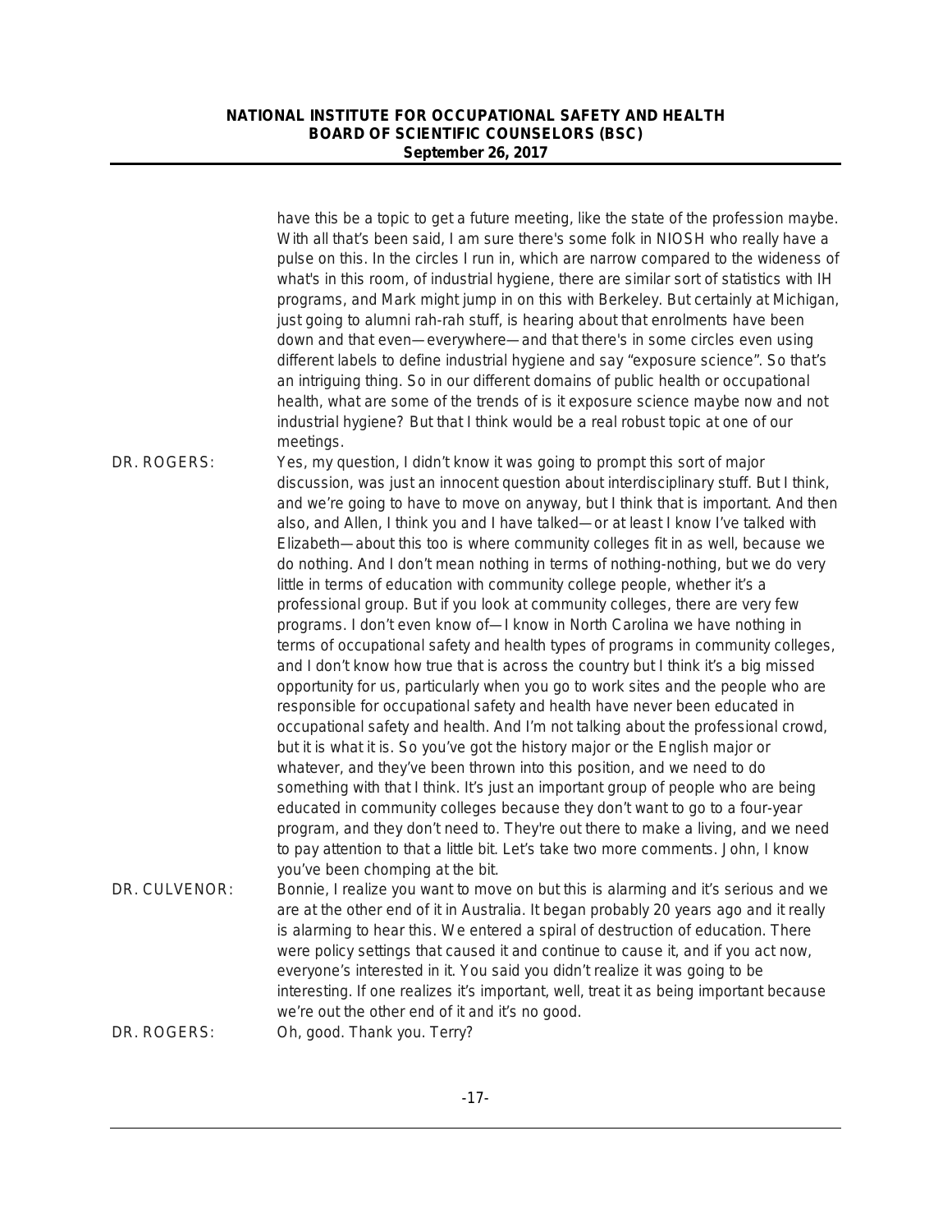have this be a topic to get a future meeting, like the state of the profession maybe. With all that's been said, I am sure there's some folk in NIOSH who really have a pulse on this. In the circles I run in, which are narrow compared to the wideness of what's in this room, of industrial hygiene, there are similar sort of statistics with IH programs, and Mark might jump in on this with Berkeley. But certainly at Michigan, just going to alumni rah-rah stuff, is hearing about that enrolments have been down and that even—everywhere—and that there's in some circles even using different labels to define industrial hygiene and say "exposure science". So that's an intriguing thing. So in our different domains of public health or occupational health, what are some of the trends of is it exposure science maybe now and not industrial hygiene? But that I think would be a real robust topic at one of our meetings.

DR. ROGERS: Yes, my question, I didn't know it was going to prompt this sort of major discussion, was just an innocent question about interdisciplinary stuff. But I think, and we're going to have to move on anyway, but I think that is important. And then also, and Allen, I think you and I have talked—or at least I know I've talked with Elizabeth—about this too is where community colleges fit in as well, because we do nothing. And I don't mean nothing in terms of nothing-nothing, but we do very little in terms of education with community college people, whether it's a professional group. But if you look at community colleges, there are very few programs. I don't even know of—I know in North Carolina we have nothing in terms of occupational safety and health types of programs in community colleges, and I don't know how true that is across the country but I think it's a big missed opportunity for us, particularly when you go to work sites and the people who are responsible for occupational safety and health have never been educated in occupational safety and health. And I'm not talking about the professional crowd, but it is what it is. So you've got the history major or the English major or whatever, and they've been thrown into this position, and we need to do something with that I think. It's just an important group of people who are being educated in community colleges because they don't want to go to a four-year program, and they don't need to. They're out there to make a living, and we need to pay attention to that a little bit. Let's take two more comments. John, I know you've been chomping at the bit.

DR. CULVENOR: Bonnie, I realize you want to move on but this is alarming and it's serious and we are at the other end of it in Australia. It began probably 20 years ago and it really is alarming to hear this. We entered a spiral of destruction of education. There were policy settings that caused it and continue to cause it, and if you act now, everyone's interested in it. You said you didn't realize it was going to be interesting. If one realizes it's important, well, treat it as being important because we're out the other end of it and it's no good.

DR. ROGERS: Oh, good. Thank you. Terry?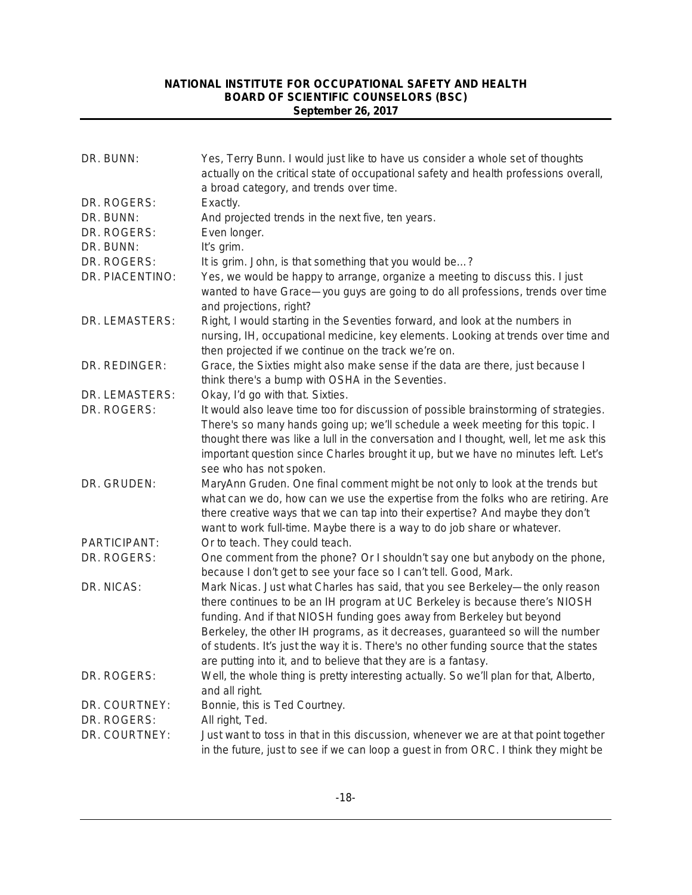| | |
|---|---|
| DR. BUNN: | Yes, Terry Bunn. I would just like to have us consider a whole set of thoughts actually on the critical state of occupational safety and health professions overall, a broad category, and trends over time. |
| DR. ROGERS: | Exactly. |
| DR. BUNN: | And projected trends in the next five, ten years. |
| DR. ROGERS: | Even longer. |
| DR. BUNN: | It's grim. |
| DR. ROGERS: | It is grim. John, is that something that you would be…? |
| DR. PIACENTINO: | Yes, we would be happy to arrange, organize a meeting to discuss this. I just wanted to have Grace—you guys are going to do all professions, trends over time and projections, right? |
| DR. LEMASTERS: | Right, I would starting in the Seventies forward, and look at the numbers in nursing, IH, occupational medicine, key elements. Looking at trends over time and then projected if we continue on the track we're on. |
| DR. REDINGER: | Grace, the Sixties might also make sense if the data are there, just because I think there's a bump with OSHA in the Seventies. |
| DR. LEMASTERS: | Okay, I'd go with that. Sixties. |
| DR. ROGERS: | It would also leave time too for discussion of possible brainstorming of strategies. There's so many hands going up; we'll schedule a week meeting for this topic. I thought there was like a lull in the conversation and I thought, well, let me ask this important question since Charles brought it up, but we have no minutes left. Let's see who has not spoken. |
| DR. GRUDEN: | MaryAnn Gruden. One final comment might be not only to look at the trends but what can we do, how can we use the expertise from the folks who are retiring. Are there creative ways that we can tap into their expertise? And maybe they don't want to work full-time. Maybe there is a way to do job share or whatever. |
| PARTICIPANT: | Or to teach. They could teach. |
| DR. ROGERS: | One comment from the phone? Or I shouldn't say one but anybody on the phone, because I don't get to see your face so I can't tell. Good, Mark. |
| DR. NICAS: | Mark Nicas. Just what Charles has said, that you see Berkeley—the only reason there continues to be an IH program at UC Berkeley is because there's NIOSH funding. And if that NIOSH funding goes away from Berkeley but beyond Berkeley, the other IH programs, as it decreases, guaranteed so will the number of students. It's just the way it is. There's no other funding source that the states are putting into it, and to believe that they are is a fantasy. |
| DR. ROGERS: | Well, the whole thing is pretty interesting actually. So we'll plan for that, Alberto, and all right. |
| DR. COURTNEY: | Bonnie, this is Ted Courtney. |
| DR. ROGERS: | All right, Ted. |
| DR. COURTNEY: | Just want to toss in that in this discussion, whenever we are at that point together in the future, just to see if we can loop a guest in from ORC. I think they might be |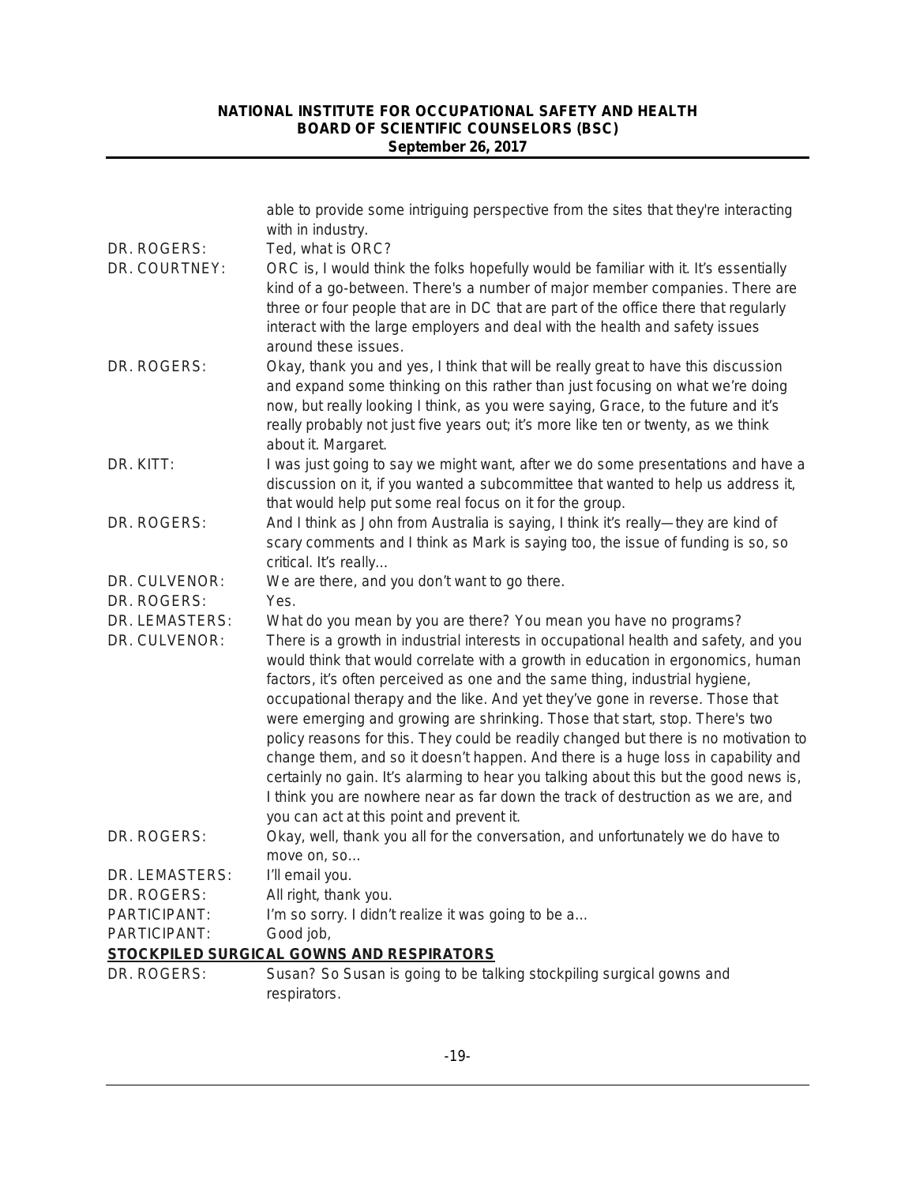able to provide some intriguing perspective from the sites that they're interacting with in industry.

DR. ROGERS: Ted, what is ORC?

DR. COURTNEY: ORC is, I would think the folks hopefully would be familiar with it. It's essentially kind of a go-between. There's a number of major member companies. There are three or four people that are in DC that are part of the office there that regularly interact with the large employers and deal with the health and safety issues around these issues.

DR. ROGERS: Okay, thank you and yes, I think that will be really great to have this discussion and expand some thinking on this rather than just focusing on what we're doing now, but really looking I think, as you were saying, Grace, to the future and it's really probably not just five years out; it's more like ten or twenty, as we think about it. Margaret.

DR. KITT: I was just going to say we might want, after we do some presentations and have a discussion on it, if you wanted a subcommittee that wanted to help us address it, that would help put some real focus on it for the group.

DR. ROGERS: And I think as John from Australia is saying, I think it's really—they are kind of scary comments and I think as Mark is saying too, the issue of funding is so, so critical. It's really...

DR. CULVENOR: We are there, and you don't want to go there.

DR. ROGERS: Yes.

DR. LEMASTERS: What do you mean by you are there? You mean you have no programs?

DR. CULVENOR: There is a growth in industrial interests in occupational health and safety, and you would think that would correlate with a growth in education in ergonomics, human factors, it's often perceived as one and the same thing, industrial hygiene, occupational therapy and the like. And yet they've gone in reverse. Those that were emerging and growing are shrinking. Those that start, stop. There's two policy reasons for this. They could be readily changed but there is no motivation to change them, and so it doesn't happen. And there is a huge loss in capability and certainly no gain. It's alarming to hear you talking about this but the good news is, I think you are nowhere near as far down the track of destruction as we are, and you can act at this point and prevent it.

DR. ROGERS: Okay, well, thank you all for the conversation, and unfortunately we do have to move on, so...

DR. LEMASTERS: I'll email you.

DR. ROGERS: All right, thank you.

PARTICIPANT: I'm so sorry. I didn't realize it was going to be a...

PARTICIPANT: Good job,

## STOCKPILED SURGICAL GOWNS AND RESPIRATORS

DR. ROGERS: Susan? So Susan is going to be talking stockpiling surgical gowns and respirators.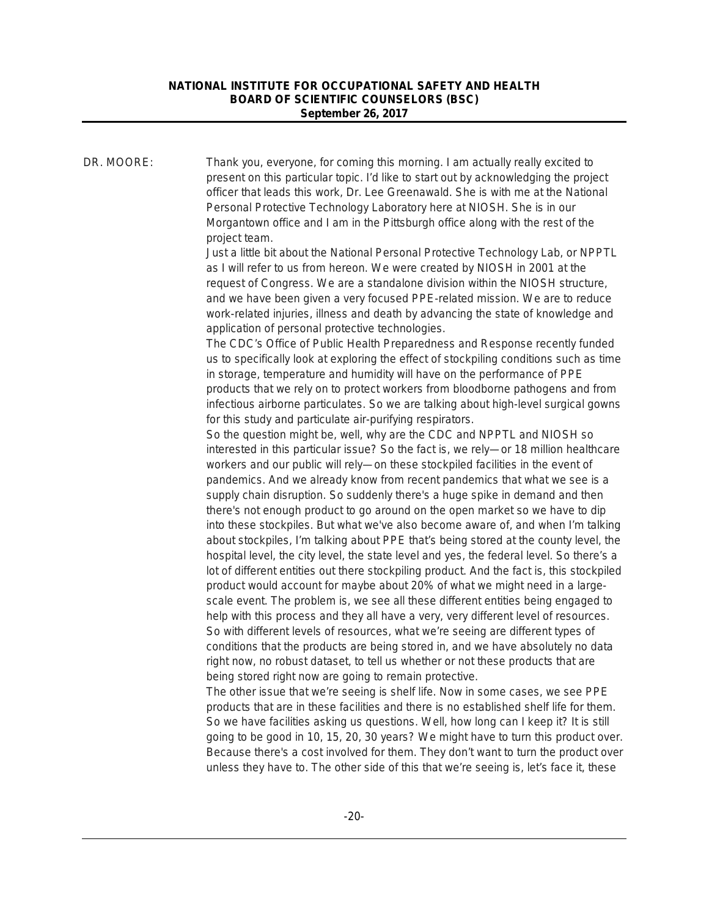DR. MOORE: Thank you, everyone, for coming this morning. I am actually really excited to present on this particular topic. I'd like to start out by acknowledging the project officer that leads this work, Dr. Lee Greenawald. She is with me at the National Personal Protective Technology Laboratory here at NIOSH. She is in our Morgantown office and I am in the Pittsburgh office along with the rest of the project team.

Just a little bit about the National Personal Protective Technology Lab, or NPPTL as I will refer to us from hereon. We were created by NIOSH in 2001 at the request of Congress. We are a standalone division within the NIOSH structure, and we have been given a very focused PPE-related mission. We are to reduce work-related injuries, illness and death by advancing the state of knowledge and application of personal protective technologies.

The CDC's Office of Public Health Preparedness and Response recently funded us to specifically look at exploring the effect of stockpiling conditions such as time in storage, temperature and humidity will have on the performance of PPE products that we rely on to protect workers from bloodborne pathogens and from infectious airborne particulates. So we are talking about high-level surgical gowns for this study and particulate air-purifying respirators.

So the question might be, well, why are the CDC and NPPTL and NIOSH so interested in this particular issue? So the fact is, we rely—or 18 million healthcare workers and our public will rely—on these stockpiled facilities in the event of pandemics. And we already know from recent pandemics that what we see is a supply chain disruption. So suddenly there's a huge spike in demand and then there's not enough product to go around on the open market so we have to dip into these stockpiles. But what we've also become aware of, and when I'm talking about stockpiles, I'm talking about PPE that's being stored at the county level, the hospital level, the city level, the state level and yes, the federal level. So there's a lot of different entities out there stockpiling product. And the fact is, this stockpiled product would account for maybe about 20% of what we might need in a large-scale event. The problem is, we see all these different entities being engaged to help with this process and they all have a very, very different level of resources. So with different levels of resources, what we're seeing are different types of conditions that the products are being stored in, and we have absolutely no data right now, no robust dataset, to tell us whether or not these products that are being stored right now are going to remain protective.

The other issue that we're seeing is shelf life. Now in some cases, we see PPE products that are in these facilities and there is no established shelf life for them. So we have facilities asking us questions. Well, how long can I keep it? It is still going to be good in 10, 15, 20, 30 years? We might have to turn this product over. Because there's a cost involved for them. They don't want to turn the product over unless they have to. The other side of this that we're seeing is, let's face it, these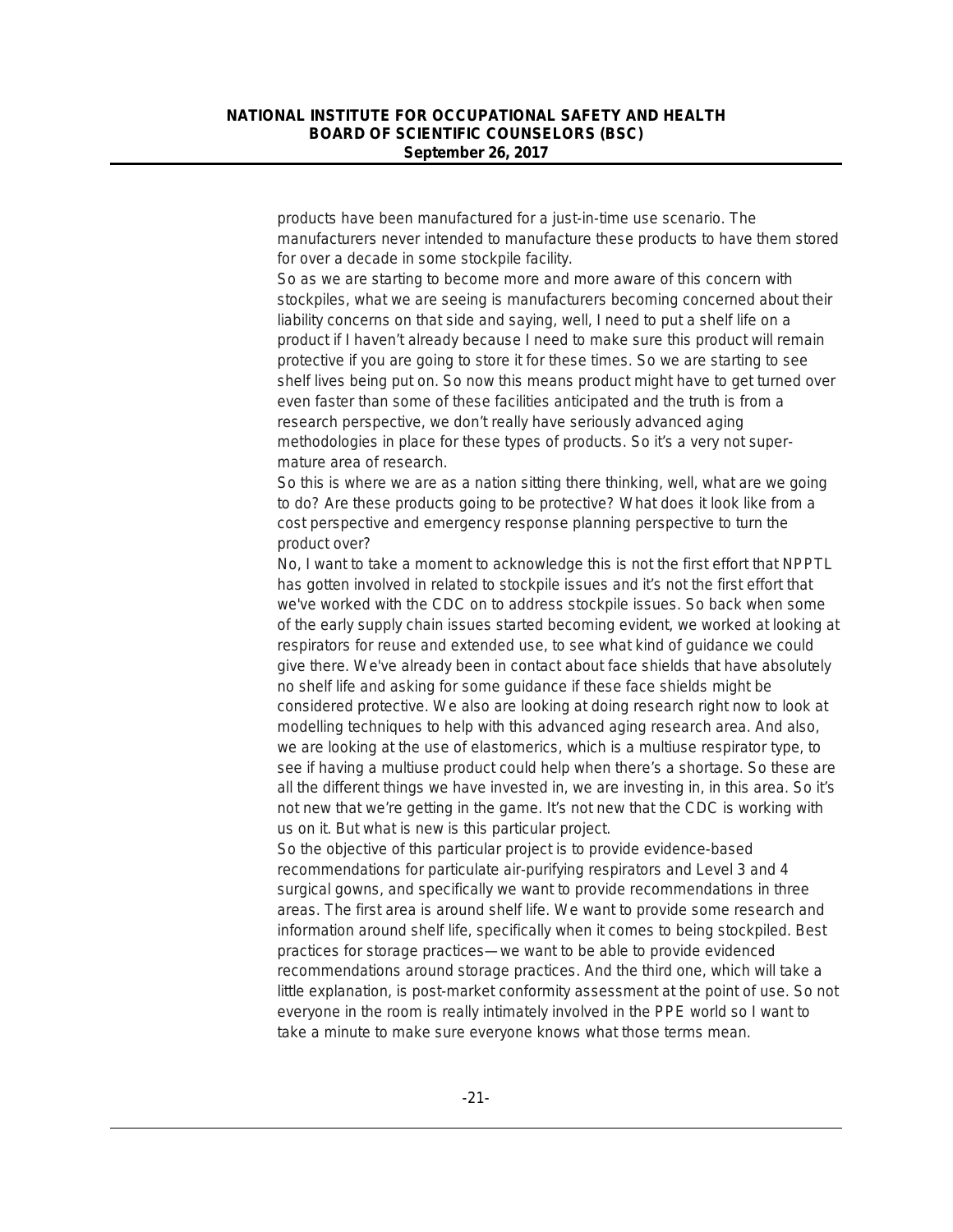products have been manufactured for a just-in-time use scenario. The manufacturers never intended to manufacture these products to have them stored for over a decade in some stockpile facility.

So as we are starting to become more and more aware of this concern with stockpiles, what we are seeing is manufacturers becoming concerned about their liability concerns on that side and saying, well, I need to put a shelf life on a product if I haven't already because I need to make sure this product will remain protective if you are going to store it for these times. So we are starting to see shelf lives being put on. So now this means product might have to get turned over even faster than some of these facilities anticipated and the truth is from a research perspective, we don't really have seriously advanced aging methodologies in place for these types of products. So it's a very not super-mature area of research.

So this is where we are as a nation sitting there thinking, well, what are we going to do? Are these products going to be protective? What does it look like from a cost perspective and emergency response planning perspective to turn the product over?

No, I want to take a moment to acknowledge this is not the first effort that NPPTL has gotten involved in related to stockpile issues and it's not the first effort that we've worked with the CDC on to address stockpile issues. So back when some of the early supply chain issues started becoming evident, we worked at looking at respirators for reuse and extended use, to see what kind of guidance we could give there. We've already been in contact about face shields that have absolutely no shelf life and asking for some guidance if these face shields might be considered protective. We also are looking at doing research right now to look at modelling techniques to help with this advanced aging research area. And also, we are looking at the use of elastomerics, which is a multiuse respirator type, to see if having a multiuse product could help when there's a shortage. So these are all the different things we have invested in, we are investing in, in this area. So it's not new that we're getting in the game. It's not new that the CDC is working with us on it. But what is new is this particular project.

So the objective of this particular project is to provide evidence-based recommendations for particulate air-purifying respirators and Level 3 and 4 surgical gowns, and specifically we want to provide recommendations in three areas. The first area is around shelf life. We want to provide some research and information around shelf life, specifically when it comes to being stockpiled. Best practices for storage practices—we want to be able to provide evidenced recommendations around storage practices. And the third one, which will take a little explanation, is post-market conformity assessment at the point of use. So not everyone in the room is really intimately involved in the PPE world so I want to take a minute to make sure everyone knows what those terms mean.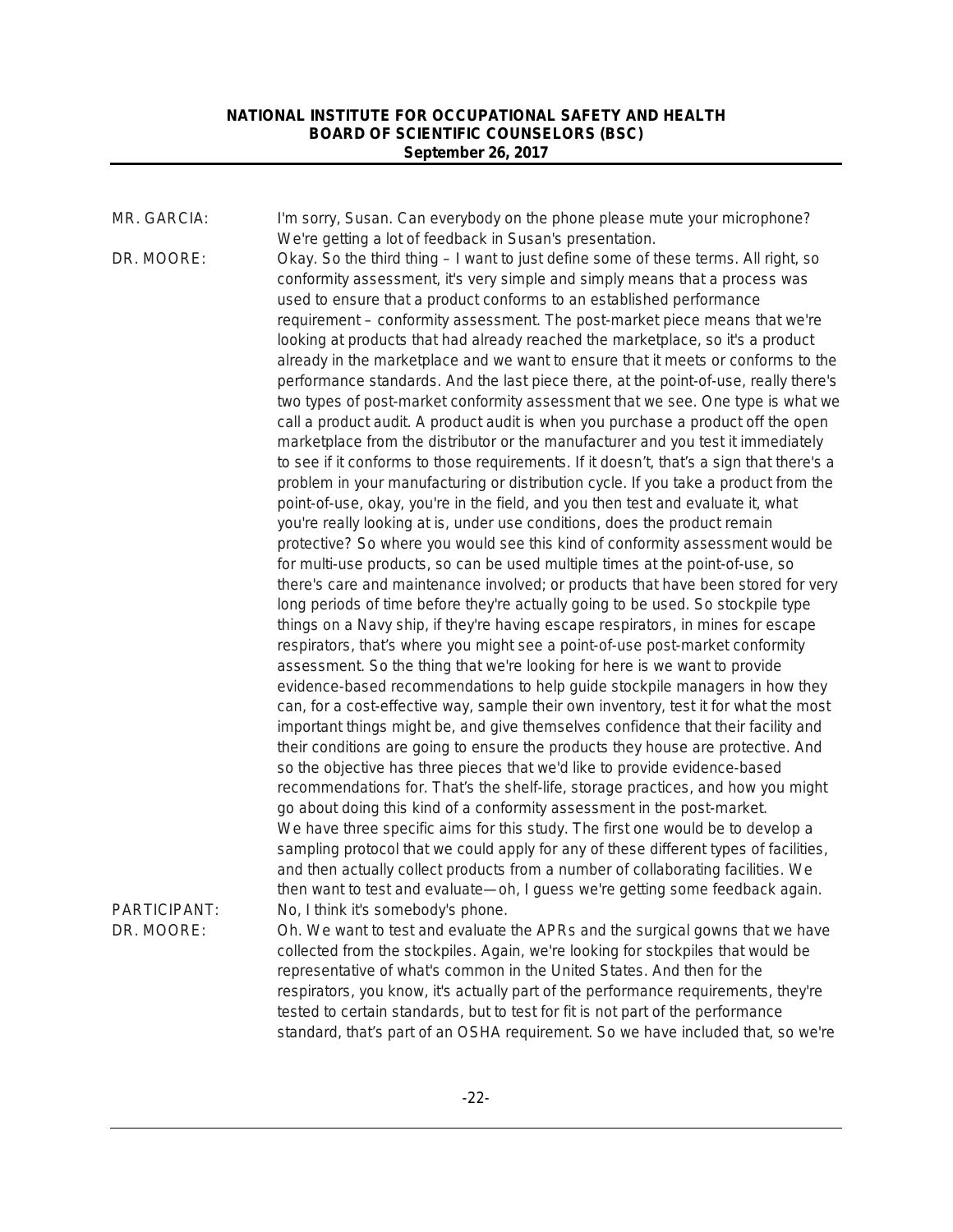MR. GARCIA: I'm sorry, Susan. Can everybody on the phone please mute your microphone? We're getting a lot of feedback in Susan's presentation.

DR. MOORE: Okay. So the third thing – I want to just define some of these terms. All right, so conformity assessment, it's very simple and simply means that a process was used to ensure that a product conforms to an established performance requirement – conformity assessment. The post-market piece means that we're looking at products that had already reached the marketplace, so it's a product already in the marketplace and we want to ensure that it meets or conforms to the performance standards. And the last piece there, at the point-of-use, really there's two types of post-market conformity assessment that we see. One type is what we call a product audit. A product audit is when you purchase a product off the open marketplace from the distributor or the manufacturer and you test it immediately to see if it conforms to those requirements. If it doesn't, that's a sign that there's a problem in your manufacturing or distribution cycle. If you take a product from the point-of-use, okay, you're in the field, and you then test and evaluate it, what you're really looking at is, under use conditions, does the product remain protective? So where you would see this kind of conformity assessment would be for multi-use products, so can be used multiple times at the point-of-use, so there's care and maintenance involved; or products that have been stored for very long periods of time before they're actually going to be used. So stockpile type things on a Navy ship, if they're having escape respirators, in mines for escape respirators, that's where you might see a point-of-use post-market conformity assessment. So the thing that we're looking for here is we want to provide evidence-based recommendations to help guide stockpile managers in how they can, for a cost-effective way, sample their own inventory, test it for what the most important things might be, and give themselves confidence that their facility and their conditions are going to ensure the products they house are protective. And so the objective has three pieces that we'd like to provide evidence-based recommendations for. That's the shelf-life, storage practices, and how you might go about doing this kind of a conformity assessment in the post-market.

We have three specific aims for this study. The first one would be to develop a sampling protocol that we could apply for any of these different types of facilities, and then actually collect products from a number of collaborating facilities. We then want to test and evaluate—oh, I guess we're getting some feedback again.

PARTICIPANT: No, I think it's somebody's phone.

DR. MOORE: Oh. We want to test and evaluate the APRs and the surgical gowns that we have collected from the stockpiles. Again, we're looking for stockpiles that would be representative of what's common in the United States. And then for the respirators, you know, it's actually part of the performance requirements, they're tested to certain standards, but to test for fit is not part of the performance standard, that's part of an OSHA requirement. So we have included that, so we're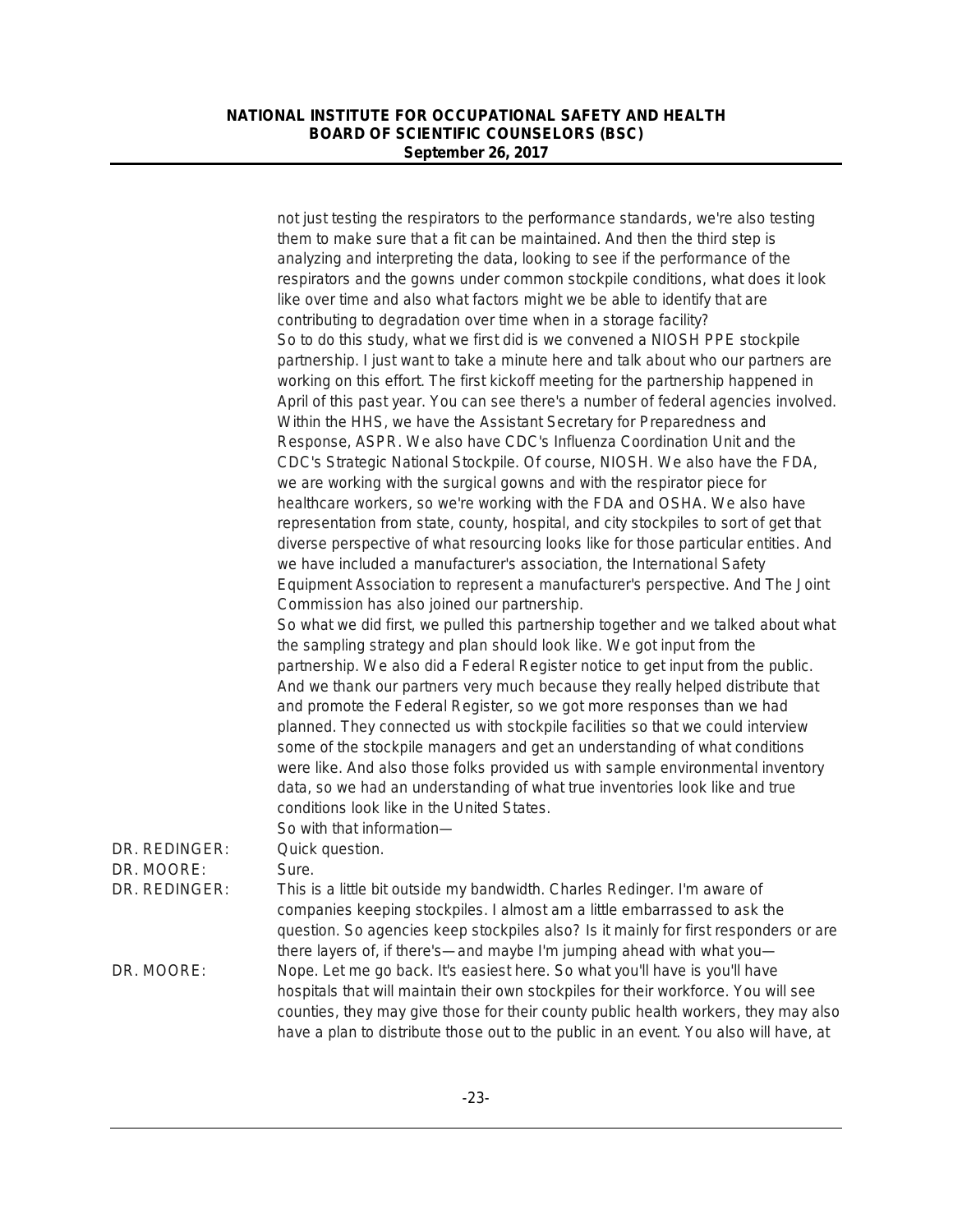not just testing the respirators to the performance standards, we're also testing them to make sure that a fit can be maintained. And then the third step is analyzing and interpreting the data, looking to see if the performance of the respirators and the gowns under common stockpile conditions, what does it look like over time and also what factors might we be able to identify that are contributing to degradation over time when in a storage facility?

So to do this study, what we first did is we convened a NIOSH PPE stockpile partnership. I just want to take a minute here and talk about who our partners are working on this effort. The first kickoff meeting for the partnership happened in April of this past year. You can see there's a number of federal agencies involved. Within the HHS, we have the Assistant Secretary for Preparedness and Response, ASPR. We also have CDC's Influenza Coordination Unit and the CDC's Strategic National Stockpile. Of course, NIOSH. We also have the FDA, we are working with the surgical gowns and with the respirator piece for healthcare workers, so we're working with the FDA and OSHA. We also have representation from state, county, hospital, and city stockpiles to sort of get that diverse perspective of what resourcing looks like for those particular entities. And we have included a manufacturer's association, the International Safety Equipment Association to represent a manufacturer's perspective. And The Joint Commission has also joined our partnership.

So what we did first, we pulled this partnership together and we talked about what the sampling strategy and plan should look like. We got input from the partnership. We also did a Federal Register notice to get input from the public. And we thank our partners very much because they really helped distribute that and promote the Federal Register, so we got more responses than we had planned. They connected us with stockpile facilities so that we could interview some of the stockpile managers and get an understanding of what conditions were like. And also those folks provided us with sample environmental inventory data, so we had an understanding of what true inventories look like and true conditions look like in the United States.

So with that information—

DR. REDINGER: Quick question.

DR. MOORE: Sure.

DR. REDINGER: This is a little bit outside my bandwidth. Charles Redinger. I'm aware of companies keeping stockpiles. I almost am a little embarrassed to ask the question. So agencies keep stockpiles also? Is it mainly for first responders or are there layers of, if there's—and maybe I'm jumping ahead with what you—

DR. MOORE: Nope. Let me go back. It's easiest here. So what you'll have is you'll have hospitals that will maintain their own stockpiles for their workforce. You will see counties, they may give those for their county public health workers, they may also have a plan to distribute those out to the public in an event. You also will have, at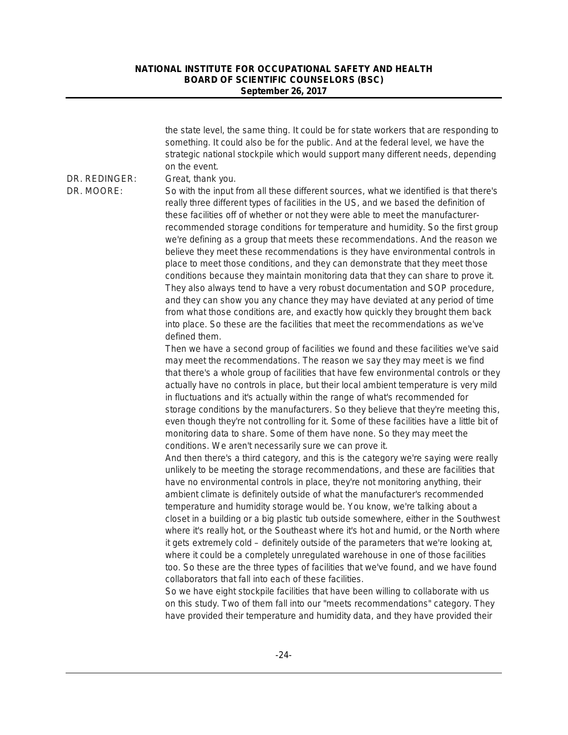the state level, the same thing. It could be for state workers that are responding to something. It could also be for the public. And at the federal level, we have the strategic national stockpile which would support many different needs, depending on the event.

DR. REDINGER: Great, thank you.

DR. MOORE: So with the input from all these different sources, what we identified is that there's really three different types of facilities in the US, and we based the definition of these facilities off of whether or not they were able to meet the manufacturer-recommended storage conditions for temperature and humidity. So the first group we're defining as a group that meets these recommendations. And the reason we believe they meet these recommendations is they have environmental controls in place to meet those conditions, and they can demonstrate that they meet those conditions because they maintain monitoring data that they can share to prove it. They also always tend to have a very robust documentation and SOP procedure, and they can show you any chance they may have deviated at any period of time from what those conditions are, and exactly how quickly they brought them back into place. So these are the facilities that meet the recommendations as we've defined them.

Then we have a second group of facilities we found and these facilities we've said may meet the recommendations. The reason we say they may meet is we find that there's a whole group of facilities that have few environmental controls or they actually have no controls in place, but their local ambient temperature is very mild in fluctuations and it's actually within the range of what's recommended for storage conditions by the manufacturers. So they believe that they're meeting this, even though they're not controlling for it. Some of these facilities have a little bit of monitoring data to share. Some of them have none. So they may meet the conditions. We aren't necessarily sure we can prove it.

And then there's a third category, and this is the category we're saying were really unlikely to be meeting the storage recommendations, and these are facilities that have no environmental controls in place, they're not monitoring anything, their ambient climate is definitely outside of what the manufacturer's recommended temperature and humidity storage would be. You know, we're talking about a closet in a building or a big plastic tub outside somewhere, either in the Southwest where it's really hot, or the Southeast where it's hot and humid, or the North where it gets extremely cold – definitely outside of the parameters that we're looking at, where it could be a completely unregulated warehouse in one of those facilities too. So these are the three types of facilities that we've found, and we have found collaborators that fall into each of these facilities.

So we have eight stockpile facilities that have been willing to collaborate with us on this study. Two of them fall into our "meets recommendations" category. They have provided their temperature and humidity data, and they have provided their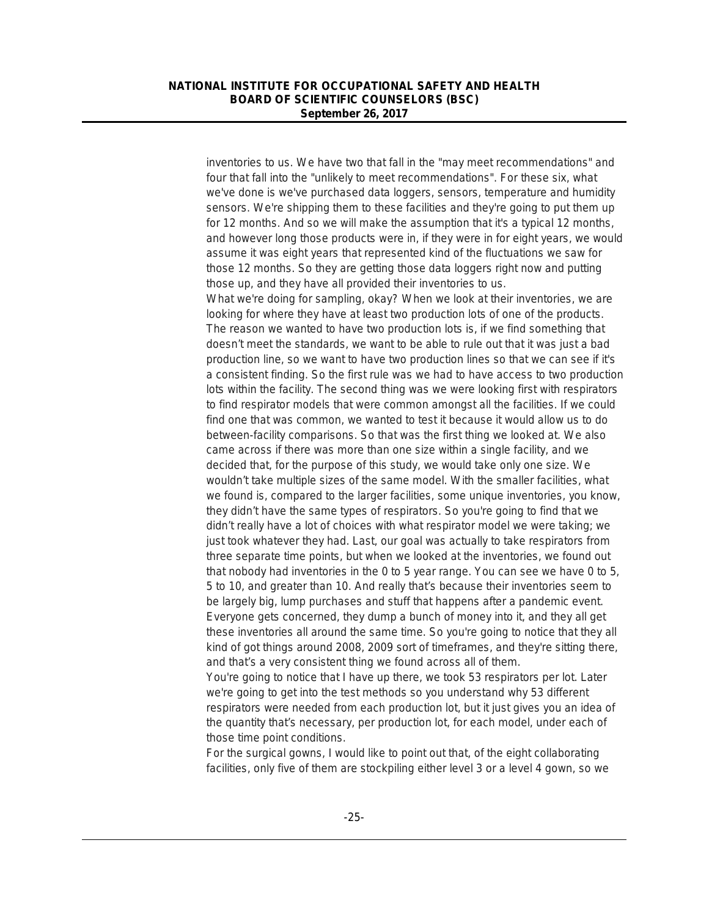inventories to us. We have two that fall in the "may meet recommendations" and four that fall into the "unlikely to meet recommendations". For these six, what we've done is we've purchased data loggers, sensors, temperature and humidity sensors. We're shipping them to these facilities and they're going to put them up for 12 months. And so we will make the assumption that it's a typical 12 months, and however long those products were in, if they were in for eight years, we would assume it was eight years that represented kind of the fluctuations we saw for those 12 months. So they are getting those data loggers right now and putting those up, and they have all provided their inventories to us.

What we're doing for sampling, okay? When we look at their inventories, we are looking for where they have at least two production lots of one of the products. The reason we wanted to have two production lots is, if we find something that doesn't meet the standards, we want to be able to rule out that it was just a bad production line, so we want to have two production lines so that we can see if it's a consistent finding. So the first rule was we had to have access to two production lots within the facility. The second thing was we were looking first with respirators to find respirator models that were common amongst all the facilities. If we could find one that was common, we wanted to test it because it would allow us to do between-facility comparisons. So that was the first thing we looked at. We also came across if there was more than one size within a single facility, and we decided that, for the purpose of this study, we would take only one size. We wouldn't take multiple sizes of the same model. With the smaller facilities, what we found is, compared to the larger facilities, some unique inventories, you know, they didn't have the same types of respirators. So you're going to find that we didn't really have a lot of choices with what respirator model we were taking; we just took whatever they had. Last, our goal was actually to take respirators from three separate time points, but when we looked at the inventories, we found out that nobody had inventories in the 0 to 5 year range. You can see we have 0 to 5, 5 to 10, and greater than 10. And really that's because their inventories seem to be largely big, lump purchases and stuff that happens after a pandemic event. Everyone gets concerned, they dump a bunch of money into it, and they all get these inventories all around the same time. So you're going to notice that they all kind of got things around 2008, 2009 sort of timeframes, and they're sitting there, and that's a very consistent thing we found across all of them.

You're going to notice that I have up there, we took 53 respirators per lot. Later we're going to get into the test methods so you understand why 53 different respirators were needed from each production lot, but it just gives you an idea of the quantity that's necessary, per production lot, for each model, under each of those time point conditions.

For the surgical gowns, I would like to point out that, of the eight collaborating facilities, only five of them are stockpiling either level 3 or a level 4 gown, so we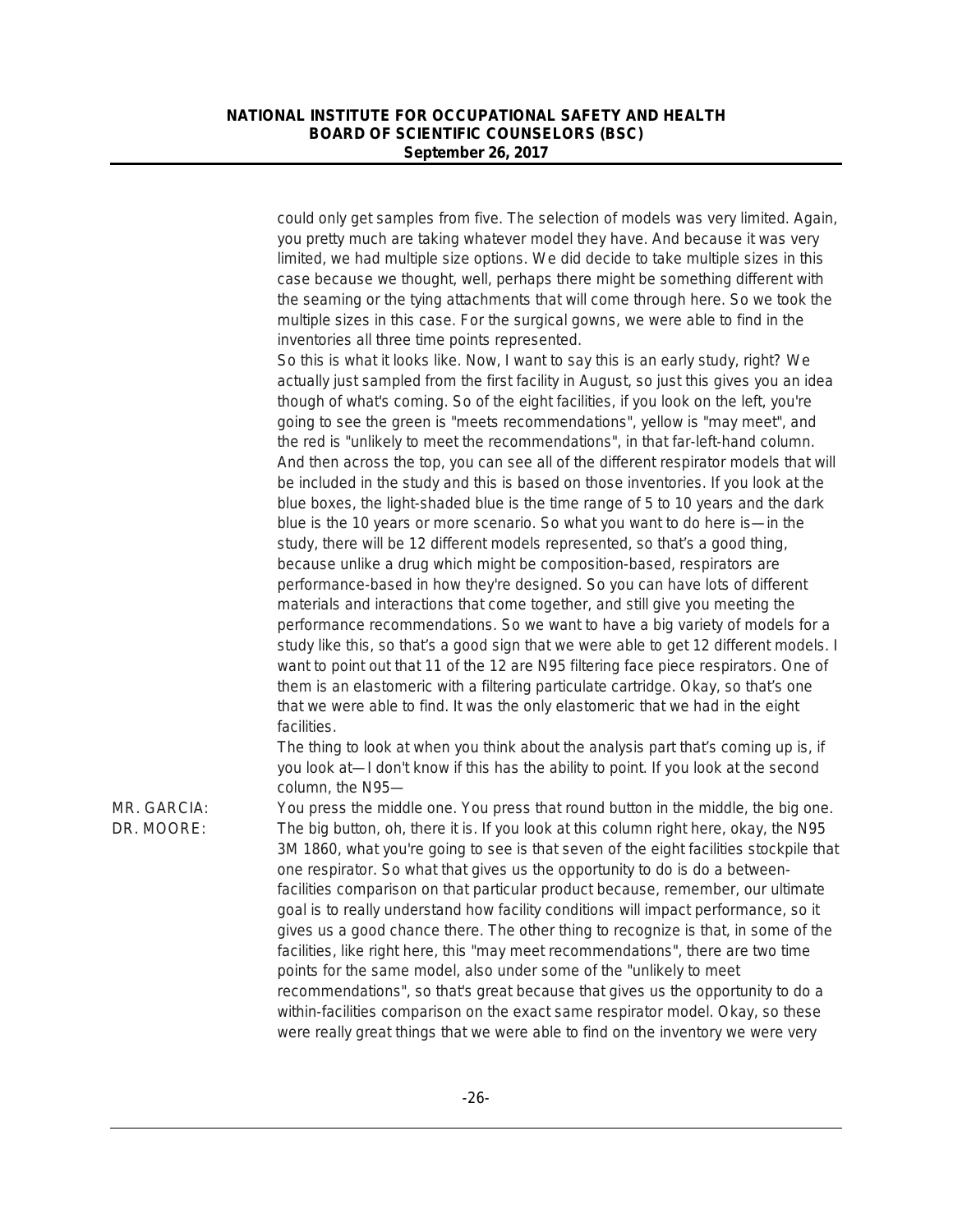could only get samples from five. The selection of models was very limited. Again, you pretty much are taking whatever model they have. And because it was very limited, we had multiple size options. We did decide to take multiple sizes in this case because we thought, well, perhaps there might be something different with the seaming or the tying attachments that will come through here. So we took the multiple sizes in this case. For the surgical gowns, we were able to find in the inventories all three time points represented.

So this is what it looks like. Now, I want to say this is an early study, right? We actually just sampled from the first facility in August, so just this gives you an idea though of what's coming. So of the eight facilities, if you look on the left, you're going to see the green is "meets recommendations", yellow is "may meet", and the red is "unlikely to meet the recommendations", in that far-left-hand column. And then across the top, you can see all of the different respirator models that will be included in the study and this is based on those inventories. If you look at the blue boxes, the light-shaded blue is the time range of 5 to 10 years and the dark blue is the 10 years or more scenario. So what you want to do here is—in the study, there will be 12 different models represented, so that's a good thing, because unlike a drug which might be composition-based, respirators are performance-based in how they're designed. So you can have lots of different materials and interactions that come together, and still give you meeting the performance recommendations. So we want to have a big variety of models for a study like this, so that's a good sign that we were able to get 12 different models. I want to point out that 11 of the 12 are N95 filtering face piece respirators. One of them is an elastomeric with a filtering particulate cartridge. Okay, so that's one that we were able to find. It was the only elastomeric that we had in the eight facilities.

The thing to look at when you think about the analysis part that's coming up is, if you look at—I don't know if this has the ability to point. If you look at the second column, the N95—

MR. GARCIA: You press the middle one. You press that round button in the middle, the big one.

DR. MOORE: The big button, oh, there it is. If you look at this column right here, okay, the N95 3M 1860, what you're going to see is that seven of the eight facilities stockpile that one respirator. So what that gives us the opportunity to do is do a between-facilities comparison on that particular product because, remember, our ultimate goal is to really understand how facility conditions will impact performance, so it gives us a good chance there. The other thing to recognize is that, in some of the facilities, like right here, this "may meet recommendations", there are two time points for the same model, also under some of the "unlikely to meet recommendations", so that's great because that gives us the opportunity to do a within-facilities comparison on the exact same respirator model. Okay, so these were really great things that we were able to find on the inventory we were very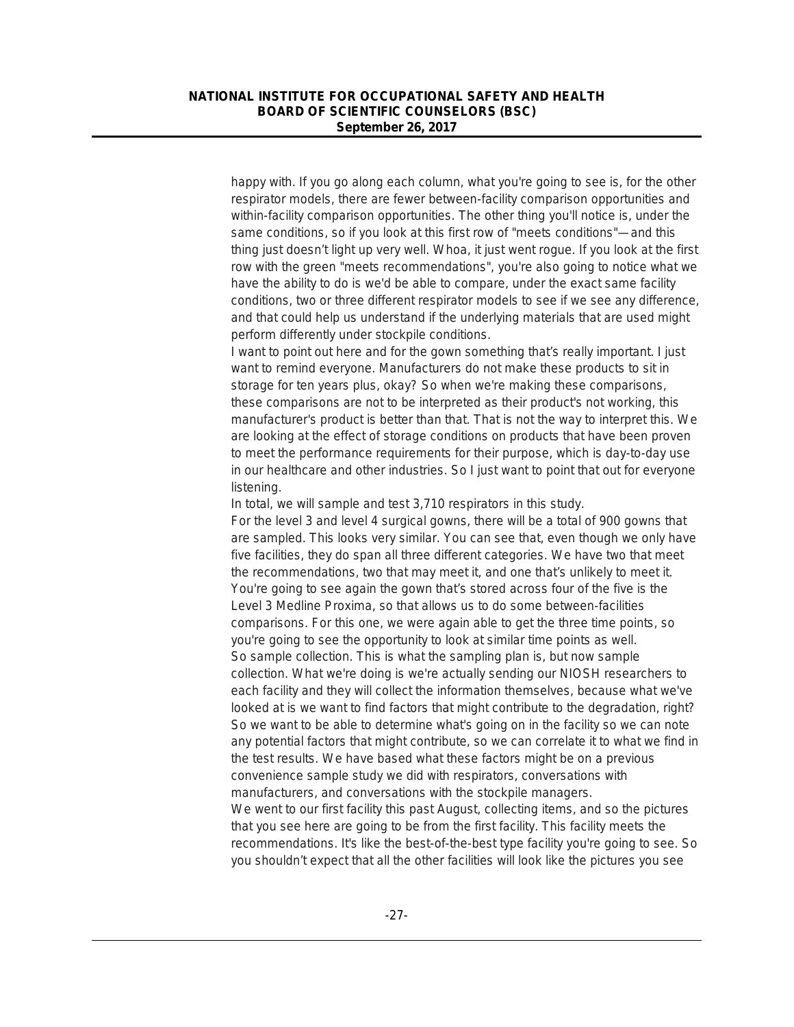happy with. If you go along each column, what you're going to see is, for the other respirator models, there are fewer between-facility comparison opportunities and within-facility comparison opportunities. The other thing you'll notice is, under the same conditions, so if you look at this first row of "meets conditions"—and this thing just doesn't light up very well. Whoa, it just went rogue. If you look at the first row with the green "meets recommendations", you're also going to notice what we have the ability to do is we'd be able to compare, under the exact same facility conditions, two or three different respirator models to see if we see any difference, and that could help us understand if the underlying materials that are used might perform differently under stockpile conditions.

I want to point out here and for the gown something that's really important. I just want to remind everyone. Manufacturers do not make these products to sit in storage for ten years plus, okay? So when we're making these comparisons, these comparisons are not to be interpreted as their product's not working, this manufacturer's product is better than that. That is not the way to interpret this. We are looking at the effect of storage conditions on products that have been proven to meet the performance requirements for their purpose, which is day-to-day use in our healthcare and other industries. So I just want to point that out for everyone listening.

In total, we will sample and test 3,710 respirators in this study.

For the level 3 and level 4 surgical gowns, there will be a total of 900 gowns that are sampled. This looks very similar. You can see that, even though we only have five facilities, they do span all three different categories. We have two that meet the recommendations, two that may meet it, and one that's unlikely to meet it. You're going to see again the gown that's stored across four of the five is the Level 3 Medline Proxima, so that allows us to do some between-facilities comparisons. For this one, we were again able to get the three time points, so you're going to see the opportunity to look at similar time points as well.

So sample collection. This is what the sampling plan is, but now sample collection. What we're doing is we're actually sending our NIOSH researchers to each facility and they will collect the information themselves, because what we've looked at is we want to find factors that might contribute to the degradation, right? So we want to be able to determine what's going on in the facility so we can note any potential factors that might contribute, so we can correlate it to what we find in the test results. We have based what these factors might be on a previous convenience sample study we did with respirators, conversations with manufacturers, and conversations with the stockpile managers.

We went to our first facility this past August, collecting items, and so the pictures that you see here are going to be from the first facility. This facility meets the recommendations. It's like the best-of-the-best type facility you're going to see. So you shouldn't expect that all the other facilities will look like the pictures you see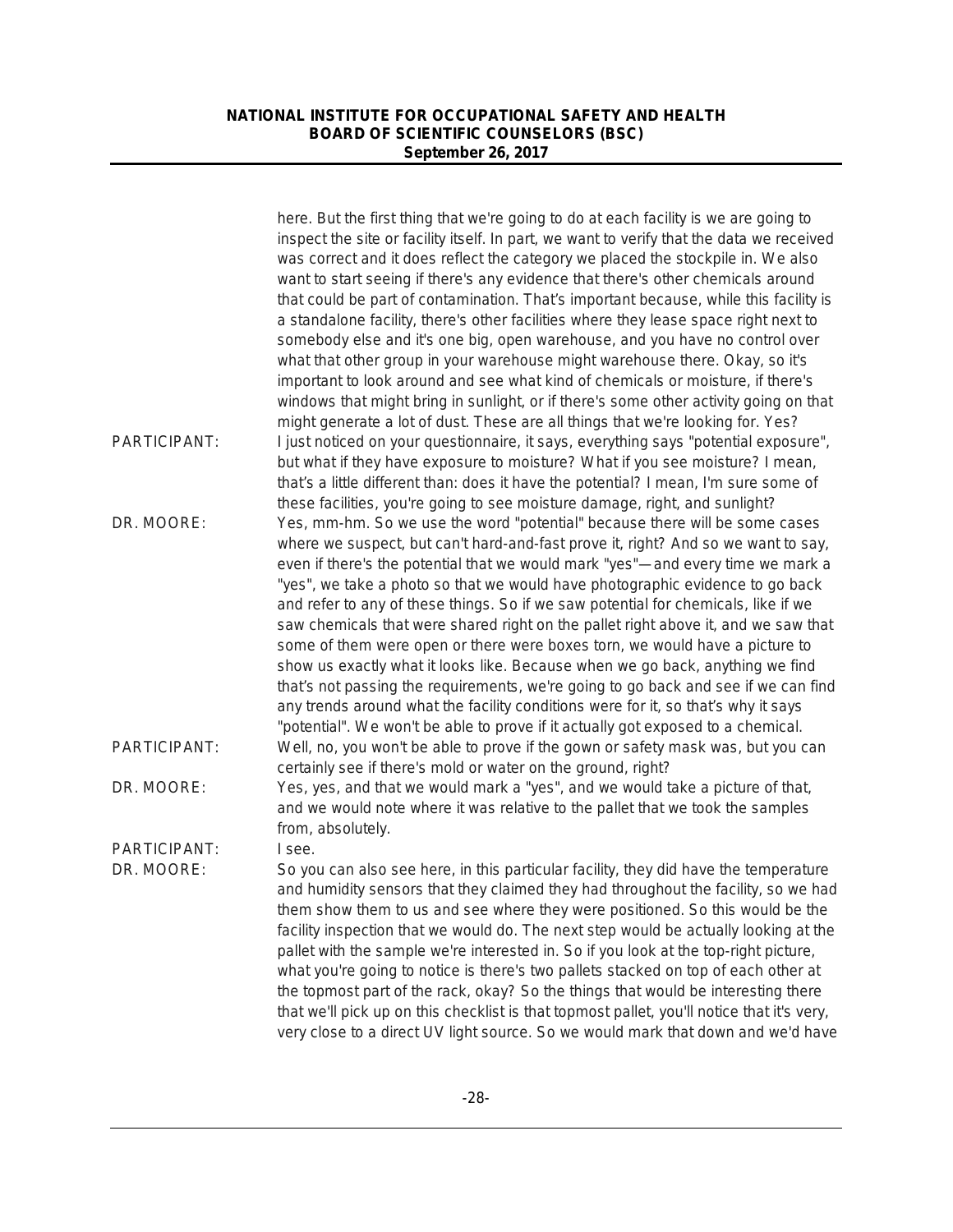here. But the first thing that we're going to do at each facility is we are going to inspect the site or facility itself. In part, we want to verify that the data we received was correct and it does reflect the category we placed the stockpile in. We also want to start seeing if there's any evidence that there's other chemicals around that could be part of contamination. That's important because, while this facility is a standalone facility, there's other facilities where they lease space right next to somebody else and it's one big, open warehouse, and you have no control over what that other group in your warehouse might warehouse there. Okay, so it's important to look around and see what kind of chemicals or moisture, if there's windows that might bring in sunlight, or if there's some other activity going on that might generate a lot of dust. These are all things that we're looking for. Yes?

PARTICIPANT: I just noticed on your questionnaire, it says, everything says "potential exposure", but what if they have exposure to moisture? What if you see moisture? I mean, that's a little different than: does it have the potential? I mean, I'm sure some of these facilities, you're going to see moisture damage, right, and sunlight?

DR. MOORE: Yes, mm-hm. So we use the word "potential" because there will be some cases where we suspect, but can't hard-and-fast prove it, right? And so we want to say, even if there's the potential that we would mark "yes"—and every time we mark a "yes", we take a photo so that we would have photographic evidence to go back and refer to any of these things. So if we saw potential for chemicals, like if we saw chemicals that were shared right on the pallet right above it, and we saw that some of them were open or there were boxes torn, we would have a picture to show us exactly what it looks like. Because when we go back, anything we find that's not passing the requirements, we're going to go back and see if we can find any trends around what the facility conditions were for it, so that's why it says "potential". We won't be able to prove if it actually got exposed to a chemical.

PARTICIPANT: Well, no, you won't be able to prove if the gown or safety mask was, but you can certainly see if there's mold or water on the ground, right?

DR. MOORE: Yes, yes, and that we would mark a "yes", and we would take a picture of that, and we would note where it was relative to the pallet that we took the samples from, absolutely.

PARTICIPANT: I see.

DR. MOORE: So you can also see here, in this particular facility, they did have the temperature and humidity sensors that they claimed they had throughout the facility, so we had them show them to us and see where they were positioned. So this would be the facility inspection that we would do. The next step would be actually looking at the pallet with the sample we're interested in. So if you look at the top-right picture, what you're going to notice is there's two pallets stacked on top of each other at the topmost part of the rack, okay? So the things that would be interesting there that we'll pick up on this checklist is that topmost pallet, you'll notice that it's very, very close to a direct UV light source. So we would mark that down and we'd have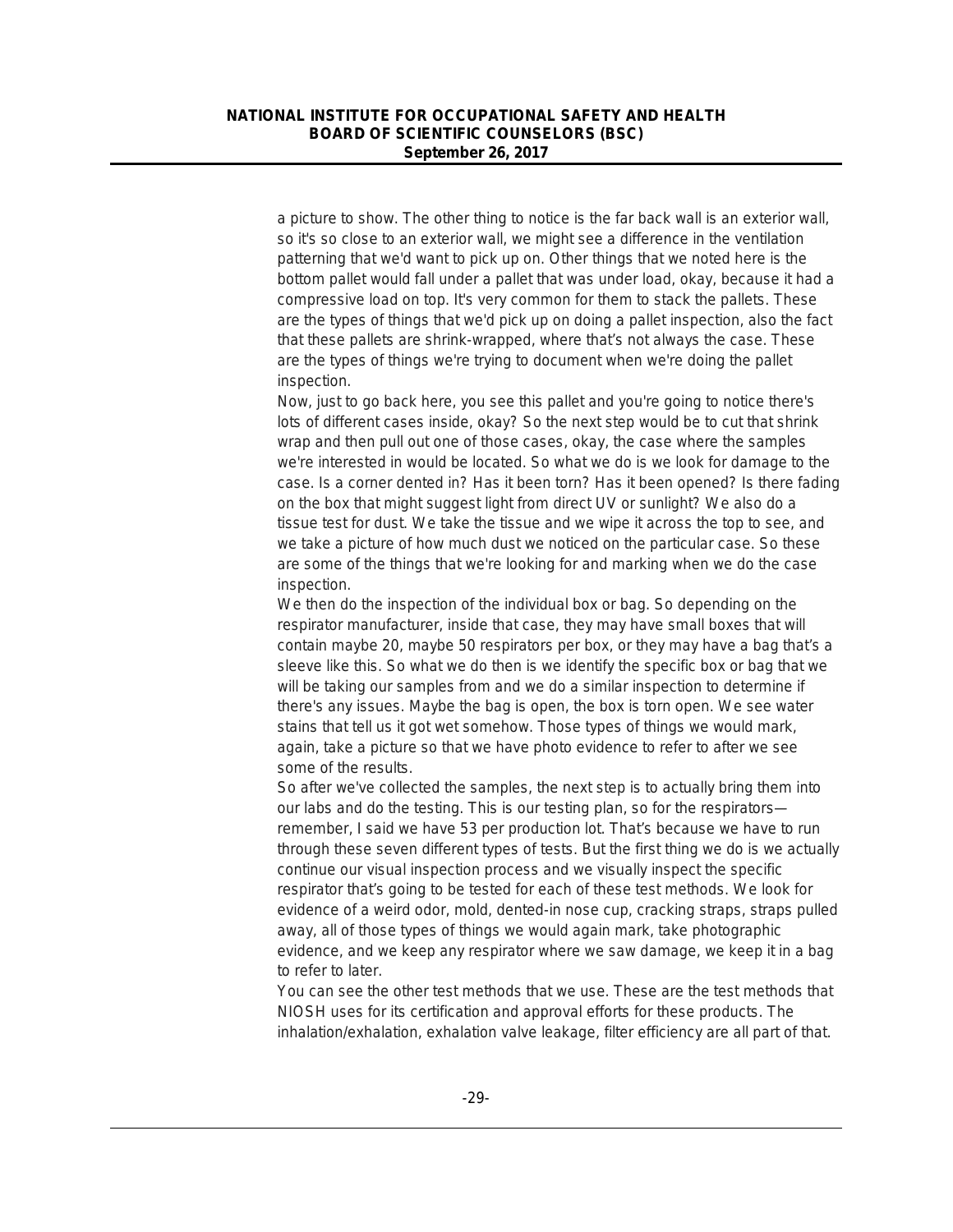a picture to show. The other thing to notice is the far back wall is an exterior wall, so it's so close to an exterior wall, we might see a difference in the ventilation patterning that we'd want to pick up on. Other things that we noted here is the bottom pallet would fall under a pallet that was under load, okay, because it had a compressive load on top. It's very common for them to stack the pallets. These are the types of things that we'd pick up on doing a pallet inspection, also the fact that these pallets are shrink-wrapped, where that's not always the case. These are the types of things we're trying to document when we're doing the pallet inspection.

Now, just to go back here, you see this pallet and you're going to notice there's lots of different cases inside, okay? So the next step would be to cut that shrink wrap and then pull out one of those cases, okay, the case where the samples we're interested in would be located. So what we do is we look for damage to the case. Is a corner dented in? Has it been torn? Has it been opened? Is there fading on the box that might suggest light from direct UV or sunlight? We also do a tissue test for dust. We take the tissue and we wipe it across the top to see, and we take a picture of how much dust we noticed on the particular case. So these are some of the things that we're looking for and marking when we do the case inspection.

We then do the inspection of the individual box or bag. So depending on the respirator manufacturer, inside that case, they may have small boxes that will contain maybe 20, maybe 50 respirators per box, or they may have a bag that's a sleeve like this. So what we do then is we identify the specific box or bag that we will be taking our samples from and we do a similar inspection to determine if there's any issues. Maybe the bag is open, the box is torn open. We see water stains that tell us it got wet somehow. Those types of things we would mark, again, take a picture so that we have photo evidence to refer to after we see some of the results.

So after we've collected the samples, the next step is to actually bring them into our labs and do the testing. This is our testing plan, so for the respirators—remember, I said we have 53 per production lot. That's because we have to run through these seven different types of tests. But the first thing we do is we actually continue our visual inspection process and we visually inspect the specific respirator that's going to be tested for each of these test methods. We look for evidence of a weird odor, mold, dented-in nose cup, cracking straps, straps pulled away, all of those types of things we would again mark, take photographic evidence, and we keep any respirator where we saw damage, we keep it in a bag to refer to later.

You can see the other test methods that we use. These are the test methods that NIOSH uses for its certification and approval efforts for these products. The inhalation/exhalation, exhalation valve leakage, filter efficiency are all part of that.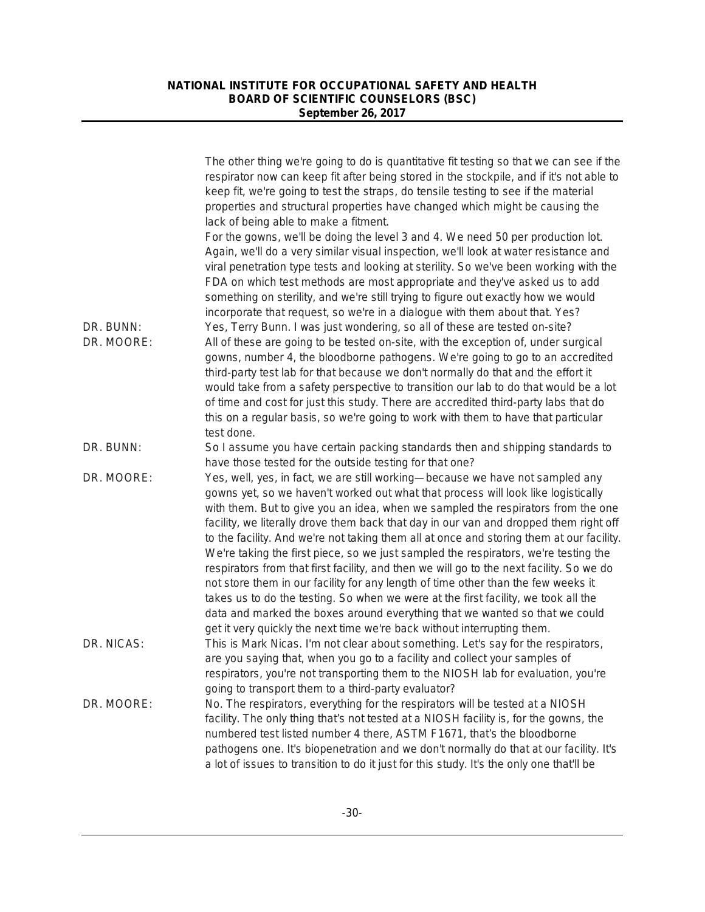The other thing we're going to do is quantitative fit testing so that we can see if the respirator now can keep fit after being stored in the stockpile, and if it's not able to keep fit, we're going to test the straps, do tensile testing to see if the material properties and structural properties have changed which might be causing the lack of being able to make a fitment.

For the gowns, we'll be doing the level 3 and 4. We need 50 per production lot. Again, we'll do a very similar visual inspection, we'll look at water resistance and viral penetration type tests and looking at sterility. So we've been working with the FDA on which test methods are most appropriate and they've asked us to add something on sterility, and we're still trying to figure out exactly how we would incorporate that request, so we're in a dialogue with them about that. Yes?

**DR. BUNN:** Yes, Terry Bunn. I was just wondering, so all of these are tested on-site?

**DR. MOORE:** All of these are going to be tested on-site, with the exception of, under surgical gowns, number 4, the bloodborne pathogens. We're going to go to an accredited third-party test lab for that because we don't normally do that and the effort it would take from a safety perspective to transition our lab to do that would be a lot of time and cost for just this study. There are accredited third-party labs that do this on a regular basis, so we're going to work with them to have that particular test done.

**DR. BUNN:** So I assume you have certain packing standards then and shipping standards to have those tested for the outside testing for that one?

**DR. MOORE:** Yes, well, yes, in fact, we are still working—because we have not sampled any gowns yet, so we haven't worked out what that process will look like logistically with them. But to give you an idea, when we sampled the respirators from the one facility, we literally drove them back that day in our van and dropped them right off to the facility. And we're not taking them all at once and storing them at our facility. We're taking the first piece, so we just sampled the respirators, we're testing the respirators from that first facility, and then we will go to the next facility. So we do not store them in our facility for any length of time other than the few weeks it takes us to do the testing. So when we were at the first facility, we took all the data and marked the boxes around everything that we wanted so that we could get it very quickly the next time we're back without interrupting them.

**DR. NICAS:** This is Mark Nicas. I'm not clear about something. Let's say for the respirators, are you saying that, when you go to a facility and collect your samples of respirators, you're not transporting them to the NIOSH lab for evaluation, you're going to transport them to a third-party evaluator?

**DR. MOORE:** No. The respirators, everything for the respirators will be tested at a NIOSH facility. The only thing that's not tested at a NIOSH facility is, for the gowns, the numbered test listed number 4 there, ASTM F1671, that's the bloodborne pathogens one. It's biopenetration and we don't normally do that at our facility. It's a lot of issues to transition to do it just for this study. It's the only one that'll be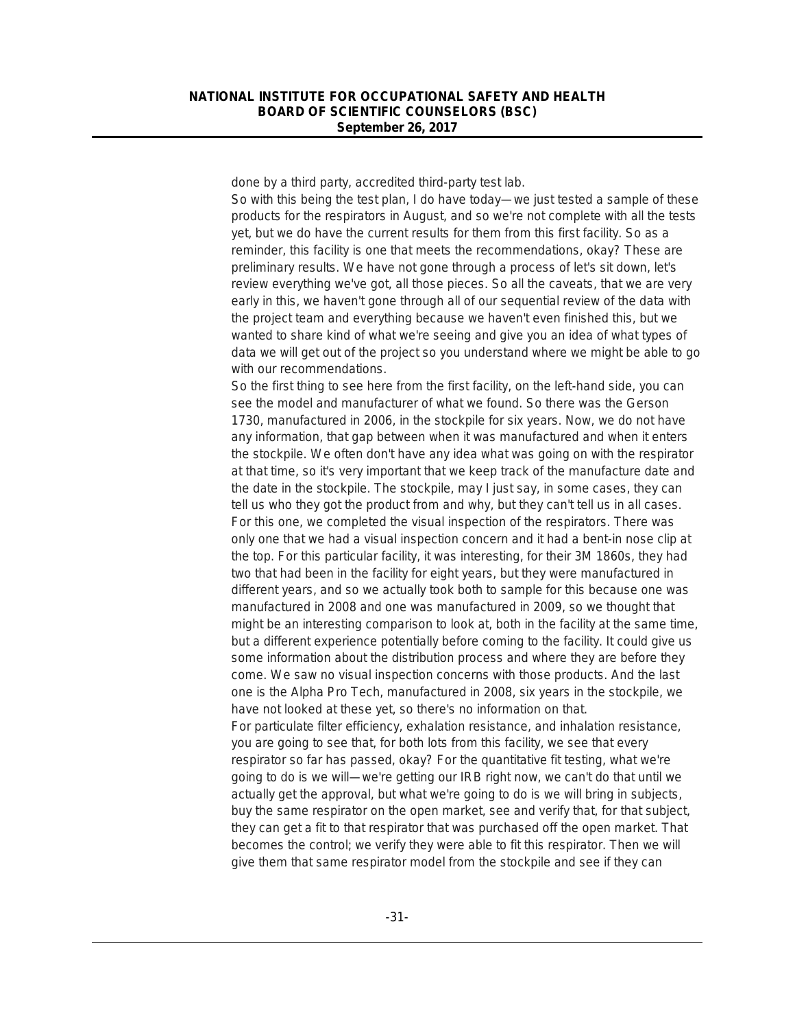done by a third party, accredited third-party test lab.

So with this being the test plan, I do have today—we just tested a sample of these products for the respirators in August, and so we're not complete with all the tests yet, but we do have the current results for them from this first facility. So as a reminder, this facility is one that meets the recommendations, okay? These are preliminary results. We have not gone through a process of let's sit down, let's review everything we've got, all those pieces. So all the caveats, that we are very early in this, we haven't gone through all of our sequential review of the data with the project team and everything because we haven't even finished this, but we wanted to share kind of what we're seeing and give you an idea of what types of data we will get out of the project so you understand where we might be able to go with our recommendations.

So the first thing to see here from the first facility, on the left-hand side, you can see the model and manufacturer of what we found. So there was the Gerson 1730, manufactured in 2006, in the stockpile for six years. Now, we do not have any information, that gap between when it was manufactured and when it enters the stockpile. We often don't have any idea what was going on with the respirator at that time, so it's very important that we keep track of the manufacture date and the date in the stockpile. The stockpile, may I just say, in some cases, they can tell us who they got the product from and why, but they can't tell us in all cases. For this one, we completed the visual inspection of the respirators. There was only one that we had a visual inspection concern and it had a bent-in nose clip at the top. For this particular facility, it was interesting, for their 3M 1860s, they had two that had been in the facility for eight years, but they were manufactured in different years, and so we actually took both to sample for this because one was manufactured in 2008 and one was manufactured in 2009, so we thought that might be an interesting comparison to look at, both in the facility at the same time, but a different experience potentially before coming to the facility. It could give us some information about the distribution process and where they are before they come. We saw no visual inspection concerns with those products. And the last one is the Alpha Pro Tech, manufactured in 2008, six years in the stockpile, we have not looked at these yet, so there's no information on that.

For particulate filter efficiency, exhalation resistance, and inhalation resistance, you are going to see that, for both lots from this facility, we see that every respirator so far has passed, okay? For the quantitative fit testing, what we're going to do is we will—we're getting our IRB right now, we can't do that until we actually get the approval, but what we're going to do is we will bring in subjects, buy the same respirator on the open market, see and verify that, for that subject, they can get a fit to that respirator that was purchased off the open market. That becomes the control; we verify they were able to fit this respirator. Then we will give them that same respirator model from the stockpile and see if they can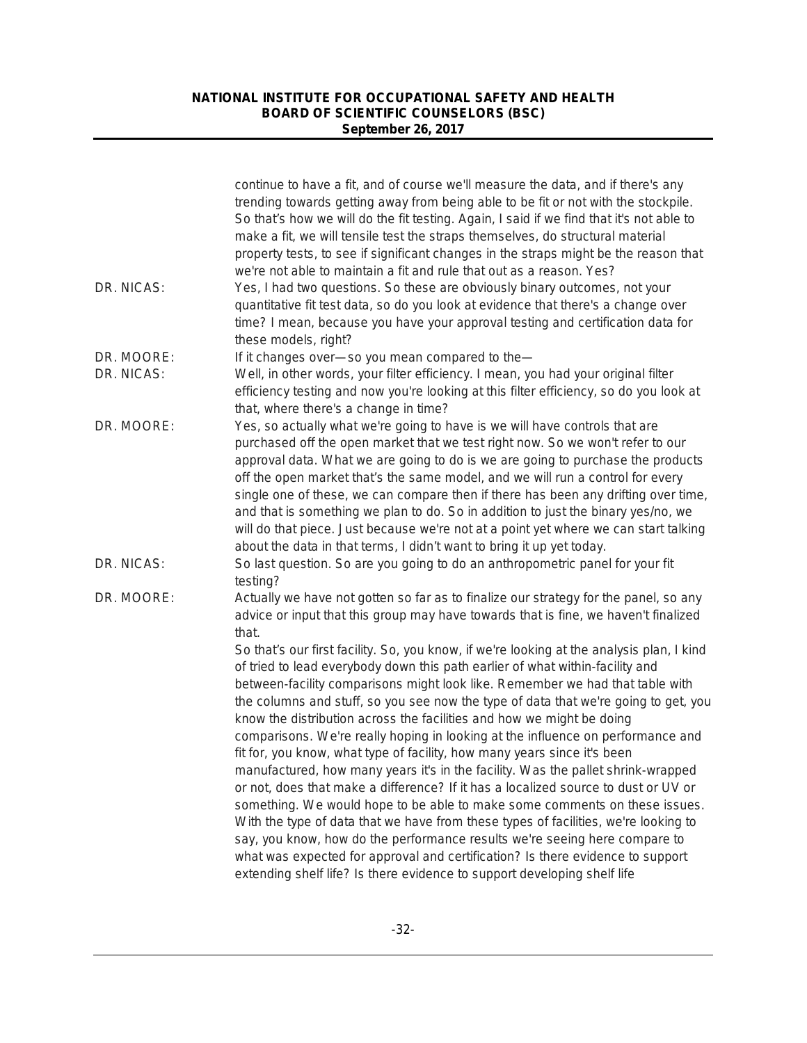continue to have a fit, and of course we'll measure the data, and if there's any trending towards getting away from being able to be fit or not with the stockpile. So that's how we will do the fit testing. Again, I said if we find that it's not able to make a fit, we will tensile test the straps themselves, do structural material property tests, to see if significant changes in the straps might be the reason that we're not able to maintain a fit and rule that out as a reason. Yes?

DR. NICAS: Yes, I had two questions. So these are obviously binary outcomes, not your quantitative fit test data, so do you look at evidence that there's a change over time? I mean, because you have your approval testing and certification data for these models, right?

DR. MOORE: If it changes over—so you mean compared to the—

DR. NICAS: Well, in other words, your filter efficiency. I mean, you had your original filter efficiency testing and now you're looking at this filter efficiency, so do you look at that, where there's a change in time?

DR. MOORE: Yes, so actually what we're going to have is we will have controls that are purchased off the open market that we test right now. So we won't refer to our approval data. What we are going to do is we are going to purchase the products off the open market that's the same model, and we will run a control for every single one of these, we can compare then if there has been any drifting over time, and that is something we plan to do. So in addition to just the binary yes/no, we will do that piece. Just because we're not at a point yet where we can start talking about the data in that terms, I didn't want to bring it up yet today.

DR. NICAS: So last question. So are you going to do an anthropometric panel for your fit testing?

DR. MOORE: Actually we have not gotten so far as to finalize our strategy for the panel, so any advice or input that this group may have towards that is fine, we haven't finalized that.

So that's our first facility. So, you know, if we're looking at the analysis plan, I kind of tried to lead everybody down this path earlier of what within-facility and between-facility comparisons might look like. Remember we had that table with the columns and stuff, so you see now the type of data that we're going to get, you know the distribution across the facilities and how we might be doing comparisons. We're really hoping in looking at the influence on performance and fit for, you know, what type of facility, how many years since it's been manufactured, how many years it's in the facility. Was the pallet shrink-wrapped or not, does that make a difference? If it has a localized source to dust or UV or something. We would hope to be able to make some comments on these issues. With the type of data that we have from these types of facilities, we're looking to say, you know, how do the performance results we're seeing here compare to what was expected for approval and certification? Is there evidence to support extending shelf life? Is there evidence to support developing shelf life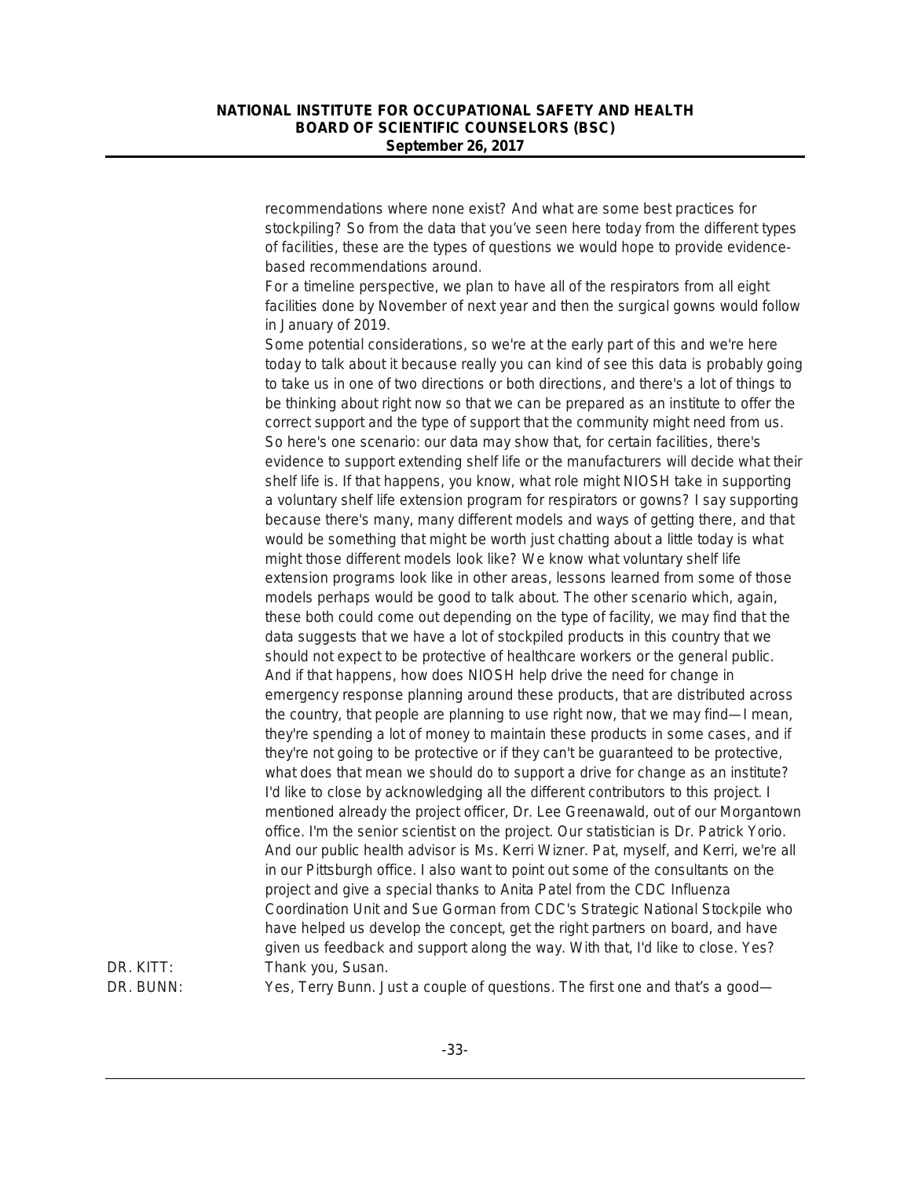recommendations where none exist? And what are some best practices for stockpiling? So from the data that you've seen here today from the different types of facilities, these are the types of questions we would hope to provide evidence-based recommendations around.

For a timeline perspective, we plan to have all of the respirators from all eight facilities done by November of next year and then the surgical gowns would follow in January of 2019.

Some potential considerations, so we're at the early part of this and we're here today to talk about it because really you can kind of see this data is probably going to take us in one of two directions or both directions, and there's a lot of things to be thinking about right now so that we can be prepared as an institute to offer the correct support and the type of support that the community might need from us. So here's one scenario: our data may show that, for certain facilities, there's evidence to support extending shelf life or the manufacturers will decide what their shelf life is. If that happens, you know, what role might NIOSH take in supporting a voluntary shelf life extension program for respirators or gowns? I say supporting because there's many, many different models and ways of getting there, and that would be something that might be worth just chatting about a little today is what might those different models look like? We know what voluntary shelf life extension programs look like in other areas, lessons learned from some of those models perhaps would be good to talk about. The other scenario which, again, these both could come out depending on the type of facility, we may find that the data suggests that we have a lot of stockpiled products in this country that we should not expect to be protective of healthcare workers or the general public. And if that happens, how does NIOSH help drive the need for change in emergency response planning around these products, that are distributed across the country, that people are planning to use right now, that we may find—I mean, they're spending a lot of money to maintain these products in some cases, and if they're not going to be protective or if they can't be guaranteed to be protective, what does that mean we should do to support a drive for change as an institute?

I'd like to close by acknowledging all the different contributors to this project. I mentioned already the project officer, Dr. Lee Greenawald, out of our Morgantown office. I'm the senior scientist on the project. Our statistician is Dr. Patrick Yorio. And our public health advisor is Ms. Kerri Wizner. Pat, myself, and Kerri, we're all in our Pittsburgh office. I also want to point out some of the consultants on the project and give a special thanks to Anita Patel from the CDC Influenza Coordination Unit and Sue Gorman from CDC's Strategic National Stockpile who have helped us develop the concept, get the right partners on board, and have given us feedback and support along the way. With that, I'd like to close. Yes?

DR. KITT: Thank you, Susan.

DR. BUNN: Yes, Terry Bunn. Just a couple of questions. The first one and that's a good—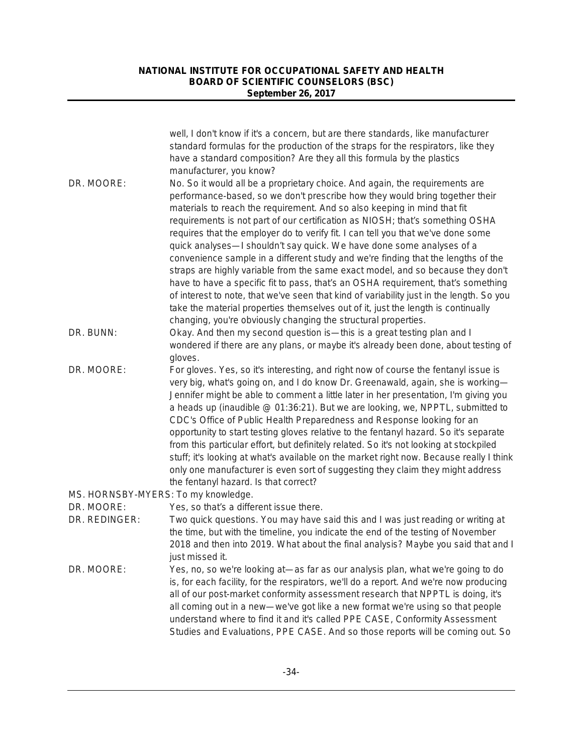well, I don't know if it's a concern, but are there standards, like manufacturer standard formulas for the production of the straps for the respirators, like they have a standard composition? Are they all this formula by the plastics manufacturer, you know?

DR. MOORE: No. So it would all be a proprietary choice. And again, the requirements are performance-based, so we don't prescribe how they would bring together their materials to reach the requirement. And so also keeping in mind that fit requirements is not part of our certification as NIOSH; that's something OSHA requires that the employer do to verify fit. I can tell you that we've done some quick analyses—I shouldn't say quick. We have done some analyses of a convenience sample in a different study and we're finding that the lengths of the straps are highly variable from the same exact model, and so because they don't have to have a specific fit to pass, that's an OSHA requirement, that's something of interest to note, that we've seen that kind of variability just in the length. So you take the material properties themselves out of it, just the length is continually changing, you're obviously changing the structural properties.

DR. BUNN: Okay. And then my second question is—this is a great testing plan and I wondered if there are any plans, or maybe it's already been done, about testing of gloves.

DR. MOORE: For gloves. Yes, so it's interesting, and right now of course the fentanyl issue is very big, what's going on, and I do know Dr. Greenawald, again, she is working—Jennifer might be able to comment a little later in her presentation, I'm giving you a heads up (inaudible @ 01:36:21). But we are looking, we, NPPTL, submitted to CDC's Office of Public Health Preparedness and Response looking for an opportunity to start testing gloves relative to the fentanyl hazard. So it's separate from this particular effort, but definitely related. So it's not looking at stockpiled stuff; it's looking at what's available on the market right now. Because really I think only one manufacturer is even sort of suggesting they claim they might address the fentanyl hazard. Is that correct?

MS. HORNSBY-MYERS: To my knowledge.

DR. MOORE: Yes, so that's a different issue there.

DR. REDINGER: Two quick questions. You may have said this and I was just reading or writing at the time, but with the timeline, you indicate the end of the testing of November 2018 and then into 2019. What about the final analysis? Maybe you said that and I just missed it.

DR. MOORE: Yes, no, so we're looking at—as far as our analysis plan, what we're going to do is, for each facility, for the respirators, we'll do a report. And we're now producing all of our post-market conformity assessment research that NPPTL is doing, it's all coming out in a new—we've got like a new format we're using so that people understand where to find it and it's called PPE CASE, Conformity Assessment Studies and Evaluations, PPE CASE. And so those reports will be coming out. So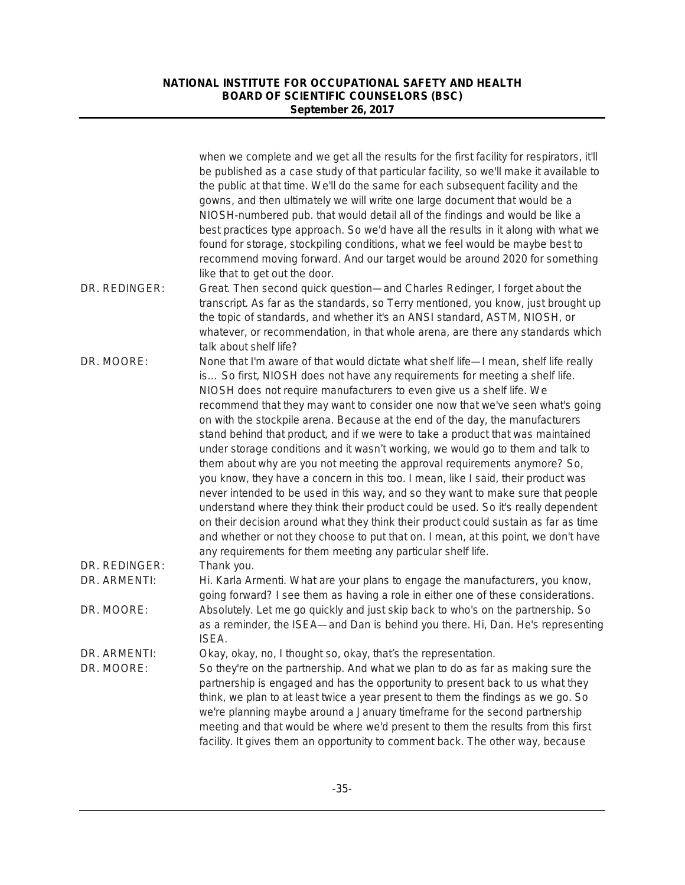when we complete and we get all the results for the first facility for respirators, it'll be published as a case study of that particular facility, so we'll make it available to the public at that time. We'll do the same for each subsequent facility and the gowns, and then ultimately we will write one large document that would be a NIOSH-numbered pub. that would detail all of the findings and would be like a best practices type approach. So we'd have all the results in it along with what we found for storage, stockpiling conditions, what we feel would be maybe best to recommend moving forward. And our target would be around 2020 for something like that to get out the door.

DR. REDINGER: Great. Then second quick question—and Charles Redinger, I forget about the transcript. As far as the standards, so Terry mentioned, you know, just brought up the topic of standards, and whether it's an ANSI standard, ASTM, NIOSH, or whatever, or recommendation, in that whole arena, are there any standards which talk about shelf life?

DR. MOORE: None that I'm aware of that would dictate what shelf life—I mean, shelf life really is… So first, NIOSH does not have any requirements for meeting a shelf life. NIOSH does not require manufacturers to even give us a shelf life. We recommend that they may want to consider one now that we've seen what's going on with the stockpile arena. Because at the end of the day, the manufacturers stand behind that product, and if we were to take a product that was maintained under storage conditions and it wasn't working, we would go to them and talk to them about why are you not meeting the approval requirements anymore? So, you know, they have a concern in this too. I mean, like I said, their product was never intended to be used in this way, and so they want to make sure that people understand where they think their product could be used. So it's really dependent on their decision around what they think their product could sustain as far as time and whether or not they choose to put that on. I mean, at this point, we don't have any requirements for them meeting any particular shelf life.

DR. REDINGER: Thank you.

DR. ARMENTI: Hi. Karla Armenti. What are your plans to engage the manufacturers, you know, going forward? I see them as having a role in either one of these considerations.

DR. MOORE: Absolutely. Let me go quickly and just skip back to who's on the partnership. So as a reminder, the ISEA—and Dan is behind you there. Hi, Dan. He's representing ISEA.

DR. ARMENTI: Okay, okay, no, I thought so, okay, that's the representation.

DR. MOORE: So they're on the partnership. And what we plan to do as far as making sure the partnership is engaged and has the opportunity to present back to us what they think, we plan to at least twice a year present to them the findings as we go. So we're planning maybe around a January timeframe for the second partnership meeting and that would be where we'd present to them the results from this first facility. It gives them an opportunity to comment back. The other way, because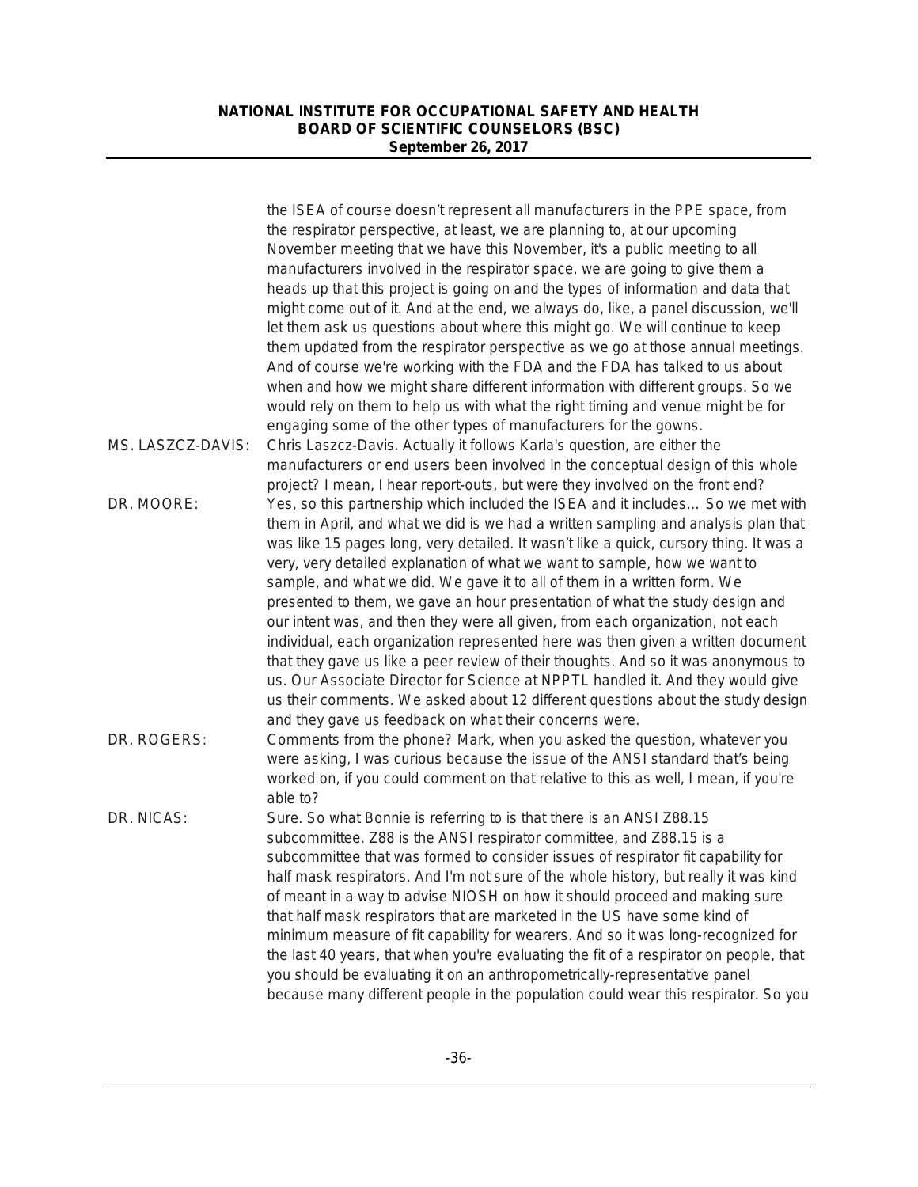the ISEA of course doesn't represent all manufacturers in the PPE space, from the respirator perspective, at least, we are planning to, at our upcoming November meeting that we have this November, it's a public meeting to all manufacturers involved in the respirator space, we are going to give them a heads up that this project is going on and the types of information and data that might come out of it. And at the end, we always do, like, a panel discussion, we'll let them ask us questions about where this might go. We will continue to keep them updated from the respirator perspective as we go at those annual meetings. And of course we're working with the FDA and the FDA has talked to us about when and how we might share different information with different groups. So we would rely on them to help us with what the right timing and venue might be for engaging some of the other types of manufacturers for the gowns.

MS. LASZCZ-DAVIS: Chris Laszcz-Davis. Actually it follows Karla's question, are either the manufacturers or end users been involved in the conceptual design of this whole project? I mean, I hear report-outs, but were they involved on the front end?

DR. MOORE: Yes, so this partnership which included the ISEA and it includes… So we met with them in April, and what we did is we had a written sampling and analysis plan that was like 15 pages long, very detailed. It wasn't like a quick, cursory thing. It was a very, very detailed explanation of what we want to sample, how we want to sample, and what we did. We gave it to all of them in a written form. We presented to them, we gave an hour presentation of what the study design and our intent was, and then they were all given, from each organization, not each individual, each organization represented here was then given a written document that they gave us like a peer review of their thoughts. And so it was anonymous to us. Our Associate Director for Science at NPPTL handled it. And they would give us their comments. We asked about 12 different questions about the study design and they gave us feedback on what their concerns were.

DR. ROGERS: Comments from the phone? Mark, when you asked the question, whatever you were asking, I was curious because the issue of the ANSI standard that's being worked on, if you could comment on that relative to this as well, I mean, if you're able to?

DR. NICAS: Sure. So what Bonnie is referring to is that there is an ANSI Z88.15 subcommittee. Z88 is the ANSI respirator committee, and Z88.15 is a subcommittee that was formed to consider issues of respirator fit capability for half mask respirators. And I'm not sure of the whole history, but really it was kind of meant in a way to advise NIOSH on how it should proceed and making sure that half mask respirators that are marketed in the US have some kind of minimum measure of fit capability for wearers. And so it was long-recognized for the last 40 years, that when you're evaluating the fit of a respirator on people, that you should be evaluating it on an anthropometrically-representative panel because many different people in the population could wear this respirator. So you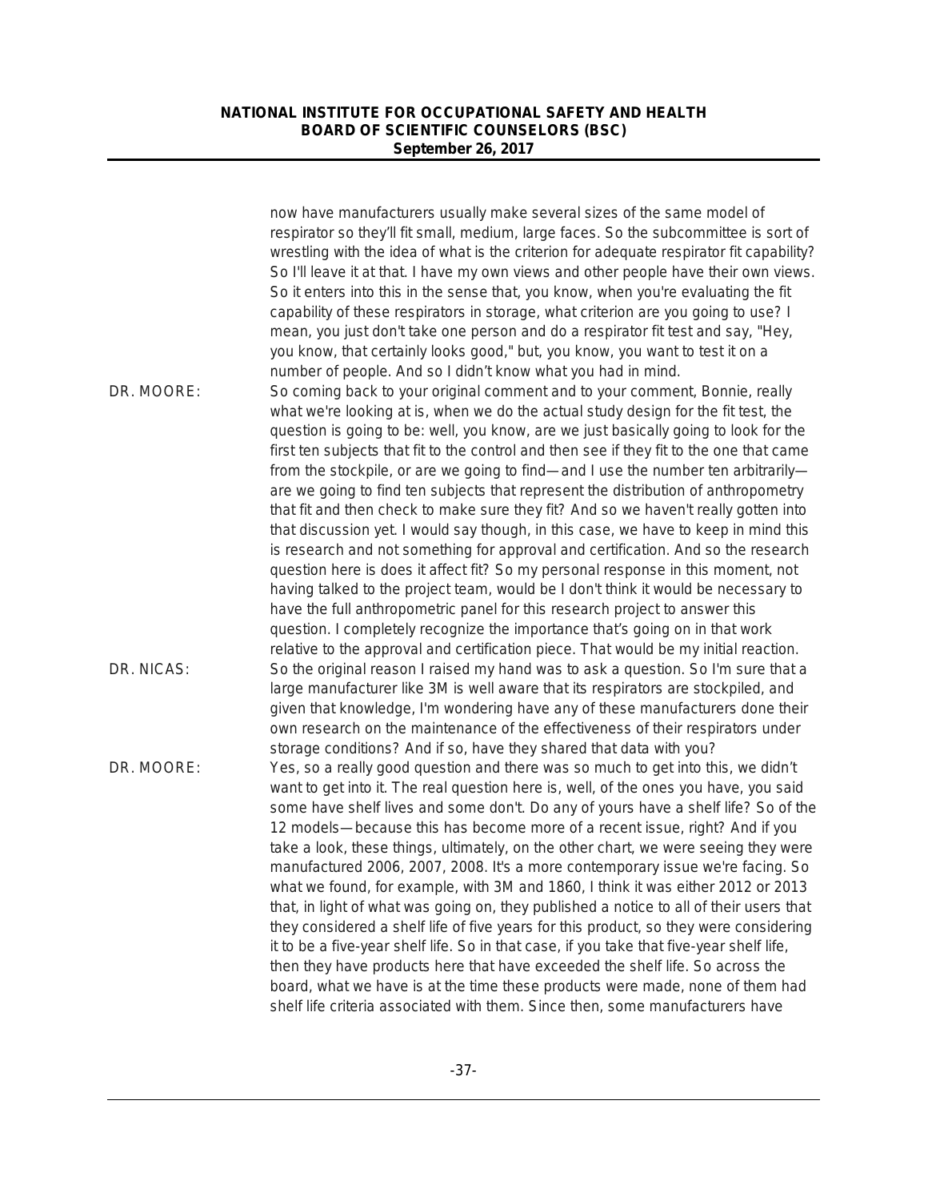now have manufacturers usually make several sizes of the same model of respirator so they'll fit small, medium, large faces. So the subcommittee is sort of wrestling with the idea of what is the criterion for adequate respirator fit capability? So I'll leave it at that. I have my own views and other people have their own views. So it enters into this in the sense that, you know, when you're evaluating the fit capability of these respirators in storage, what criterion are you going to use? I mean, you just don't take one person and do a respirator fit test and say, "Hey, you know, that certainly looks good," but, you know, you want to test it on a number of people. And so I didn't know what you had in mind.

DR. MOORE: So coming back to your original comment and to your comment, Bonnie, really what we're looking at is, when we do the actual study design for the fit test, the question is going to be: well, you know, are we just basically going to look for the first ten subjects that fit to the control and then see if they fit to the one that came from the stockpile, or are we going to find—and I use the number ten arbitrarily—are we going to find ten subjects that represent the distribution of anthropometry that fit and then check to make sure they fit? And so we haven't really gotten into that discussion yet. I would say though, in this case, we have to keep in mind this is research and not something for approval and certification. And so the research question here is does it affect fit? So my personal response in this moment, not having talked to the project team, would be I don't think it would be necessary to have the full anthropometric panel for this research project to answer this question. I completely recognize the importance that's going on in that work relative to the approval and certification piece. That would be my initial reaction.

DR. NICAS: So the original reason I raised my hand was to ask a question. So I'm sure that a large manufacturer like 3M is well aware that its respirators are stockpiled, and given that knowledge, I'm wondering have any of these manufacturers done their own research on the maintenance of the effectiveness of their respirators under storage conditions? And if so, have they shared that data with you?

DR. MOORE: Yes, so a really good question and there was so much to get into this, we didn't want to get into it. The real question here is, well, of the ones you have, you said some have shelf lives and some don't. Do any of yours have a shelf life? So of the 12 models—because this has become more of a recent issue, right? And if you take a look, these things, ultimately, on the other chart, we were seeing they were manufactured 2006, 2007, 2008. It's a more contemporary issue we're facing. So what we found, for example, with 3M and 1860, I think it was either 2012 or 2013 that, in light of what was going on, they published a notice to all of their users that they considered a shelf life of five years for this product, so they were considering it to be a five-year shelf life. So in that case, if you take that five-year shelf life, then they have products here that have exceeded the shelf life. So across the board, what we have is at the time these products were made, none of them had shelf life criteria associated with them. Since then, some manufacturers have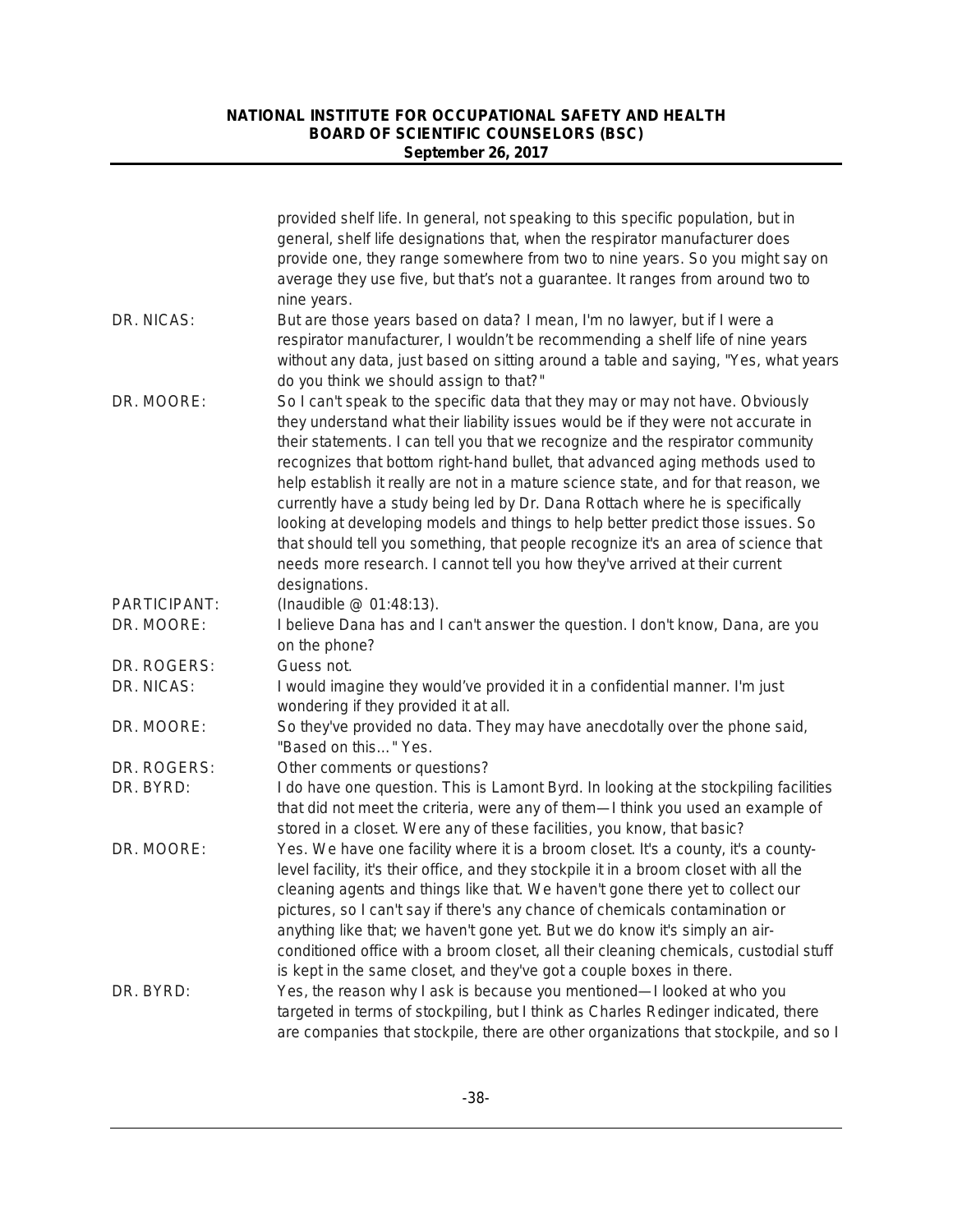provided shelf life. In general, not speaking to this specific population, but in general, shelf life designations that, when the respirator manufacturer does provide one, they range somewhere from two to nine years. So you might say on average they use five, but that's not a guarantee. It ranges from around two to nine years.

**DR. NICAS:** But are those years based on data? I mean, I'm no lawyer, but if I were a respirator manufacturer, I wouldn't be recommending a shelf life of nine years without any data, just based on sitting around a table and saying, "Yes, what years do you think we should assign to that?"

**DR. MOORE:** So I can't speak to the specific data that they may or may not have. Obviously they understand what their liability issues would be if they were not accurate in their statements. I can tell you that we recognize and the respirator community recognizes that bottom right-hand bullet, that advanced aging methods used to help establish it really are not in a mature science state, and for that reason, we currently have a study being led by Dr. Dana Rottach where he is specifically looking at developing models and things to help better predict those issues. So that should tell you something, that people recognize it's an area of science that needs more research. I cannot tell you how they've arrived at their current designations.

**PARTICIPANT:** (Inaudible @ 01:48:13).

**DR. MOORE:** I believe Dana has and I can't answer the question. I don't know, Dana, are you on the phone?

**DR. ROGERS:** Guess not.

**DR. NICAS:** I would imagine they would've provided it in a confidential manner. I'm just wondering if they provided it at all.

**DR. MOORE:** So they've provided no data. They may have anecdotally over the phone said, "Based on this…" Yes.

**DR. ROGERS:** Other comments or questions?

**DR. BYRD:** I do have one question. This is Lamont Byrd. In looking at the stockpiling facilities that did not meet the criteria, were any of them—I think you used an example of stored in a closet. Were any of these facilities, you know, that basic?

**DR. MOORE:** Yes. We have one facility where it is a broom closet. It's a county, it's a county-level facility, it's their office, and they stockpile it in a broom closet with all the cleaning agents and things like that. We haven't gone there yet to collect our pictures, so I can't say if there's any chance of chemicals contamination or anything like that; we haven't gone yet. But we do know it's simply an air-conditioned office with a broom closet, all their cleaning chemicals, custodial stuff is kept in the same closet, and they've got a couple boxes in there.

**DR. BYRD:** Yes, the reason why I ask is because you mentioned—I looked at who you targeted in terms of stockpiling, but I think as Charles Redinger indicated, there are companies that stockpile, there are other organizations that stockpile, and so I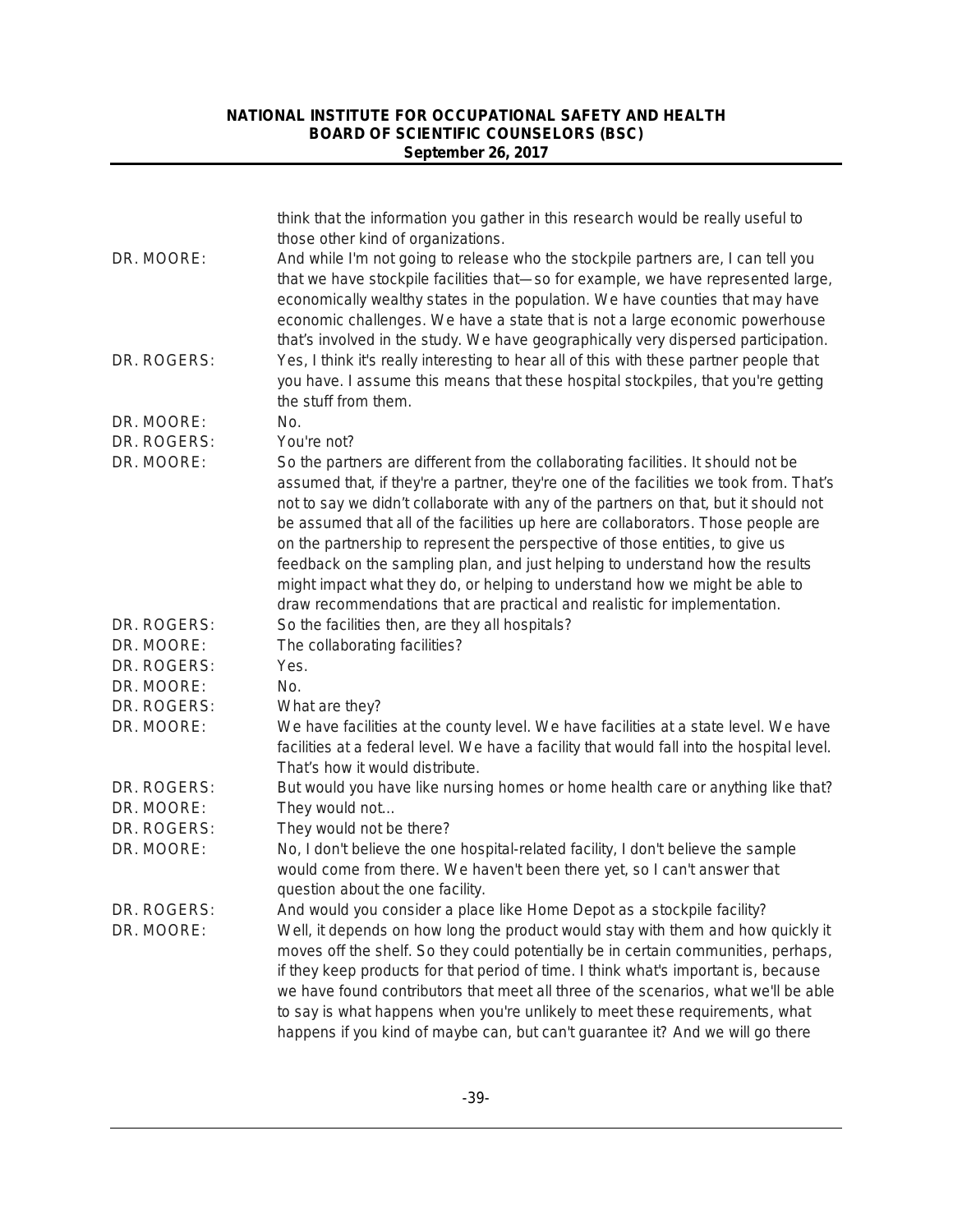think that the information you gather in this research would be really useful to those other kind of organizations.

DR. MOORE: And while I'm not going to release who the stockpile partners are, I can tell you that we have stockpile facilities that—so for example, we have represented large, economically wealthy states in the population. We have counties that may have economic challenges. We have a state that is not a large economic powerhouse that's involved in the study. We have geographically very dispersed participation.

DR. ROGERS: Yes, I think it's really interesting to hear all of this with these partner people that you have. I assume this means that these hospital stockpiles, that you're getting the stuff from them.

DR. MOORE: No.

DR. ROGERS: You're not?

DR. MOORE: So the partners are different from the collaborating facilities. It should not be assumed that, if they're a partner, they're one of the facilities we took from. That's not to say we didn't collaborate with any of the partners on that, but it should not be assumed that all of the facilities up here are collaborators. Those people are on the partnership to represent the perspective of those entities, to give us feedback on the sampling plan, and just helping to understand how the results might impact what they do, or helping to understand how we might be able to draw recommendations that are practical and realistic for implementation.

DR. ROGERS: So the facilities then, are they all hospitals?

DR. MOORE: The collaborating facilities?

DR. ROGERS: Yes.

DR. MOORE: No.

DR. ROGERS: What are they?

DR. MOORE: We have facilities at the county level. We have facilities at a state level. We have facilities at a federal level. We have a facility that would fall into the hospital level. That's how it would distribute.

DR. ROGERS: But would you have like nursing homes or home health care or anything like that?

DR. MOORE: They would not…

DR. ROGERS: They would not be there?

DR. MOORE: No, I don't believe the one hospital-related facility, I don't believe the sample would come from there. We haven't been there yet, so I can't answer that question about the one facility.

DR. ROGERS: And would you consider a place like Home Depot as a stockpile facility?

DR. MOORE: Well, it depends on how long the product would stay with them and how quickly it moves off the shelf. So they could potentially be in certain communities, perhaps, if they keep products for that period of time. I think what's important is, because we have found contributors that meet all three of the scenarios, what we'll be able to say is what happens when you're unlikely to meet these requirements, what happens if you kind of maybe can, but can't guarantee it? And we will go there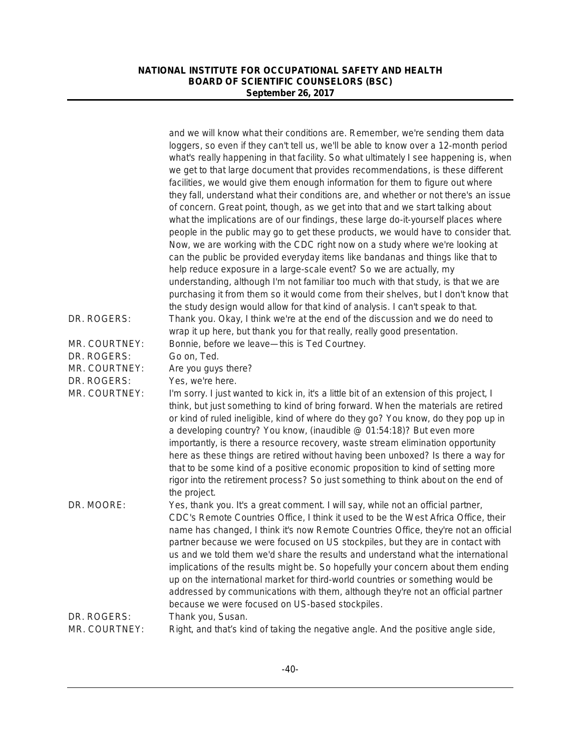and we will know what their conditions are. Remember, we're sending them data loggers, so even if they can't tell us, we'll be able to know over a 12-month period what's really happening in that facility. So what ultimately I see happening is, when we get to that large document that provides recommendations, is these different facilities, we would give them enough information for them to figure out where they fall, understand what their conditions are, and whether or not there's an issue of concern. Great point, though, as we get into that and we start talking about what the implications are of our findings, these large do-it-yourself places where people in the public may go to get these products, we would have to consider that. Now, we are working with the CDC right now on a study where we're looking at can the public be provided everyday items like bandanas and things like that to help reduce exposure in a large-scale event? So we are actually, my understanding, although I'm not familiar too much with that study, is that we are purchasing it from them so it would come from their shelves, but I don't know that the study design would allow for that kind of analysis. I can't speak to that.

DR. ROGERS: Thank you. Okay, I think we're at the end of the discussion and we do need to wrap it up here, but thank you for that really, really good presentation.

MR. COURTNEY: Bonnie, before we leave—this is Ted Courtney.

DR. ROGERS: Go on, Ted.

MR. COURTNEY: Are you guys there?

DR. ROGERS: Yes, we're here.

MR. COURTNEY: I'm sorry. I just wanted to kick in, it's a little bit of an extension of this project, I think, but just something to kind of bring forward. When the materials are retired or kind of ruled ineligible, kind of where do they go? You know, do they pop up in a developing country? You know, (inaudible @ 01:54:18)? But even more importantly, is there a resource recovery, waste stream elimination opportunity here as these things are retired without having been unboxed? Is there a way for that to be some kind of a positive economic proposition to kind of setting more rigor into the retirement process? So just something to think about on the end of the project.

DR. MOORE: Yes, thank you. It's a great comment. I will say, while not an official partner, CDC's Remote Countries Office, I think it used to be the West Africa Office, their name has changed, I think it's now Remote Countries Office, they're not an official partner because we were focused on US stockpiles, but they are in contact with us and we told them we'd share the results and understand what the international implications of the results might be. So hopefully your concern about them ending up on the international market for third-world countries or something would be addressed by communications with them, although they're not an official partner because we were focused on US-based stockpiles.

DR. ROGERS: Thank you, Susan.

MR. COURTNEY: Right, and that's kind of taking the negative angle. And the positive angle side,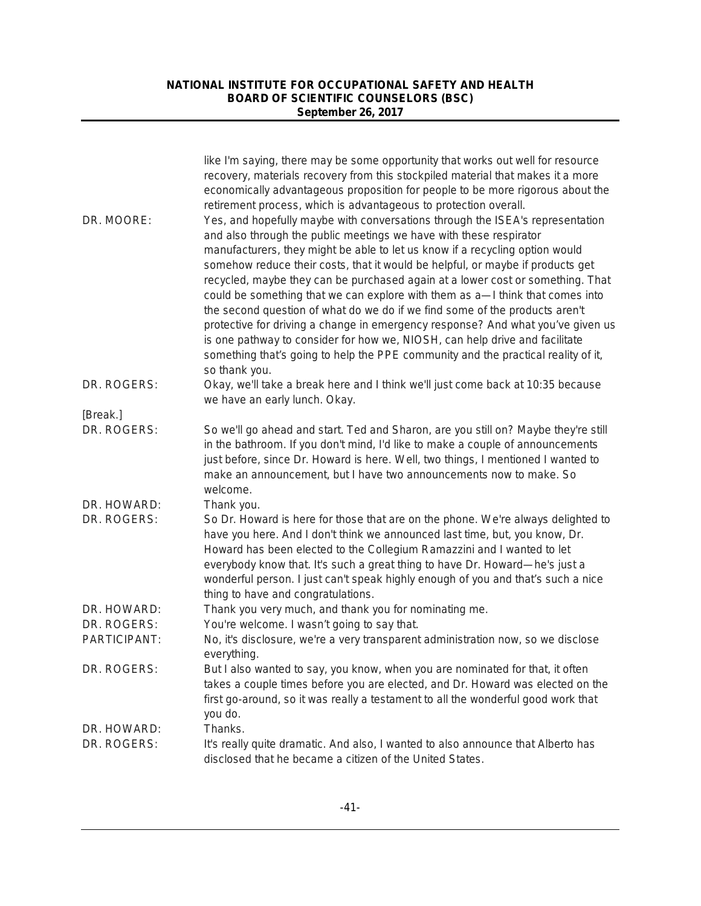like I'm saying, there may be some opportunity that works out well for resource recovery, materials recovery from this stockpiled material that makes it a more economically advantageous proposition for people to be more rigorous about the retirement process, which is advantageous to protection overall.

DR. MOORE: Yes, and hopefully maybe with conversations through the ISEA's representation and also through the public meetings we have with these respirator manufacturers, they might be able to let us know if a recycling option would somehow reduce their costs, that it would be helpful, or maybe if products get recycled, maybe they can be purchased again at a lower cost or something. That could be something that we can explore with them as a—I think that comes into the second question of what do we do if we find some of the products aren't protective for driving a change in emergency response? And what you've given us is one pathway to consider for how we, NIOSH, can help drive and facilitate something that's going to help the PPE community and the practical reality of it, so thank you.

DR. ROGERS: Okay, we'll take a break here and I think we'll just come back at 10:35 because we have an early lunch. Okay.

[Break.]

DR. ROGERS: So we'll go ahead and start. Ted and Sharon, are you still on? Maybe they're still in the bathroom. If you don't mind, I'd like to make a couple of announcements just before, since Dr. Howard is here. Well, two things, I mentioned I wanted to make an announcement, but I have two announcements now to make. So welcome.

DR. HOWARD: Thank you.

DR. ROGERS: So Dr. Howard is here for those that are on the phone. We're always delighted to have you here. And I don't think we announced last time, but, you know, Dr. Howard has been elected to the Collegium Ramazzini and I wanted to let everybody know that. It's such a great thing to have Dr. Howard—he's just a wonderful person. I just can't speak highly enough of you and that's such a nice thing to have and congratulations.

DR. HOWARD: Thank you very much, and thank you for nominating me.

DR. ROGERS: You're welcome. I wasn't going to say that.

PARTICIPANT: No, it's disclosure, we're a very transparent administration now, so we disclose everything.

DR. ROGERS: But I also wanted to say, you know, when you are nominated for that, it often takes a couple times before you are elected, and Dr. Howard was elected on the first go-around, so it was really a testament to all the wonderful good work that you do.

DR. HOWARD: Thanks.

DR. ROGERS: It's really quite dramatic. And also, I wanted to also announce that Alberto has disclosed that he became a citizen of the United States.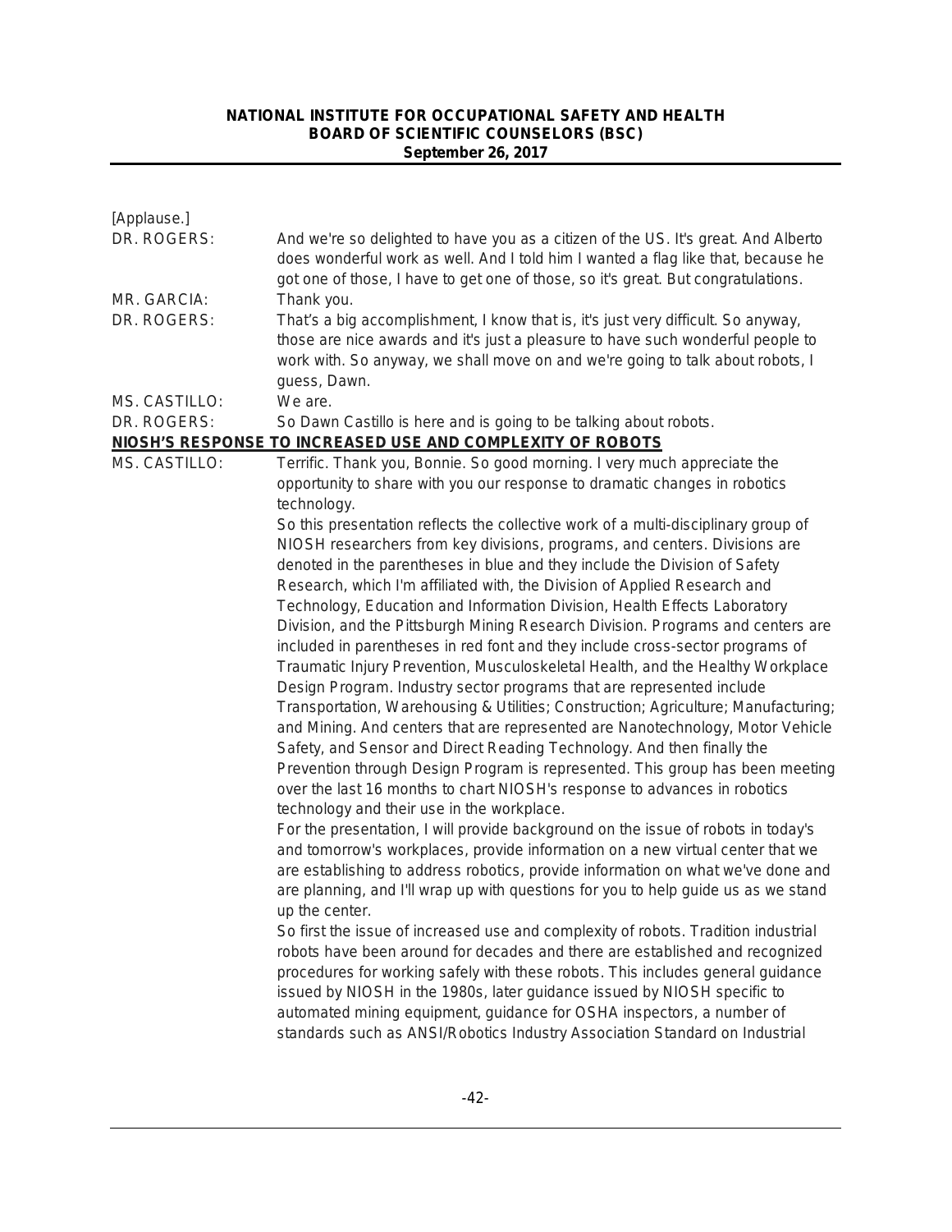[Applause.]

**DR. ROGERS:** And we're so delighted to have you as a citizen of the US. It's great. And Alberto does wonderful work as well. And I told him I wanted a flag like that, because he got one of those, I have to get one of those, so it's great. But congratulations.

**MR. GARCIA:** Thank you.

**DR. ROGERS:** That's a big accomplishment, I know that is, it's just very difficult. So anyway, those are nice awards and it's just a pleasure to have such wonderful people to work with. So anyway, we shall move on and we're going to talk about robots, I guess, Dawn.

**MS. CASTILLO:** We are.

**DR. ROGERS:** So Dawn Castillo is here and is going to be talking about robots.

## NIOSH'S RESPONSE TO INCREASED USE AND COMPLEXITY OF ROBOTS

**MS. CASTILLO:** Terrific. Thank you, Bonnie. So good morning. I very much appreciate the opportunity to share with you our response to dramatic changes in robotics technology.

So this presentation reflects the collective work of a multi-disciplinary group of NIOSH researchers from key divisions, programs, and centers. Divisions are denoted in the parentheses in blue and they include the Division of Safety Research, which I'm affiliated with, the Division of Applied Research and Technology, Education and Information Division, Health Effects Laboratory Division, and the Pittsburgh Mining Research Division. Programs and centers are included in parentheses in red font and they include cross-sector programs of Traumatic Injury Prevention, Musculoskeletal Health, and the Healthy Workplace Design Program. Industry sector programs that are represented include Transportation, Warehousing & Utilities; Construction; Agriculture; Manufacturing; and Mining. And centers that are represented are Nanotechnology, Motor Vehicle Safety, and Sensor and Direct Reading Technology. And then finally the Prevention through Design Program is represented. This group has been meeting over the last 16 months to chart NIOSH's response to advances in robotics technology and their use in the workplace.

For the presentation, I will provide background on the issue of robots in today's and tomorrow's workplaces, provide information on a new virtual center that we are establishing to address robotics, provide information on what we've done and are planning, and I'll wrap up with questions for you to help guide us as we stand up the center.

So first the issue of increased use and complexity of robots. Tradition industrial robots have been around for decades and there are established and recognized procedures for working safely with these robots. This includes general guidance issued by NIOSH in the 1980s, later guidance issued by NIOSH specific to automated mining equipment, guidance for OSHA inspectors, a number of standards such as ANSI/Robotics Industry Association Standard on Industrial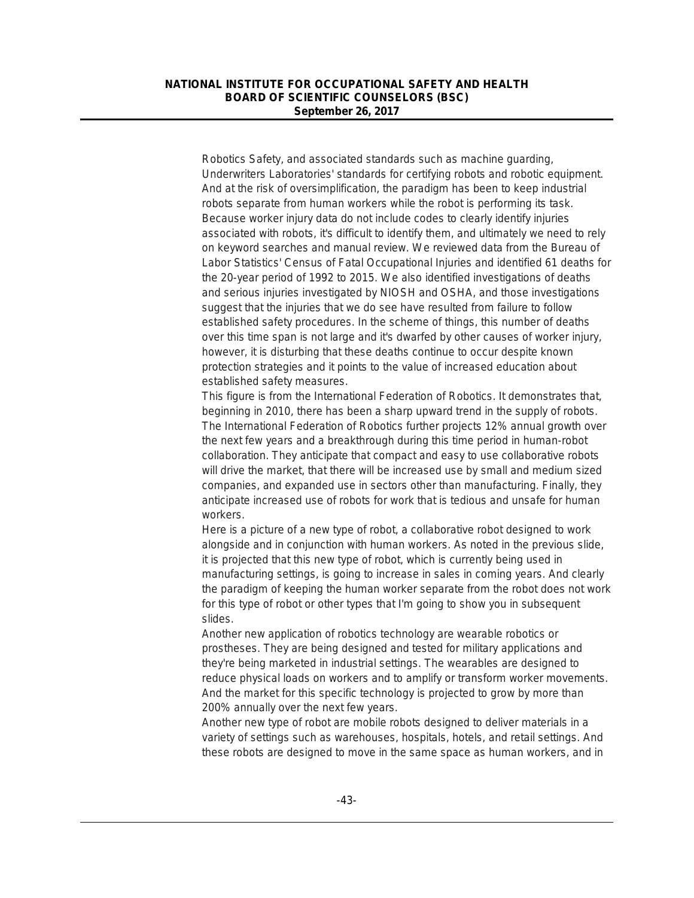Robotics Safety, and associated standards such as machine guarding, Underwriters Laboratories' standards for certifying robots and robotic equipment. And at the risk of oversimplification, the paradigm has been to keep industrial robots separate from human workers while the robot is performing its task. Because worker injury data do not include codes to clearly identify injuries associated with robots, it's difficult to identify them, and ultimately we need to rely on keyword searches and manual review. We reviewed data from the Bureau of Labor Statistics' Census of Fatal Occupational Injuries and identified 61 deaths for the 20-year period of 1992 to 2015. We also identified investigations of deaths and serious injuries investigated by NIOSH and OSHA, and those investigations suggest that the injuries that we do see have resulted from failure to follow established safety procedures. In the scheme of things, this number of deaths over this time span is not large and it's dwarfed by other causes of worker injury, however, it is disturbing that these deaths continue to occur despite known protection strategies and it points to the value of increased education about established safety measures.

This figure is from the International Federation of Robotics. It demonstrates that, beginning in 2010, there has been a sharp upward trend in the supply of robots. The International Federation of Robotics further projects 12% annual growth over the next few years and a breakthrough during this time period in human-robot collaboration. They anticipate that compact and easy to use collaborative robots will drive the market, that there will be increased use by small and medium sized companies, and expanded use in sectors other than manufacturing. Finally, they anticipate increased use of robots for work that is tedious and unsafe for human workers.

Here is a picture of a new type of robot, a collaborative robot designed to work alongside and in conjunction with human workers. As noted in the previous slide, it is projected that this new type of robot, which is currently being used in manufacturing settings, is going to increase in sales in coming years. And clearly the paradigm of keeping the human worker separate from the robot does not work for this type of robot or other types that I'm going to show you in subsequent slides.

Another new application of robotics technology are wearable robotics or prostheses. They are being designed and tested for military applications and they're being marketed in industrial settings. The wearables are designed to reduce physical loads on workers and to amplify or transform worker movements. And the market for this specific technology is projected to grow by more than 200% annually over the next few years.

Another new type of robot are mobile robots designed to deliver materials in a variety of settings such as warehouses, hospitals, hotels, and retail settings. And these robots are designed to move in the same space as human workers, and in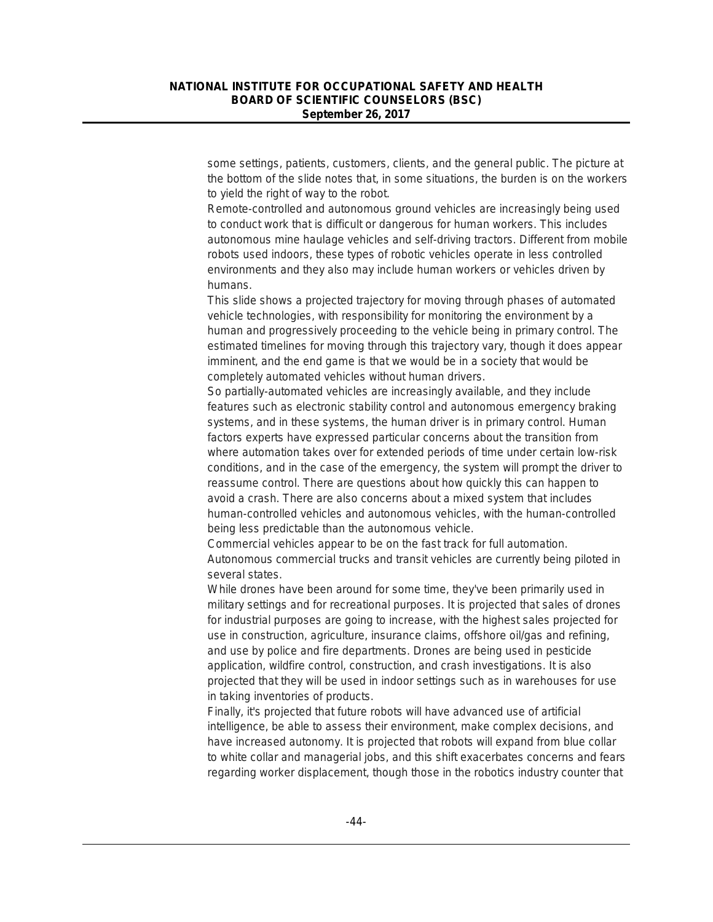some settings, patients, customers, clients, and the general public. The picture at the bottom of the slide notes that, in some situations, the burden is on the workers to yield the right of way to the robot.

Remote-controlled and autonomous ground vehicles are increasingly being used to conduct work that is difficult or dangerous for human workers. This includes autonomous mine haulage vehicles and self-driving tractors. Different from mobile robots used indoors, these types of robotic vehicles operate in less controlled environments and they also may include human workers or vehicles driven by humans.

This slide shows a projected trajectory for moving through phases of automated vehicle technologies, with responsibility for monitoring the environment by a human and progressively proceeding to the vehicle being in primary control. The estimated timelines for moving through this trajectory vary, though it does appear imminent, and the end game is that we would be in a society that would be completely automated vehicles without human drivers.

So partially-automated vehicles are increasingly available, and they include features such as electronic stability control and autonomous emergency braking systems, and in these systems, the human driver is in primary control. Human factors experts have expressed particular concerns about the transition from where automation takes over for extended periods of time under certain low-risk conditions, and in the case of the emergency, the system will prompt the driver to reassume control. There are questions about how quickly this can happen to avoid a crash. There are also concerns about a mixed system that includes human-controlled vehicles and autonomous vehicles, with the human-controlled being less predictable than the autonomous vehicle.

Commercial vehicles appear to be on the fast track for full automation. Autonomous commercial trucks and transit vehicles are currently being piloted in several states.

While drones have been around for some time, they've been primarily used in military settings and for recreational purposes. It is projected that sales of drones for industrial purposes are going to increase, with the highest sales projected for use in construction, agriculture, insurance claims, offshore oil/gas and refining, and use by police and fire departments. Drones are being used in pesticide application, wildfire control, construction, and crash investigations. It is also projected that they will be used in indoor settings such as in warehouses for use in taking inventories of products.

Finally, it's projected that future robots will have advanced use of artificial intelligence, be able to assess their environment, make complex decisions, and have increased autonomy. It is projected that robots will expand from blue collar to white collar and managerial jobs, and this shift exacerbates concerns and fears regarding worker displacement, though those in the robotics industry counter that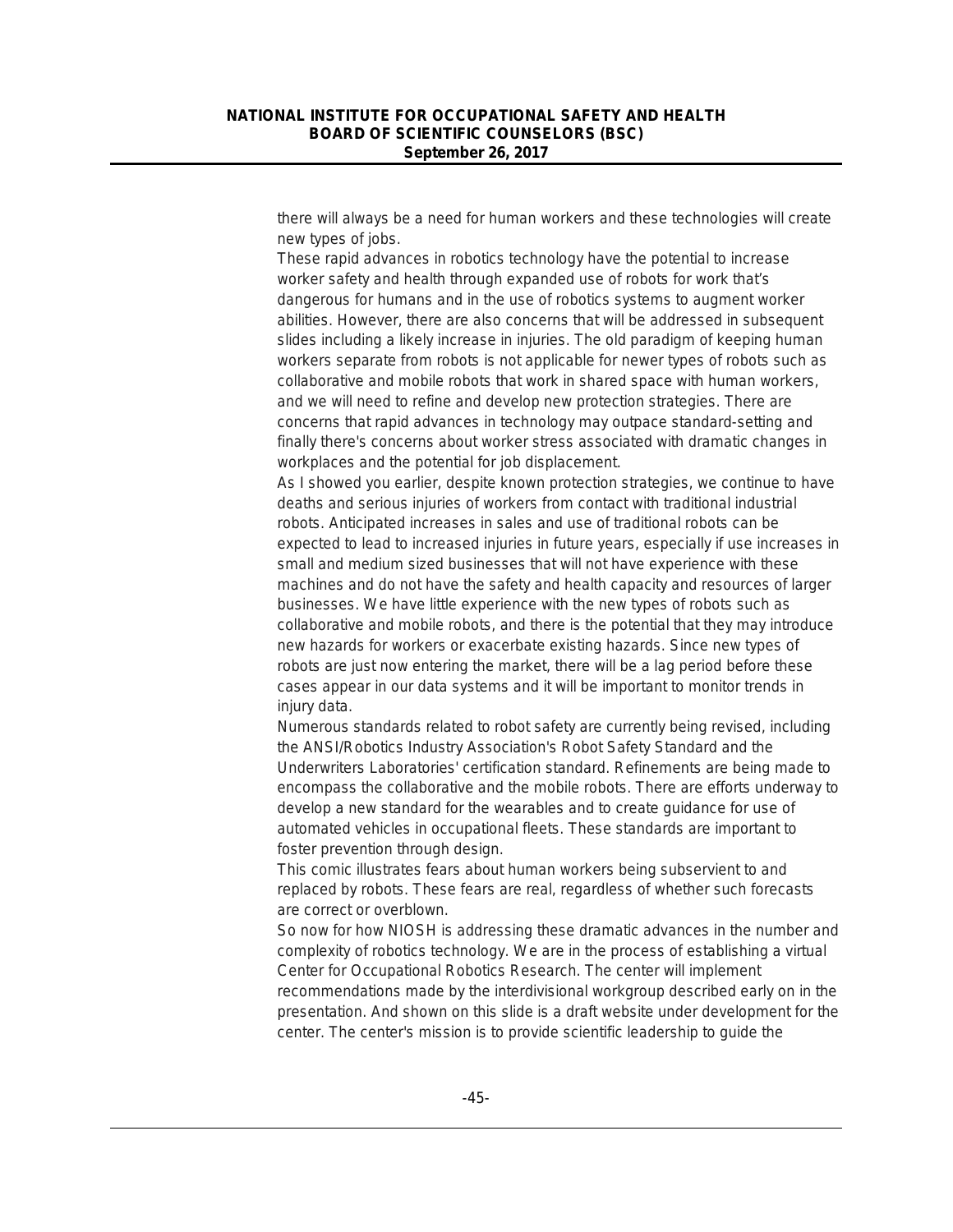there will always be a need for human workers and these technologies will create new types of jobs.

These rapid advances in robotics technology have the potential to increase worker safety and health through expanded use of robots for work that's dangerous for humans and in the use of robotics systems to augment worker abilities. However, there are also concerns that will be addressed in subsequent slides including a likely increase in injuries. The old paradigm of keeping human workers separate from robots is not applicable for newer types of robots such as collaborative and mobile robots that work in shared space with human workers, and we will need to refine and develop new protection strategies. There are concerns that rapid advances in technology may outpace standard-setting and finally there's concerns about worker stress associated with dramatic changes in workplaces and the potential for job displacement.

As I showed you earlier, despite known protection strategies, we continue to have deaths and serious injuries of workers from contact with traditional industrial robots. Anticipated increases in sales and use of traditional robots can be expected to lead to increased injuries in future years, especially if use increases in small and medium sized businesses that will not have experience with these machines and do not have the safety and health capacity and resources of larger businesses. We have little experience with the new types of robots such as collaborative and mobile robots, and there is the potential that they may introduce new hazards for workers or exacerbate existing hazards. Since new types of robots are just now entering the market, there will be a lag period before these cases appear in our data systems and it will be important to monitor trends in injury data.

Numerous standards related to robot safety are currently being revised, including the ANSI/Robotics Industry Association's Robot Safety Standard and the Underwriters Laboratories' certification standard. Refinements are being made to encompass the collaborative and the mobile robots. There are efforts underway to develop a new standard for the wearables and to create guidance for use of automated vehicles in occupational fleets. These standards are important to foster prevention through design.

This comic illustrates fears about human workers being subservient to and replaced by robots. These fears are real, regardless of whether such forecasts are correct or overblown.

So now for how NIOSH is addressing these dramatic advances in the number and complexity of robotics technology. We are in the process of establishing a virtual Center for Occupational Robotics Research. The center will implement recommendations made by the interdivisional workgroup described early on in the presentation. And shown on this slide is a draft website under development for the center. The center's mission is to provide scientific leadership to guide the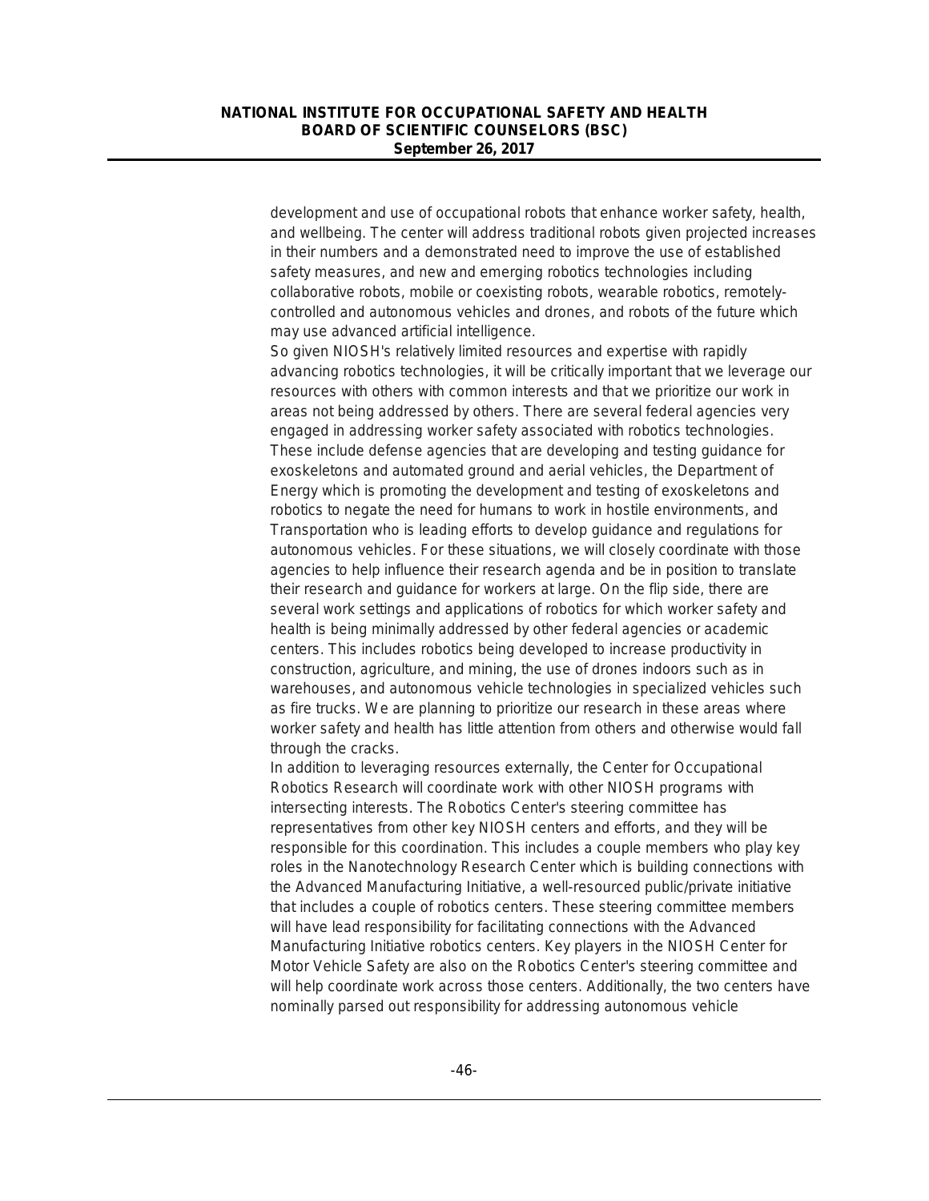development and use of occupational robots that enhance worker safety, health, and wellbeing. The center will address traditional robots given projected increases in their numbers and a demonstrated need to improve the use of established safety measures, and new and emerging robotics technologies including collaborative robots, mobile or coexisting robots, wearable robotics, remotely-controlled and autonomous vehicles and drones, and robots of the future which may use advanced artificial intelligence.

So given NIOSH's relatively limited resources and expertise with rapidly advancing robotics technologies, it will be critically important that we leverage our resources with others with common interests and that we prioritize our work in areas not being addressed by others. There are several federal agencies very engaged in addressing worker safety associated with robotics technologies. These include defense agencies that are developing and testing guidance for exoskeletons and automated ground and aerial vehicles, the Department of Energy which is promoting the development and testing of exoskeletons and robotics to negate the need for humans to work in hostile environments, and Transportation who is leading efforts to develop guidance and regulations for autonomous vehicles. For these situations, we will closely coordinate with those agencies to help influence their research agenda and be in position to translate their research and guidance for workers at large. On the flip side, there are several work settings and applications of robotics for which worker safety and health is being minimally addressed by other federal agencies or academic centers. This includes robotics being developed to increase productivity in construction, agriculture, and mining, the use of drones indoors such as in warehouses, and autonomous vehicle technologies in specialized vehicles such as fire trucks. We are planning to prioritize our research in these areas where worker safety and health has little attention from others and otherwise would fall through the cracks.

In addition to leveraging resources externally, the Center for Occupational Robotics Research will coordinate work with other NIOSH programs with intersecting interests. The Robotics Center's steering committee has representatives from other key NIOSH centers and efforts, and they will be responsible for this coordination. This includes a couple members who play key roles in the Nanotechnology Research Center which is building connections with the Advanced Manufacturing Initiative, a well-resourced public/private initiative that includes a couple of robotics centers. These steering committee members will have lead responsibility for facilitating connections with the Advanced Manufacturing Initiative robotics centers. Key players in the NIOSH Center for Motor Vehicle Safety are also on the Robotics Center's steering committee and will help coordinate work across those centers. Additionally, the two centers have nominally parsed out responsibility for addressing autonomous vehicle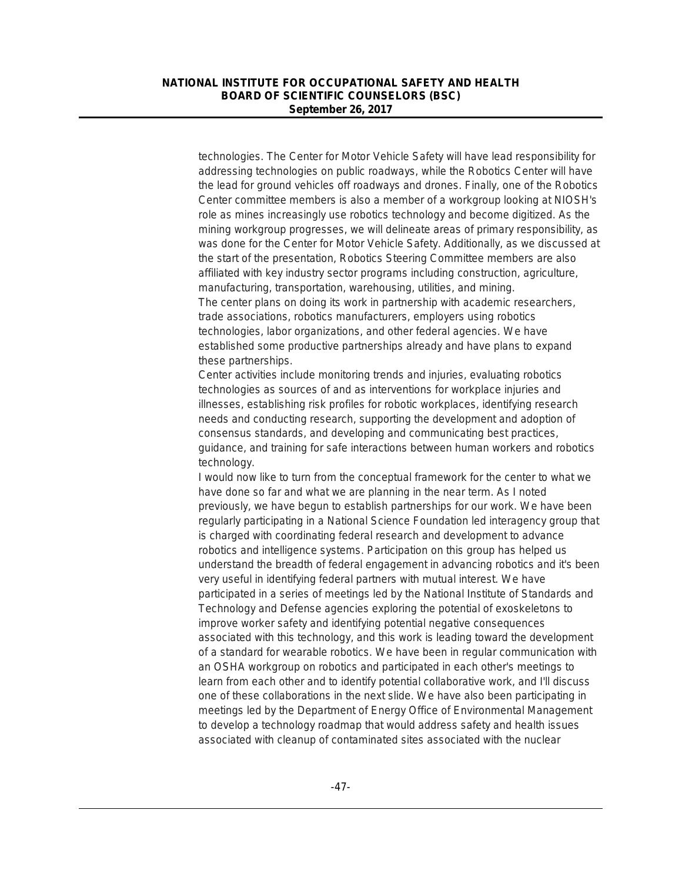technologies. The Center for Motor Vehicle Safety will have lead responsibility for addressing technologies on public roadways, while the Robotics Center will have the lead for ground vehicles off roadways and drones. Finally, one of the Robotics Center committee members is also a member of a workgroup looking at NIOSH's role as mines increasingly use robotics technology and become digitized. As the mining workgroup progresses, we will delineate areas of primary responsibility, as was done for the Center for Motor Vehicle Safety. Additionally, as we discussed at the start of the presentation, Robotics Steering Committee members are also affiliated with key industry sector programs including construction, agriculture, manufacturing, transportation, warehousing, utilities, and mining.

The center plans on doing its work in partnership with academic researchers, trade associations, robotics manufacturers, employers using robotics technologies, labor organizations, and other federal agencies. We have established some productive partnerships already and have plans to expand these partnerships.

Center activities include monitoring trends and injuries, evaluating robotics technologies as sources of and as interventions for workplace injuries and illnesses, establishing risk profiles for robotic workplaces, identifying research needs and conducting research, supporting the development and adoption of consensus standards, and developing and communicating best practices, guidance, and training for safe interactions between human workers and robotics technology.

I would now like to turn from the conceptual framework for the center to what we have done so far and what we are planning in the near term. As I noted previously, we have begun to establish partnerships for our work. We have been regularly participating in a National Science Foundation led interagency group that is charged with coordinating federal research and development to advance robotics and intelligence systems. Participation on this group has helped us understand the breadth of federal engagement in advancing robotics and it's been very useful in identifying federal partners with mutual interest. We have participated in a series of meetings led by the National Institute of Standards and Technology and Defense agencies exploring the potential of exoskeletons to improve worker safety and identifying potential negative consequences associated with this technology, and this work is leading toward the development of a standard for wearable robotics. We have been in regular communication with an OSHA workgroup on robotics and participated in each other's meetings to learn from each other and to identify potential collaborative work, and I'll discuss one of these collaborations in the next slide. We have also been participating in meetings led by the Department of Energy Office of Environmental Management to develop a technology roadmap that would address safety and health issues associated with cleanup of contaminated sites associated with the nuclear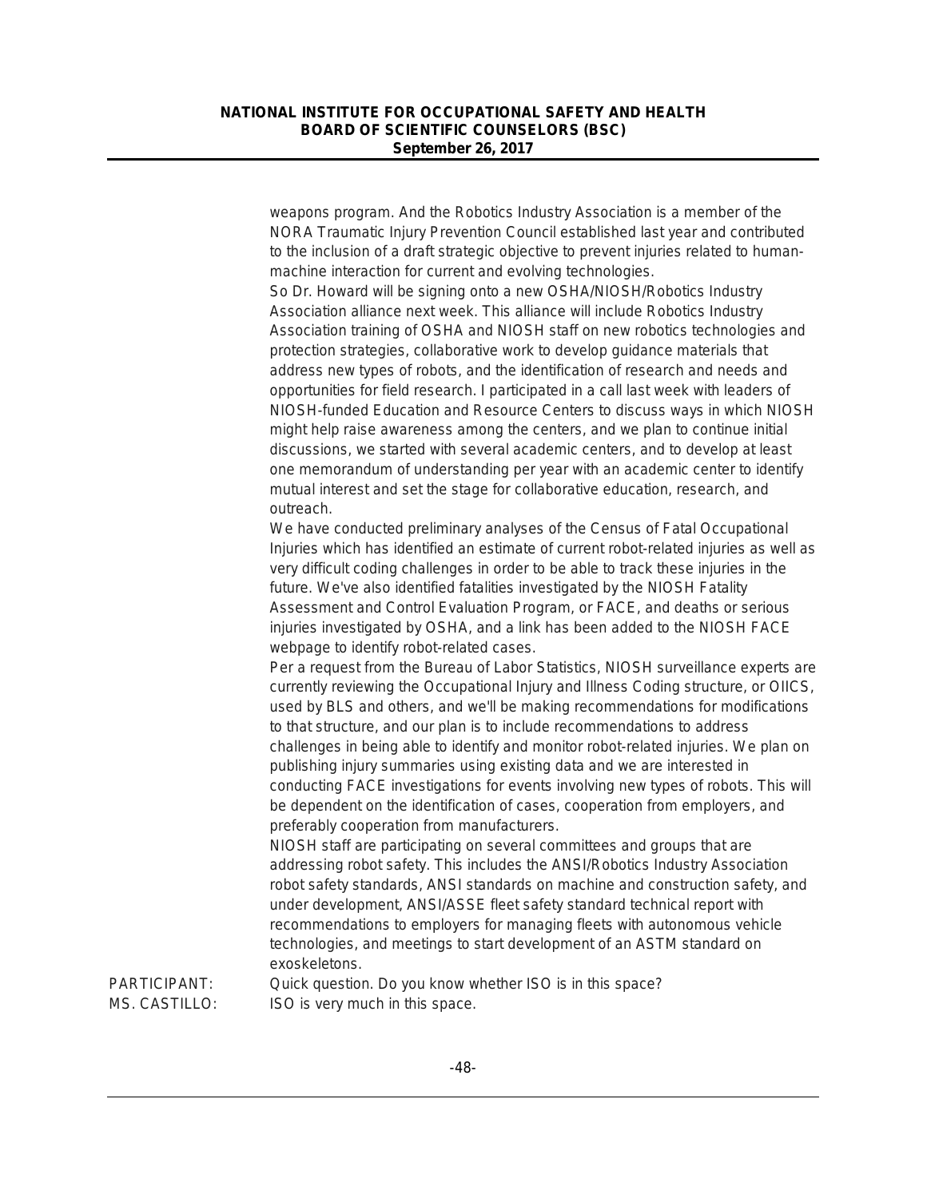weapons program. And the Robotics Industry Association is a member of the NORA Traumatic Injury Prevention Council established last year and contributed to the inclusion of a draft strategic objective to prevent injuries related to human-machine interaction for current and evolving technologies.

So Dr. Howard will be signing onto a new OSHA/NIOSH/Robotics Industry Association alliance next week. This alliance will include Robotics Industry Association training of OSHA and NIOSH staff on new robotics technologies and protection strategies, collaborative work to develop guidance materials that address new types of robots, and the identification of research and needs and opportunities for field research. I participated in a call last week with leaders of NIOSH-funded Education and Resource Centers to discuss ways in which NIOSH might help raise awareness among the centers, and we plan to continue initial discussions, we started with several academic centers, and to develop at least one memorandum of understanding per year with an academic center to identify mutual interest and set the stage for collaborative education, research, and outreach.

We have conducted preliminary analyses of the Census of Fatal Occupational Injuries which has identified an estimate of current robot-related injuries as well as very difficult coding challenges in order to be able to track these injuries in the future. We've also identified fatalities investigated by the NIOSH Fatality Assessment and Control Evaluation Program, or FACE, and deaths or serious injuries investigated by OSHA, and a link has been added to the NIOSH FACE webpage to identify robot-related cases.

Per a request from the Bureau of Labor Statistics, NIOSH surveillance experts are currently reviewing the Occupational Injury and Illness Coding structure, or OIICS, used by BLS and others, and we'll be making recommendations for modifications to that structure, and our plan is to include recommendations to address challenges in being able to identify and monitor robot-related injuries. We plan on publishing injury summaries using existing data and we are interested in conducting FACE investigations for events involving new types of robots. This will be dependent on the identification of cases, cooperation from employers, and preferably cooperation from manufacturers.

NIOSH staff are participating on several committees and groups that are addressing robot safety. This includes the ANSI/Robotics Industry Association robot safety standards, ANSI standards on machine and construction safety, and under development, ANSI/ASSE fleet safety standard technical report with recommendations to employers for managing fleets with autonomous vehicle technologies, and meetings to start development of an ASTM standard on exoskeletons.

PARTICIPANT: Quick question. Do you know whether ISO is in this space?

MS. CASTILLO: ISO is very much in this space.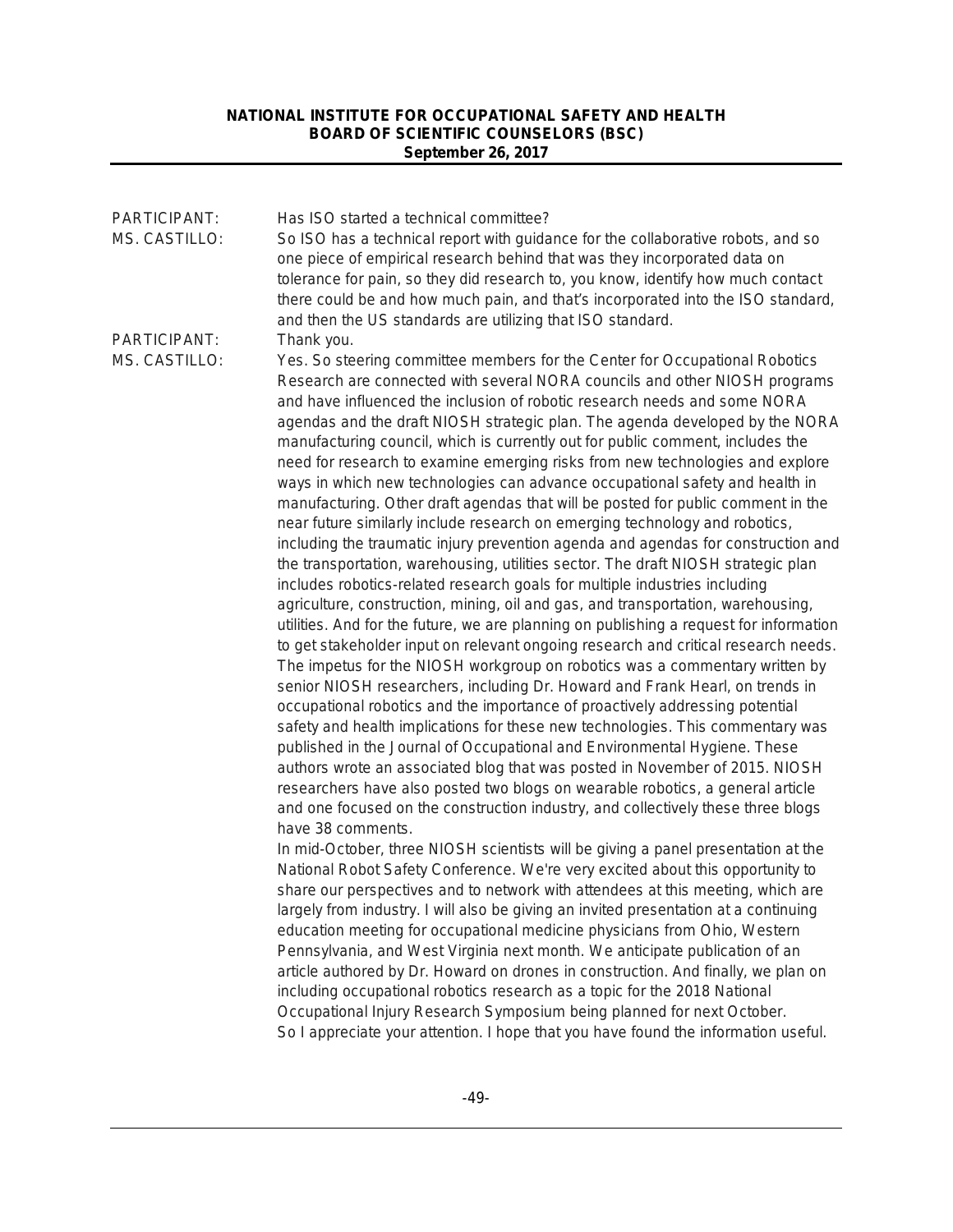PARTICIPANT: Has ISO started a technical committee?

MS. CASTILLO: So ISO has a technical report with guidance for the collaborative robots, and so one piece of empirical research behind that was they incorporated data on tolerance for pain, so they did research to, you know, identify how much contact there could be and how much pain, and that's incorporated into the ISO standard, and then the US standards are utilizing that ISO standard.

PARTICIPANT: Thank you.

MS. CASTILLO: Yes. So steering committee members for the Center for Occupational Robotics Research are connected with several NORA councils and other NIOSH programs and have influenced the inclusion of robotic research needs and some NORA agendas and the draft NIOSH strategic plan. The agenda developed by the NORA manufacturing council, which is currently out for public comment, includes the need for research to examine emerging risks from new technologies and explore ways in which new technologies can advance occupational safety and health in manufacturing. Other draft agendas that will be posted for public comment in the near future similarly include research on emerging technology and robotics, including the traumatic injury prevention agenda and agendas for construction and the transportation, warehousing, utilities sector. The draft NIOSH strategic plan includes robotics-related research goals for multiple industries including agriculture, construction, mining, oil and gas, and transportation, warehousing, utilities. And for the future, we are planning on publishing a request for information to get stakeholder input on relevant ongoing research and critical research needs. The impetus for the NIOSH workgroup on robotics was a commentary written by senior NIOSH researchers, including Dr. Howard and Frank Hearl, on trends in occupational robotics and the importance of proactively addressing potential safety and health implications for these new technologies. This commentary was published in the Journal of Occupational and Environmental Hygiene. These authors wrote an associated blog that was posted in November of 2015. NIOSH researchers have also posted two blogs on wearable robotics, a general article and one focused on the construction industry, and collectively these three blogs have 38 comments.

In mid-October, three NIOSH scientists will be giving a panel presentation at the National Robot Safety Conference. We're very excited about this opportunity to share our perspectives and to network with attendees at this meeting, which are largely from industry. I will also be giving an invited presentation at a continuing education meeting for occupational medicine physicians from Ohio, Western Pennsylvania, and West Virginia next month. We anticipate publication of an article authored by Dr. Howard on drones in construction. And finally, we plan on including occupational robotics research as a topic for the 2018 National Occupational Injury Research Symposium being planned for next October.

So I appreciate your attention. I hope that you have found the information useful.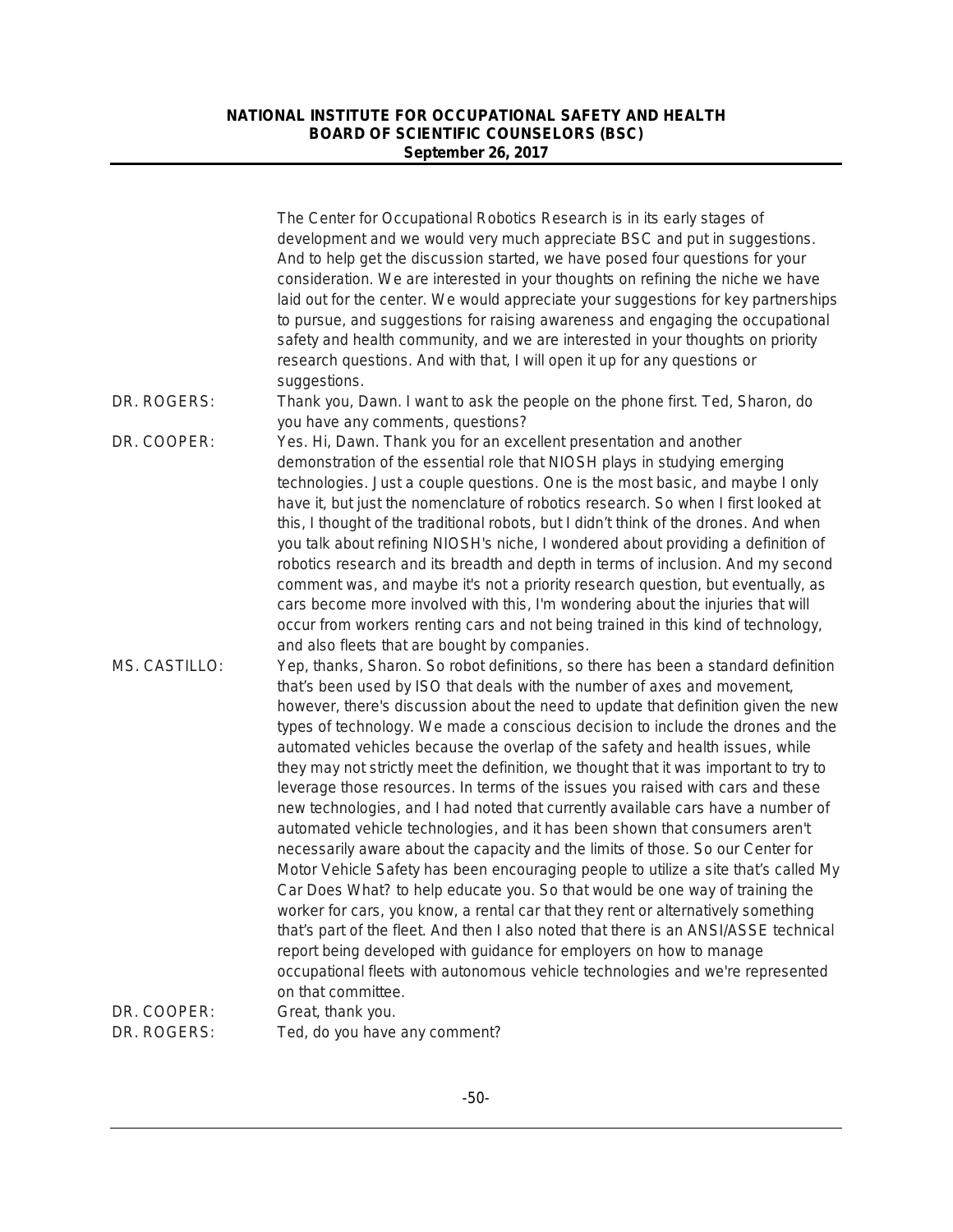The Center for Occupational Robotics Research is in its early stages of development and we would very much appreciate BSC and put in suggestions. And to help get the discussion started, we have posed four questions for your consideration. We are interested in your thoughts on refining the niche we have laid out for the center. We would appreciate your suggestions for key partnerships to pursue, and suggestions for raising awareness and engaging the occupational safety and health community, and we are interested in your thoughts on priority research questions. And with that, I will open it up for any questions or suggestions.

DR. ROGERS: Thank you, Dawn. I want to ask the people on the phone first. Ted, Sharon, do you have any comments, questions?

DR. COOPER: Yes. Hi, Dawn. Thank you for an excellent presentation and another demonstration of the essential role that NIOSH plays in studying emerging technologies. Just a couple questions. One is the most basic, and maybe I only have it, but just the nomenclature of robotics research. So when I first looked at this, I thought of the traditional robots, but I didn't think of the drones. And when you talk about refining NIOSH's niche, I wondered about providing a definition of robotics research and its breadth and depth in terms of inclusion. And my second comment was, and maybe it's not a priority research question, but eventually, as cars become more involved with this, I'm wondering about the injuries that will occur from workers renting cars and not being trained in this kind of technology, and also fleets that are bought by companies.

MS. CASTILLO: Yep, thanks, Sharon. So robot definitions, so there has been a standard definition that's been used by ISO that deals with the number of axes and movement, however, there's discussion about the need to update that definition given the new types of technology. We made a conscious decision to include the drones and the automated vehicles because the overlap of the safety and health issues, while they may not strictly meet the definition, we thought that it was important to try to leverage those resources. In terms of the issues you raised with cars and these new technologies, and I had noted that currently available cars have a number of automated vehicle technologies, and it has been shown that consumers aren't necessarily aware about the capacity and the limits of those. So our Center for Motor Vehicle Safety has been encouraging people to utilize a site that's called My Car Does What? to help educate you. So that would be one way of training the worker for cars, you know, a rental car that they rent or alternatively something that's part of the fleet. And then I also noted that there is an ANSI/ASSE technical report being developed with guidance for employers on how to manage occupational fleets with autonomous vehicle technologies and we're represented on that committee.

DR. COOPER: Great, thank you.

DR. ROGERS: Ted, do you have any comment?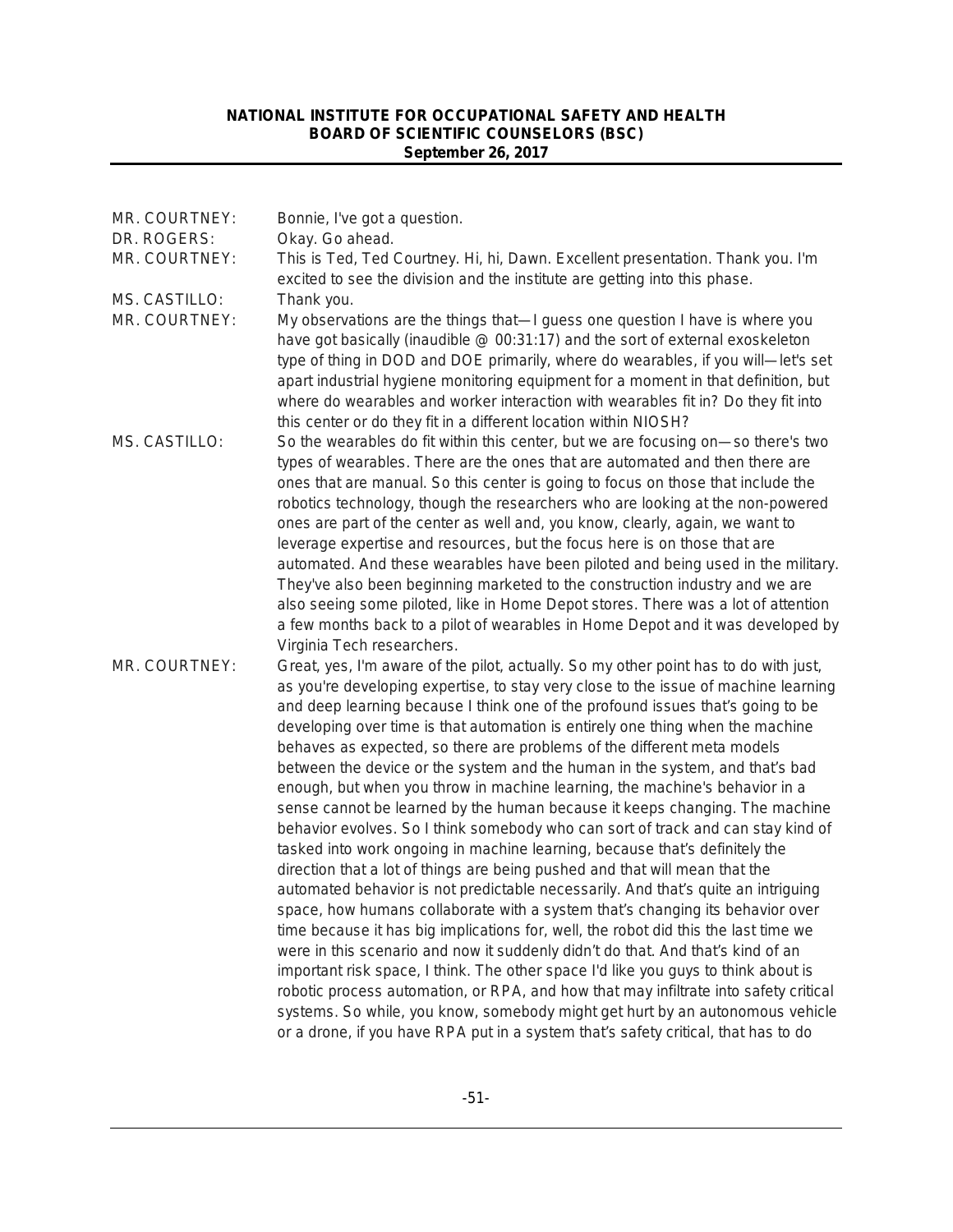MR. COURTNEY: Bonnie, I've got a question.

DR. ROGERS: Okay. Go ahead.

MR. COURTNEY: This is Ted, Ted Courtney. Hi, hi, Dawn. Excellent presentation. Thank you. I'm excited to see the division and the institute are getting into this phase.

MS. CASTILLO: Thank you.

MR. COURTNEY: My observations are the things that—I guess one question I have is where you have got basically (inaudible @ 00:31:17) and the sort of external exoskeleton type of thing in DOD and DOE primarily, where do wearables, if you will—let's set apart industrial hygiene monitoring equipment for a moment in that definition, but where do wearables and worker interaction with wearables fit in? Do they fit into this center or do they fit in a different location within NIOSH?

MS. CASTILLO: So the wearables do fit within this center, but we are focusing on—so there's two types of wearables. There are the ones that are automated and then there are ones that are manual. So this center is going to focus on those that include the robotics technology, though the researchers who are looking at the non-powered ones are part of the center as well and, you know, clearly, again, we want to leverage expertise and resources, but the focus here is on those that are automated. And these wearables have been piloted and being used in the military. They've also been beginning marketed to the construction industry and we are also seeing some piloted, like in Home Depot stores. There was a lot of attention a few months back to a pilot of wearables in Home Depot and it was developed by Virginia Tech researchers.

MR. COURTNEY: Great, yes, I'm aware of the pilot, actually. So my other point has to do with just, as you're developing expertise, to stay very close to the issue of machine learning and deep learning because I think one of the profound issues that's going to be developing over time is that automation is entirely one thing when the machine behaves as expected, so there are problems of the different meta models between the device or the system and the human in the system, and that's bad enough, but when you throw in machine learning, the machine's behavior in a sense cannot be learned by the human because it keeps changing. The machine behavior evolves. So I think somebody who can sort of track and can stay kind of tasked into work ongoing in machine learning, because that's definitely the direction that a lot of things are being pushed and that will mean that the automated behavior is not predictable necessarily. And that's quite an intriguing space, how humans collaborate with a system that's changing its behavior over time because it has big implications for, well, the robot did this the last time we were in this scenario and now it suddenly didn't do that. And that's kind of an important risk space, I think. The other space I'd like you guys to think about is robotic process automation, or RPA, and how that may infiltrate into safety critical systems. So while, you know, somebody might get hurt by an autonomous vehicle or a drone, if you have RPA put in a system that's safety critical, that has to do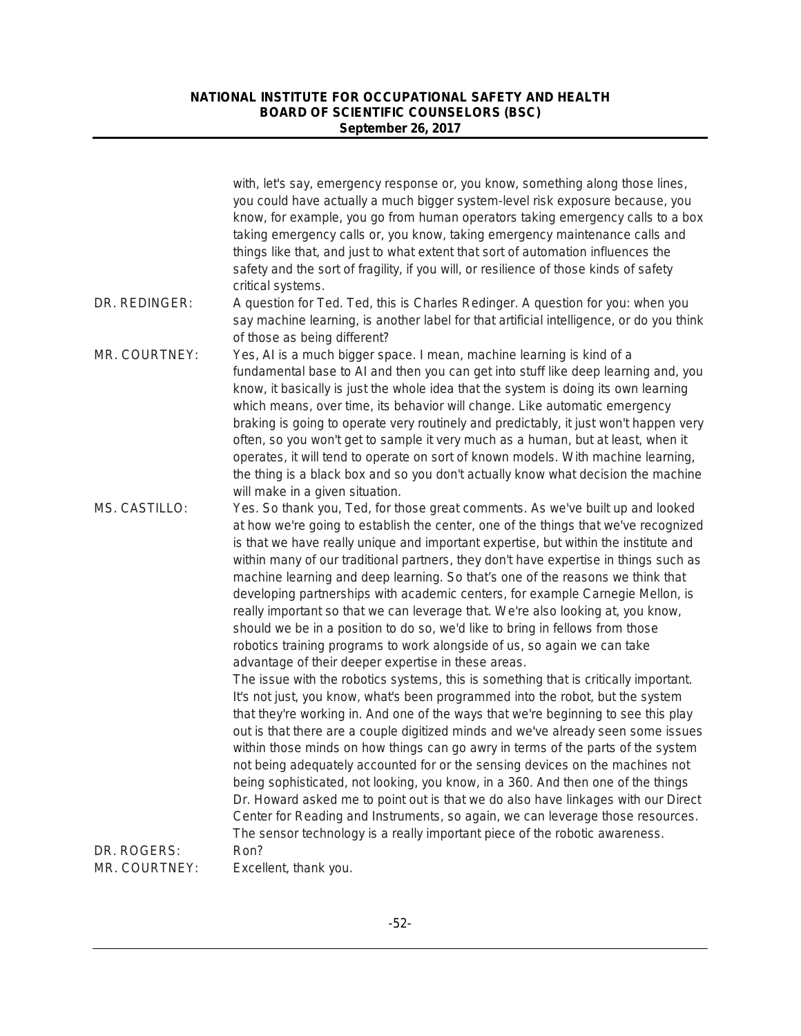with, let's say, emergency response or, you know, something along those lines, you could have actually a much bigger system-level risk exposure because, you know, for example, you go from human operators taking emergency calls to a box taking emergency calls or, you know, taking emergency maintenance calls and things like that, and just to what extent that sort of automation influences the safety and the sort of fragility, if you will, or resilience of those kinds of safety critical systems.

**DR. REDINGER:** A question for Ted. Ted, this is Charles Redinger. A question for you: when you say machine learning, is another label for that artificial intelligence, or do you think of those as being different?

**MR. COURTNEY:** Yes, AI is a much bigger space. I mean, machine learning is kind of a fundamental base to AI and then you can get into stuff like deep learning and, you know, it basically is just the whole idea that the system is doing its own learning which means, over time, its behavior will change. Like automatic emergency braking is going to operate very routinely and predictably, it just won't happen very often, so you won't get to sample it very much as a human, but at least, when it operates, it will tend to operate on sort of known models. With machine learning, the thing is a black box and so you don't actually know what decision the machine will make in a given situation.

**MS. CASTILLO:** Yes. So thank you, Ted, for those great comments. As we've built up and looked at how we're going to establish the center, one of the things that we've recognized is that we have really unique and important expertise, but within the institute and within many of our traditional partners, they don't have expertise in things such as machine learning and deep learning. So that's one of the reasons we think that developing partnerships with academic centers, for example Carnegie Mellon, is really important so that we can leverage that. We're also looking at, you know, should we be in a position to do so, we'd like to bring in fellows from those robotics training programs to work alongside of us, so again we can take advantage of their deeper expertise in these areas.

The issue with the robotics systems, this is something that is critically important. It's not just, you know, what's been programmed into the robot, but the system that they're working in. And one of the ways that we're beginning to see this play out is that there are a couple digitized minds and we've already seen some issues within those minds on how things can go awry in terms of the parts of the system not being adequately accounted for or the sensing devices on the machines not being sophisticated, not looking, you know, in a 360. And then one of the things Dr. Howard asked me to point out is that we do also have linkages with our Direct Center for Reading and Instruments, so again, we can leverage those resources. The sensor technology is a really important piece of the robotic awareness.

**DR. ROGERS:** Ron?

**MR. COURTNEY:** Excellent, thank you.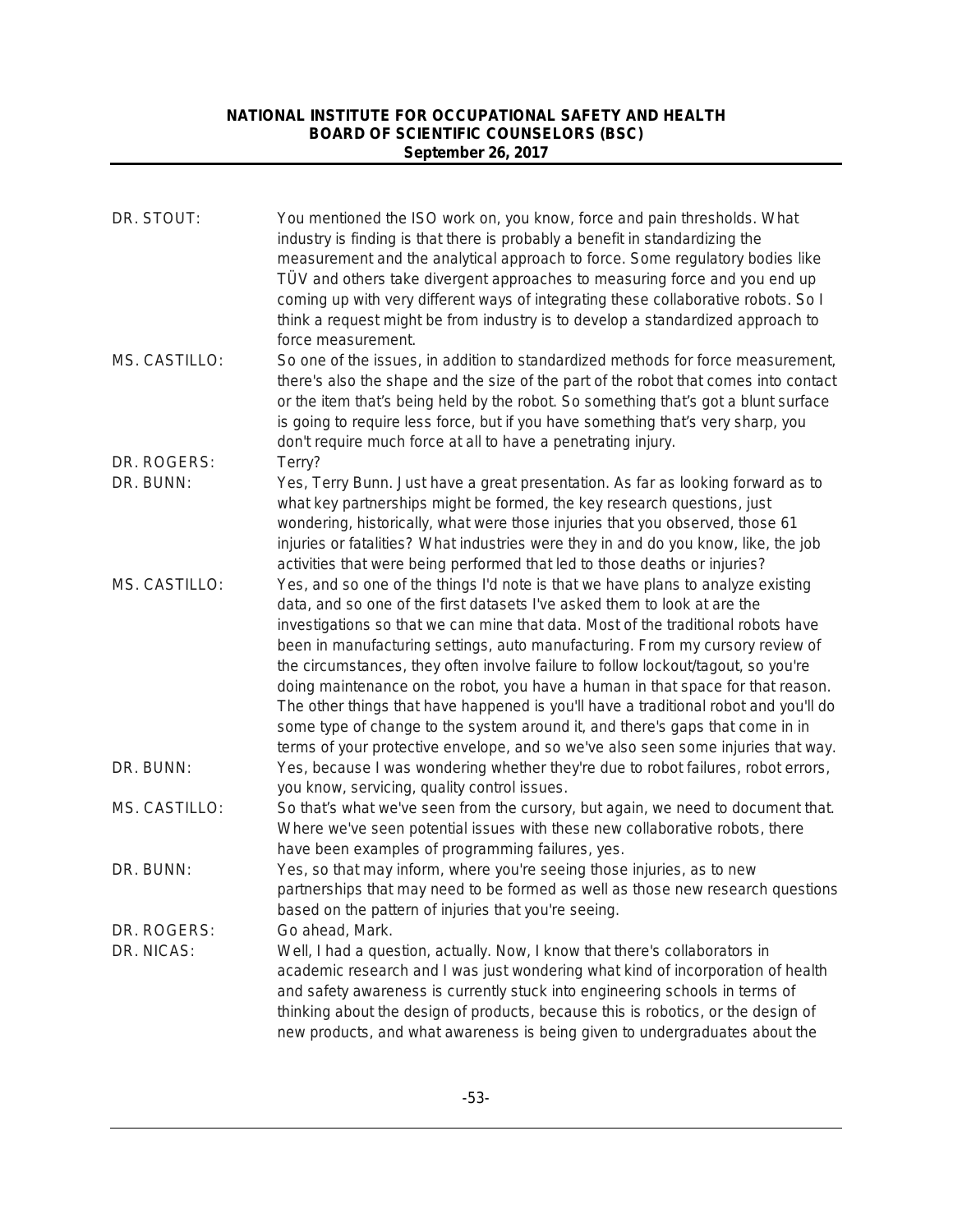**DR. STOUT:** You mentioned the ISO work on, you know, force and pain thresholds. What industry is finding is that there is probably a benefit in standardizing the measurement and the analytical approach to force. Some regulatory bodies like TÜV and others take divergent approaches to measuring force and you end up coming up with very different ways of integrating these collaborative robots. So I think a request might be from industry is to develop a standardized approach to force measurement.

**MS. CASTILLO:** So one of the issues, in addition to standardized methods for force measurement, there's also the shape and the size of the part of the robot that comes into contact or the item that's being held by the robot. So something that's got a blunt surface is going to require less force, but if you have something that's very sharp, you don't require much force at all to have a penetrating injury.

**DR. ROGERS:** Terry?

**DR. BUNN:** Yes, Terry Bunn. Just have a great presentation. As far as looking forward as to what key partnerships might be formed, the key research questions, just wondering, historically, what were those injuries that you observed, those 61 injuries or fatalities? What industries were they in and do you know, like, the job activities that were being performed that led to those deaths or injuries?

**MS. CASTILLO:** Yes, and so one of the things I'd note is that we have plans to analyze existing data, and so one of the first datasets I've asked them to look at are the investigations so that we can mine that data. Most of the traditional robots have been in manufacturing settings, auto manufacturing. From my cursory review of the circumstances, they often involve failure to follow lockout/tagout, so you're doing maintenance on the robot, you have a human in that space for that reason. The other things that have happened is you'll have a traditional robot and you'll do some type of change to the system around it, and there's gaps that come in in terms of your protective envelope, and so we've also seen some injuries that way.

**DR. BUNN:** Yes, because I was wondering whether they're due to robot failures, robot errors, you know, servicing, quality control issues.

**MS. CASTILLO:** So that's what we've seen from the cursory, but again, we need to document that. Where we've seen potential issues with these new collaborative robots, there have been examples of programming failures, yes.

**DR. BUNN:** Yes, so that may inform, where you're seeing those injuries, as to new partnerships that may need to be formed as well as those new research questions based on the pattern of injuries that you're seeing.

**DR. ROGERS:** Go ahead, Mark.

**DR. NICAS:** Well, I had a question, actually. Now, I know that there's collaborators in academic research and I was just wondering what kind of incorporation of health and safety awareness is currently stuck into engineering schools in terms of thinking about the design of products, because this is robotics, or the design of new products, and what awareness is being given to undergraduates about the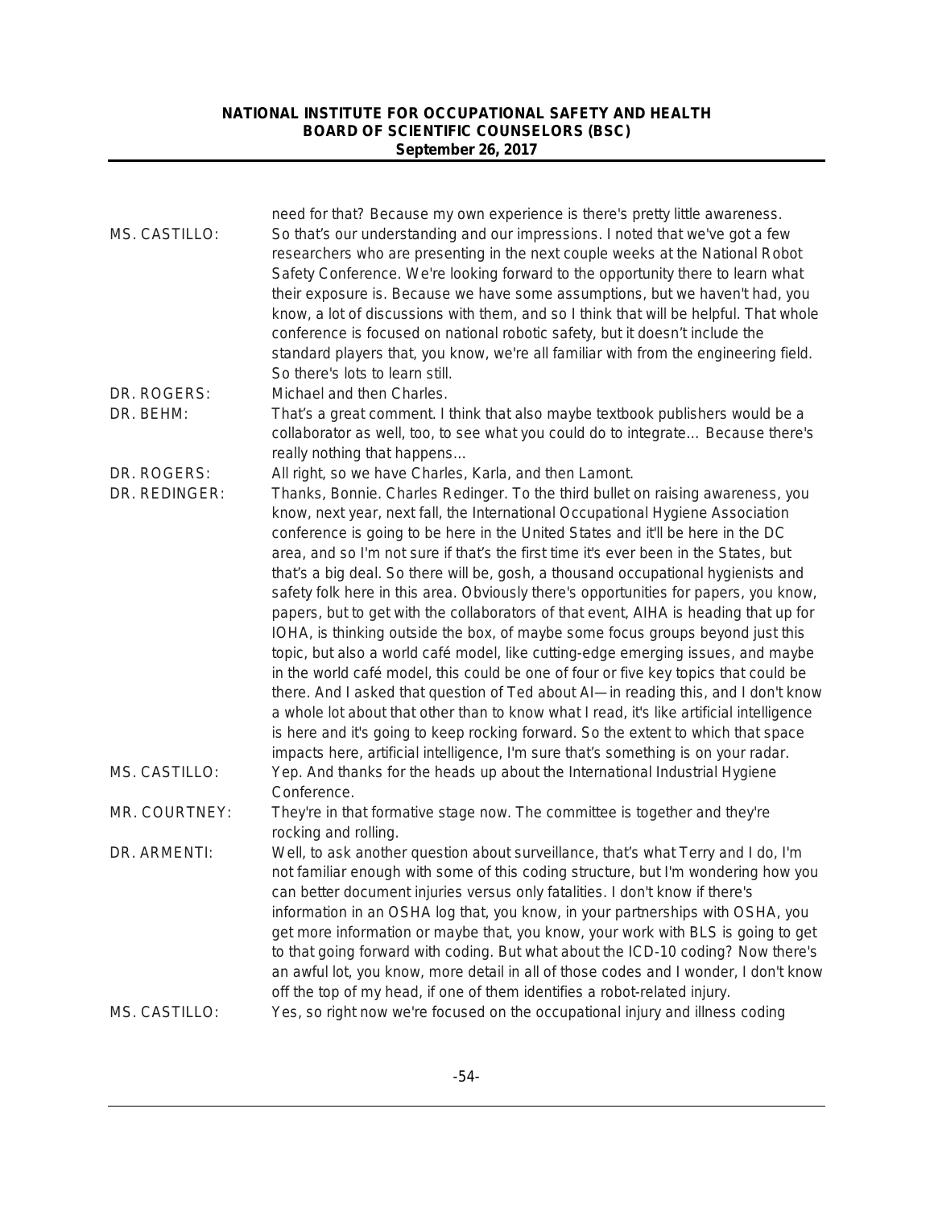need for that? Because my own experience is there's pretty little awareness.

MS. CASTILLO: So that's our understanding and our impressions. I noted that we've got a few researchers who are presenting in the next couple weeks at the National Robot Safety Conference. We're looking forward to the opportunity there to learn what their exposure is. Because we have some assumptions, but we haven't had, you know, a lot of discussions with them, and so I think that will be helpful. That whole conference is focused on national robotic safety, but it doesn't include the standard players that, you know, we're all familiar with from the engineering field. So there's lots to learn still.

DR. ROGERS: Michael and then Charles.

DR. BEHM: That's a great comment. I think that also maybe textbook publishers would be a collaborator as well, too, to see what you could do to integrate… Because there's really nothing that happens…

DR. ROGERS: All right, so we have Charles, Karla, and then Lamont.

DR. REDINGER: Thanks, Bonnie. Charles Redinger. To the third bullet on raising awareness, you know, next year, next fall, the International Occupational Hygiene Association conference is going to be here in the United States and it'll be here in the DC area, and so I'm not sure if that's the first time it's ever been in the States, but that's a big deal. So there will be, gosh, a thousand occupational hygienists and safety folk here in this area. Obviously there's opportunities for papers, you know, papers, but to get with the collaborators of that event, AIHA is heading that up for IOHA, is thinking outside the box, of maybe some focus groups beyond just this topic, but also a world café model, like cutting-edge emerging issues, and maybe in the world café model, this could be one of four or five key topics that could be there. And I asked that question of Ted about AI—in reading this, and I don't know a whole lot about that other than to know what I read, it's like artificial intelligence is here and it's going to keep rocking forward. So the extent to which that space impacts here, artificial intelligence, I'm sure that's something is on your radar.

MS. CASTILLO: Yep. And thanks for the heads up about the International Industrial Hygiene Conference.

MR. COURTNEY: They're in that formative stage now. The committee is together and they're rocking and rolling.

DR. ARMENTI: Well, to ask another question about surveillance, that's what Terry and I do, I'm not familiar enough with some of this coding structure, but I'm wondering how you can better document injuries versus only fatalities. I don't know if there's information in an OSHA log that, you know, in your partnerships with OSHA, you get more information or maybe that, you know, your work with BLS is going to get to that going forward with coding. But what about the ICD-10 coding? Now there's an awful lot, you know, more detail in all of those codes and I wonder, I don't know off the top of my head, if one of them identifies a robot-related injury.

MS. CASTILLO: Yes, so right now we're focused on the occupational injury and illness coding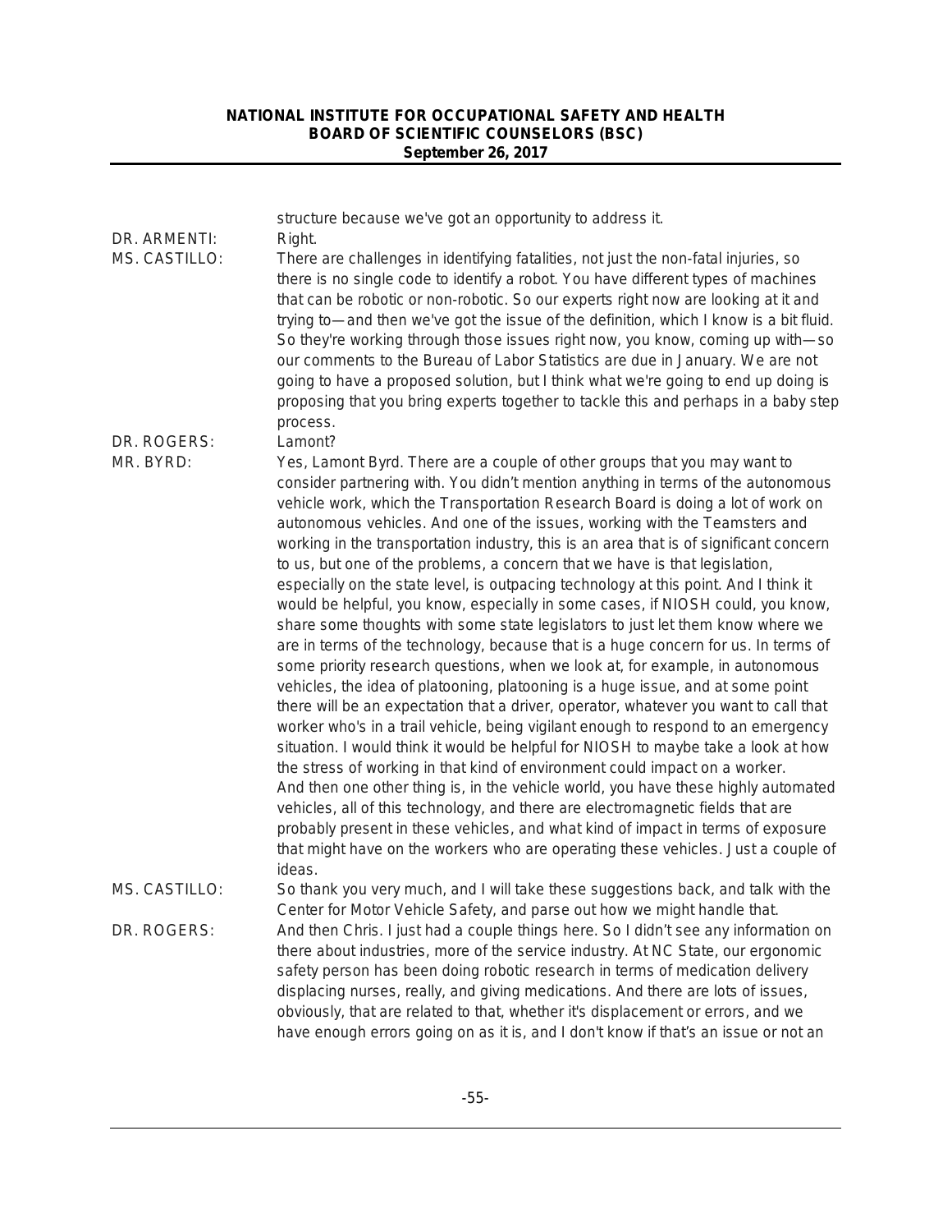structure because we've got an opportunity to address it.

**DR. ARMENTI:** Right.

**MS. CASTILLO:** There are challenges in identifying fatalities, not just the non-fatal injuries, so there is no single code to identify a robot. You have different types of machines that can be robotic or non-robotic. So our experts right now are looking at it and trying to—and then we've got the issue of the definition, which I know is a bit fluid. So they're working through those issues right now, you know, coming up with—so our comments to the Bureau of Labor Statistics are due in January. We are not going to have a proposed solution, but I think what we're going to end up doing is proposing that you bring experts together to tackle this and perhaps in a baby step process.

**DR. ROGERS:** Lamont?

**MR. BYRD:** Yes, Lamont Byrd. There are a couple of other groups that you may want to consider partnering with. You didn't mention anything in terms of the autonomous vehicle work, which the Transportation Research Board is doing a lot of work on autonomous vehicles. And one of the issues, working with the Teamsters and working in the transportation industry, this is an area that is of significant concern to us, but one of the problems, a concern that we have is that legislation, especially on the state level, is outpacing technology at this point. And I think it would be helpful, you know, especially in some cases, if NIOSH could, you know, share some thoughts with some state legislators to just let them know where we are in terms of the technology, because that is a huge concern for us. In terms of some priority research questions, when we look at, for example, in autonomous vehicles, the idea of platooning, platooning is a huge issue, and at some point there will be an expectation that a driver, operator, whatever you want to call that worker who's in a trail vehicle, being vigilant enough to respond to an emergency situation. I would think it would be helpful for NIOSH to maybe take a look at how the stress of working in that kind of environment could impact on a worker. And then one other thing is, in the vehicle world, you have these highly automated vehicles, all of this technology, and there are electromagnetic fields that are probably present in these vehicles, and what kind of impact in terms of exposure that might have on the workers who are operating these vehicles. Just a couple of ideas.

**MS. CASTILLO:** So thank you very much, and I will take these suggestions back, and talk with the Center for Motor Vehicle Safety, and parse out how we might handle that.

**DR. ROGERS:** And then Chris. I just had a couple things here. So I didn't see any information on there about industries, more of the service industry. At NC State, our ergonomic safety person has been doing robotic research in terms of medication delivery displacing nurses, really, and giving medications. And there are lots of issues, obviously, that are related to that, whether it's displacement or errors, and we have enough errors going on as it is, and I don't know if that's an issue or not an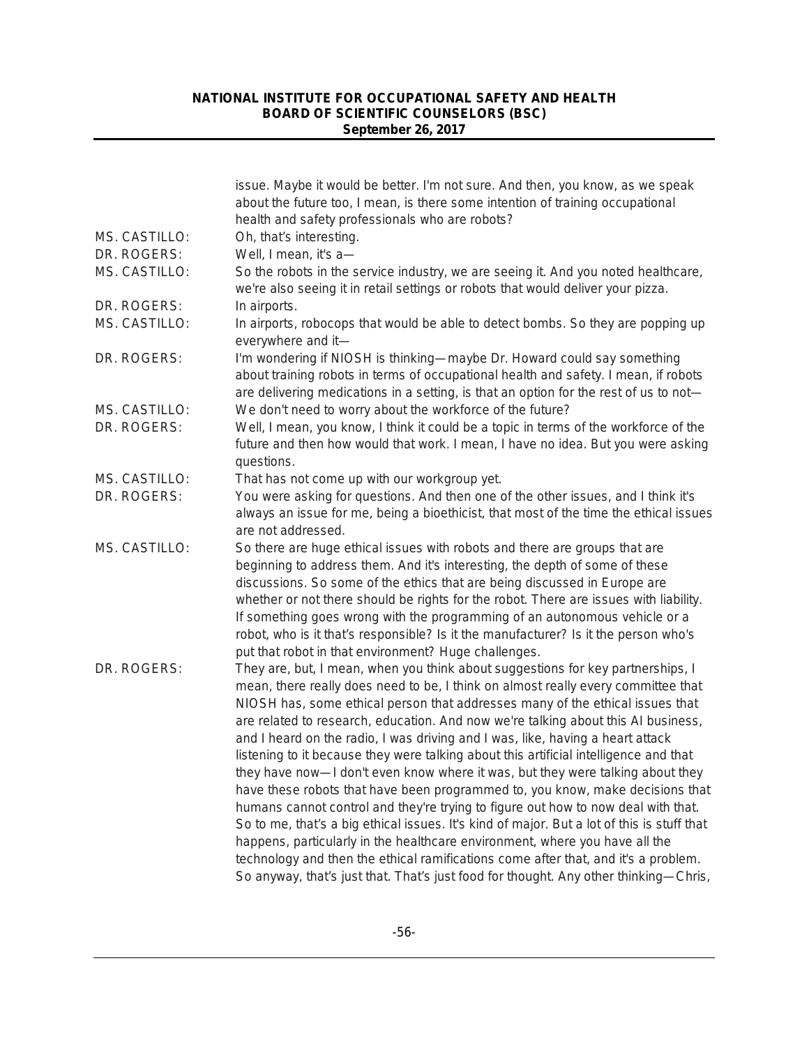issue. Maybe it would be better. I'm not sure. And then, you know, as we speak about the future too, I mean, is there some intention of training occupational health and safety professionals who are robots?

MS. CASTILLO: Oh, that's interesting.

DR. ROGERS: Well, I mean, it's a—

MS. CASTILLO: So the robots in the service industry, we are seeing it. And you noted healthcare, we're also seeing it in retail settings or robots that would deliver your pizza.

DR. ROGERS: In airports.

MS. CASTILLO: In airports, robocops that would be able to detect bombs. So they are popping up everywhere and it—

DR. ROGERS: I'm wondering if NIOSH is thinking—maybe Dr. Howard could say something about training robots in terms of occupational health and safety. I mean, if robots are delivering medications in a setting, is that an option for the rest of us to not—

MS. CASTILLO: We don't need to worry about the workforce of the future?

DR. ROGERS: Well, I mean, you know, I think it could be a topic in terms of the workforce of the future and then how would that work. I mean, I have no idea. But you were asking questions.

MS. CASTILLO: That has not come up with our workgroup yet.

DR. ROGERS: You were asking for questions. And then one of the other issues, and I think it's always an issue for me, being a bioethicist, that most of the time the ethical issues are not addressed.

MS. CASTILLO: So there are huge ethical issues with robots and there are groups that are beginning to address them. And it's interesting, the depth of some of these discussions. So some of the ethics that are being discussed in Europe are whether or not there should be rights for the robot. There are issues with liability. If something goes wrong with the programming of an autonomous vehicle or a robot, who is it that's responsible? Is it the manufacturer? Is it the person who's put that robot in that environment? Huge challenges.

DR. ROGERS: They are, but, I mean, when you think about suggestions for key partnerships, I mean, there really does need to be, I think on almost really every committee that NIOSH has, some ethical person that addresses many of the ethical issues that are related to research, education. And now we're talking about this AI business, and I heard on the radio, I was driving and I was, like, having a heart attack listening to it because they were talking about this artificial intelligence and that they have now—I don't even know where it was, but they were talking about they have these robots that have been programmed to, you know, make decisions that humans cannot control and they're trying to figure out how to now deal with that. So to me, that's a big ethical issues. It's kind of major. But a lot of this is stuff that happens, particularly in the healthcare environment, where you have all the technology and then the ethical ramifications come after that, and it's a problem. So anyway, that's just that. That's just food for thought. Any other thinking—Chris,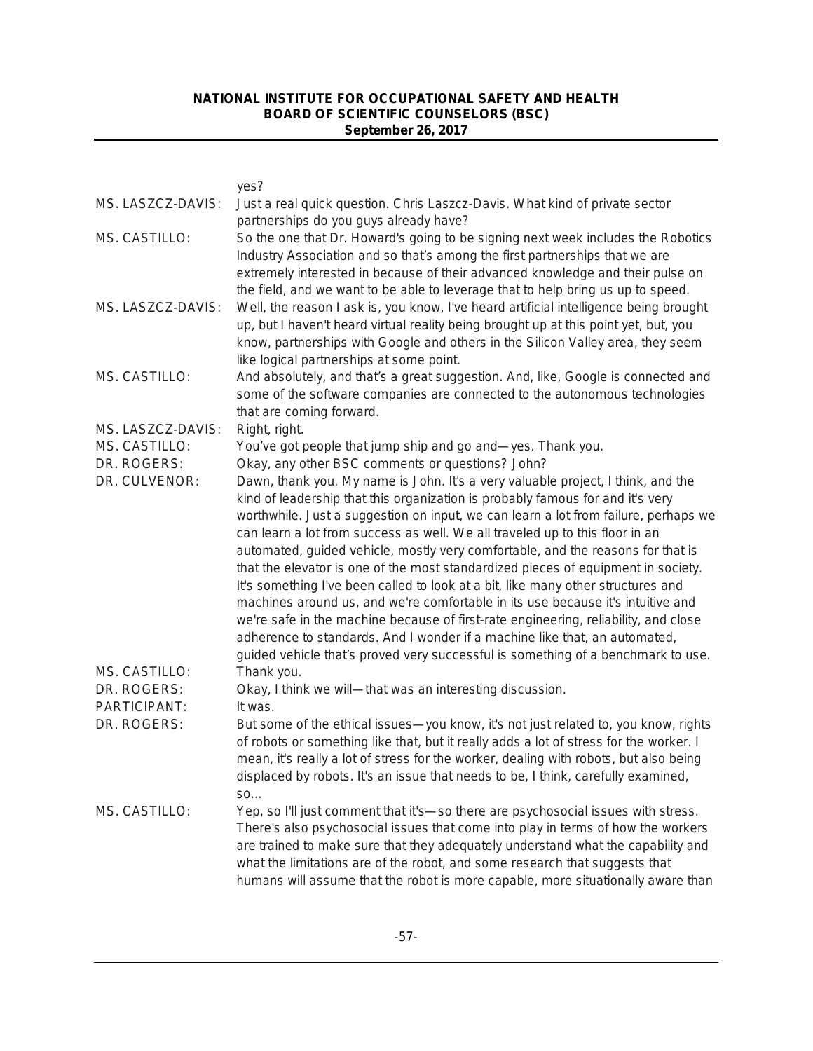yes?

MS. LASZCZ-DAVIS: Just a real quick question. Chris Laszcz-Davis. What kind of private sector partnerships do you guys already have?

MS. CASTILLO: So the one that Dr. Howard's going to be signing next week includes the Robotics Industry Association and so that's among the first partnerships that we are extremely interested in because of their advanced knowledge and their pulse on the field, and we want to be able to leverage that to help bring us up to speed.

MS. LASZCZ-DAVIS: Well, the reason I ask is, you know, I've heard artificial intelligence being brought up, but I haven't heard virtual reality being brought up at this point yet, but, you know, partnerships with Google and others in the Silicon Valley area, they seem like logical partnerships at some point.

MS. CASTILLO: And absolutely, and that's a great suggestion. And, like, Google is connected and some of the software companies are connected to the autonomous technologies that are coming forward.

MS. LASZCZ-DAVIS: Right, right.

MS. CASTILLO: You've got people that jump ship and go and—yes. Thank you.

DR. ROGERS: Okay, any other BSC comments or questions? John?

DR. CULVENOR: Dawn, thank you. My name is John. It's a very valuable project, I think, and the kind of leadership that this organization is probably famous for and it's very worthwhile. Just a suggestion on input, we can learn a lot from failure, perhaps we can learn a lot from success as well. We all traveled up to this floor in an automated, guided vehicle, mostly very comfortable, and the reasons for that is that the elevator is one of the most standardized pieces of equipment in society. It's something I've been called to look at a bit, like many other structures and machines around us, and we're comfortable in its use because it's intuitive and we're safe in the machine because of first-rate engineering, reliability, and close adherence to standards. And I wonder if a machine like that, an automated, guided vehicle that's proved very successful is something of a benchmark to use.

MS. CASTILLO: Thank you.

DR. ROGERS: Okay, I think we will—that was an interesting discussion.

PARTICIPANT: It was.

DR. ROGERS: But some of the ethical issues—you know, it's not just related to, you know, rights of robots or something like that, but it really adds a lot of stress for the worker. I mean, it's really a lot of stress for the worker, dealing with robots, but also being displaced by robots. It's an issue that needs to be, I think, carefully examined, so…

MS. CASTILLO: Yep, so I'll just comment that it's—so there are psychosocial issues with stress. There's also psychosocial issues that come into play in terms of how the workers are trained to make sure that they adequately understand what the capability and what the limitations are of the robot, and some research that suggests that humans will assume that the robot is more capable, more situationally aware than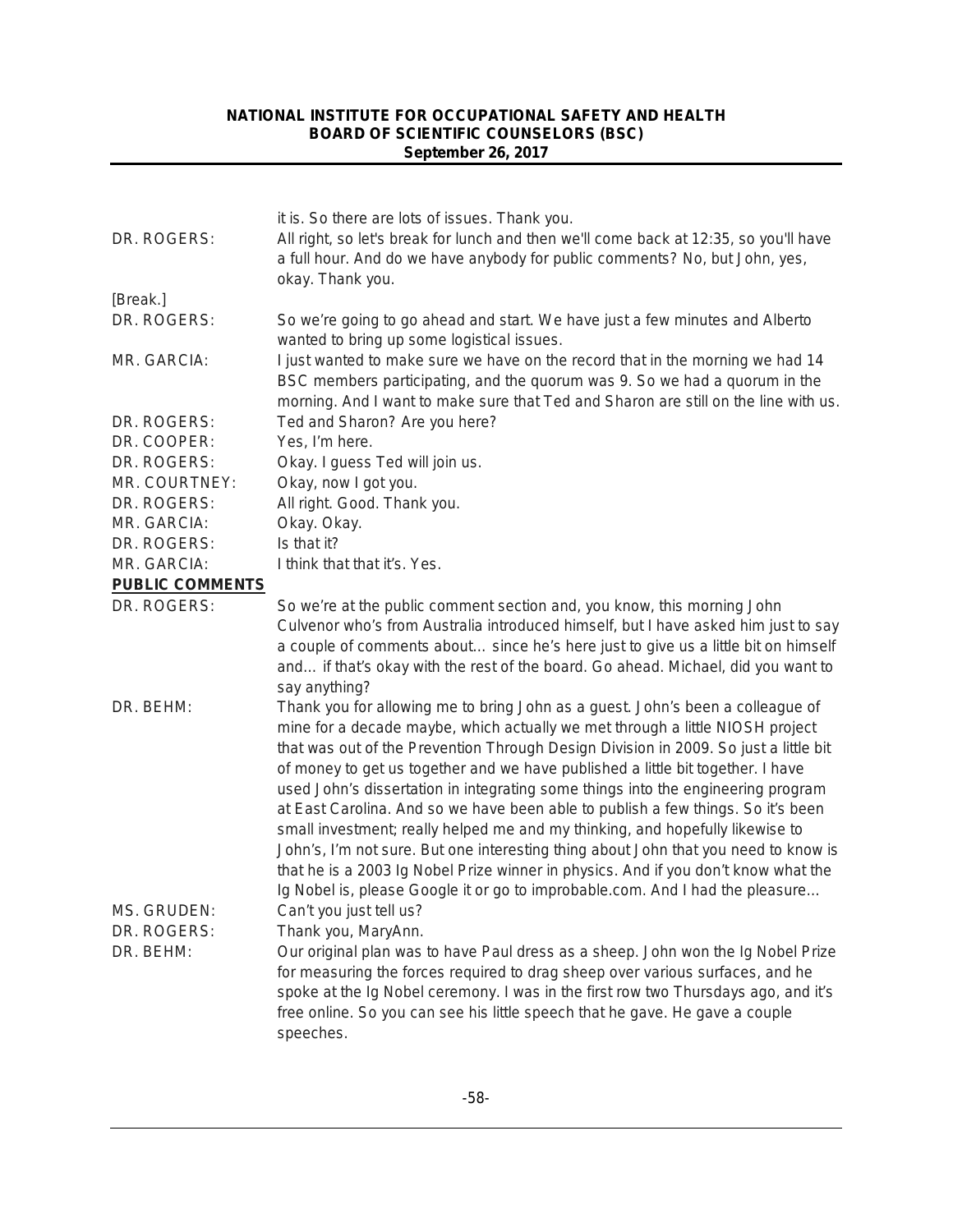it is. So there are lots of issues. Thank you.

DR. ROGERS: All right, so let's break for lunch and then we'll come back at 12:35, so you'll have a full hour. And do we have anybody for public comments? No, but John, yes, okay. Thank you.

[Break.]

DR. ROGERS: So we're going to go ahead and start. We have just a few minutes and Alberto wanted to bring up some logistical issues.

MR. GARCIA: I just wanted to make sure we have on the record that in the morning we had 14 BSC members participating, and the quorum was 9. So we had a quorum in the morning. And I want to make sure that Ted and Sharon are still on the line with us.

DR. ROGERS: Ted and Sharon? Are you here?

DR. COOPER: Yes, I'm here.

DR. ROGERS: Okay. I guess Ted will join us.

MR. COURTNEY: Okay, now I got you.

DR. ROGERS: All right. Good. Thank you.

MR. GARCIA: Okay. Okay.

DR. ROGERS: Is that it?

MR. GARCIA: I think that that it's. Yes.

## PUBLIC COMMENTS

DR. ROGERS: So we're at the public comment section and, you know, this morning John Culvenor who's from Australia introduced himself, but I have asked him just to say a couple of comments about… since he's here just to give us a little bit on himself and… if that's okay with the rest of the board. Go ahead. Michael, did you want to say anything?

DR. BEHM: Thank you for allowing me to bring John as a guest. John's been a colleague of mine for a decade maybe, which actually we met through a little NIOSH project that was out of the Prevention Through Design Division in 2009. So just a little bit of money to get us together and we have published a little bit together. I have used John's dissertation in integrating some things into the engineering program at East Carolina. And so we have been able to publish a few things. So it's been small investment; really helped me and my thinking, and hopefully likewise to John's, I'm not sure. But one interesting thing about John that you need to know is that he is a 2003 Ig Nobel Prize winner in physics. And if you don't know what the Ig Nobel is, please Google it or go to improbable.com. And I had the pleasure…

MS. GRUDEN: Can't you just tell us?

DR. ROGERS: Thank you, MaryAnn.

DR. BEHM: Our original plan was to have Paul dress as a sheep. John won the Ig Nobel Prize for measuring the forces required to drag sheep over various surfaces, and he spoke at the Ig Nobel ceremony. I was in the first row two Thursdays ago, and it's free online. So you can see his little speech that he gave. He gave a couple speeches.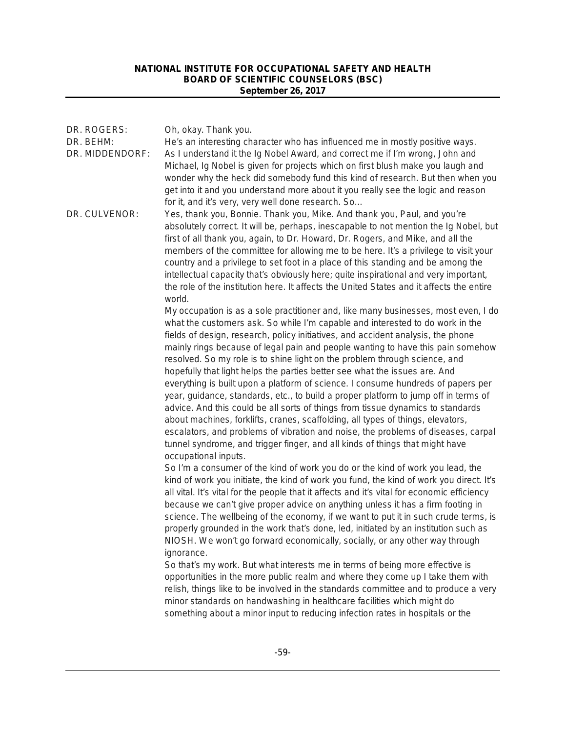DR. ROGERS: Oh, okay. Thank you.

DR. BEHM: He's an interesting character who has influenced me in mostly positive ways.

DR. MIDDENDORF: As I understand it the Ig Nobel Award, and correct me if I'm wrong, John and Michael, Ig Nobel is given for projects which on first blush make you laugh and wonder why the heck did somebody fund this kind of research. But then when you get into it and you understand more about it you really see the logic and reason for it, and it's very, very well done research. So...

DR. CULVENOR: Yes, thank you, Bonnie. Thank you, Mike. And thank you, Paul, and you're absolutely correct. It will be, perhaps, inescapable to not mention the Ig Nobel, but first of all thank you, again, to Dr. Howard, Dr. Rogers, and Mike, and all the members of the committee for allowing me to be here. It's a privilege to visit your country and a privilege to set foot in a place of this standing and be among the intellectual capacity that's obviously here; quite inspirational and very important, the role of the institution here. It affects the United States and it affects the entire world.

My occupation is as a sole practitioner and, like many businesses, most even, I do what the customers ask. So while I'm capable and interested to do work in the fields of design, research, policy initiatives, and accident analysis, the phone mainly rings because of legal pain and people wanting to have this pain somehow resolved. So my role is to shine light on the problem through science, and hopefully that light helps the parties better see what the issues are. And everything is built upon a platform of science. I consume hundreds of papers per year, guidance, standards, etc., to build a proper platform to jump off in terms of advice. And this could be all sorts of things from tissue dynamics to standards about machines, forklifts, cranes, scaffolding, all types of things, elevators, escalators, and problems of vibration and noise, the problems of diseases, carpal tunnel syndrome, and trigger finger, and all kinds of things that might have occupational inputs.

So I'm a consumer of the kind of work you do or the kind of work you lead, the kind of work you initiate, the kind of work you fund, the kind of work you direct. It's all vital. It's vital for the people that it affects and it's vital for economic efficiency because we can't give proper advice on anything unless it has a firm footing in science. The wellbeing of the economy, if we want to put it in such crude terms, is properly grounded in the work that's done, led, initiated by an institution such as NIOSH. We won't go forward economically, socially, or any other way through ignorance.

So that's my work. But what interests me in terms of being more effective is opportunities in the more public realm and where they come up I take them with relish, things like to be involved in the standards committee and to produce a very minor standards on handwashing in healthcare facilities which might do something about a minor input to reducing infection rates in hospitals or the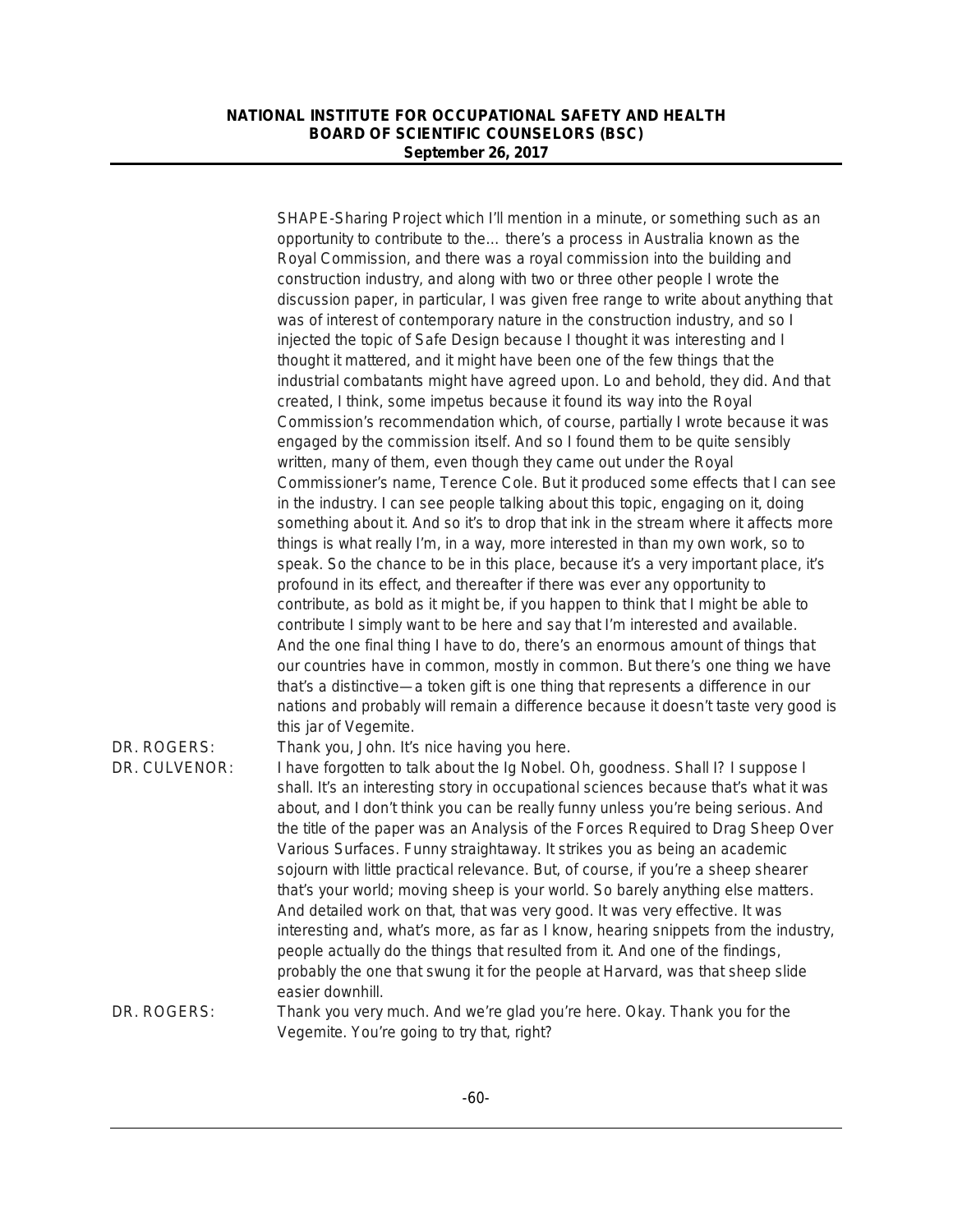SHAPE-Sharing Project which I'll mention in a minute, or something such as an opportunity to contribute to the… there's a process in Australia known as the Royal Commission, and there was a royal commission into the building and construction industry, and along with two or three other people I wrote the discussion paper, in particular, I was given free range to write about anything that was of interest of contemporary nature in the construction industry, and so I injected the topic of Safe Design because I thought it was interesting and I thought it mattered, and it might have been one of the few things that the industrial combatants might have agreed upon. Lo and behold, they did. And that created, I think, some impetus because it found its way into the Royal Commission's recommendation which, of course, partially I wrote because it was engaged by the commission itself. And so I found them to be quite sensibly written, many of them, even though they came out under the Royal Commissioner's name, Terence Cole. But it produced some effects that I can see in the industry. I can see people talking about this topic, engaging on it, doing something about it. And so it's to drop that ink in the stream where it affects more things is what really I'm, in a way, more interested in than my own work, so to speak. So the chance to be in this place, because it's a very important place, it's profound in its effect, and thereafter if there was ever any opportunity to contribute, as bold as it might be, if you happen to think that I might be able to contribute I simply want to be here and say that I'm interested and available. And the one final thing I have to do, there's an enormous amount of things that our countries have in common, mostly in common. But there's one thing we have that's a distinctive—a token gift is one thing that represents a difference in our nations and probably will remain a difference because it doesn't taste very good is this jar of Vegemite.

DR. ROGERS: Thank you, John. It's nice having you here.

DR. CULVENOR: I have forgotten to talk about the Ig Nobel. Oh, goodness. Shall I? I suppose I shall. It's an interesting story in occupational sciences because that's what it was about, and I don't think you can be really funny unless you're being serious. And the title of the paper was an Analysis of the Forces Required to Drag Sheep Over Various Surfaces. Funny straightaway. It strikes you as being an academic sojourn with little practical relevance. But, of course, if you're a sheep shearer that's your world; moving sheep is your world. So barely anything else matters. And detailed work on that, that was very good. It was very effective. It was interesting and, what's more, as far as I know, hearing snippets from the industry, people actually do the things that resulted from it. And one of the findings, probably the one that swung it for the people at Harvard, was that sheep slide easier downhill.

DR. ROGERS: Thank you very much. And we're glad you're here. Okay. Thank you for the Vegemite. You're going to try that, right?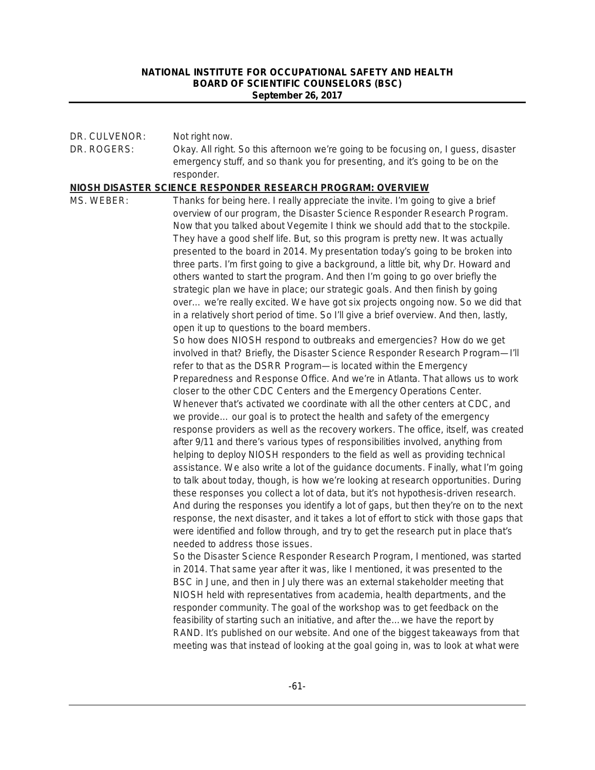DR. CULVENOR: Not right now.

DR. ROGERS: Okay. All right. So this afternoon we're going to be focusing on, I guess, disaster emergency stuff, and so thank you for presenting, and it's going to be on the responder.

**NIOSH DISASTER SCIENCE RESPONDER RESEARCH PROGRAM: OVERVIEW**

MS. WEBER: Thanks for being here. I really appreciate the invite. I'm going to give a brief overview of our program, the Disaster Science Responder Research Program. Now that you talked about Vegemite I think we should add that to the stockpile. They have a good shelf life. But, so this program is pretty new. It was actually presented to the board in 2014. My presentation today's going to be broken into three parts. I'm first going to give a background, a little bit, why Dr. Howard and others wanted to start the program. And then I'm going to go over briefly the strategic plan we have in place; our strategic goals. And then finish by going over… we're really excited. We have got six projects ongoing now. So we did that in a relatively short period of time. So I'll give a brief overview. And then, lastly, open it up to questions to the board members.

So how does NIOSH respond to outbreaks and emergencies? How do we get involved in that? Briefly, the Disaster Science Responder Research Program—I'll refer to that as the DSRR Program—is located within the Emergency Preparedness and Response Office. And we're in Atlanta. That allows us to work closer to the other CDC Centers and the Emergency Operations Center. Whenever that's activated we coordinate with all the other centers at CDC, and we provide… our goal is to protect the health and safety of the emergency response providers as well as the recovery workers. The office, itself, was created after 9/11 and there's various types of responsibilities involved, anything from helping to deploy NIOSH responders to the field as well as providing technical assistance. We also write a lot of the guidance documents. Finally, what I'm going to talk about today, though, is how we're looking at research opportunities. During these responses you collect a lot of data, but it's not hypothesis-driven research. And during the responses you identify a lot of gaps, but then they're on to the next response, the next disaster, and it takes a lot of effort to stick with those gaps that were identified and follow through, and try to get the research put in place that's needed to address those issues.

So the Disaster Science Responder Research Program, I mentioned, was started in 2014. That same year after it was, like I mentioned, it was presented to the BSC in June, and then in July there was an external stakeholder meeting that NIOSH held with representatives from academia, health departments, and the responder community. The goal of the workshop was to get feedback on the feasibility of starting such an initiative, and after the… we have the report by RAND. It's published on our website. And one of the biggest takeaways from that meeting was that instead of looking at the goal going in, was to look at what were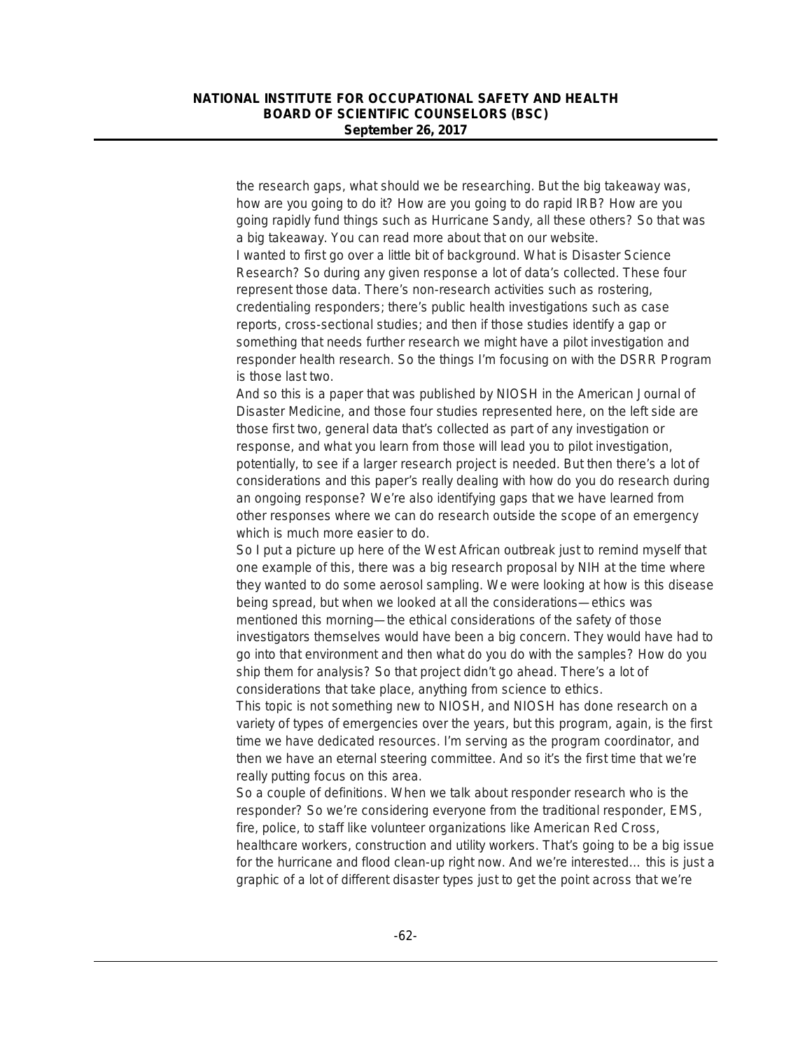the research gaps, what should we be researching. But the big takeaway was, how are you going to do it? How are you going to do rapid IRB? How are you going rapidly fund things such as Hurricane Sandy, all these others? So that was a big takeaway. You can read more about that on our website.

I wanted to first go over a little bit of background. What is Disaster Science Research? So during any given response a lot of data's collected. These four represent those data. There's non-research activities such as rostering, credentialing responders; there's public health investigations such as case reports, cross-sectional studies; and then if those studies identify a gap or something that needs further research we might have a pilot investigation and responder health research. So the things I'm focusing on with the DSRR Program is those last two.

And so this is a paper that was published by NIOSH in the American Journal of Disaster Medicine, and those four studies represented here, on the left side are those first two, general data that's collected as part of any investigation or response, and what you learn from those will lead you to pilot investigation, potentially, to see if a larger research project is needed. But then there's a lot of considerations and this paper's really dealing with how do you do research during an ongoing response? We're also identifying gaps that we have learned from other responses where we can do research outside the scope of an emergency which is much more easier to do.

So I put a picture up here of the West African outbreak just to remind myself that one example of this, there was a big research proposal by NIH at the time where they wanted to do some aerosol sampling. We were looking at how is this disease being spread, but when we looked at all the considerations—ethics was mentioned this morning—the ethical considerations of the safety of those investigators themselves would have been a big concern. They would have had to go into that environment and then what do you do with the samples? How do you ship them for analysis? So that project didn't go ahead. There's a lot of considerations that take place, anything from science to ethics.

This topic is not something new to NIOSH, and NIOSH has done research on a variety of types of emergencies over the years, but this program, again, is the first time we have dedicated resources. I'm serving as the program coordinator, and then we have an eternal steering committee. And so it's the first time that we're really putting focus on this area.

So a couple of definitions. When we talk about responder research who is the responder? So we're considering everyone from the traditional responder, EMS, fire, police, to staff like volunteer organizations like American Red Cross, healthcare workers, construction and utility workers. That's going to be a big issue for the hurricane and flood clean-up right now. And we're interested… this is just a graphic of a lot of different disaster types just to get the point across that we're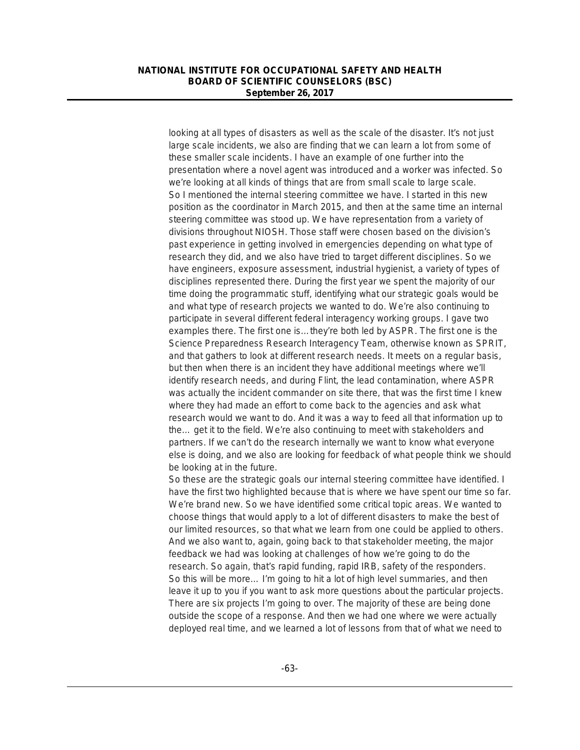looking at all types of disasters as well as the scale of the disaster. It's not just large scale incidents, we also are finding that we can learn a lot from some of these smaller scale incidents. I have an example of one further into the presentation where a novel agent was introduced and a worker was infected. So we're looking at all kinds of things that are from small scale to large scale.

So I mentioned the internal steering committee we have. I started in this new position as the coordinator in March 2015, and then at the same time an internal steering committee was stood up. We have representation from a variety of divisions throughout NIOSH. Those staff were chosen based on the division's past experience in getting involved in emergencies depending on what type of research they did, and we also have tried to target different disciplines. So we have engineers, exposure assessment, industrial hygienist, a variety of types of disciplines represented there. During the first year we spent the majority of our time doing the programmatic stuff, identifying what our strategic goals would be and what type of research projects we wanted to do. We're also continuing to participate in several different federal interagency working groups. I gave two examples there. The first one is… they're both led by ASPR. The first one is the Science Preparedness Research Interagency Team, otherwise known as SPRIT, and that gathers to look at different research needs. It meets on a regular basis, but then when there is an incident they have additional meetings where we'll identify research needs, and during Flint, the lead contamination, where ASPR was actually the incident commander on site there, that was the first time I knew where they had made an effort to come back to the agencies and ask what research would we want to do. And it was a way to feed all that information up to the… get it to the field. We're also continuing to meet with stakeholders and partners. If we can't do the research internally we want to know what everyone else is doing, and we also are looking for feedback of what people think we should be looking at in the future.

So these are the strategic goals our internal steering committee have identified. I have the first two highlighted because that is where we have spent our time so far. We're brand new. So we have identified some critical topic areas. We wanted to choose things that would apply to a lot of different disasters to make the best of our limited resources, so that what we learn from one could be applied to others. And we also want to, again, going back to that stakeholder meeting, the major feedback we had was looking at challenges of how we're going to do the research. So again, that's rapid funding, rapid IRB, safety of the responders.

So this will be more… I'm going to hit a lot of high level summaries, and then leave it up to you if you want to ask more questions about the particular projects. There are six projects I'm going to over. The majority of these are being done outside the scope of a response. And then we had one where we were actually deployed real time, and we learned a lot of lessons from that of what we need to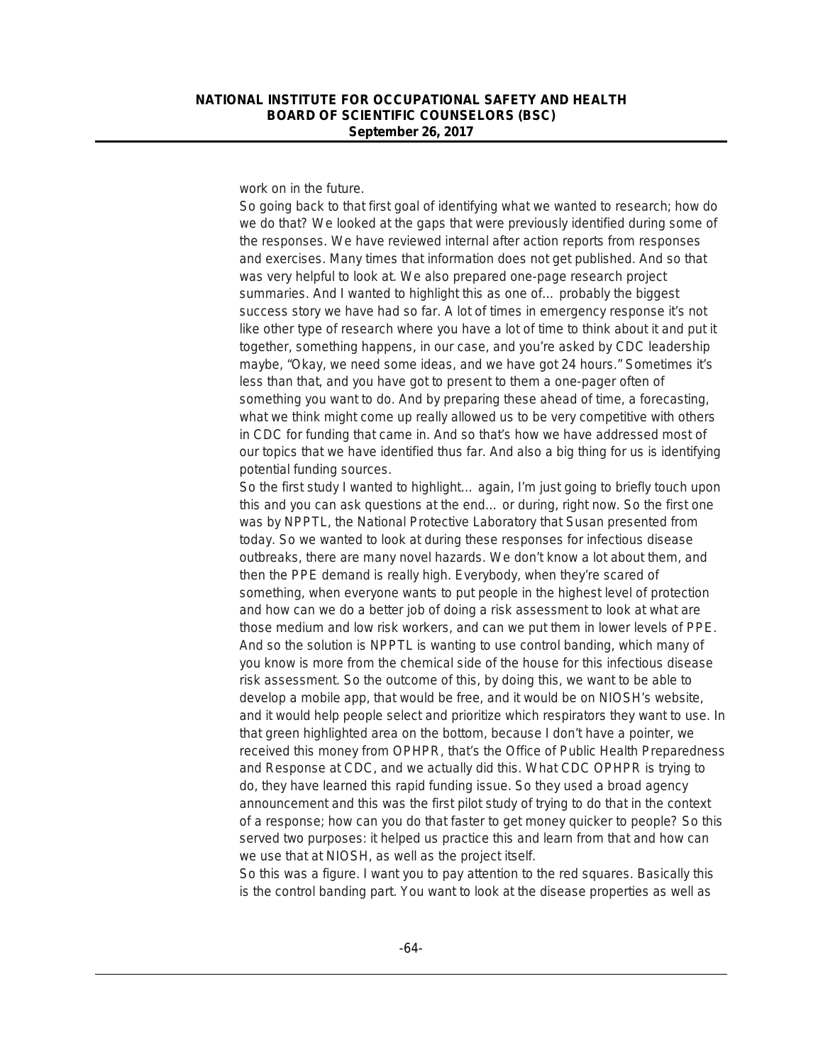work on in the future.

So going back to that first goal of identifying what we wanted to research; how do we do that? We looked at the gaps that were previously identified during some of the responses. We have reviewed internal after action reports from responses and exercises. Many times that information does not get published. And so that was very helpful to look at. We also prepared one-page research project summaries. And I wanted to highlight this as one of… probably the biggest success story we have had so far. A lot of times in emergency response it's not like other type of research where you have a lot of time to think about it and put it together, something happens, in our case, and you're asked by CDC leadership maybe, "Okay, we need some ideas, and we have got 24 hours." Sometimes it's less than that, and you have got to present to them a one-pager often of something you want to do. And by preparing these ahead of time, a forecasting, what we think might come up really allowed us to be very competitive with others in CDC for funding that came in. And so that's how we have addressed most of our topics that we have identified thus far. And also a big thing for us is identifying potential funding sources.

So the first study I wanted to highlight… again, I'm just going to briefly touch upon this and you can ask questions at the end… or during, right now. So the first one was by NPPTL, the National Protective Laboratory that Susan presented from today. So we wanted to look at during these responses for infectious disease outbreaks, there are many novel hazards. We don't know a lot about them, and then the PPE demand is really high. Everybody, when they're scared of something, when everyone wants to put people in the highest level of protection and how can we do a better job of doing a risk assessment to look at what are those medium and low risk workers, and can we put them in lower levels of PPE. And so the solution is NPPTL is wanting to use control banding, which many of you know is more from the chemical side of the house for this infectious disease risk assessment. So the outcome of this, by doing this, we want to be able to develop a mobile app, that would be free, and it would be on NIOSH's website, and it would help people select and prioritize which respirators they want to use. In that green highlighted area on the bottom, because I don't have a pointer, we received this money from OPHPR, that's the Office of Public Health Preparedness and Response at CDC, and we actually did this. What CDC OPHPR is trying to do, they have learned this rapid funding issue. So they used a broad agency announcement and this was the first pilot study of trying to do that in the context of a response; how can you do that faster to get money quicker to people? So this served two purposes: it helped us practice this and learn from that and how can we use that at NIOSH, as well as the project itself.

So this was a figure. I want you to pay attention to the red squares. Basically this is the control banding part. You want to look at the disease properties as well as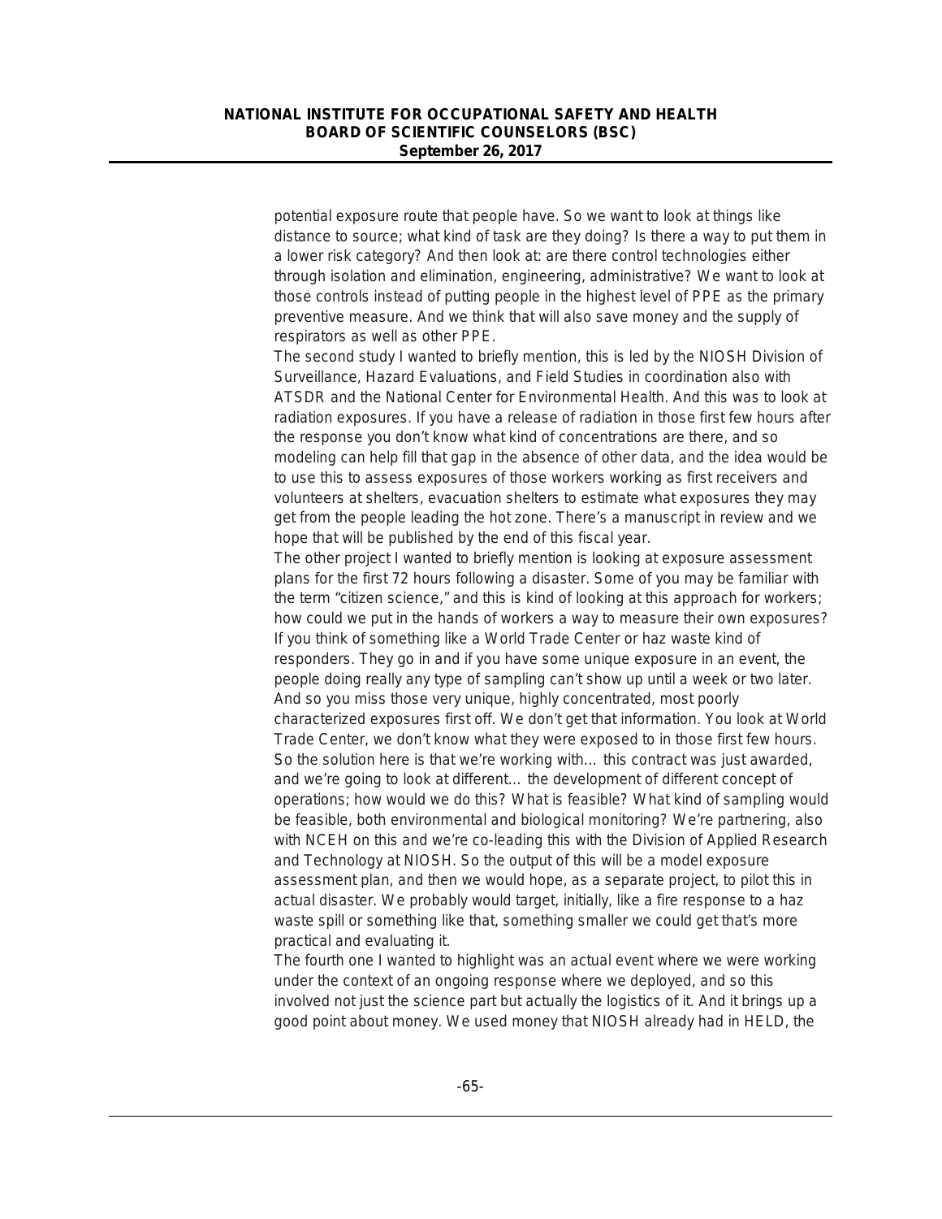potential exposure route that people have. So we want to look at things like distance to source; what kind of task are they doing? Is there a way to put them in a lower risk category? And then look at: are there control technologies either through isolation and elimination, engineering, administrative? We want to look at those controls instead of putting people in the highest level of PPE as the primary preventive measure. And we think that will also save money and the supply of respirators as well as other PPE.

The second study I wanted to briefly mention, this is led by the NIOSH Division of Surveillance, Hazard Evaluations, and Field Studies in coordination also with ATSDR and the National Center for Environmental Health. And this was to look at radiation exposures. If you have a release of radiation in those first few hours after the response you don't know what kind of concentrations are there, and so modeling can help fill that gap in the absence of other data, and the idea would be to use this to assess exposures of those workers working as first receivers and volunteers at shelters, evacuation shelters to estimate what exposures they may get from the people leading the hot zone. There's a manuscript in review and we hope that will be published by the end of this fiscal year.

The other project I wanted to briefly mention is looking at exposure assessment plans for the first 72 hours following a disaster. Some of you may be familiar with the term "citizen science," and this is kind of looking at this approach for workers; how could we put in the hands of workers a way to measure their own exposures? If you think of something like a World Trade Center or haz waste kind of responders. They go in and if you have some unique exposure in an event, the people doing really any type of sampling can't show up until a week or two later. And so you miss those very unique, highly concentrated, most poorly characterized exposures first off. We don't get that information. You look at World Trade Center, we don't know what they were exposed to in those first few hours. So the solution here is that we're working with… this contract was just awarded, and we're going to look at different… the development of different concept of operations; how would we do this? What is feasible? What kind of sampling would be feasible, both environmental and biological monitoring? We're partnering, also with NCEH on this and we're co-leading this with the Division of Applied Research and Technology at NIOSH. So the output of this will be a model exposure assessment plan, and then we would hope, as a separate project, to pilot this in actual disaster. We probably would target, initially, like a fire response to a haz waste spill or something like that, something smaller we could get that's more practical and evaluating it.

The fourth one I wanted to highlight was an actual event where we were working under the context of an ongoing response where we deployed, and so this involved not just the science part but actually the logistics of it. And it brings up a good point about money. We used money that NIOSH already had in HELD, the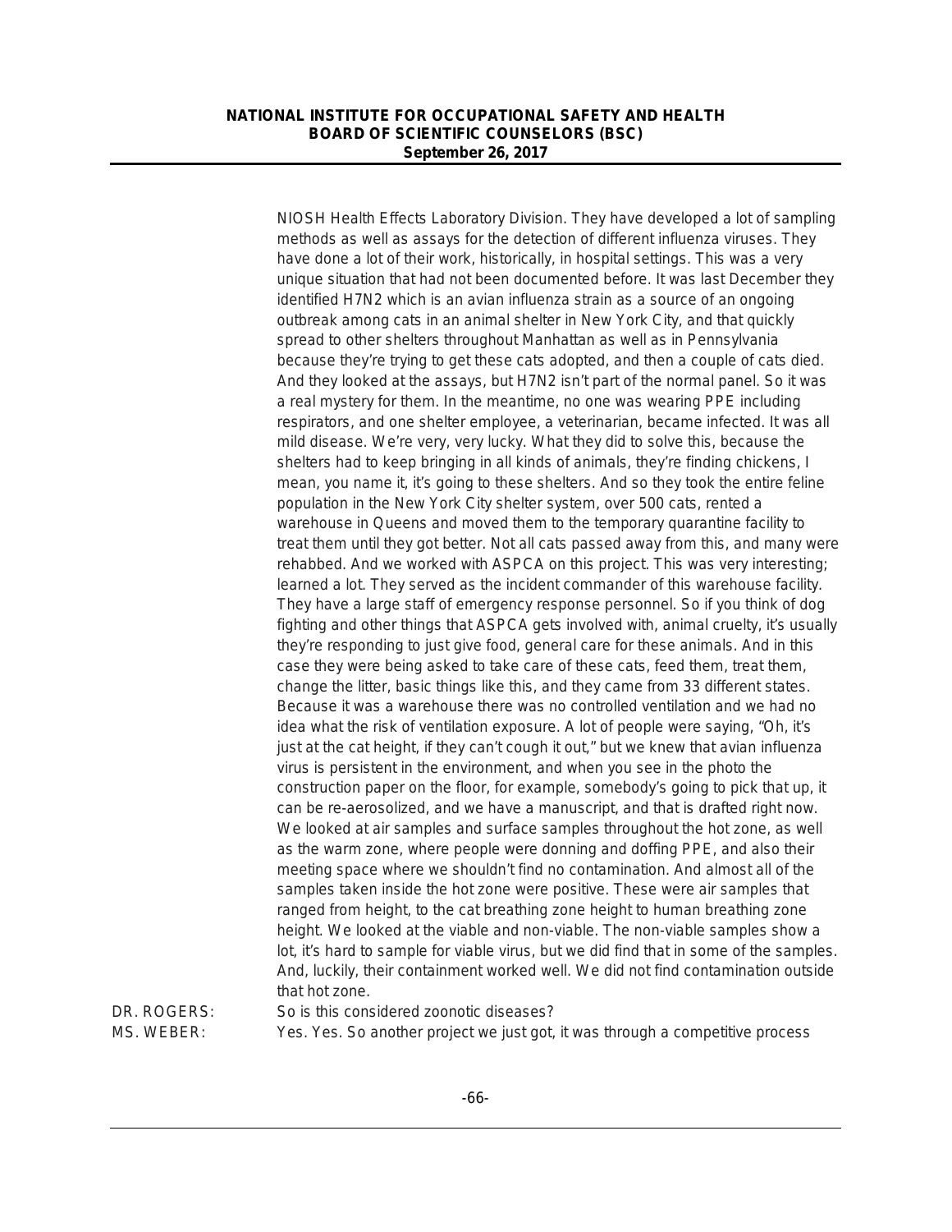NIOSH Health Effects Laboratory Division. They have developed a lot of sampling methods as well as assays for the detection of different influenza viruses. They have done a lot of their work, historically, in hospital settings. This was a very unique situation that had not been documented before. It was last December they identified H7N2 which is an avian influenza strain as a source of an ongoing outbreak among cats in an animal shelter in New York City, and that quickly spread to other shelters throughout Manhattan as well as in Pennsylvania because they're trying to get these cats adopted, and then a couple of cats died. And they looked at the assays, but H7N2 isn't part of the normal panel. So it was a real mystery for them. In the meantime, no one was wearing PPE including respirators, and one shelter employee, a veterinarian, became infected. It was all mild disease. We're very, very lucky. What they did to solve this, because the shelters had to keep bringing in all kinds of animals, they're finding chickens, I mean, you name it, it's going to these shelters. And so they took the entire feline population in the New York City shelter system, over 500 cats, rented a warehouse in Queens and moved them to the temporary quarantine facility to treat them until they got better. Not all cats passed away from this, and many were rehabbed. And we worked with ASPCA on this project. This was very interesting; learned a lot. They served as the incident commander of this warehouse facility. They have a large staff of emergency response personnel. So if you think of dog fighting and other things that ASPCA gets involved with, animal cruelty, it's usually they're responding to just give food, general care for these animals. And in this case they were being asked to take care of these cats, feed them, treat them, change the litter, basic things like this, and they came from 33 different states. Because it was a warehouse there was no controlled ventilation and we had no idea what the risk of ventilation exposure. A lot of people were saying, "Oh, it's just at the cat height, if they can't cough it out," but we knew that avian influenza virus is persistent in the environment, and when you see in the photo the construction paper on the floor, for example, somebody's going to pick that up, it can be re-aerosolized, and we have a manuscript, and that is drafted right now. We looked at air samples and surface samples throughout the hot zone, as well as the warm zone, where people were donning and doffing PPE, and also their meeting space where we shouldn't find no contamination. And almost all of the samples taken inside the hot zone were positive. These were air samples that ranged from height, to the cat breathing zone height to human breathing zone height. We looked at the viable and non-viable. The non-viable samples show a lot, it's hard to sample for viable virus, but we did find that in some of the samples. And, luckily, their containment worked well. We did not find contamination outside that hot zone.

DR. ROGERS: So is this considered zoonotic diseases?

MS. WEBER: Yes. Yes. So another project we just got, it was through a competitive process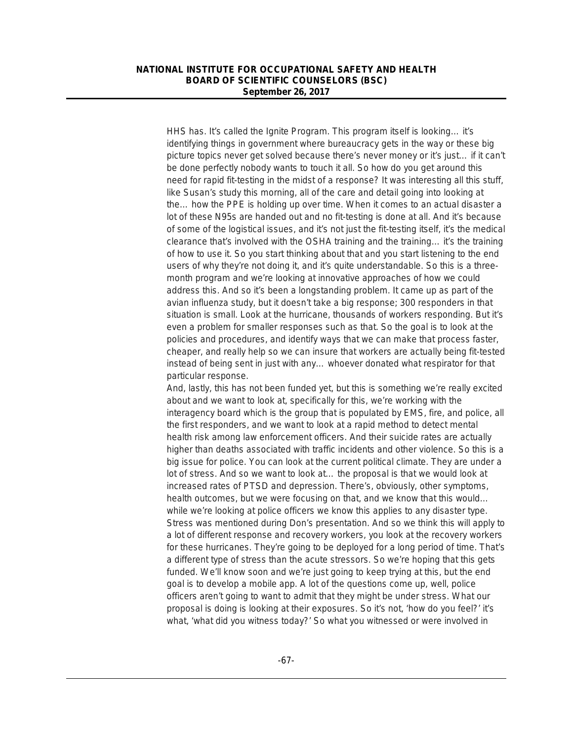HHS has. It's called the Ignite Program. This program itself is looking… it's identifying things in government where bureaucracy gets in the way or these big picture topics never get solved because there's never money or it's just… if it can't be done perfectly nobody wants to touch it all. So how do you get around this need for rapid fit-testing in the midst of a response? It was interesting all this stuff, like Susan's study this morning, all of the care and detail going into looking at the… how the PPE is holding up over time. When it comes to an actual disaster a lot of these N95s are handed out and no fit-testing is done at all. And it's because of some of the logistical issues, and it's not just the fit-testing itself, it's the medical clearance that's involved with the OSHA training and the training… it's the training of how to use it. So you start thinking about that and you start listening to the end users of why they're not doing it, and it's quite understandable. So this is a three-month program and we're looking at innovative approaches of how we could address this. And so it's been a longstanding problem. It came up as part of the avian influenza study, but it doesn't take a big response; 300 responders in that situation is small. Look at the hurricane, thousands of workers responding. But it's even a problem for smaller responses such as that. So the goal is to look at the policies and procedures, and identify ways that we can make that process faster, cheaper, and really help so we can insure that workers are actually being fit-tested instead of being sent in just with any… whoever donated what respirator for that particular response.

And, lastly, this has not been funded yet, but this is something we're really excited about and we want to look at, specifically for this, we're working with the interagency board which is the group that is populated by EMS, fire, and police, all the first responders, and we want to look at a rapid method to detect mental health risk among law enforcement officers. And their suicide rates are actually higher than deaths associated with traffic incidents and other violence. So this is a big issue for police. You can look at the current political climate. They are under a lot of stress. And so we want to look at… the proposal is that we would look at increased rates of PTSD and depression. There's, obviously, other symptoms, health outcomes, but we were focusing on that, and we know that this would… while we're looking at police officers we know this applies to any disaster type. Stress was mentioned during Don's presentation. And so we think this will apply to a lot of different response and recovery workers, you look at the recovery workers for these hurricanes. They're going to be deployed for a long period of time. That's a different type of stress than the acute stressors. So we're hoping that this gets funded. We'll know soon and we're just going to keep trying at this, but the end goal is to develop a mobile app. A lot of the questions come up, well, police officers aren't going to want to admit that they might be under stress. What our proposal is doing is looking at their exposures. So it's not, 'how do you feel?' it's what, 'what did you witness today?' So what you witnessed or were involved in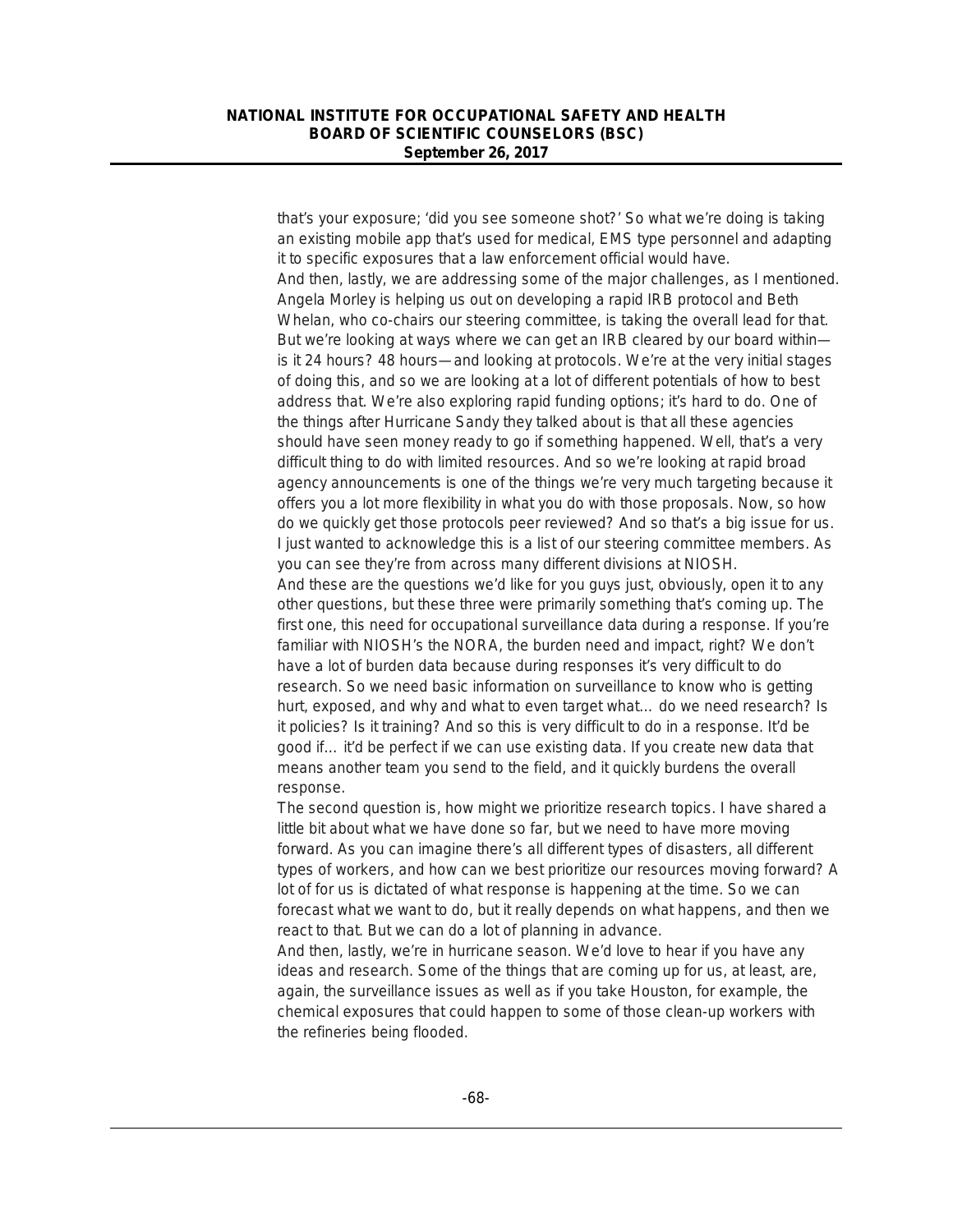that's your exposure; 'did you see someone shot?' So what we're doing is taking an existing mobile app that's used for medical, EMS type personnel and adapting it to specific exposures that a law enforcement official would have.

And then, lastly, we are addressing some of the major challenges, as I mentioned. Angela Morley is helping us out on developing a rapid IRB protocol and Beth Whelan, who co-chairs our steering committee, is taking the overall lead for that. But we're looking at ways where we can get an IRB cleared by our board within—is it 24 hours? 48 hours—and looking at protocols. We're at the very initial stages of doing this, and so we are looking at a lot of different potentials of how to best address that. We're also exploring rapid funding options; it's hard to do. One of the things after Hurricane Sandy they talked about is that all these agencies should have seen money ready to go if something happened. Well, that's a very difficult thing to do with limited resources. And so we're looking at rapid broad agency announcements is one of the things we're very much targeting because it offers you a lot more flexibility in what you do with those proposals. Now, so how do we quickly get those protocols peer reviewed? And so that's a big issue for us. I just wanted to acknowledge this is a list of our steering committee members. As you can see they're from across many different divisions at NIOSH.

And these are the questions we'd like for you guys just, obviously, open it to any other questions, but these three were primarily something that's coming up. The first one, this need for occupational surveillance data during a response. If you're familiar with NIOSH's the NORA, the burden need and impact, right? We don't have a lot of burden data because during responses it's very difficult to do research. So we need basic information on surveillance to know who is getting hurt, exposed, and why and what to even target what… do we need research? Is it policies? Is it training? And so this is very difficult to do in a response. It'd be good if… it'd be perfect if we can use existing data. If you create new data that means another team you send to the field, and it quickly burdens the overall response.

The second question is, how might we prioritize research topics. I have shared a little bit about what we have done so far, but we need to have more moving forward. As you can imagine there's all different types of disasters, all different types of workers, and how can we best prioritize our resources moving forward? A lot of for us is dictated of what response is happening at the time. So we can forecast what we want to do, but it really depends on what happens, and then we react to that. But we can do a lot of planning in advance.

And then, lastly, we're in hurricane season. We'd love to hear if you have any ideas and research. Some of the things that are coming up for us, at least, are, again, the surveillance issues as well as if you take Houston, for example, the chemical exposures that could happen to some of those clean-up workers with the refineries being flooded.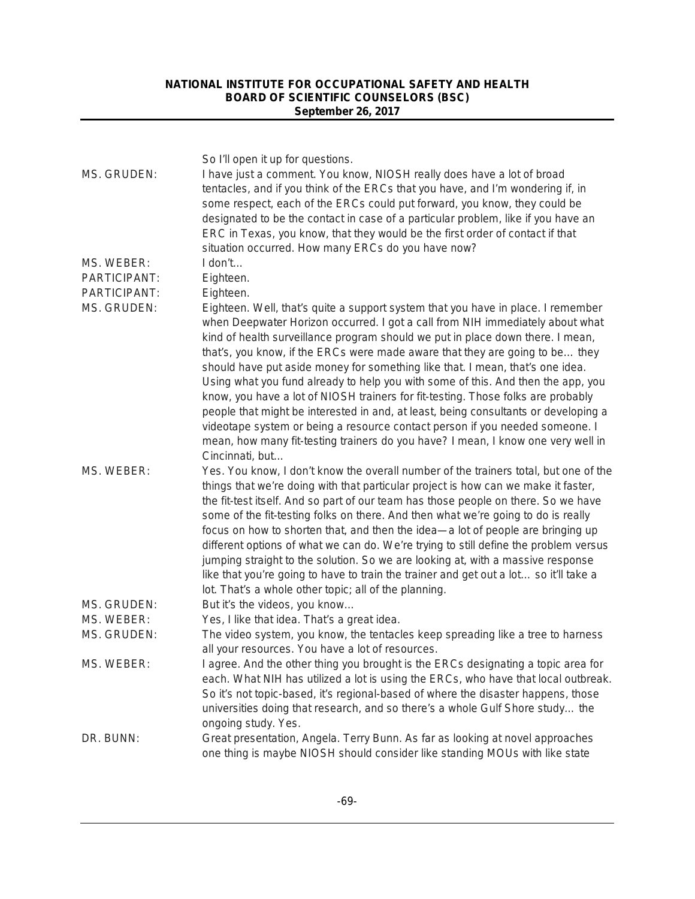So I'll open it up for questions.

MS. GRUDEN: I have just a comment. You know, NIOSH really does have a lot of broad tentacles, and if you think of the ERCs that you have, and I'm wondering if, in some respect, each of the ERCs could put forward, you know, they could be designated to be the contact in case of a particular problem, like if you have an ERC in Texas, you know, that they would be the first order of contact if that situation occurred. How many ERCs do you have now?

MS. WEBER: I don't…

PARTICIPANT: Eighteen.

PARTICIPANT: Eighteen.

MS. GRUDEN: Eighteen. Well, that's quite a support system that you have in place. I remember when Deepwater Horizon occurred. I got a call from NIH immediately about what kind of health surveillance program should we put in place down there. I mean, that's, you know, if the ERCs were made aware that they are going to be… they should have put aside money for something like that. I mean, that's one idea. Using what you fund already to help you with some of this. And then the app, you know, you have a lot of NIOSH trainers for fit-testing. Those folks are probably people that might be interested in and, at least, being consultants or developing a videotape system or being a resource contact person if you needed someone. I mean, how many fit-testing trainers do you have? I mean, I know one very well in Cincinnati, but…

MS. WEBER: Yes. You know, I don't know the overall number of the trainers total, but one of the things that we're doing with that particular project is how can we make it faster, the fit-test itself. And so part of our team has those people on there. So we have some of the fit-testing folks on there. And then what we're going to do is really focus on how to shorten that, and then the idea—a lot of people are bringing up different options of what we can do. We're trying to still define the problem versus jumping straight to the solution. So we are looking at, with a massive response like that you're going to have to train the trainer and get out a lot… so it'll take a lot. That's a whole other topic; all of the planning.

MS. GRUDEN: But it's the videos, you know…

MS. WEBER: Yes, I like that idea. That's a great idea.

MS. GRUDEN: The video system, you know, the tentacles keep spreading like a tree to harness all your resources. You have a lot of resources.

MS. WEBER: I agree. And the other thing you brought is the ERCs designating a topic area for each. What NIH has utilized a lot is using the ERCs, who have that local outbreak. So it's not topic-based, it's regional-based of where the disaster happens, those universities doing that research, and so there's a whole Gulf Shore study… the ongoing study. Yes.

DR. BUNN: Great presentation, Angela. Terry Bunn. As far as looking at novel approaches one thing is maybe NIOSH should consider like standing MOUs with like state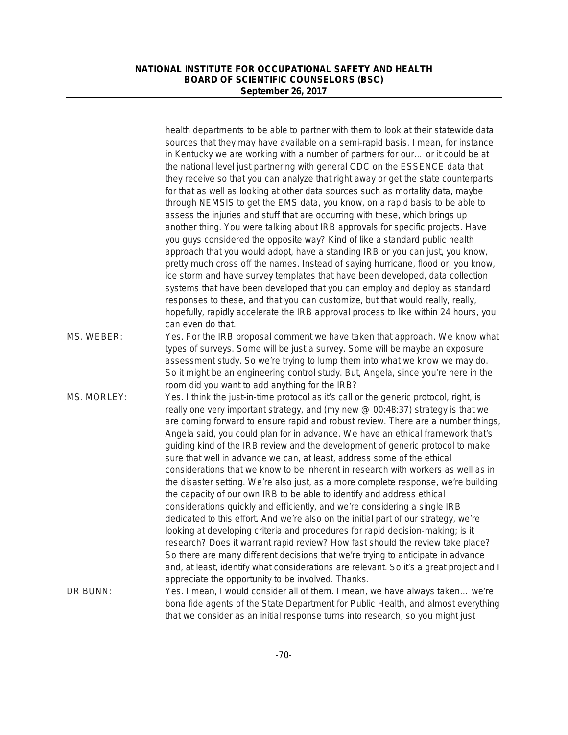health departments to be able to partner with them to look at their statewide data sources that they may have available on a semi-rapid basis. I mean, for instance in Kentucky we are working with a number of partners for our… or it could be at the national level just partnering with general CDC on the ESSENCE data that they receive so that you can analyze that right away or get the state counterparts for that as well as looking at other data sources such as mortality data, maybe through NEMSIS to get the EMS data, you know, on a rapid basis to be able to assess the injuries and stuff that are occurring with these, which brings up another thing. You were talking about IRB approvals for specific projects. Have you guys considered the opposite way? Kind of like a standard public health approach that you would adopt, have a standing IRB or you can just, you know, pretty much cross off the names. Instead of saying hurricane, flood or, you know, ice storm and have survey templates that have been developed, data collection systems that have been developed that you can employ and deploy as standard responses to these, and that you can customize, but that would really, really, hopefully, rapidly accelerate the IRB approval process to like within 24 hours, you can even do that.

MS. WEBER: Yes. For the IRB proposal comment we have taken that approach. We know what types of surveys. Some will be just a survey. Some will be maybe an exposure assessment study. So we're trying to lump them into what we know we may do. So it might be an engineering control study. But, Angela, since you're here in the room did you want to add anything for the IRB?

MS. MORLEY: Yes. I think the just-in-time protocol as it's call or the generic protocol, right, is really one very important strategy, and (my new @ 00:48:37) strategy is that we are coming forward to ensure rapid and robust review. There are a number things, Angela said, you could plan for in advance. We have an ethical framework that's guiding kind of the IRB review and the development of generic protocol to make sure that well in advance we can, at least, address some of the ethical considerations that we know to be inherent in research with workers as well as in the disaster setting. We're also just, as a more complete response, we're building the capacity of our own IRB to be able to identify and address ethical considerations quickly and efficiently, and we're considering a single IRB dedicated to this effort. And we're also on the initial part of our strategy, we're looking at developing criteria and procedures for rapid decision-making; is it research? Does it warrant rapid review? How fast should the review take place? So there are many different decisions that we're trying to anticipate in advance and, at least, identify what considerations are relevant. So it's a great project and I appreciate the opportunity to be involved. Thanks.

DR BUNN: Yes. I mean, I would consider all of them. I mean, we have always taken… we're bona fide agents of the State Department for Public Health, and almost everything that we consider as an initial response turns into research, so you might just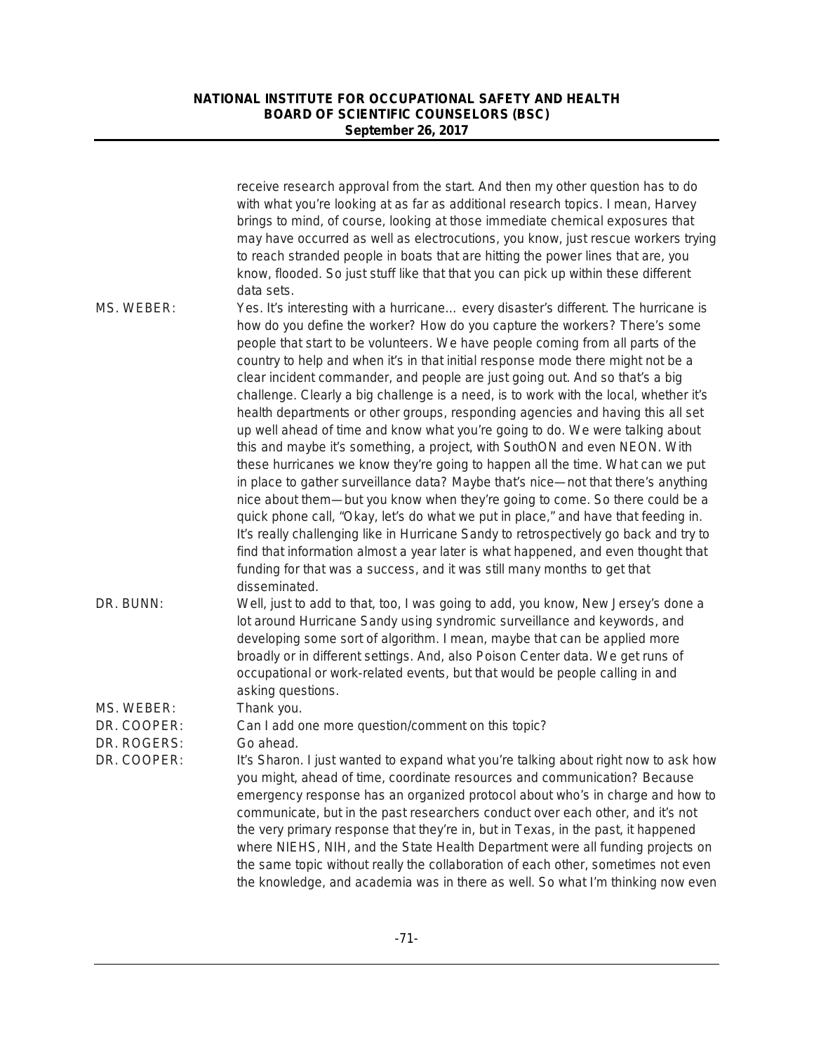receive research approval from the start. And then my other question has to do with what you're looking at as far as additional research topics. I mean, Harvey brings to mind, of course, looking at those immediate chemical exposures that may have occurred as well as electrocutions, you know, just rescue workers trying to reach stranded people in boats that are hitting the power lines that are, you know, flooded. So just stuff like that that you can pick up within these different data sets.

MS. WEBER: Yes. It's interesting with a hurricane… every disaster's different. The hurricane is how do you define the worker? How do you capture the workers? There's some people that start to be volunteers. We have people coming from all parts of the country to help and when it's in that initial response mode there might not be a clear incident commander, and people are just going out. And so that's a big challenge. Clearly a big challenge is a need, is to work with the local, whether it's health departments or other groups, responding agencies and having this all set up well ahead of time and know what you're going to do. We were talking about this and maybe it's something, a project, with SouthON and even NEON. With these hurricanes we know they're going to happen all the time. What can we put in place to gather surveillance data? Maybe that's nice—not that there's anything nice about them—but you know when they're going to come. So there could be a quick phone call, "Okay, let's do what we put in place," and have that feeding in. It's really challenging like in Hurricane Sandy to retrospectively go back and try to find that information almost a year later is what happened, and even thought that funding for that was a success, and it was still many months to get that disseminated.

DR. BUNN: Well, just to add to that, too, I was going to add, you know, New Jersey's done a lot around Hurricane Sandy using syndromic surveillance and keywords, and developing some sort of algorithm. I mean, maybe that can be applied more broadly or in different settings. And, also Poison Center data. We get runs of occupational or work-related events, but that would be people calling in and asking questions.

MS. WEBER: Thank you.

DR. COOPER: Can I add one more question/comment on this topic?

DR. ROGERS: Go ahead.

DR. COOPER: It's Sharon. I just wanted to expand what you're talking about right now to ask how you might, ahead of time, coordinate resources and communication? Because emergency response has an organized protocol about who's in charge and how to communicate, but in the past researchers conduct over each other, and it's not the very primary response that they're in, but in Texas, in the past, it happened where NIEHS, NIH, and the State Health Department were all funding projects on the same topic without really the collaboration of each other, sometimes not even the knowledge, and academia was in there as well. So what I'm thinking now even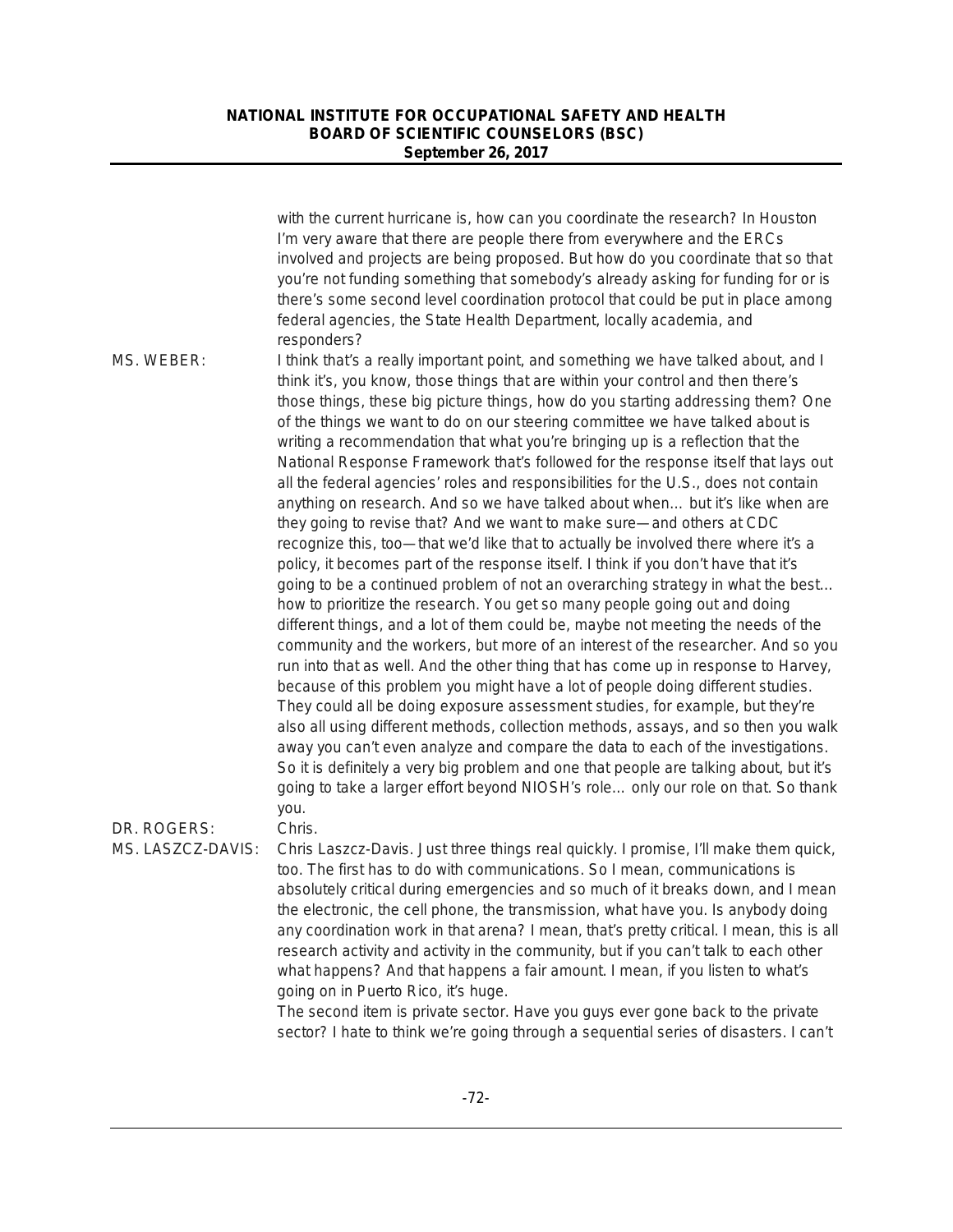with the current hurricane is, how can you coordinate the research? In Houston I'm very aware that there are people there from everywhere and the ERCs involved and projects are being proposed. But how do you coordinate that so that you're not funding something that somebody's already asking for funding for or is there's some second level coordination protocol that could be put in place among federal agencies, the State Health Department, locally academia, and responders?

MS. WEBER: I think that's a really important point, and something we have talked about, and I think it's, you know, those things that are within your control and then there's those things, these big picture things, how do you starting addressing them? One of the things we want to do on our steering committee we have talked about is writing a recommendation that what you're bringing up is a reflection that the National Response Framework that's followed for the response itself that lays out all the federal agencies' roles and responsibilities for the U.S., does not contain anything on research. And so we have talked about when… but it's like when are they going to revise that? And we want to make sure—and others at CDC recognize this, too—that we'd like that to actually be involved there where it's a policy, it becomes part of the response itself. I think if you don't have that it's going to be a continued problem of not an overarching strategy in what the best… how to prioritize the research. You get so many people going out and doing different things, and a lot of them could be, maybe not meeting the needs of the community and the workers, but more of an interest of the researcher. And so you run into that as well. And the other thing that has come up in response to Harvey, because of this problem you might have a lot of people doing different studies. They could all be doing exposure assessment studies, for example, but they're also all using different methods, collection methods, assays, and so then you walk away you can't even analyze and compare the data to each of the investigations. So it is definitely a very big problem and one that people are talking about, but it's going to take a larger effort beyond NIOSH's role… only our role on that. So thank you.

DR. ROGERS: Chris.

MS. LASZCZ-DAVIS: Chris Laszcz-Davis. Just three things real quickly. I promise, I'll make them quick, too. The first has to do with communications. So I mean, communications is absolutely critical during emergencies and so much of it breaks down, and I mean the electronic, the cell phone, the transmission, what have you. Is anybody doing any coordination work in that arena? I mean, that's pretty critical. I mean, this is all research activity and activity in the community, but if you can't talk to each other what happens? And that happens a fair amount. I mean, if you listen to what's going on in Puerto Rico, it's huge.

The second item is private sector. Have you guys ever gone back to the private sector? I hate to think we're going through a sequential series of disasters. I can't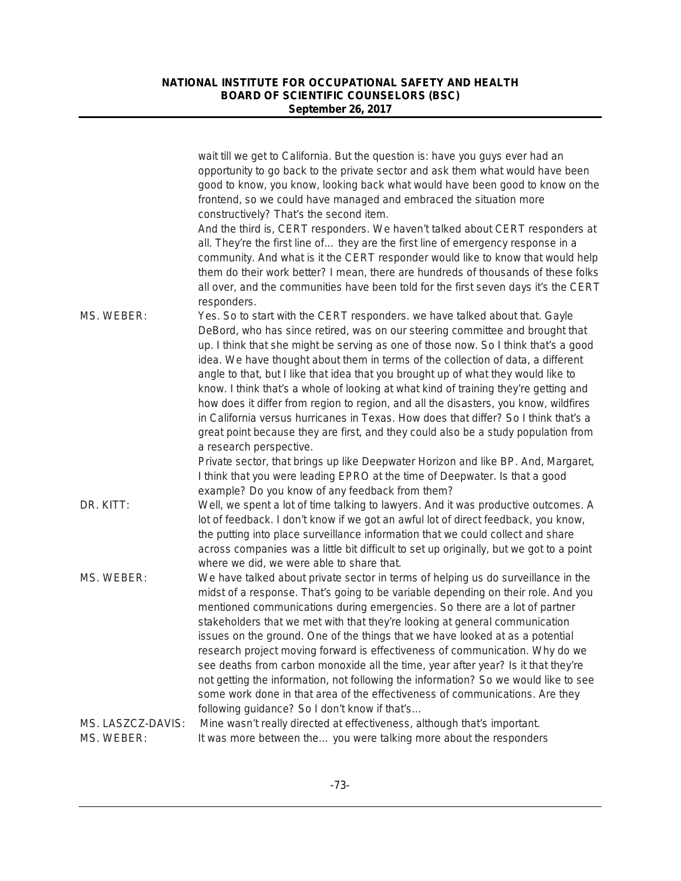wait till we get to California. But the question is: have you guys ever had an opportunity to go back to the private sector and ask them what would have been good to know, you know, looking back what would have been good to know on the frontend, so we could have managed and embraced the situation more constructively? That's the second item.

And the third is, CERT responders. We haven't talked about CERT responders at all. They're the first line of… they are the first line of emergency response in a community. And what is it the CERT responder would like to know that would help them do their work better? I mean, there are hundreds of thousands of these folks all over, and the communities have been told for the first seven days it's the CERT responders.

MS. WEBER: Yes. So to start with the CERT responders. we have talked about that. Gayle DeBord, who has since retired, was on our steering committee and brought that up. I think that she might be serving as one of those now. So I think that's a good idea. We have thought about them in terms of the collection of data, a different angle to that, but I like that idea that you brought up of what they would like to know. I think that's a whole of looking at what kind of training they're getting and how does it differ from region to region, and all the disasters, you know, wildfires in California versus hurricanes in Texas. How does that differ? So I think that's a great point because they are first, and they could also be a study population from a research perspective.

Private sector, that brings up like Deepwater Horizon and like BP. And, Margaret, I think that you were leading EPRO at the time of Deepwater. Is that a good example? Do you know of any feedback from them?

DR. KITT: Well, we spent a lot of time talking to lawyers. And it was productive outcomes. A lot of feedback. I don't know if we got an awful lot of direct feedback, you know, the putting into place surveillance information that we could collect and share across companies was a little bit difficult to set up originally, but we got to a point where we did, we were able to share that.

MS. WEBER: We have talked about private sector in terms of helping us do surveillance in the midst of a response. That's going to be variable depending on their role. And you mentioned communications during emergencies. So there are a lot of partner stakeholders that we met with that they're looking at general communication issues on the ground. One of the things that we have looked at as a potential research project moving forward is effectiveness of communication. Why do we see deaths from carbon monoxide all the time, year after year? Is it that they're not getting the information, not following the information? So we would like to see some work done in that area of the effectiveness of communications. Are they following guidance? So I don't know if that's…

MS. LASZCZ-DAVIS: Mine wasn't really directed at effectiveness, although that's important.

MS. WEBER: It was more between the… you were talking more about the responders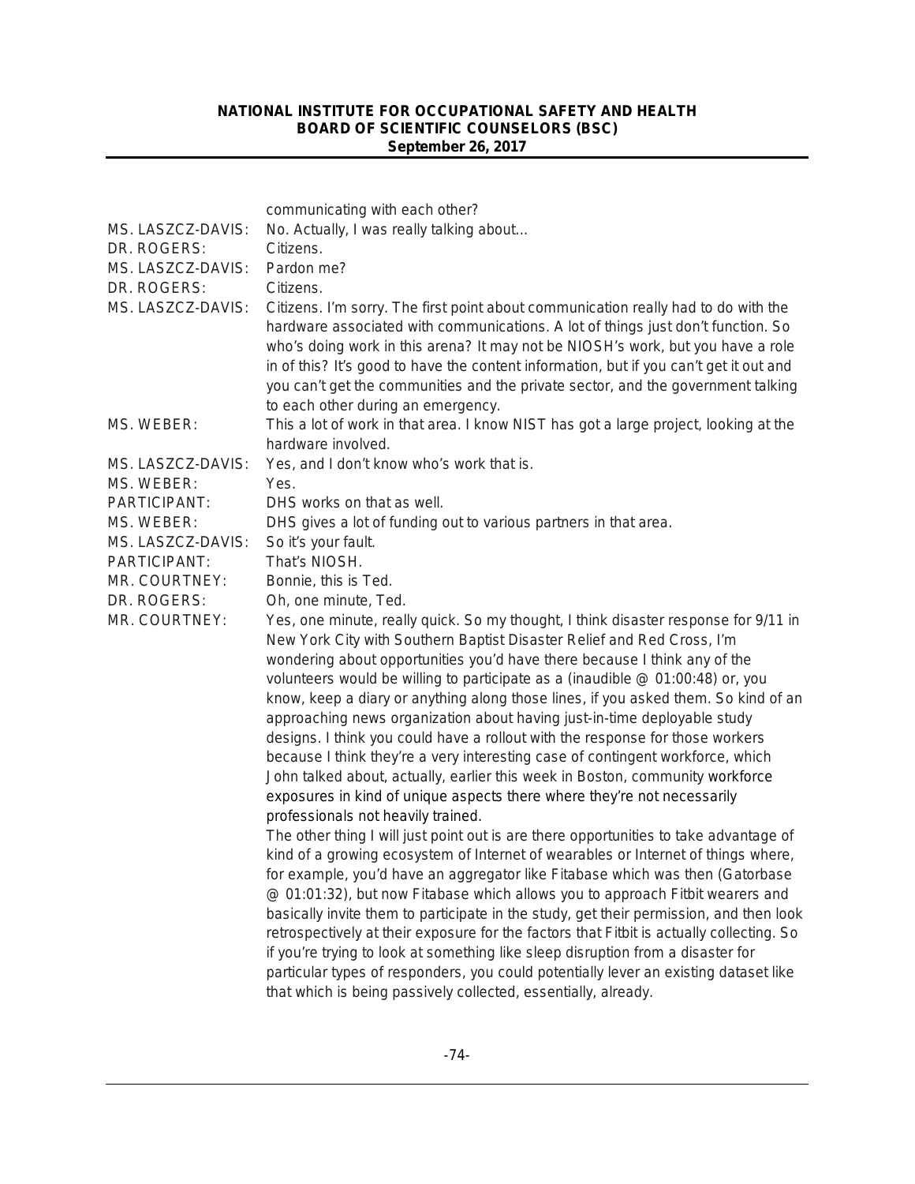communicating with each other?

MS. LASZCZ-DAVIS: No. Actually, I was really talking about…

DR. ROGERS: Citizens.

MS. LASZCZ-DAVIS: Pardon me?

DR. ROGERS: Citizens.

MS. LASZCZ-DAVIS: Citizens. I'm sorry. The first point about communication really had to do with the hardware associated with communications. A lot of things just don't function. So who's doing work in this arena? It may not be NIOSH's work, but you have a role in of this? It's good to have the content information, but if you can't get it out and you can't get the communities and the private sector, and the government talking to each other during an emergency.

MS. WEBER: This a lot of work in that area. I know NIST has got a large project, looking at the hardware involved.

MS. LASZCZ-DAVIS: Yes, and I don't know who's work that is.

MS. WEBER: Yes.

PARTICIPANT: DHS works on that as well.

MS. WEBER: DHS gives a lot of funding out to various partners in that area.

MS. LASZCZ-DAVIS: So it's your fault.

PARTICIPANT: That's NIOSH.

MR. COURTNEY: Bonnie, this is Ted.

DR. ROGERS: Oh, one minute, Ted.

MR. COURTNEY: Yes, one minute, really quick. So my thought, I think disaster response for 9/11 in New York City with Southern Baptist Disaster Relief and Red Cross, I'm wondering about opportunities you'd have there because I think any of the volunteers would be willing to participate as a (inaudible @ 01:00:48) or, you know, keep a diary or anything along those lines, if you asked them. So kind of an approaching news organization about having just-in-time deployable study designs. I think you could have a rollout with the response for those workers because I think they're a very interesting case of contingent workforce, which John talked about, actually, earlier this week in Boston, community workforce exposures in kind of unique aspects there where they're not necessarily professionals not heavily trained.

The other thing I will just point out is are there opportunities to take advantage of kind of a growing ecosystem of Internet of wearables or Internet of things where, for example, you'd have an aggregator like Fitabase which was then (Gatorbase @ 01:01:32), but now Fitabase which allows you to approach Fitbit wearers and basically invite them to participate in the study, get their permission, and then look retrospectively at their exposure for the factors that Fitbit is actually collecting. So if you're trying to look at something like sleep disruption from a disaster for particular types of responders, you could potentially lever an existing dataset like that which is being passively collected, essentially, already.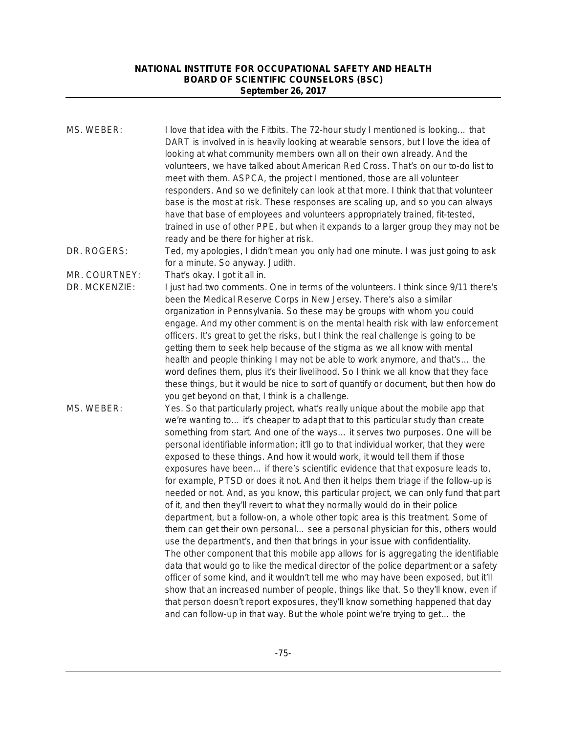MS. WEBER: I love that idea with the Fitbits. The 72-hour study I mentioned is looking… that DART is involved in is heavily looking at wearable sensors, but I love the idea of looking at what community members own all on their own already. And the volunteers, we have talked about American Red Cross. That's on our to-do list to meet with them. ASPCA, the project I mentioned, those are all volunteer responders. And so we definitely can look at that more. I think that that volunteer base is the most at risk. These responses are scaling up, and so you can always have that base of employees and volunteers appropriately trained, fit-tested, trained in use of other PPE, but when it expands to a larger group they may not be ready and be there for higher at risk.

DR. ROGERS: Ted, my apologies, I didn't mean you only had one minute. I was just going to ask for a minute. So anyway. Judith.

MR. COURTNEY: That's okay. I got it all in.

DR. MCKENZIE: I just had two comments. One in terms of the volunteers. I think since 9/11 there's been the Medical Reserve Corps in New Jersey. There's also a similar organization in Pennsylvania. So these may be groups with whom you could engage. And my other comment is on the mental health risk with law enforcement officers. It's great to get the risks, but I think the real challenge is going to be getting them to seek help because of the stigma as we all know with mental health and people thinking I may not be able to work anymore, and that's… the word defines them, plus it's their livelihood. So I think we all know that they face these things, but it would be nice to sort of quantify or document, but then how do you get beyond on that, I think is a challenge.

MS. WEBER: Yes. So that particularly project, what's really unique about the mobile app that we're wanting to… it's cheaper to adapt that to this particular study than create something from start. And one of the ways… it serves two purposes. One will be personal identifiable information; it'll go to that individual worker, that they were exposed to these things. And how it would work, it would tell them if those exposures have been… if there's scientific evidence that that exposure leads to, for example, PTSD or does it not. And then it helps them triage if the follow-up is needed or not. And, as you know, this particular project, we can only fund that part of it, and then they'll revert to what they normally would do in their police department, but a follow-on, a whole other topic area is this treatment. Some of them can get their own personal… see a personal physician for this, others would use the department's, and then that brings in your issue with confidentiality. The other component that this mobile app allows for is aggregating the identifiable data that would go to like the medical director of the police department or a safety officer of some kind, and it wouldn't tell me who may have been exposed, but it'll show that an increased number of people, things like that. So they'll know, even if that person doesn't report exposures, they'll know something happened that day and can follow-up in that way. But the whole point we're trying to get… the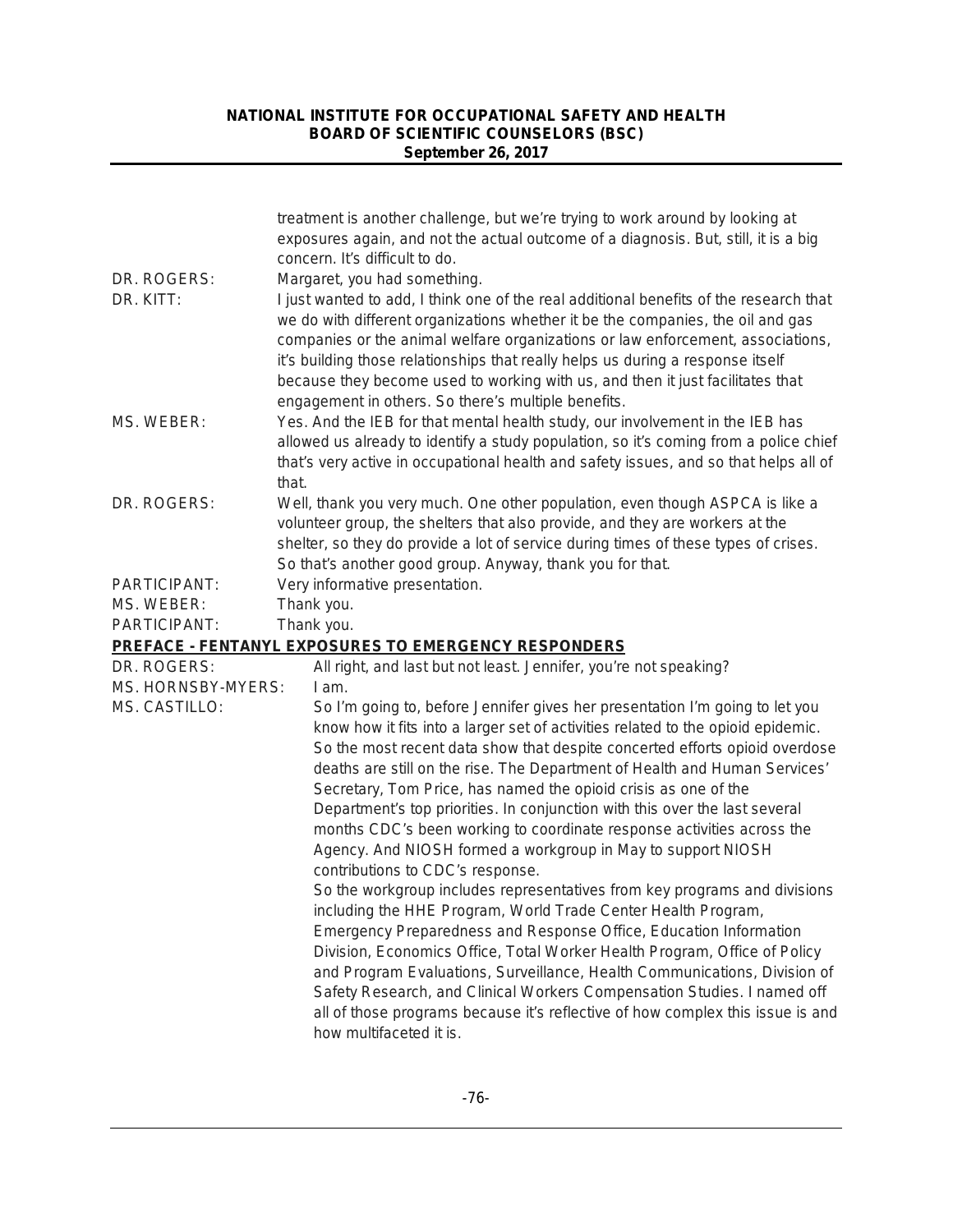treatment is another challenge, but we're trying to work around by looking at exposures again, and not the actual outcome of a diagnosis. But, still, it is a big concern. It's difficult to do.

DR. ROGERS: Margaret, you had something.

DR. KITT: I just wanted to add, I think one of the real additional benefits of the research that we do with different organizations whether it be the companies, the oil and gas companies or the animal welfare organizations or law enforcement, associations, it's building those relationships that really helps us during a response itself because they become used to working with us, and then it just facilitates that engagement in others. So there's multiple benefits.

MS. WEBER: Yes. And the IEB for that mental health study, our involvement in the IEB has allowed us already to identify a study population, so it's coming from a police chief that's very active in occupational health and safety issues, and so that helps all of that.

DR. ROGERS: Well, thank you very much. One other population, even though ASPCA is like a volunteer group, the shelters that also provide, and they are workers at the shelter, so they do provide a lot of service during times of these types of crises. So that's another good group. Anyway, thank you for that.

PARTICIPANT: Very informative presentation.

MS. WEBER: Thank you.

PARTICIPANT: Thank you.

## PREFACE - FENTANYL EXPOSURES TO EMERGENCY RESPONDERS

DR. ROGERS: All right, and last but not least. Jennifer, you're not speaking?

MS. HORNSBY-MYERS: I am.

MS. CASTILLO: So I'm going to, before Jennifer gives her presentation I'm going to let you know how it fits into a larger set of activities related to the opioid epidemic. So the most recent data show that despite concerted efforts opioid overdose deaths are still on the rise. The Department of Health and Human Services' Secretary, Tom Price, has named the opioid crisis as one of the Department's top priorities. In conjunction with this over the last several months CDC's been working to coordinate response activities across the Agency. And NIOSH formed a workgroup in May to support NIOSH contributions to CDC's response.

So the workgroup includes representatives from key programs and divisions including the HHE Program, World Trade Center Health Program, Emergency Preparedness and Response Office, Education Information Division, Economics Office, Total Worker Health Program, Office of Policy and Program Evaluations, Surveillance, Health Communications, Division of Safety Research, and Clinical Workers Compensation Studies. I named off all of those programs because it's reflective of how complex this issue is and how multifaceted it is.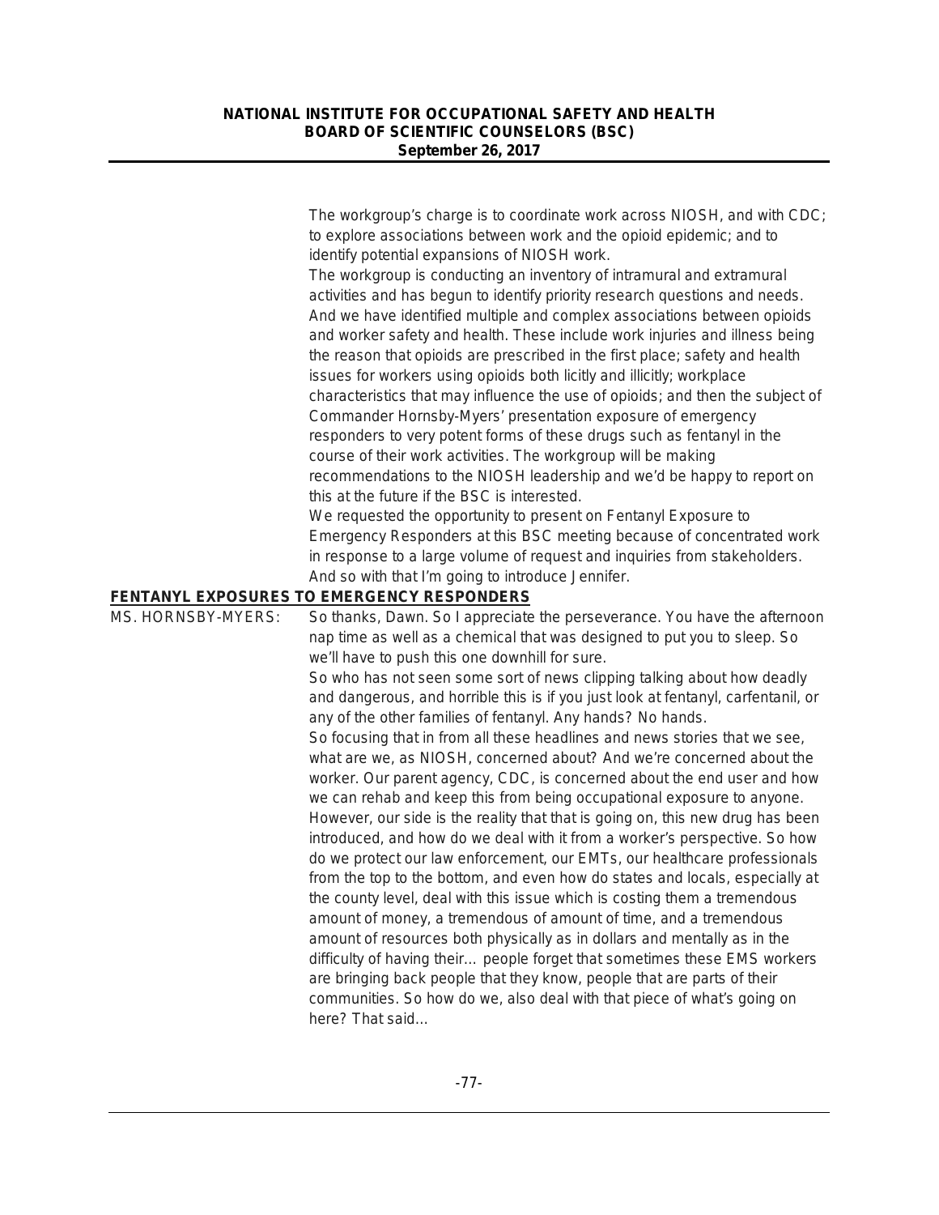The workgroup's charge is to coordinate work across NIOSH, and with CDC; to explore associations between work and the opioid epidemic; and to identify potential expansions of NIOSH work.

The workgroup is conducting an inventory of intramural and extramural activities and has begun to identify priority research questions and needs. And we have identified multiple and complex associations between opioids and worker safety and health. These include work injuries and illness being the reason that opioids are prescribed in the first place; safety and health issues for workers using opioids both licitly and illicitly; workplace characteristics that may influence the use of opioids; and then the subject of Commander Hornsby-Myers' presentation exposure of emergency responders to very potent forms of these drugs such as fentanyl in the course of their work activities. The workgroup will be making recommendations to the NIOSH leadership and we'd be happy to report on this at the future if the BSC is interested.

We requested the opportunity to present on Fentanyl Exposure to Emergency Responders at this BSC meeting because of concentrated work in response to a large volume of request and inquiries from stakeholders. And so with that I'm going to introduce Jennifer.

**FENTANYL EXPOSURES TO EMERGENCY RESPONDERS**

MS. HORNSBY-MYERS: So thanks, Dawn. So I appreciate the perseverance. You have the afternoon nap time as well as a chemical that was designed to put you to sleep. So we'll have to push this one downhill for sure.

So who has not seen some sort of news clipping talking about how deadly and dangerous, and horrible this is if you just look at fentanyl, carfentanil, or any of the other families of fentanyl. Any hands? No hands.

So focusing that in from all these headlines and news stories that we see, what are we, as NIOSH, concerned about? And we're concerned about the worker. Our parent agency, CDC, is concerned about the end user and how we can rehab and keep this from being occupational exposure to anyone. However, our side is the reality that that is going on, this new drug has been introduced, and how do we deal with it from a worker's perspective. So how do we protect our law enforcement, our EMTs, our healthcare professionals from the top to the bottom, and even how do states and locals, especially at the county level, deal with this issue which is costing them a tremendous amount of money, a tremendous of amount of time, and a tremendous amount of resources both physically as in dollars and mentally as in the difficulty of having their… people forget that sometimes these EMS workers are bringing back people that they know, people that are parts of their communities. So how do we, also deal with that piece of what's going on here? That said…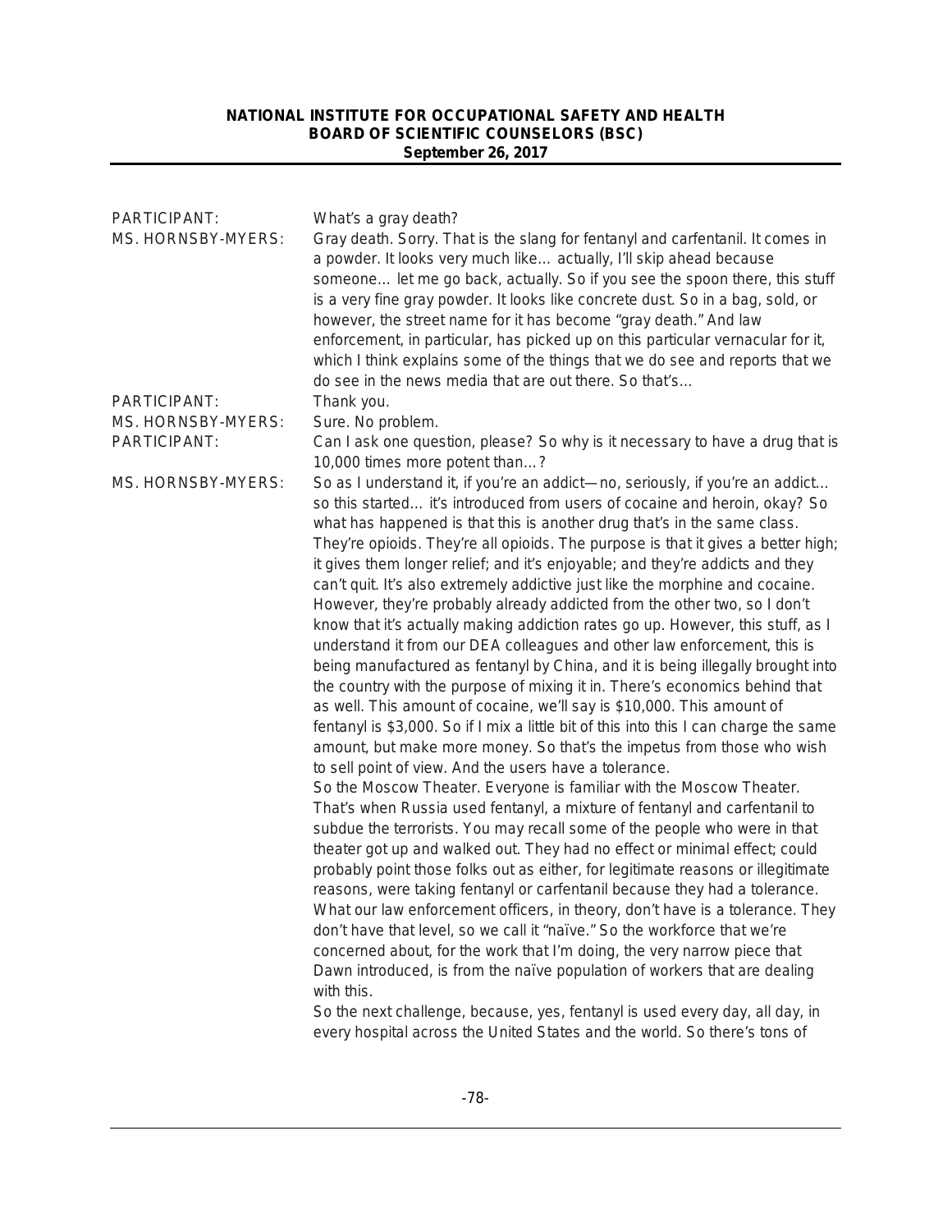PARTICIPANT: What's a gray death?

MS. HORNSBY-MYERS: Gray death. Sorry. That is the slang for fentanyl and carfentanil. It comes in a powder. It looks very much like… actually, I'll skip ahead because someone… let me go back, actually. So if you see the spoon there, this stuff is a very fine gray powder. It looks like concrete dust. So in a bag, sold, or however, the street name for it has become "gray death." And law enforcement, in particular, has picked up on this particular vernacular for it, which I think explains some of the things that we do see and reports that we do see in the news media that are out there. So that's…

PARTICIPANT: Thank you.

MS. HORNSBY-MYERS: Sure. No problem.

PARTICIPANT: Can I ask one question, please? So why is it necessary to have a drug that is 10,000 times more potent than…?

MS. HORNSBY-MYERS: So as I understand it, if you're an addict—no, seriously, if you're an addict… so this started… it's introduced from users of cocaine and heroin, okay? So what has happened is that this is another drug that's in the same class. They're opioids. They're all opioids. The purpose is that it gives a better high; it gives them longer relief; and it's enjoyable; and they're addicts and they can't quit. It's also extremely addictive just like the morphine and cocaine. However, they're probably already addicted from the other two, so I don't know that it's actually making addiction rates go up. However, this stuff, as I understand it from our DEA colleagues and other law enforcement, this is being manufactured as fentanyl by China, and it is being illegally brought into the country with the purpose of mixing it in. There's economics behind that as well. This amount of cocaine, we'll say is $10,000. This amount of fentanyl is $3,000. So if I mix a little bit of this into this I can charge the same amount, but make more money. So that's the impetus from those who wish to sell point of view. And the users have a tolerance.

So the Moscow Theater. Everyone is familiar with the Moscow Theater. That's when Russia used fentanyl, a mixture of fentanyl and carfentanil to subdue the terrorists. You may recall some of the people who were in that theater got up and walked out. They had no effect or minimal effect; could probably point those folks out as either, for legitimate reasons or illegitimate reasons, were taking fentanyl or carfentanil because they had a tolerance. What our law enforcement officers, in theory, don't have is a tolerance. They don't have that level, so we call it "naïve." So the workforce that we're concerned about, for the work that I'm doing, the very narrow piece that Dawn introduced, is from the naïve population of workers that are dealing with this.

So the next challenge, because, yes, fentanyl is used every day, all day, in every hospital across the United States and the world. So there's tons of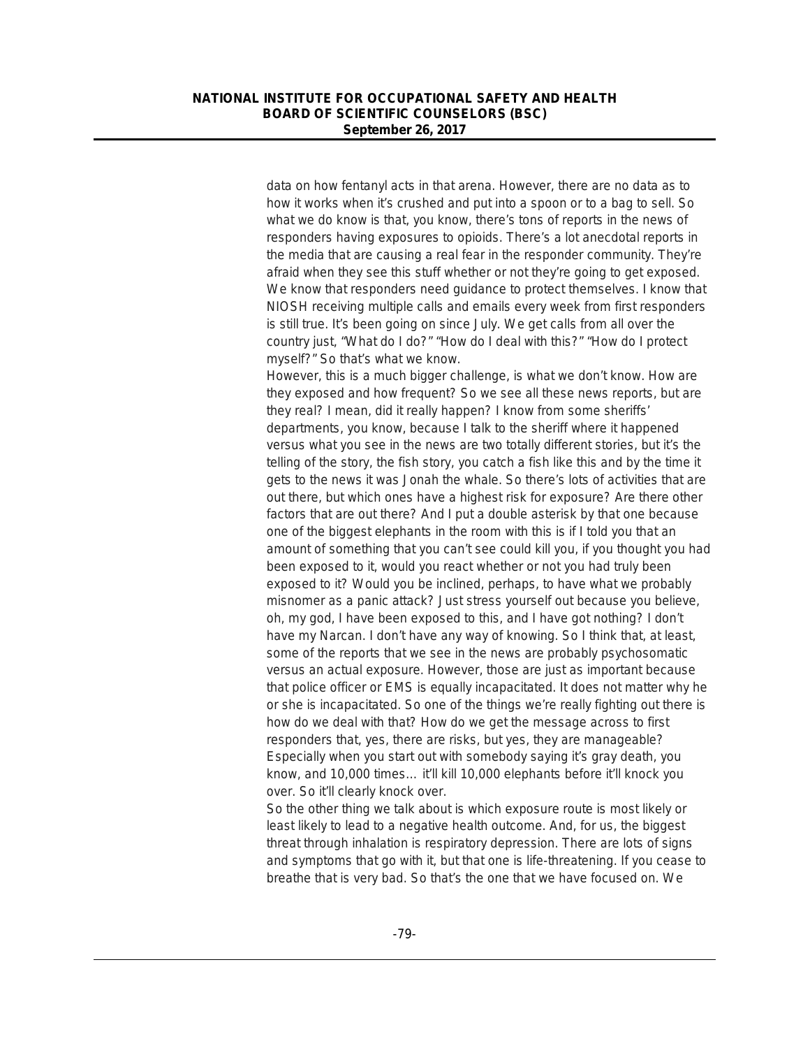data on how fentanyl acts in that arena. However, there are no data as to how it works when it's crushed and put into a spoon or to a bag to sell. So what we do know is that, you know, there's tons of reports in the news of responders having exposures to opioids. There's a lot anecdotal reports in the media that are causing a real fear in the responder community. They're afraid when they see this stuff whether or not they're going to get exposed. We know that responders need guidance to protect themselves. I know that NIOSH receiving multiple calls and emails every week from first responders is still true. It's been going on since July. We get calls from all over the country just, "What do I do?" "How do I deal with this?" "How do I protect myself?" So that's what we know.

However, this is a much bigger challenge, is what we don't know. How are they exposed and how frequent? So we see all these news reports, but are they real? I mean, did it really happen? I know from some sheriffs' departments, you know, because I talk to the sheriff where it happened versus what you see in the news are two totally different stories, but it's the telling of the story, the fish story, you catch a fish like this and by the time it gets to the news it was Jonah the whale. So there's lots of activities that are out there, but which ones have a highest risk for exposure? Are there other factors that are out there? And I put a double asterisk by that one because one of the biggest elephants in the room with this is if I told you that an amount of something that you can't see could kill you, if you thought you had been exposed to it, would you react whether or not you had truly been exposed to it? Would you be inclined, perhaps, to have what we probably misnomer as a panic attack? Just stress yourself out because you believe, oh, my god, I have been exposed to this, and I have got nothing? I don't have my Narcan. I don't have any way of knowing. So I think that, at least, some of the reports that we see in the news are probably psychosomatic versus an actual exposure. However, those are just as important because that police officer or EMS is equally incapacitated. It does not matter why he or she is incapacitated. So one of the things we're really fighting out there is how do we deal with that? How do we get the message across to first responders that, yes, there are risks, but yes, they are manageable? Especially when you start out with somebody saying it's gray death, you know, and 10,000 times… it'll kill 10,000 elephants before it'll knock you over. So it'll clearly knock over.

So the other thing we talk about is which exposure route is most likely or least likely to lead to a negative health outcome. And, for us, the biggest threat through inhalation is respiratory depression. There are lots of signs and symptoms that go with it, but that one is life-threatening. If you cease to breathe that is very bad. So that's the one that we have focused on. We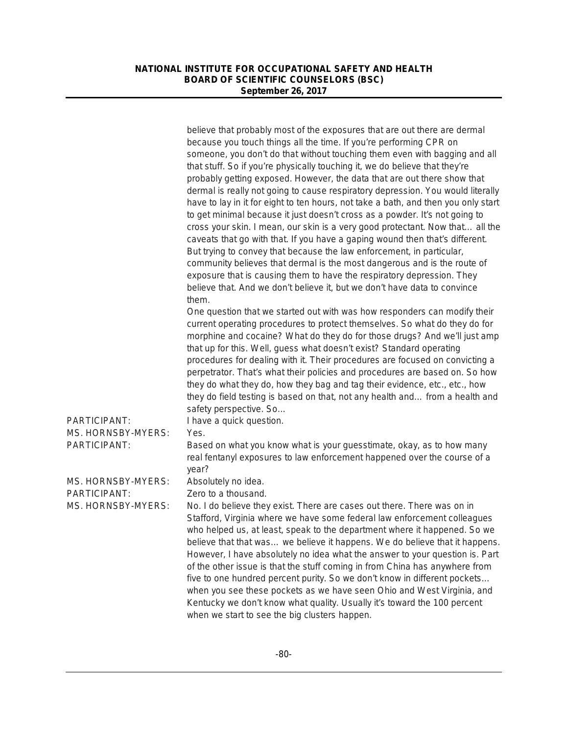believe that probably most of the exposures that are out there are dermal because you touch things all the time. If you're performing CPR on someone, you don't do that without touching them even with bagging and all that stuff. So if you're physically touching it, we do believe that they're probably getting exposed. However, the data that are out there show that dermal is really not going to cause respiratory depression. You would literally have to lay in it for eight to ten hours, not take a bath, and then you only start to get minimal because it just doesn't cross as a powder. It's not going to cross your skin. I mean, our skin is a very good protectant. Now that… all the caveats that go with that. If you have a gaping wound then that's different. But trying to convey that because the law enforcement, in particular, community believes that dermal is the most dangerous and is the route of exposure that is causing them to have the respiratory depression. They believe that. And we don't believe it, but we don't have data to convince them.

One question that we started out with was how responders can modify their current operating procedures to protect themselves. So what do they do for morphine and cocaine? What do they do for those drugs? And we'll just amp that up for this. Well, guess what doesn't exist? Standard operating procedures for dealing with it. Their procedures are focused on convicting a perpetrator. That's what their policies and procedures are based on. So how they do what they do, how they bag and tag their evidence, etc., etc., how they do field testing is based on that, not any health and… from a health and safety perspective. So…

PARTICIPANT: I have a quick question.

MS. HORNSBY-MYERS: Yes.

PARTICIPANT: Based on what you know what is your guesstimate, okay, as to how many real fentanyl exposures to law enforcement happened over the course of a year?

MS. HORNSBY-MYERS: Absolutely no idea.

PARTICIPANT: Zero to a thousand.

MS. HORNSBY-MYERS: No. I do believe they exist. There are cases out there. There was on in Stafford, Virginia where we have some federal law enforcement colleagues who helped us, at least, speak to the department where it happened. So we believe that that was… we believe it happens. We do believe that it happens. However, I have absolutely no idea what the answer to your question is. Part of the other issue is that the stuff coming in from China has anywhere from five to one hundred percent purity. So we don't know in different pockets… when you see these pockets as we have seen Ohio and West Virginia, and Kentucky we don't know what quality. Usually it's toward the 100 percent when we start to see the big clusters happen.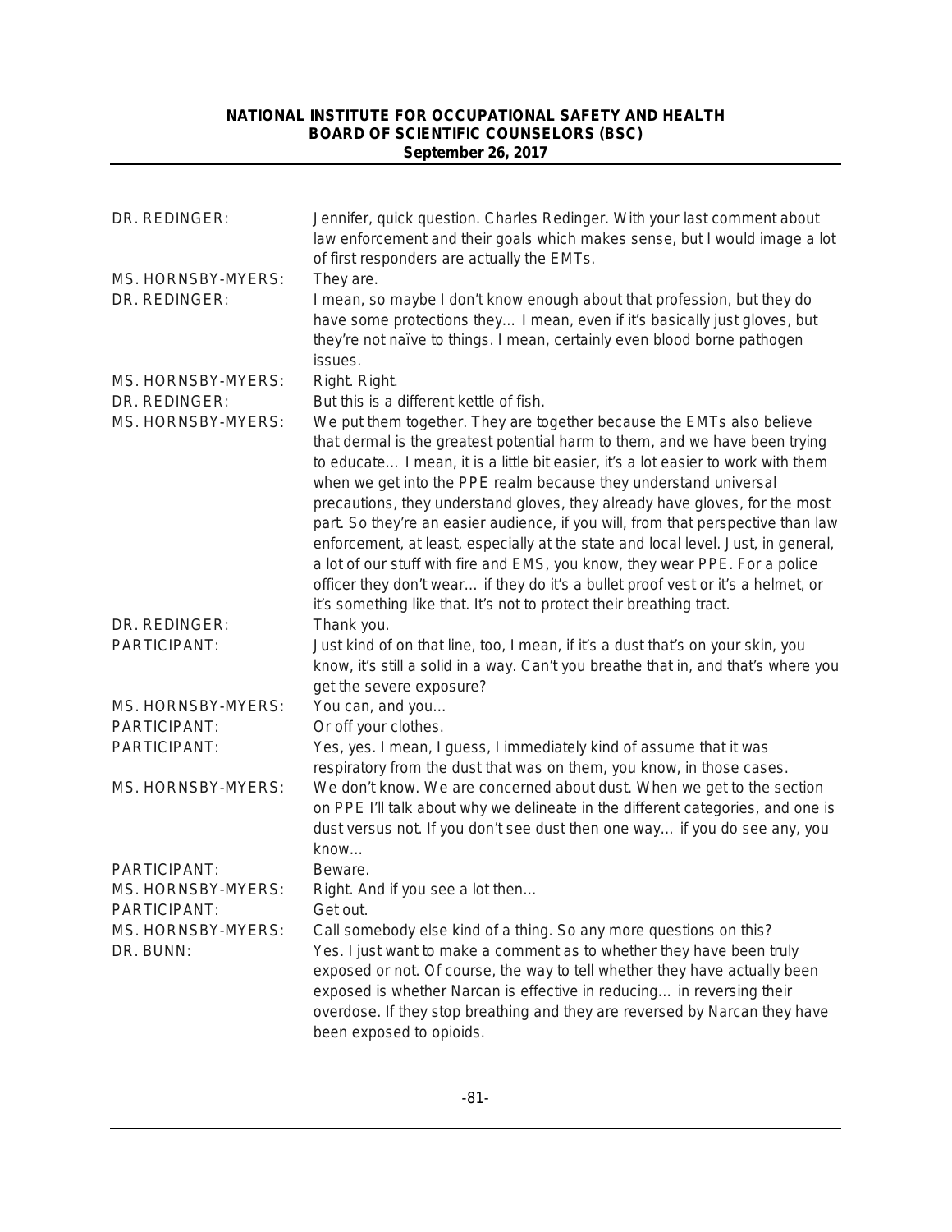| | |
|---|---|
| DR. REDINGER: | Jennifer, quick question. Charles Redinger. With your last comment about law enforcement and their goals which makes sense, but I would image a lot of first responders are actually the EMTs. |
| MS. HORNSBY-MYERS: | They are. |
| DR. REDINGER: | I mean, so maybe I don't know enough about that profession, but they do have some protections they… I mean, even if it's basically just gloves, but they're not naïve to things. I mean, certainly even blood borne pathogen issues. |
| MS. HORNSBY-MYERS: | Right. Right. |
| DR. REDINGER: | But this is a different kettle of fish. |
| MS. HORNSBY-MYERS: | We put them together. They are together because the EMTs also believe that dermal is the greatest potential harm to them, and we have been trying to educate… I mean, it is a little bit easier, it's a lot easier to work with them when we get into the PPE realm because they understand universal precautions, they understand gloves, they already have gloves, for the most part. So they're an easier audience, if you will, from that perspective than law enforcement, at least, especially at the state and local level. Just, in general, a lot of our stuff with fire and EMS, you know, they wear PPE. For a police officer they don't wear… if they do it's a bullet proof vest or it's a helmet, or it's something like that. It's not to protect their breathing tract. |
| DR. REDINGER: | Thank you. |
| PARTICIPANT: | Just kind of on that line, too, I mean, if it's a dust that's on your skin, you know, it's still a solid in a way. Can't you breathe that in, and that's where you get the severe exposure? |
| MS. HORNSBY-MYERS: | You can, and you… |
| PARTICIPANT: | Or off your clothes. |
| PARTICIPANT: | Yes, yes. I mean, I guess, I immediately kind of assume that it was respiratory from the dust that was on them, you know, in those cases. |
| MS. HORNSBY-MYERS: | We don't know. We are concerned about dust. When we get to the section on PPE I'll talk about why we delineate in the different categories, and one is dust versus not. If you don't see dust then one way… if you do see any, you know… |
| PARTICIPANT: | Beware. |
| MS. HORNSBY-MYERS: | Right. And if you see a lot then… |
| PARTICIPANT: | Get out. |
| MS. HORNSBY-MYERS: | Call somebody else kind of a thing. So any more questions on this? |
| DR. BUNN: | Yes. I just want to make a comment as to whether they have been truly exposed or not. Of course, the way to tell whether they have actually been exposed is whether Narcan is effective in reducing… in reversing their overdose. If they stop breathing and they are reversed by Narcan they have been exposed to opioids. |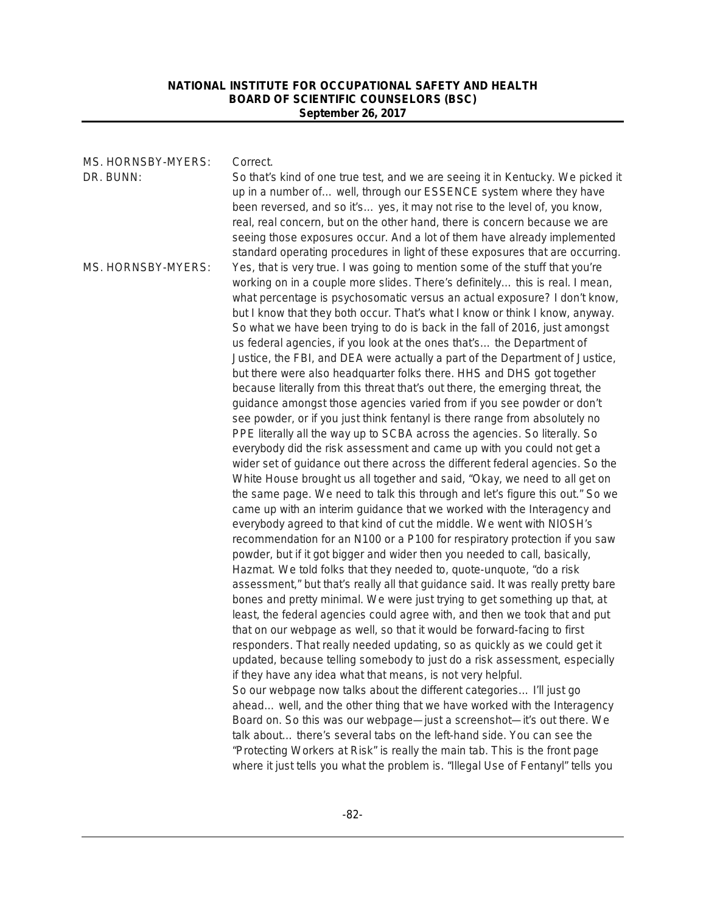MS. HORNSBY-MYERS: Correct.

DR. BUNN: So that's kind of one true test, and we are seeing it in Kentucky. We picked it up in a number of… well, through our ESSENCE system where they have been reversed, and so it's… yes, it may not rise to the level of, you know, real, real concern, but on the other hand, there is concern because we are seeing those exposures occur. And a lot of them have already implemented standard operating procedures in light of these exposures that are occurring.

MS. HORNSBY-MYERS: Yes, that is very true. I was going to mention some of the stuff that you're working on in a couple more slides. There's definitely… this is real. I mean, what percentage is psychosomatic versus an actual exposure? I don't know, but I know that they both occur. That's what I know or think I know, anyway. So what we have been trying to do is back in the fall of 2016, just amongst us federal agencies, if you look at the ones that's… the Department of Justice, the FBI, and DEA were actually a part of the Department of Justice, but there were also headquarter folks there. HHS and DHS got together because literally from this threat that's out there, the emerging threat, the guidance amongst those agencies varied from if you see powder or don't see powder, or if you just think fentanyl is there range from absolutely no PPE literally all the way up to SCBA across the agencies. So literally. So everybody did the risk assessment and came up with you could not get a wider set of guidance out there across the different federal agencies. So the White House brought us all together and said, "Okay, we need to all get on the same page. We need to talk this through and let's figure this out." So we came up with an interim guidance that we worked with the Interagency and everybody agreed to that kind of cut the middle. We went with NIOSH's recommendation for an N100 or a P100 for respiratory protection if you saw powder, but if it got bigger and wider then you needed to call, basically, Hazmat. We told folks that they needed to, quote-unquote, "do a risk assessment," but that's really all that guidance said. It was really pretty bare bones and pretty minimal. We were just trying to get something up that, at least, the federal agencies could agree with, and then we took that and put that on our webpage as well, so that it would be forward-facing to first responders. That really needed updating, so as quickly as we could get it updated, because telling somebody to just do a risk assessment, especially if they have any idea what that means, is not very helpful.

So our webpage now talks about the different categories… I'll just go ahead… well, and the other thing that we have worked with the Interagency Board on. So this was our webpage—just a screenshot—it's out there. We talk about… there's several tabs on the left-hand side. You can see the "Protecting Workers at Risk" is really the main tab. This is the front page where it just tells you what the problem is. "Illegal Use of Fentanyl" tells you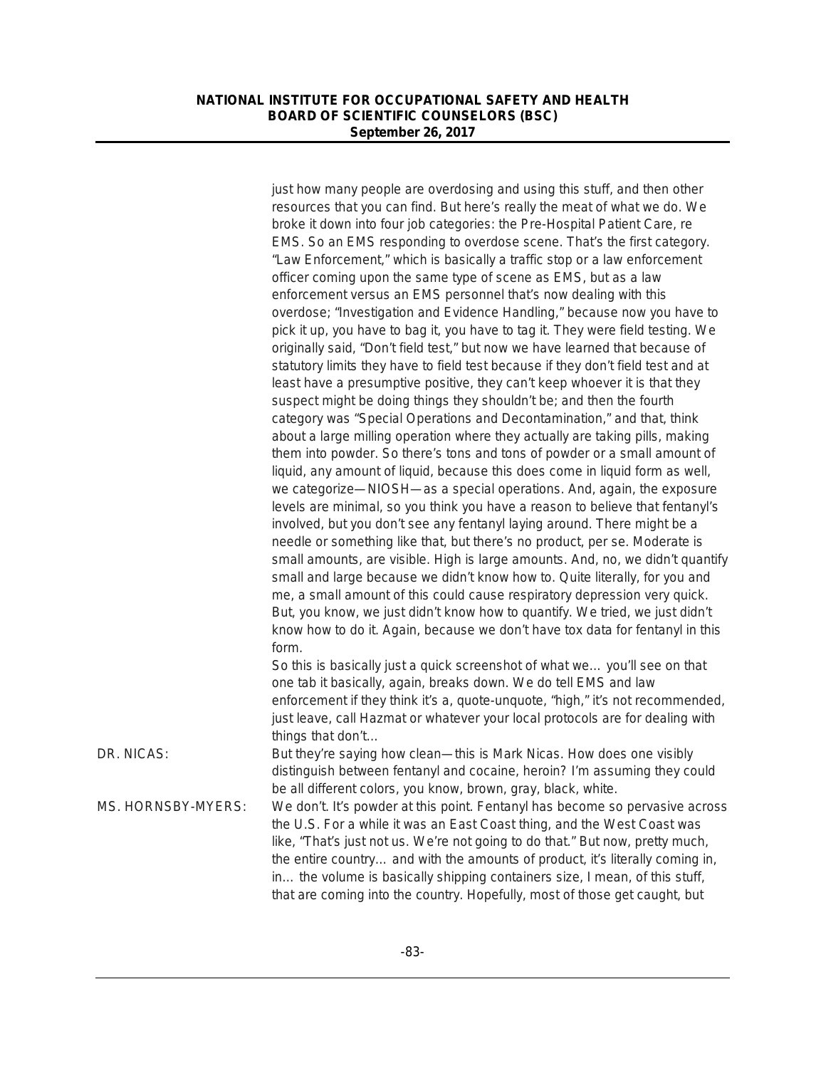just how many people are overdosing and using this stuff, and then other resources that you can find. But here's really the meat of what we do. We broke it down into four job categories: the Pre-Hospital Patient Care, re EMS. So an EMS responding to overdose scene. That's the first category. "Law Enforcement," which is basically a traffic stop or a law enforcement officer coming upon the same type of scene as EMS, but as a law enforcement versus an EMS personnel that's now dealing with this overdose; "Investigation and Evidence Handling," because now you have to pick it up, you have to bag it, you have to tag it. They were field testing. We originally said, "Don't field test," but now we have learned that because of statutory limits they have to field test because if they don't field test and at least have a presumptive positive, they can't keep whoever it is that they suspect might be doing things they shouldn't be; and then the fourth category was "Special Operations and Decontamination," and that, think about a large milling operation where they actually are taking pills, making them into powder. So there's tons and tons of powder or a small amount of liquid, any amount of liquid, because this does come in liquid form as well, we categorize—NIOSH—as a special operations. And, again, the exposure levels are minimal, so you think you have a reason to believe that fentanyl's involved, but you don't see any fentanyl laying around. There might be a needle or something like that, but there's no product, per se. Moderate is small amounts, are visible. High is large amounts. And, no, we didn't quantify small and large because we didn't know how to. Quite literally, for you and me, a small amount of this could cause respiratory depression very quick. But, you know, we just didn't know how to quantify. We tried, we just didn't know how to do it. Again, because we don't have tox data for fentanyl in this form.

So this is basically just a quick screenshot of what we… you'll see on that one tab it basically, again, breaks down. We do tell EMS and law enforcement if they think it's a, quote-unquote, "high," it's not recommended, just leave, call Hazmat or whatever your local protocols are for dealing with things that don't…

DR. NICAS: But they're saying how clean—this is Mark Nicas. How does one visibly distinguish between fentanyl and cocaine, heroin? I'm assuming they could be all different colors, you know, brown, gray, black, white.

MS. HORNSBY-MYERS: We don't. It's powder at this point. Fentanyl has become so pervasive across the U.S. For a while it was an East Coast thing, and the West Coast was like, "That's just not us. We're not going to do that." But now, pretty much, the entire country… and with the amounts of product, it's literally coming in, in… the volume is basically shipping containers size, I mean, of this stuff, that are coming into the country. Hopefully, most of those get caught, but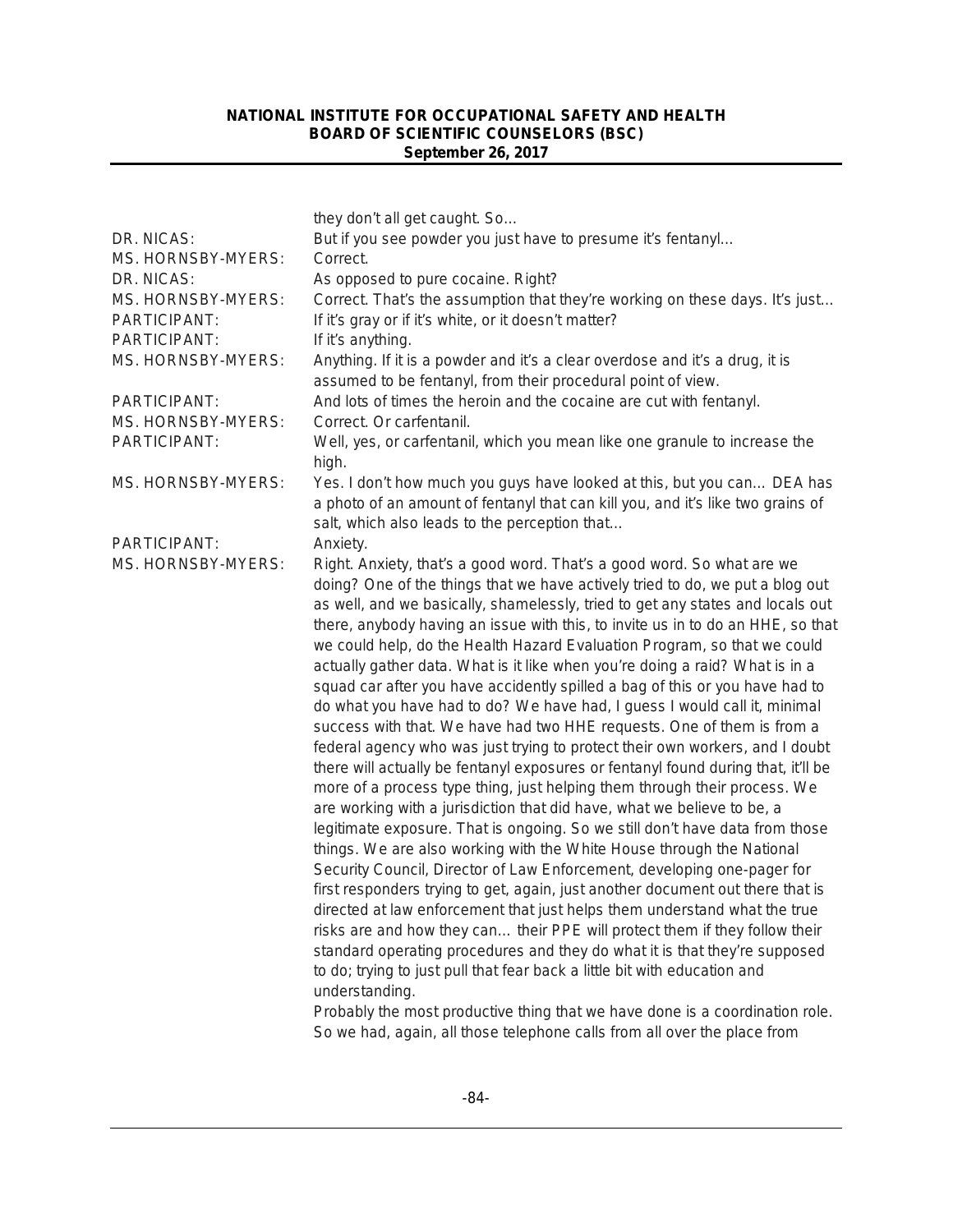they don't all get caught. So…

| | |
|---|---|
| DR. NICAS: | But if you see powder you just have to presume it's fentanyl… |
| MS. HORNSBY-MYERS: | Correct. |
| DR. NICAS: | As opposed to pure cocaine. Right? |
| MS. HORNSBY-MYERS: | Correct. That's the assumption that they're working on these days. It's just… |
| PARTICIPANT: | If it's gray or if it's white, or it doesn't matter? |
| PARTICIPANT: | If it's anything. |
| MS. HORNSBY-MYERS: | Anything. If it is a powder and it's a clear overdose and it's a drug, it is assumed to be fentanyl, from their procedural point of view. |
| PARTICIPANT: | And lots of times the heroin and the cocaine are cut with fentanyl. |
| MS. HORNSBY-MYERS: | Correct. Or carfentanil. |
| PARTICIPANT: | Well, yes, or carfentanil, which you mean like one granule to increase the high. |
| MS. HORNSBY-MYERS: | Yes. I don't how much you guys have looked at this, but you can… DEA has a photo of an amount of fentanyl that can kill you, and it's like two grains of salt, which also leads to the perception that… |
| PARTICIPANT: | Anxiety. |
| MS. HORNSBY-MYERS: | Right. Anxiety, that's a good word. That's a good word. So what are we doing? One of the things that we have actively tried to do, we put a blog out as well, and we basically, shamelessly, tried to get any states and locals out there, anybody having an issue with this, to invite us in to do an HHE, so that we could help, do the Health Hazard Evaluation Program, so that we could actually gather data. What is it like when you're doing a raid? What is in a squad car after you have accidently spilled a bag of this or you have had to do what you have had to do? We have had, I guess I would call it, minimal success with that. We have had two HHE requests. One of them is from a federal agency who was just trying to protect their own workers, and I doubt there will actually be fentanyl exposures or fentanyl found during that, it'll be more of a process type thing, just helping them through their process. We are working with a jurisdiction that did have, what we believe to be, a legitimate exposure. That is ongoing. So we still don't have data from those things. We are also working with the White House through the National Security Council, Director of Law Enforcement, developing one-pager for first responders trying to get, again, just another document out there that is directed at law enforcement that just helps them understand what the true risks are and how they can… their PPE will protect them if they follow their standard operating procedures and they do what it is that they're supposed to do; trying to just pull that fear back a little bit with education and understanding. Probably the most productive thing that we have done is a coordination role. So we had, again, all those telephone calls from all over the place from |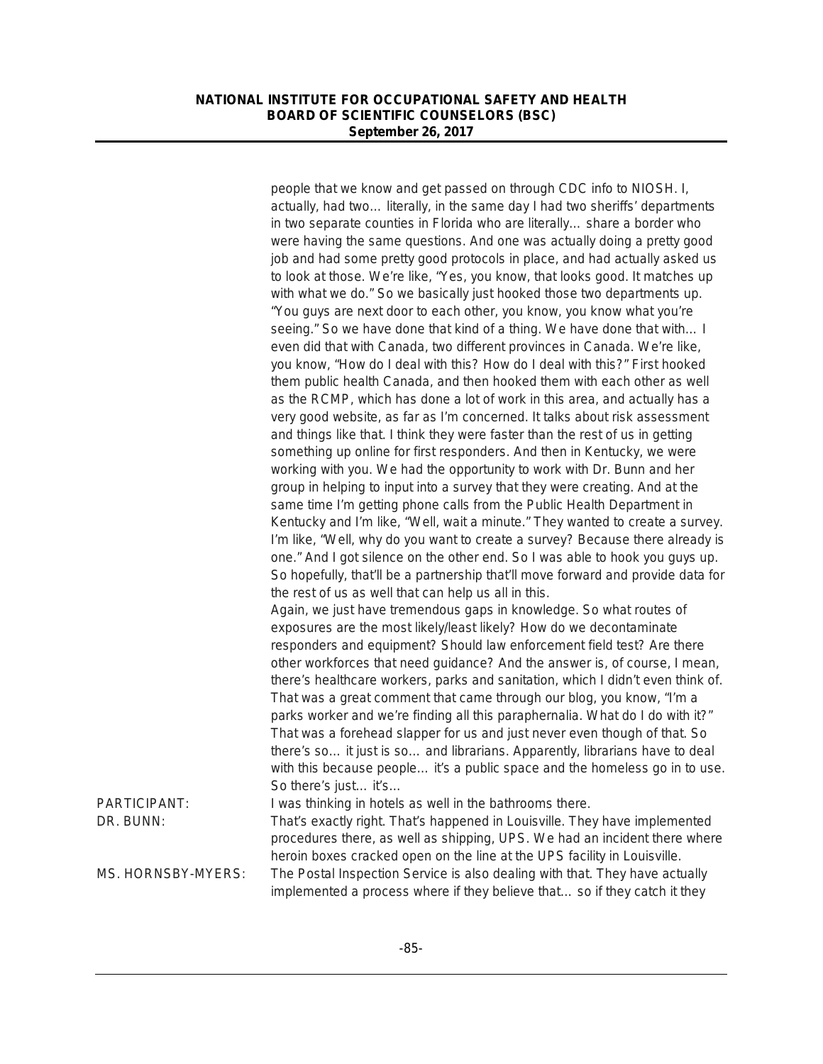people that we know and get passed on through CDC info to NIOSH. I, actually, had two… literally, in the same day I had two sheriffs' departments in two separate counties in Florida who are literally… share a border who were having the same questions. And one was actually doing a pretty good job and had some pretty good protocols in place, and had actually asked us to look at those. We're like, "Yes, you know, that looks good. It matches up with what we do." So we basically just hooked those two departments up. "You guys are next door to each other, you know, you know what you're seeing." So we have done that kind of a thing. We have done that with… I even did that with Canada, two different provinces in Canada. We're like, you know, "How do I deal with this? How do I deal with this?" First hooked them public health Canada, and then hooked them with each other as well as the RCMP, which has done a lot of work in this area, and actually has a very good website, as far as I'm concerned. It talks about risk assessment and things like that. I think they were faster than the rest of us in getting something up online for first responders. And then in Kentucky, we were working with you. We had the opportunity to work with Dr. Bunn and her group in helping to input into a survey that they were creating. And at the same time I'm getting phone calls from the Public Health Department in Kentucky and I'm like, "Well, wait a minute." They wanted to create a survey. I'm like, "Well, why do you want to create a survey? Because there already is one." And I got silence on the other end. So I was able to hook you guys up. So hopefully, that'll be a partnership that'll move forward and provide data for the rest of us as well that can help us all in this.

Again, we just have tremendous gaps in knowledge. So what routes of exposures are the most likely/least likely? How do we decontaminate responders and equipment? Should law enforcement field test? Are there other workforces that need guidance? And the answer is, of course, I mean, there's healthcare workers, parks and sanitation, which I didn't even think of. That was a great comment that came through our blog, you know, "I'm a parks worker and we're finding all this paraphernalia. What do I do with it?" That was a forehead slapper for us and just never even though of that. So there's so… it just is so… and librarians. Apparently, librarians have to deal with this because people… it's a public space and the homeless go in to use. So there's just… it's…

PARTICIPANT: I was thinking in hotels as well in the bathrooms there.

DR. BUNN: That's exactly right. That's happened in Louisville. They have implemented procedures there, as well as shipping, UPS. We had an incident there where heroin boxes cracked open on the line at the UPS facility in Louisville.

MS. HORNSBY-MYERS: The Postal Inspection Service is also dealing with that. They have actually implemented a process where if they believe that… so if they catch it they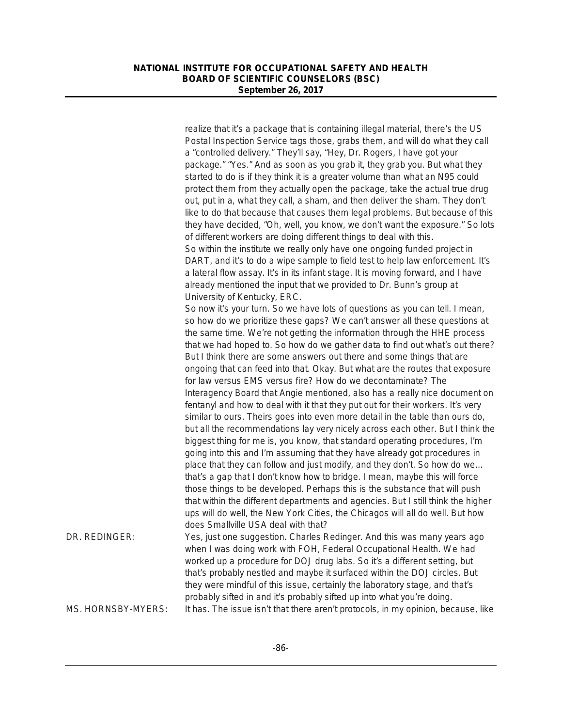realize that it's a package that is containing illegal material, there's the US Postal Inspection Service tags those, grabs them, and will do what they call a "controlled delivery." They'll say, "Hey, Dr. Rogers, I have got your package." "Yes." And as soon as you grab it, they grab you. But what they started to do is if they think it is a greater volume than what an N95 could protect them from they actually open the package, take the actual true drug out, put in a, what they call, a sham, and then deliver the sham. They don't like to do that because that causes them legal problems. But because of this they have decided, "Oh, well, you know, we don't want the exposure." So lots of different workers are doing different things to deal with this.

So within the institute we really only have one ongoing funded project in DART, and it's to do a wipe sample to field test to help law enforcement. It's a lateral flow assay. It's in its infant stage. It is moving forward, and I have already mentioned the input that we provided to Dr. Bunn's group at University of Kentucky, ERC.

So now it's your turn. So we have lots of questions as you can tell. I mean, so how do we prioritize these gaps? We can't answer all these questions at the same time. We're not getting the information through the HHE process that we had hoped to. So how do we gather data to find out what's out there? But I think there are some answers out there and some things that are ongoing that can feed into that. Okay. But what are the routes that exposure for law versus EMS versus fire? How do we decontaminate? The Interagency Board that Angie mentioned, also has a really nice document on fentanyl and how to deal with it that they put out for their workers. It's very similar to ours. Theirs goes into even more detail in the table than ours do, but all the recommendations lay very nicely across each other. But I think the biggest thing for me is, you know, that standard operating procedures, I'm going into this and I'm assuming that they have already got procedures in place that they can follow and just modify, and they don't. So how do we… that's a gap that I don't know how to bridge. I mean, maybe this will force those things to be developed. Perhaps this is the substance that will push that within the different departments and agencies. But I still think the higher ups will do well, the New York Cities, the Chicagos will all do well. But how does Smallville USA deal with that?

DR. REDINGER: Yes, just one suggestion. Charles Redinger. And this was many years ago when I was doing work with FOH, Federal Occupational Health. We had worked up a procedure for DOJ drug labs. So it's a different setting, but that's probably nestled and maybe it surfaced within the DOJ circles. But they were mindful of this issue, certainly the laboratory stage, and that's probably sifted in and it's probably sifted up into what you're doing.

MS. HORNSBY-MYERS: It has. The issue isn't that there aren't protocols, in my opinion, because, like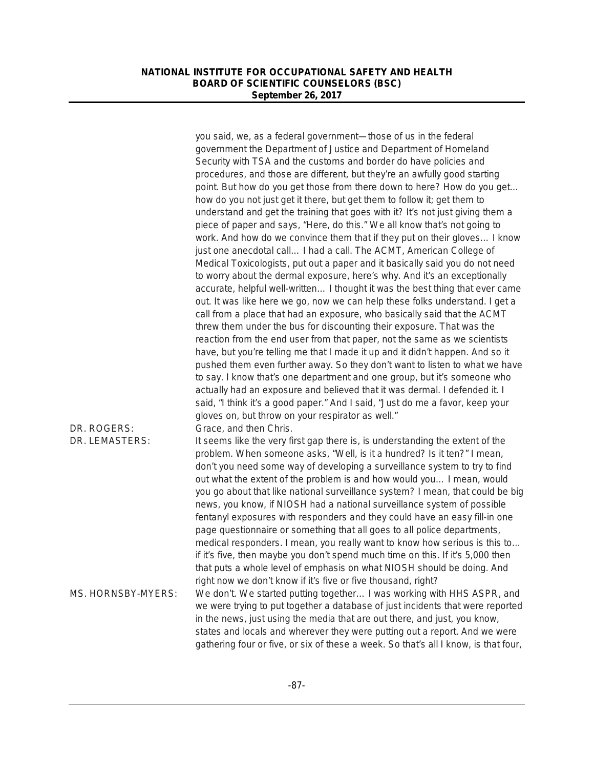you said, we, as a federal government—those of us in the federal government the Department of Justice and Department of Homeland Security with TSA and the customs and border do have policies and procedures, and those are different, but they're an awfully good starting point. But how do you get those from there down to here? How do you get… how do you not just get it there, but get them to follow it; get them to understand and get the training that goes with it? It's not just giving them a piece of paper and says, "Here, do this." We all know that's not going to work. And how do we convince them that if they put on their gloves… I know just one anecdotal call… I had a call. The ACMT, American College of Medical Toxicologists, put out a paper and it basically said you do not need to worry about the dermal exposure, here's why. And it's an exceptionally accurate, helpful well-written… I thought it was the best thing that ever came out. It was like here we go, now we can help these folks understand. I get a call from a place that had an exposure, who basically said that the ACMT threw them under the bus for discounting their exposure. That was the reaction from the end user from that paper, not the same as we scientists have, but you're telling me that I made it up and it didn't happen. And so it pushed them even further away. So they don't want to listen to what we have to say. I know that's one department and one group, but it's someone who actually had an exposure and believed that it was dermal. I defended it. I said, "I think it's a good paper." And I said, "Just do me a favor, keep your gloves on, but throw on your respirator as well."

DR. ROGERS: Grace, and then Chris.

DR. LEMASTERS: It seems like the very first gap there is, is understanding the extent of the problem. When someone asks, "Well, is it a hundred? Is it ten?" I mean, don't you need some way of developing a surveillance system to try to find out what the extent of the problem is and how would you… I mean, would you go about that like national surveillance system? I mean, that could be big news, you know, if NIOSH had a national surveillance system of possible fentanyl exposures with responders and they could have an easy fill-in one page questionnaire or something that all goes to all police departments, medical responders. I mean, you really want to know how serious is this to… if it's five, then maybe you don't spend much time on this. If it's 5,000 then that puts a whole level of emphasis on what NIOSH should be doing. And right now we don't know if it's five or five thousand, right?

MS. HORNSBY-MYERS: We don't. We started putting together… I was working with HHS ASPR, and we were trying to put together a database of just incidents that were reported in the news, just using the media that are out there, and just, you know, states and locals and wherever they were putting out a report. And we were gathering four or five, or six of these a week. So that's all I know, is that four,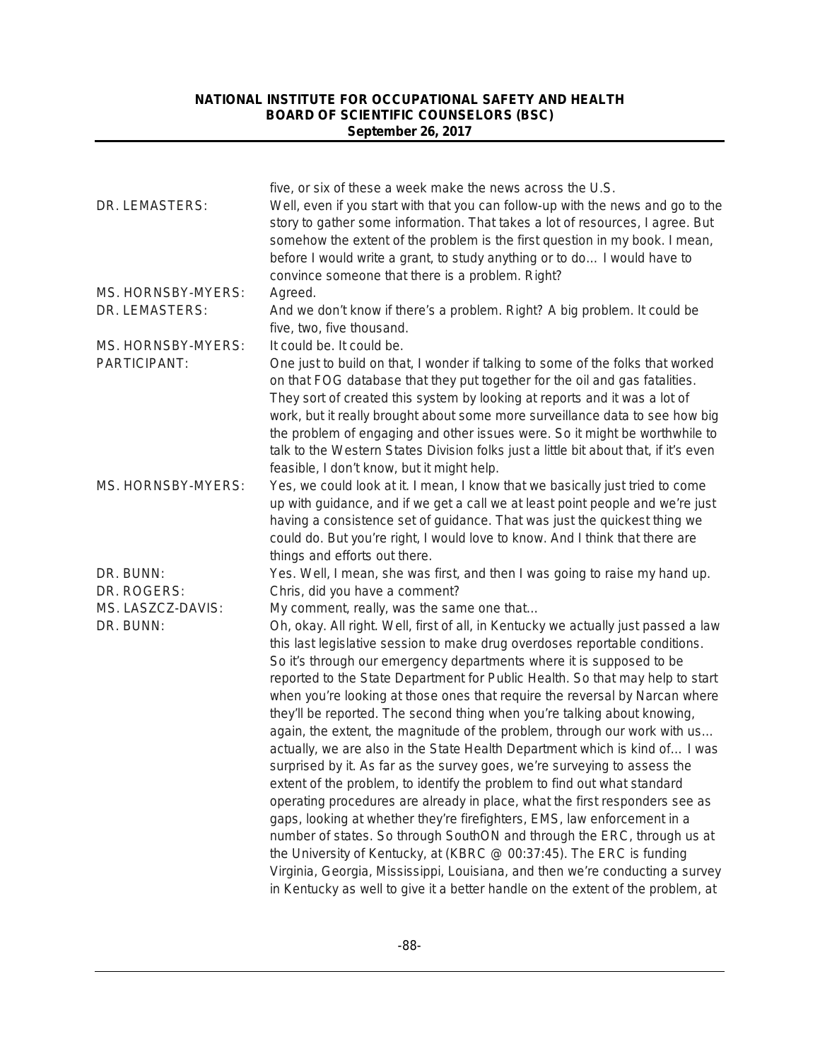five, or six of these a week make the news across the U.S.

**DR. LEMASTERS:** Well, even if you start with that you can follow-up with the news and go to the story to gather some information. That takes a lot of resources, I agree. But somehow the extent of the problem is the first question in my book. I mean, before I would write a grant, to study anything or to do… I would have to convince someone that there is a problem. Right?

**MS. HORNSBY-MYERS:** Agreed.

**DR. LEMASTERS:** And we don't know if there's a problem. Right? A big problem. It could be five, two, five thousand.

**MS. HORNSBY-MYERS:** It could be. It could be.

**PARTICIPANT:** One just to build on that, I wonder if talking to some of the folks that worked on that FOG database that they put together for the oil and gas fatalities. They sort of created this system by looking at reports and it was a lot of work, but it really brought about some more surveillance data to see how big the problem of engaging and other issues were. So it might be worthwhile to talk to the Western States Division folks just a little bit about that, if it's even feasible, I don't know, but it might help.

**MS. HORNSBY-MYERS:** Yes, we could look at it. I mean, I know that we basically just tried to come up with guidance, and if we get a call we at least point people and we're just having a consistence set of guidance. That was just the quickest thing we could do. But you're right, I would love to know. And I think that there are things and efforts out there.

**DR. BUNN:** Yes. Well, I mean, she was first, and then I was going to raise my hand up.

**DR. ROGERS:** Chris, did you have a comment?

**MS. LASZCZ-DAVIS:** My comment, really, was the same one that…

**DR. BUNN:** Oh, okay. All right. Well, first of all, in Kentucky we actually just passed a law this last legislative session to make drug overdoses reportable conditions. So it's through our emergency departments where it is supposed to be reported to the State Department for Public Health. So that may help to start when you're looking at those ones that require the reversal by Narcan where they'll be reported. The second thing when you're talking about knowing, again, the extent, the magnitude of the problem, through our work with us… actually, we are also in the State Health Department which is kind of… I was surprised by it. As far as the survey goes, we're surveying to assess the extent of the problem, to identify the problem to find out what standard operating procedures are already in place, what the first responders see as gaps, looking at whether they're firefighters, EMS, law enforcement in a number of states. So through SouthON and through the ERC, through us at the University of Kentucky, at (KBRC @ 00:37:45). The ERC is funding Virginia, Georgia, Mississippi, Louisiana, and then we're conducting a survey in Kentucky as well to give it a better handle on the extent of the problem, at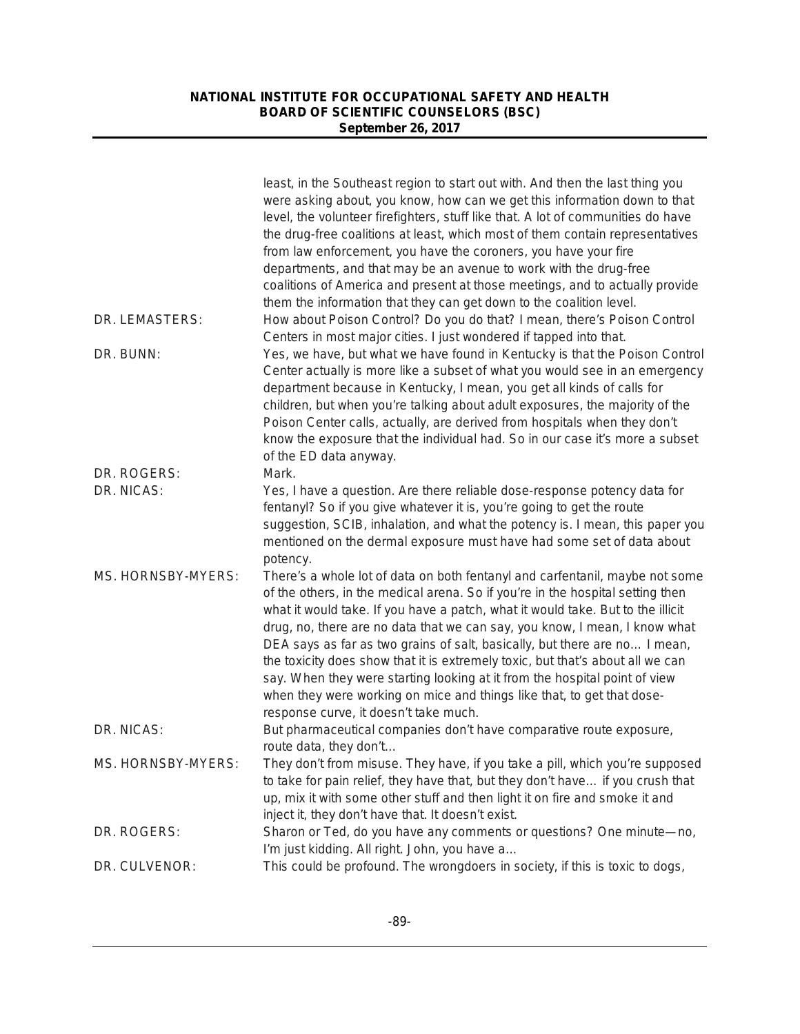least, in the Southeast region to start out with. And then the last thing you were asking about, you know, how can we get this information down to that level, the volunteer firefighters, stuff like that. A lot of communities do have the drug-free coalitions at least, which most of them contain representatives from law enforcement, you have the coroners, you have your fire departments, and that may be an avenue to work with the drug-free coalitions of America and present at those meetings, and to actually provide them the information that they can get down to the coalition level.

DR. LEMASTERS: How about Poison Control? Do you do that? I mean, there's Poison Control Centers in most major cities. I just wondered if tapped into that.

DR. BUNN: Yes, we have, but what we have found in Kentucky is that the Poison Control Center actually is more like a subset of what you would see in an emergency department because in Kentucky, I mean, you get all kinds of calls for children, but when you're talking about adult exposures, the majority of the Poison Center calls, actually, are derived from hospitals when they don't know the exposure that the individual had. So in our case it's more a subset of the ED data anyway.

DR. ROGERS: Mark.

DR. NICAS: Yes, I have a question. Are there reliable dose-response potency data for fentanyl? So if you give whatever it is, you're going to get the route suggestion, SCIB, inhalation, and what the potency is. I mean, this paper you mentioned on the dermal exposure must have had some set of data about potency.

MS. HORNSBY-MYERS: There's a whole lot of data on both fentanyl and carfentanil, maybe not some of the others, in the medical arena. So if you're in the hospital setting then what it would take. If you have a patch, what it would take. But to the illicit drug, no, there are no data that we can say, you know, I mean, I know what DEA says as far as two grains of salt, basically, but there are no… I mean, the toxicity does show that it is extremely toxic, but that's about all we can say. When they were starting looking at it from the hospital point of view when they were working on mice and things like that, to get that dose-response curve, it doesn't take much.

DR. NICAS: But pharmaceutical companies don't have comparative route exposure, route data, they don't…

MS. HORNSBY-MYERS: They don't from misuse. They have, if you take a pill, which you're supposed to take for pain relief, they have that, but they don't have… if you crush that up, mix it with some other stuff and then light it on fire and smoke it and inject it, they don't have that. It doesn't exist.

DR. ROGERS: Sharon or Ted, do you have any comments or questions? One minute—no, I'm just kidding. All right. John, you have a…

DR. CULVENOR: This could be profound. The wrongdoers in society, if this is toxic to dogs,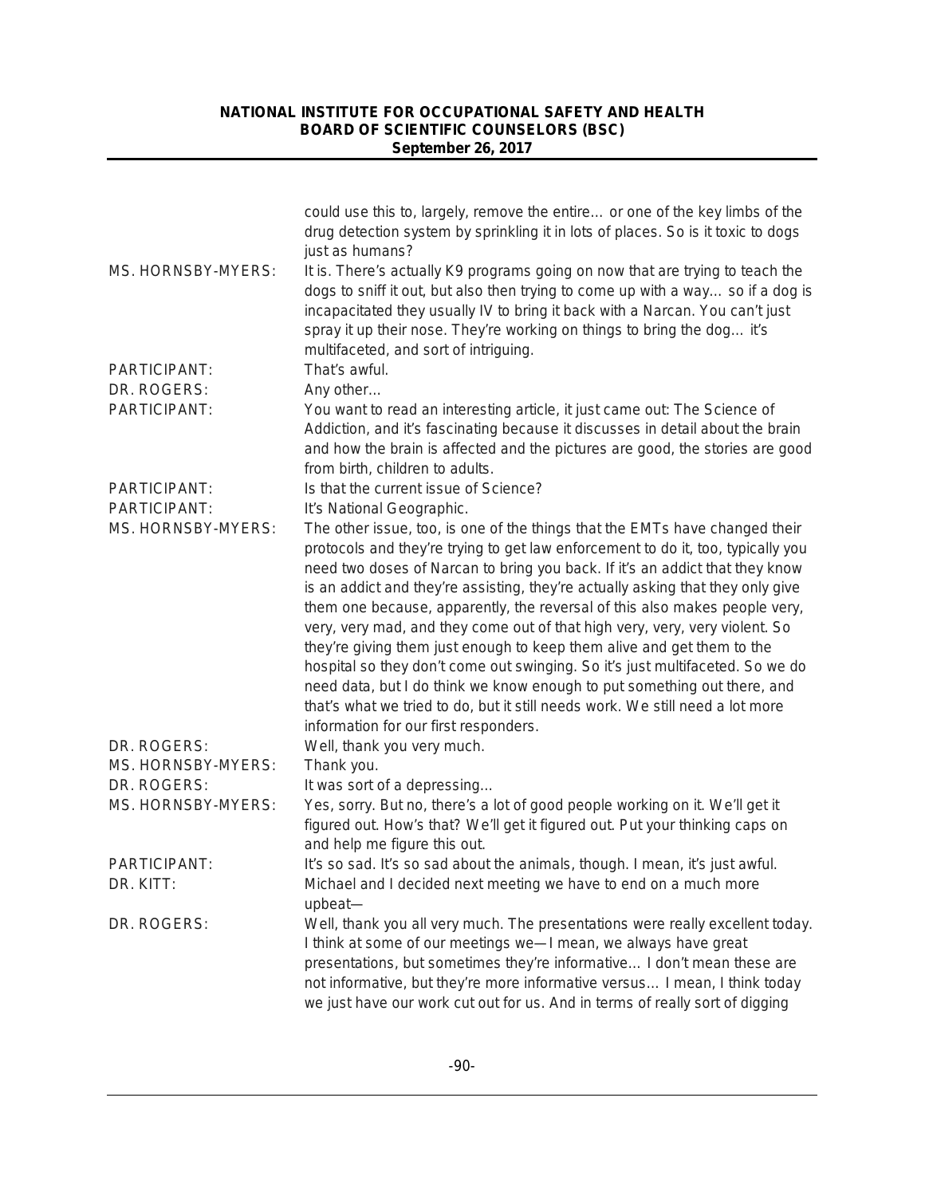could use this to, largely, remove the entire… or one of the key limbs of the drug detection system by sprinkling it in lots of places. So is it toxic to dogs just as humans?

MS. HORNSBY-MYERS: It is. There's actually K9 programs going on now that are trying to teach the dogs to sniff it out, but also then trying to come up with a way… so if a dog is incapacitated they usually IV to bring it back with a Narcan. You can't just spray it up their nose. They're working on things to bring the dog… it's multifaceted, and sort of intriguing.

PARTICIPANT: That's awful.

DR. ROGERS: Any other…

PARTICIPANT: You want to read an interesting article, it just came out: The Science of Addiction, and it's fascinating because it discusses in detail about the brain and how the brain is affected and the pictures are good, the stories are good from birth, children to adults.

PARTICIPANT: Is that the current issue of Science?

PARTICIPANT: It's National Geographic.

MS. HORNSBY-MYERS: The other issue, too, is one of the things that the EMTs have changed their protocols and they're trying to get law enforcement to do it, too, typically you need two doses of Narcan to bring you back. If it's an addict that they know is an addict and they're assisting, they're actually asking that they only give them one because, apparently, the reversal of this also makes people very, very, very mad, and they come out of that high very, very, very violent. So they're giving them just enough to keep them alive and get them to the hospital so they don't come out swinging. So it's just multifaceted. So we do need data, but I do think we know enough to put something out there, and that's what we tried to do, but it still needs work. We still need a lot more information for our first responders.

DR. ROGERS: Well, thank you very much.

MS. HORNSBY-MYERS: Thank you.

DR. ROGERS: It was sort of a depressing…

MS. HORNSBY-MYERS: Yes, sorry. But no, there's a lot of good people working on it. We'll get it figured out. How's that? We'll get it figured out. Put your thinking caps on and help me figure this out.

PARTICIPANT: It's so sad. It's so sad about the animals, though. I mean, it's just awful.

DR. KITT: Michael and I decided next meeting we have to end on a much more upbeat—

DR. ROGERS: Well, thank you all very much. The presentations were really excellent today. I think at some of our meetings we—I mean, we always have great presentations, but sometimes they're informative… I don't mean these are not informative, but they're more informative versus… I mean, I think today we just have our work cut out for us. And in terms of really sort of digging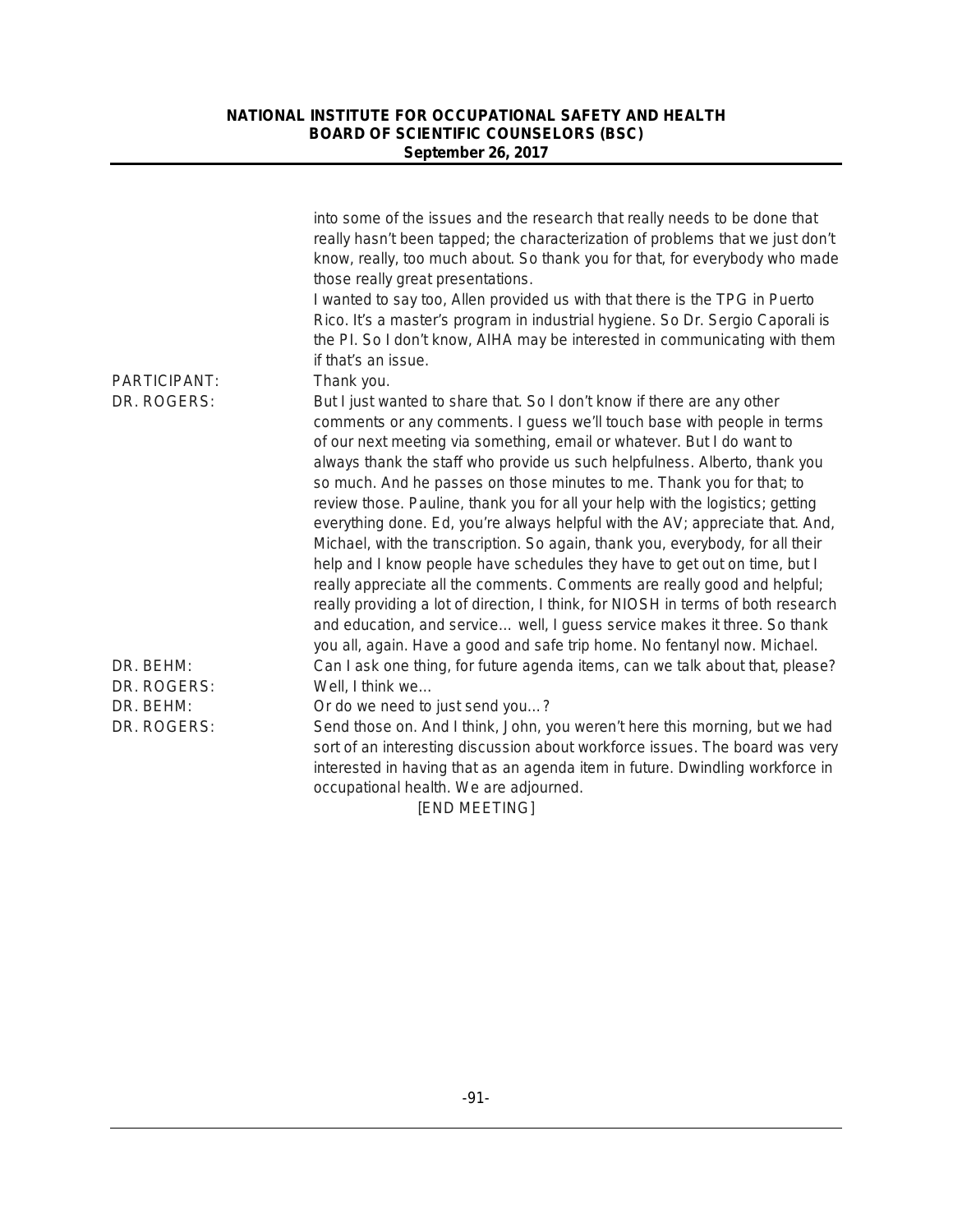into some of the issues and the research that really needs to be done that really hasn't been tapped; the characterization of problems that we just don't know, really, too much about. So thank you for that, for everybody who made those really great presentations.

I wanted to say too, Allen provided us with that there is the TPG in Puerto Rico. It's a master's program in industrial hygiene. So Dr. Sergio Caporali is the PI. So I don't know, AIHA may be interested in communicating with them if that's an issue.

PARTICIPANT: Thank you.

DR. ROGERS: But I just wanted to share that. So I don't know if there are any other comments or any comments. I guess we'll touch base with people in terms of our next meeting via something, email or whatever. But I do want to always thank the staff who provide us such helpfulness. Alberto, thank you so much. And he passes on those minutes to me. Thank you for that; to review those. Pauline, thank you for all your help with the logistics; getting everything done. Ed, you're always helpful with the AV; appreciate that. And, Michael, with the transcription. So again, thank you, everybody, for all their help and I know people have schedules they have to get out on time, but I really appreciate all the comments. Comments are really good and helpful; really providing a lot of direction, I think, for NIOSH in terms of both research and education, and service… well, I guess service makes it three. So thank you all, again. Have a good and safe trip home. No fentanyl now. Michael.

DR. BEHM: Can I ask one thing, for future agenda items, can we talk about that, please?

DR. ROGERS: Well, I think we…

DR. BEHM: Or do we need to just send you…?

DR. ROGERS: Send those on. And I think, John, you weren't here this morning, but we had sort of an interesting discussion about workforce issues. The board was very interested in having that as an agenda item in future. Dwindling workforce in occupational health. We are adjourned.

[END MEETING]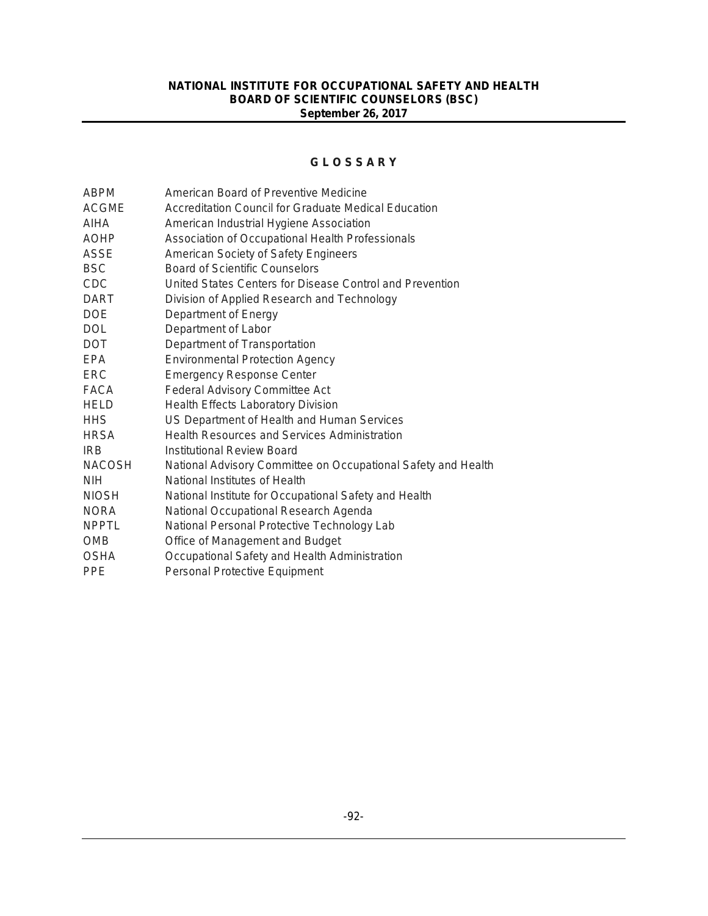# GLOSSARY

| | |
|---|---|
| ABPM | American Board of Preventive Medicine |
| ACGME | Accreditation Council for Graduate Medical Education |
| AIHA | American Industrial Hygiene Association |
| AOHP | Association of Occupational Health Professionals |
| ASSE | American Society of Safety Engineers |
| BSC | Board of Scientific Counselors |
| CDC | United States Centers for Disease Control and Prevention |
| DART | Division of Applied Research and Technology |
| DOE | Department of Energy |
| DOL | Department of Labor |
| DOT | Department of Transportation |
| EPA | Environmental Protection Agency |
| ERC | Emergency Response Center |
| FACA | Federal Advisory Committee Act |
| HELD | Health Effects Laboratory Division |
| HHS | US Department of Health and Human Services |
| HRSA | Health Resources and Services Administration |
| IRB | Institutional Review Board |
| NACOSH | National Advisory Committee on Occupational Safety and Health |
| NIH | National Institutes of Health |
| NIOSH | National Institute for Occupational Safety and Health |
| NORA | National Occupational Research Agenda |
| NPPTL | National Personal Protective Technology Lab |
| OMB | Office of Management and Budget |
| OSHA | Occupational Safety and Health Administration |
| PPE | Personal Protective Equipment |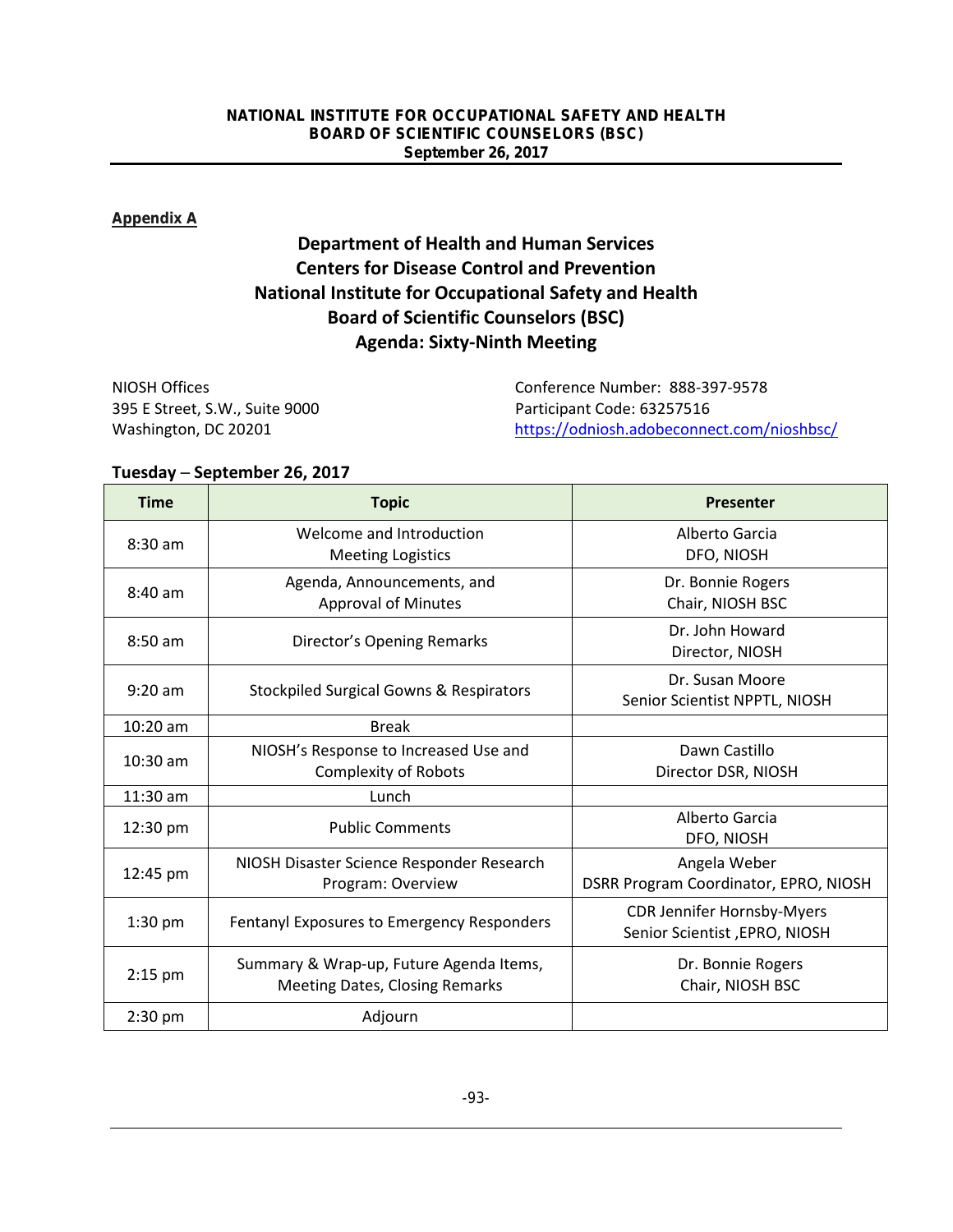**Appendix A**

## Department of Health and Human Services
## Centers for Disease Control and Prevention
## National Institute for Occupational Safety and Health
## Board of Scientific Counselors (BSC)
## Agenda: Sixty-Ninth Meeting

NIOSH Offices
395 E Street, S.W., Suite 9000
Washington, DC 20201

Conference Number: 888-397-9578
Participant Code: 63257516
https://odniosh.adobeconnect.com/nioshbsc/

**Tuesday – September 26, 2017**

| Time | Topic | Presenter |
|---|---|---|
| 8:30 am | Welcome and Introduction<br>Meeting Logistics | Alberto Garcia<br>DFO, NIOSH |
| 8:40 am | Agenda, Announcements, and<br>Approval of Minutes | Dr. Bonnie Rogers<br>Chair, NIOSH BSC |
| 8:50 am | Director's Opening Remarks | Dr. John Howard<br>Director, NIOSH |
| 9:20 am | Stockpiled Surgical Gowns & Respirators | Dr. Susan Moore<br>Senior Scientist NPPTL, NIOSH |
| 10:20 am | Break | |
| 10:30 am | NIOSH's Response to Increased Use and<br>Complexity of Robots | Dawn Castillo<br>Director DSR, NIOSH |
| 11:30 am | Lunch | |
| 12:30 pm | Public Comments | Alberto Garcia<br>DFO, NIOSH |
| 12:45 pm | NIOSH Disaster Science Responder Research<br>Program: Overview | Angela Weber<br>DSRR Program Coordinator, EPRO, NIOSH |
| 1:30 pm | Fentanyl Exposures to Emergency Responders | CDR Jennifer Hornsby-Myers<br>Senior Scientist ,EPRO, NIOSH |
| 2:15 pm | Summary & Wrap-up, Future Agenda Items,<br>Meeting Dates, Closing Remarks | Dr. Bonnie Rogers<br>Chair, NIOSH BSC |
| 2:30 pm | Adjourn | |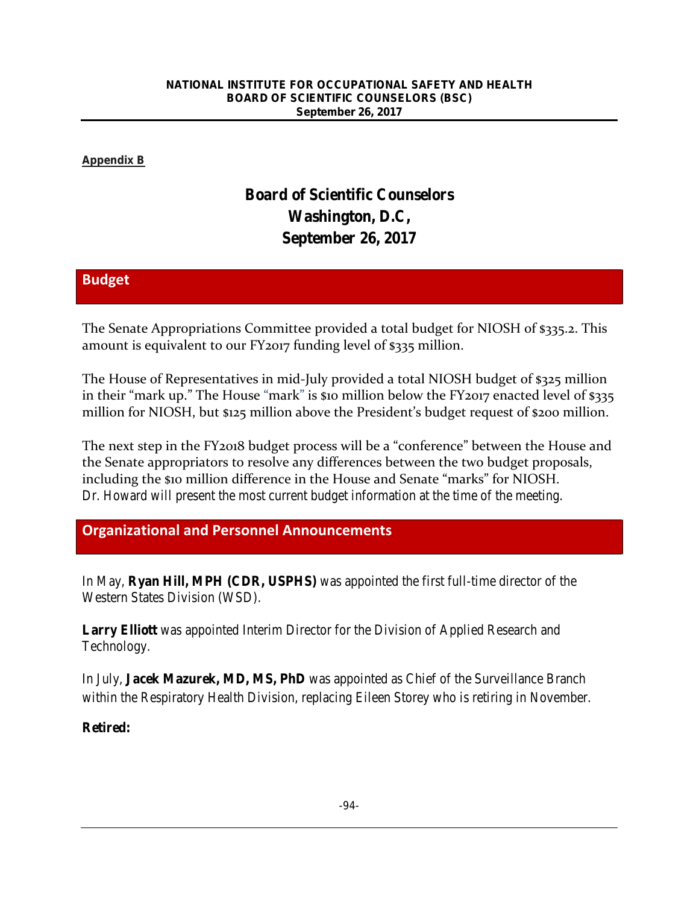**NATIONAL INSTITUTE FOR OCCUPATIONAL SAFETY AND HEALTH**
**BOARD OF SCIENTIFIC COUNSELORS (BSC)**
**September 26, 2017**

**Appendix B**

# Board of Scientific Counselors
# Washington, D.C,
# September 26, 2017

## Budget

The Senate Appropriations Committee provided a total budget for NIOSH of $335.2. This amount is equivalent to our FY2017 funding level of $335 million.

The House of Representatives in mid-July provided a total NIOSH budget of $325 million in their "mark up." The House "mark" is $10 million below the FY2017 enacted level of $335 million for NIOSH, but $125 million above the President's budget request of $200 million.

The next step in the FY2018 budget process will be a "conference" between the House and the Senate appropriators to resolve any differences between the two budget proposals, including the $10 million difference in the House and Senate "marks" for NIOSH. Dr. Howard will present the most current budget information at the time of the meeting.

## Organizational and Personnel Announcements

In May, **Ryan Hill, MPH (CDR, USPHS)** was appointed the first full-time director of the Western States Division (WSD).

**Larry Elliott** was appointed Interim Director for the Division of Applied Research and Technology.

In July, **Jacek Mazurek, MD, MS, PhD** was appointed as Chief of the Surveillance Branch within the Respiratory Health Division, replacing Eileen Storey who is retiring in November.

**Retired:**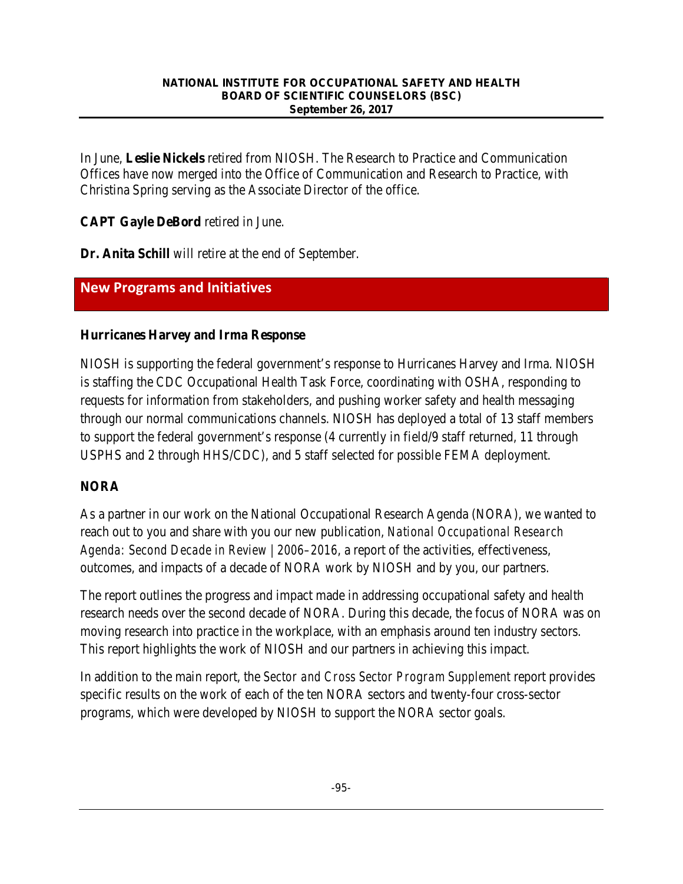In June, **Leslie Nickels** retired from NIOSH. The Research to Practice and Communication Offices have now merged into the Office of Communication and Research to Practice, with Christina Spring serving as the Associate Director of the office.

**CAPT Gayle DeBord** retired in June.

**Dr. Anita Schill** will retire at the end of September.

## New Programs and Initiatives

### Hurricanes Harvey and Irma Response

NIOSH is supporting the federal government's response to Hurricanes Harvey and Irma. NIOSH is staffing the CDC Occupational Health Task Force, coordinating with OSHA, responding to requests for information from stakeholders, and pushing worker safety and health messaging through our normal communications channels. NIOSH has deployed a total of 13 staff members to support the federal government's response (4 currently in field/9 staff returned, 11 through USPHS and 2 through HHS/CDC), and 5 staff selected for possible FEMA deployment.

### NORA

As a partner in our work on the National Occupational Research Agenda (NORA), we wanted to reach out to you and share with you our new publication, *National Occupational Research Agenda: Second Decade in Review | 2006–2016*, a report of the activities, effectiveness, outcomes, and impacts of a decade of NORA work by NIOSH and by you, our partners.

The report outlines the progress and impact made in addressing occupational safety and health research needs over the second decade of NORA. During this decade, the focus of NORA was on moving research into practice in the workplace, with an emphasis around ten industry sectors. This report highlights the work of NIOSH and our partners in achieving this impact.

In addition to the main report, the *Sector and Cross Sector Program Supplement* report provides specific results on the work of each of the ten NORA sectors and twenty-four cross-sector programs, which were developed by NIOSH to support the NORA sector goals.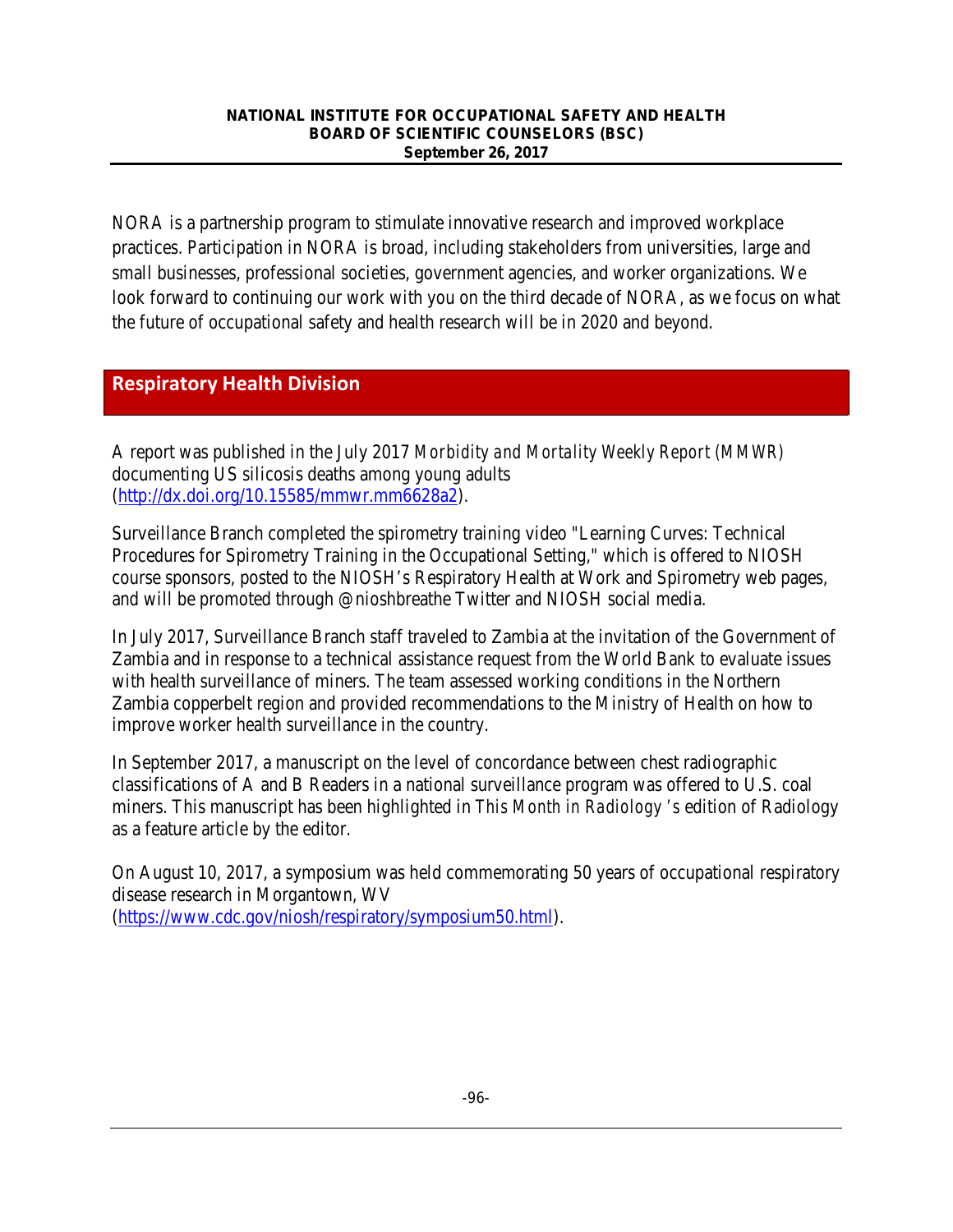NORA is a partnership program to stimulate innovative research and improved workplace practices. Participation in NORA is broad, including stakeholders from universities, large and small businesses, professional societies, government agencies, and worker organizations. We look forward to continuing our work with you on the third decade of NORA, as we focus on what the future of occupational safety and health research will be in 2020 and beyond.

## Respiratory Health Division

A report was published in the July 2017 *Morbidity and Mortality Weekly Report (MMWR)* documenting US silicosis deaths among young adults (http://dx.doi.org/10.15585/mmwr.mm6628a2).

Surveillance Branch completed the spirometry training video "Learning Curves: Technical Procedures for Spirometry Training in the Occupational Setting," which is offered to NIOSH course sponsors, posted to the NIOSH's Respiratory Health at Work and Spirometry web pages, and will be promoted through @nioshbreathe Twitter and NIOSH social media.

In July 2017, Surveillance Branch staff traveled to Zambia at the invitation of the Government of Zambia and in response to a technical assistance request from the World Bank to evaluate issues with health surveillance of miners. The team assessed working conditions in the Northern Zambia copperbelt region and provided recommendations to the Ministry of Health on how to improve worker health surveillance in the country.

In September 2017, a manuscript on the level of concordance between chest radiographic classifications of A and B Readers in a national surveillance program was offered to U.S. coal miners. This manuscript has been highlighted in *This Month in Radiology's* edition of Radiology as a feature article by the editor.

On August 10, 2017, a symposium was held commemorating 50 years of occupational respiratory disease research in Morgantown, WV (https://www.cdc.gov/niosh/respiratory/symposium50.html).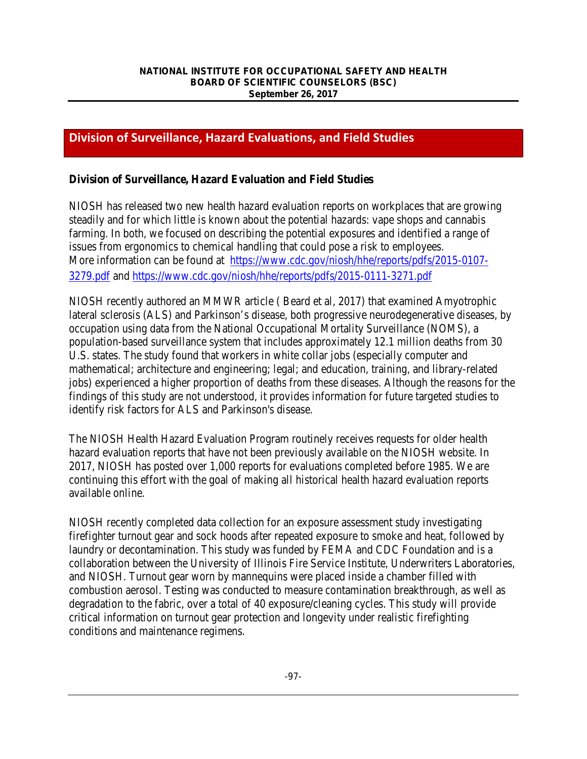## Division of Surveillance, Hazard Evaluations, and Field Studies

### Division of Surveillance, Hazard Evaluation and Field Studies

NIOSH has released two new health hazard evaluation reports on workplaces that are growing steadily and for which little is known about the potential hazards: vape shops and cannabis farming. In both, we focused on describing the potential exposures and identified a range of issues from ergonomics to chemical handling that could pose a risk to employees. More information can be found at https://www.cdc.gov/niosh/hhe/reports/pdfs/2015-0107-3279.pdf and https://www.cdc.gov/niosh/hhe/reports/pdfs/2015-0111-3271.pdf

NIOSH recently authored an MMWR article ( Beard et al, 2017) that examined Amyotrophic lateral sclerosis (ALS) and Parkinson's disease, both progressive neurodegenerative diseases, by occupation using data from the National Occupational Mortality Surveillance (NOMS), a population-based surveillance system that includes approximately 12.1 million deaths from 30 U.S. states. The study found that workers in white collar jobs (especially computer and mathematical; architecture and engineering; legal; and education, training, and library-related jobs) experienced a higher proportion of deaths from these diseases. Although the reasons for the findings of this study are not understood, it provides information for future targeted studies to identify risk factors for ALS and Parkinson's disease.

The NIOSH Health Hazard Evaluation Program routinely receives requests for older health hazard evaluation reports that have not been previously available on the NIOSH website. In 2017, NIOSH has posted over 1,000 reports for evaluations completed before 1985. We are continuing this effort with the goal of making all historical health hazard evaluation reports available online.

NIOSH recently completed data collection for an exposure assessment study investigating firefighter turnout gear and sock hoods after repeated exposure to smoke and heat, followed by laundry or decontamination. This study was funded by FEMA and CDC Foundation and is a collaboration between the University of Illinois Fire Service Institute, Underwriters Laboratories, and NIOSH. Turnout gear worn by mannequins were placed inside a chamber filled with combustion aerosol. Testing was conducted to measure contamination breakthrough, as well as degradation to the fabric, over a total of 40 exposure/cleaning cycles. This study will provide critical information on turnout gear protection and longevity under realistic firefighting conditions and maintenance regimens.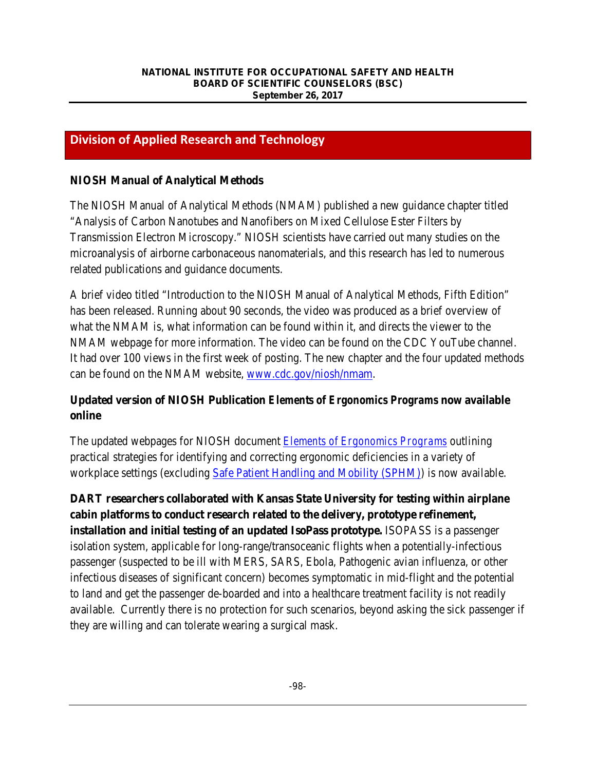## Division of Applied Research and Technology

### NIOSH Manual of Analytical Methods

The NIOSH Manual of Analytical Methods (NMAM) published a new guidance chapter titled "Analysis of Carbon Nanotubes and Nanofibers on Mixed Cellulose Ester Filters by Transmission Electron Microscopy." NIOSH scientists have carried out many studies on the microanalysis of airborne carbonaceous nanomaterials, and this research has led to numerous related publications and guidance documents.

A brief video titled "Introduction to the NIOSH Manual of Analytical Methods, Fifth Edition" has been released. Running about 90 seconds, the video was produced as a brief overview of what the NMAM is, what information can be found within it, and directs the viewer to the NMAM webpage for more information. The video can be found on the CDC YouTube channel. It had over 100 views in the first week of posting. The new chapter and the four updated methods can be found on the NMAM website, [www.cdc.gov/niosh/nmam](www.cdc.gov/niosh/nmam).

### Updated version of NIOSH Publication *Elements of Ergonomics Programs* now available online

The updated webpages for NIOSH document *Elements of Ergonomics Programs* outlining practical strategies for identifying and correcting ergonomic deficiencies in a variety of workplace settings (excluding Safe Patient Handling and Mobility (SPHM)) is now available.

**DART researchers collaborated with Kansas State University for testing within airplane cabin platforms to conduct research related to the delivery, prototype refinement, installation and initial testing of an updated IsoPass prototype.** ISOPASS is a passenger isolation system, applicable for long-range/transoceanic flights when a potentially-infectious passenger (suspected to be ill with MERS, SARS, Ebola, Pathogenic avian influenza, or other infectious diseases of significant concern) becomes symptomatic in mid-flight and the potential to land and get the passenger de-boarded and into a healthcare treatment facility is not readily available. Currently there is no protection for such scenarios, beyond asking the sick passenger if they are willing and can tolerate wearing a surgical mask.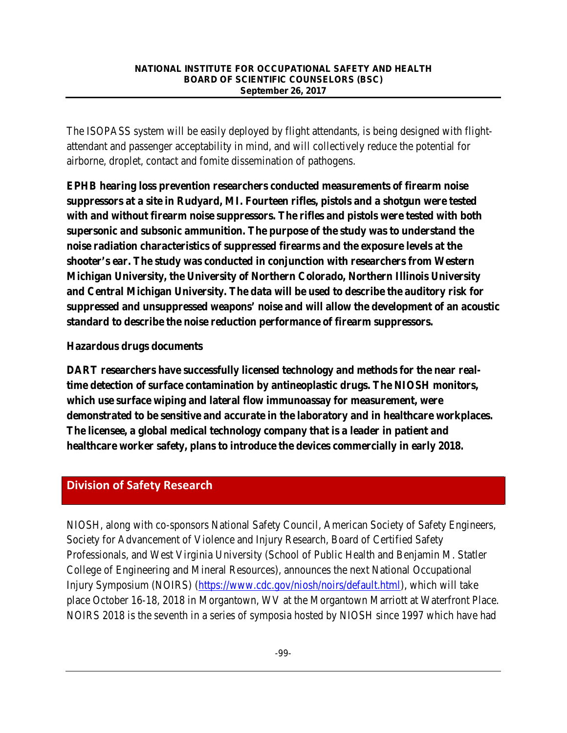The ISOPASS system will be easily deployed by flight attendants, is being designed with flight-attendant and passenger acceptability in mind, and will collectively reduce the potential for airborne, droplet, contact and fomite dissemination of pathogens.

**EPHB hearing loss prevention researchers conducted measurements of firearm noise suppressors at a site in Rudyard, MI. Fourteen rifles, pistols and a shotgun were tested with and without firearm noise suppressors. The rifles and pistols were tested with both supersonic and subsonic ammunition. The purpose of the study was to understand the noise radiation characteristics of suppressed firearms and the exposure levels at the shooter's ear. The study was conducted in conjunction with researchers from Western Michigan University, the University of Northern Colorado, Northern Illinois University and Central Michigan University. The data will be used to describe the auditory risk for suppressed and unsuppressed weapons' noise and will allow the development of an acoustic standard to describe the noise reduction performance of firearm suppressors.**

**Hazardous drugs documents**

**DART researchers have successfully licensed technology and methods for the near real-time detection of surface contamination by antineoplastic drugs. The NIOSH monitors, which use surface wiping and lateral flow immunoassay for measurement, were demonstrated to be sensitive and accurate in the laboratory and in healthcare workplaces. The licensee, a global medical technology company that is a leader in patient and healthcare worker safety, plans to introduce the devices commercially in early 2018.**

## Division of Safety Research

NIOSH, along with co-sponsors National Safety Council, American Society of Safety Engineers, Society for Advancement of Violence and Injury Research, Board of Certified Safety Professionals, and West Virginia University (School of Public Health and Benjamin M. Statler College of Engineering and Mineral Resources), announces the next National Occupational Injury Symposium (NOIRS) (https://www.cdc.gov/niosh/noirs/default.html), which will take place October 16-18, 2018 in Morgantown, WV at the Morgantown Marriott at Waterfront Place. NOIRS 2018 is the seventh in a series of symposia hosted by NIOSH since 1997 which have had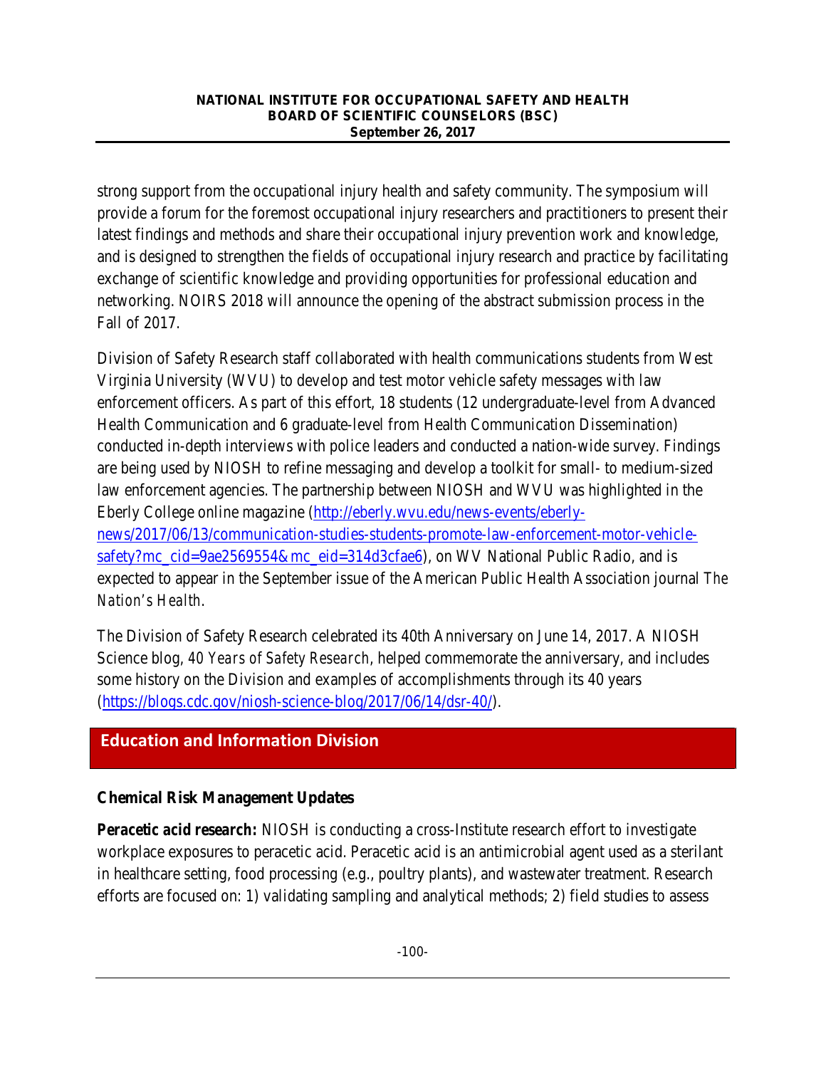strong support from the occupational injury health and safety community. The symposium will provide a forum for the foremost occupational injury researchers and practitioners to present their latest findings and methods and share their occupational injury prevention work and knowledge, and is designed to strengthen the fields of occupational injury research and practice by facilitating exchange of scientific knowledge and providing opportunities for professional education and networking. NOIRS 2018 will announce the opening of the abstract submission process in the Fall of 2017.

Division of Safety Research staff collaborated with health communications students from West Virginia University (WVU) to develop and test motor vehicle safety messages with law enforcement officers. As part of this effort, 18 students (12 undergraduate-level from Advanced Health Communication and 6 graduate-level from Health Communication Dissemination) conducted in-depth interviews with police leaders and conducted a nation-wide survey. Findings are being used by NIOSH to refine messaging and develop a toolkit for small- to medium-sized law enforcement agencies. The partnership between NIOSH and WVU was highlighted in the Eberly College online magazine (http://eberly.wvu.edu/news-events/eberly-news/2017/06/13/communication-studies-students-promote-law-enforcement-motor-vehicle-safety?mc_cid=9ae2569554&mc_eid=314d3cfae6), on WV National Public Radio, and is expected to appear in the September issue of the American Public Health Association journal *The Nation's Health*.

The Division of Safety Research celebrated its 40th Anniversary on June 14, 2017. A NIOSH Science blog, *40 Years of Safety Research*, helped commemorate the anniversary, and includes some history on the Division and examples of accomplishments through its 40 years (https://blogs.cdc.gov/niosh-science-blog/2017/06/14/dsr-40/).

## Education and Information Division

### Chemical Risk Management Updates

**Peracetic acid research:** NIOSH is conducting a cross-Institute research effort to investigate workplace exposures to peracetic acid. Peracetic acid is an antimicrobial agent used as a sterilant in healthcare setting, food processing (e.g., poultry plants), and wastewater treatment. Research efforts are focused on: 1) validating sampling and analytical methods; 2) field studies to assess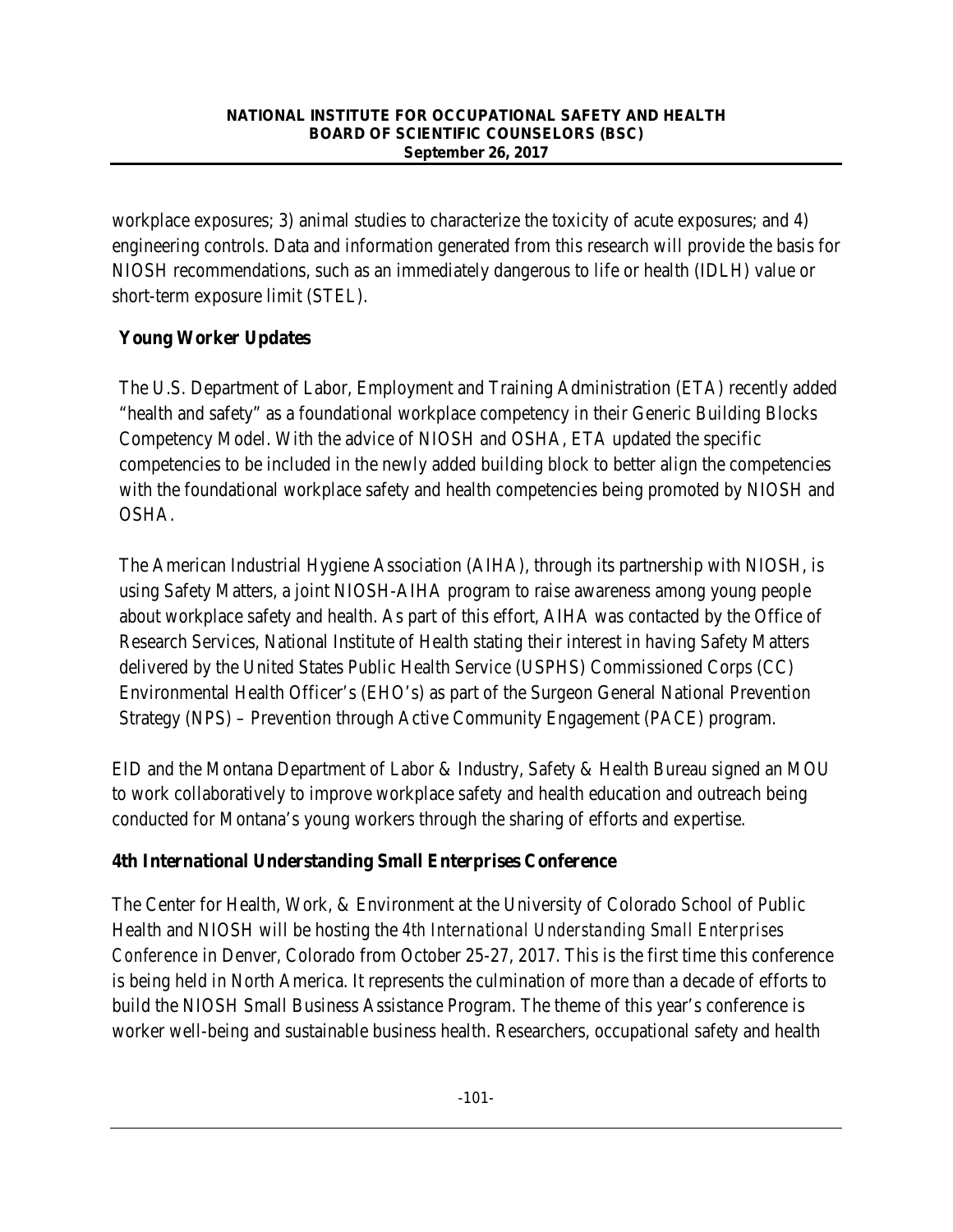workplace exposures; 3) animal studies to characterize the toxicity of acute exposures; and 4) engineering controls. Data and information generated from this research will provide the basis for NIOSH recommendations, such as an immediately dangerous to life or health (IDLH) value or short-term exposure limit (STEL).

**Young Worker Updates**

The U.S. Department of Labor, Employment and Training Administration (ETA) recently added "health and safety" as a foundational workplace competency in their Generic Building Blocks Competency Model. With the advice of NIOSH and OSHA, ETA updated the specific competencies to be included in the newly added building block to better align the competencies with the foundational workplace safety and health competencies being promoted by NIOSH and OSHA.

The American Industrial Hygiene Association (AIHA), through its partnership with NIOSH, is using Safety Matters, a joint NIOSH-AIHA program to raise awareness among young people about workplace safety and health. As part of this effort, AIHA was contacted by the Office of Research Services, National Institute of Health stating their interest in having Safety Matters delivered by the United States Public Health Service (USPHS) Commissioned Corps (CC) Environmental Health Officer's (EHO's) as part of the Surgeon General National Prevention Strategy (NPS) – Prevention through Active Community Engagement (PACE) program.

EID and the Montana Department of Labor & Industry, Safety & Health Bureau signed an MOU to work collaboratively to improve workplace safety and health education and outreach being conducted for Montana's young workers through the sharing of efforts and expertise.

**4th International Understanding Small Enterprises Conference**

The Center for Health, Work, & Environment at the University of Colorado School of Public Health and NIOSH will be hosting the *4th International Understanding Small Enterprises Conference* in Denver, Colorado from October 25-27, 2017. This is the first time this conference is being held in North America. It represents the culmination of more than a decade of efforts to build the NIOSH Small Business Assistance Program. The theme of this year's conference is worker well-being and sustainable business health. Researchers, occupational safety and health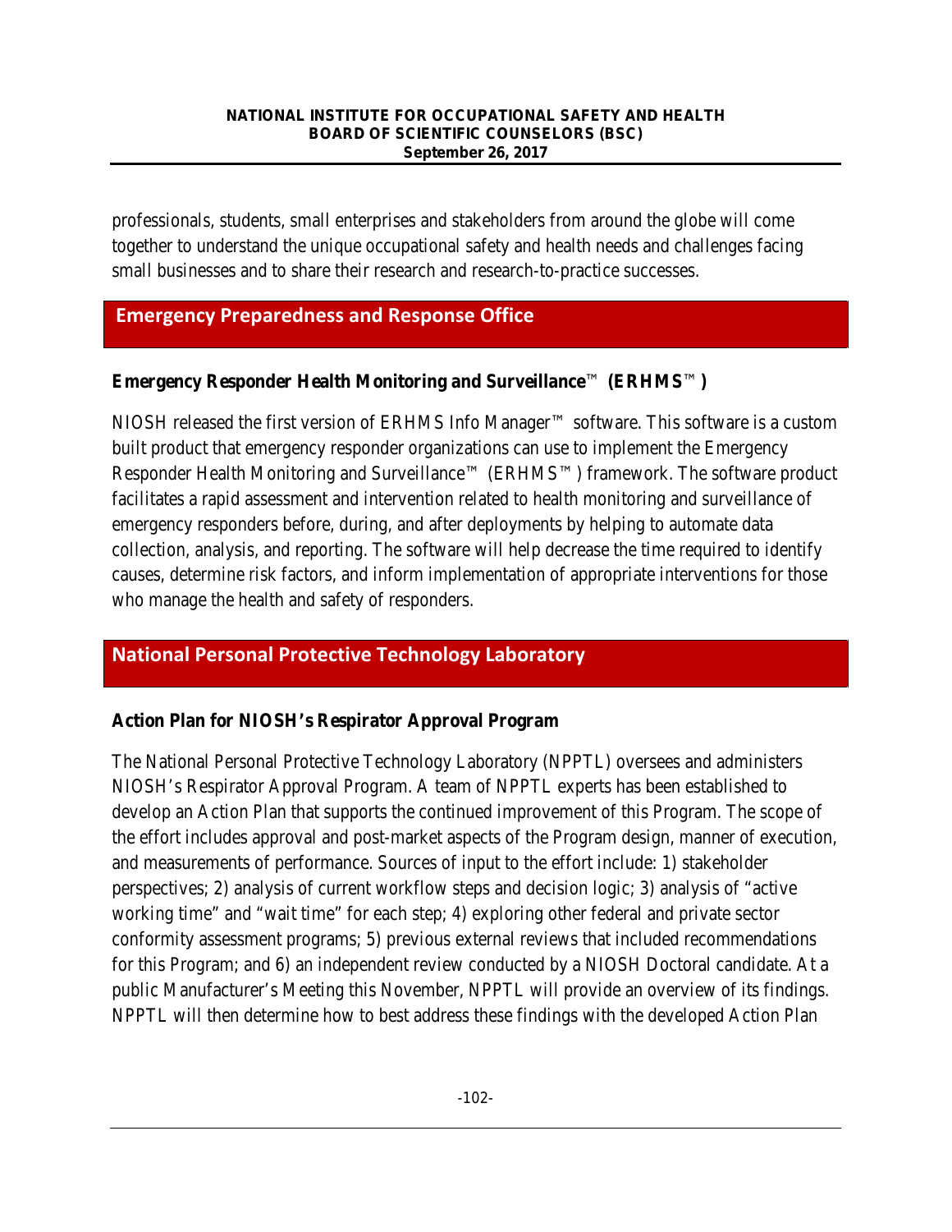professionals, students, small enterprises and stakeholders from around the globe will come together to understand the unique occupational safety and health needs and challenges facing small businesses and to share their research and research-to-practice successes.

## Emergency Preparedness and Response Office

### Emergency Responder Health Monitoring and Surveillance™ (ERHMS™)

NIOSH released the first version of ERHMS Info Manager™ software. This software is a custom built product that emergency responder organizations can use to implement the Emergency Responder Health Monitoring and Surveillance™ (ERHMS™) framework. The software product facilitates a rapid assessment and intervention related to health monitoring and surveillance of emergency responders before, during, and after deployments by helping to automate data collection, analysis, and reporting. The software will help decrease the time required to identify causes, determine risk factors, and inform implementation of appropriate interventions for those who manage the health and safety of responders.

## National Personal Protective Technology Laboratory

### Action Plan for NIOSH's Respirator Approval Program

The National Personal Protective Technology Laboratory (NPPTL) oversees and administers NIOSH's Respirator Approval Program. A team of NPPTL experts has been established to develop an Action Plan that supports the continued improvement of this Program. The scope of the effort includes approval and post-market aspects of the Program design, manner of execution, and measurements of performance. Sources of input to the effort include: 1) stakeholder perspectives; 2) analysis of current workflow steps and decision logic; 3) analysis of "active working time" and "wait time" for each step; 4) exploring other federal and private sector conformity assessment programs; 5) previous external reviews that included recommendations for this Program; and 6) an independent review conducted by a NIOSH Doctoral candidate. At a public Manufacturer's Meeting this November, NPPTL will provide an overview of its findings. NPPTL will then determine how to best address these findings with the developed Action Plan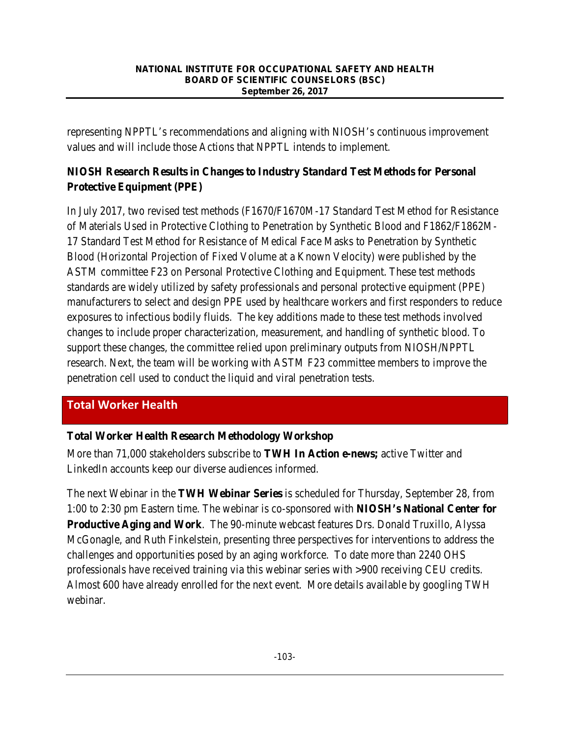representing NPPTL's recommendations and aligning with NIOSH's continuous improvement values and will include those Actions that NPPTL intends to implement.

### NIOSH Research Results in Changes to Industry Standard Test Methods for Personal Protective Equipment (PPE)

In July 2017, two revised test methods (F1670/F1670M-17 Standard Test Method for Resistance of Materials Used in Protective Clothing to Penetration by Synthetic Blood and F1862/F1862M-17 Standard Test Method for Resistance of Medical Face Masks to Penetration by Synthetic Blood (Horizontal Projection of Fixed Volume at a Known Velocity) were published by the ASTM committee F23 on Personal Protective Clothing and Equipment. These test methods standards are widely utilized by safety professionals and personal protective equipment (PPE) manufacturers to select and design PPE used by healthcare workers and first responders to reduce exposures to infectious bodily fluids. The key additions made to these test methods involved changes to include proper characterization, measurement, and handling of synthetic blood. To support these changes, the committee relied upon preliminary outputs from NIOSH/NPPTL research. Next, the team will be working with ASTM F23 committee members to improve the penetration cell used to conduct the liquid and viral penetration tests.

## Total Worker Health

### Total Worker Health Research Methodology Workshop

More than 71,000 stakeholders subscribe to **TWH In Action e-news;** active Twitter and LinkedIn accounts keep our diverse audiences informed.

The next Webinar in the **TWH Webinar Series** is scheduled for Thursday, September 28, from 1:00 to 2:30 pm Eastern time. The webinar is co-sponsored with **NIOSH's National Center for Productive Aging and Work**. The 90-minute webcast features Drs. Donald Truxillo, Alyssa McGonagle, and Ruth Finkelstein, presenting three perspectives for interventions to address the challenges and opportunities posed by an aging workforce. To date more than 2240 OHS professionals have received training via this webinar series with >900 receiving CEU credits. Almost 600 have already enrolled for the next event. More details available by googling TWH webinar.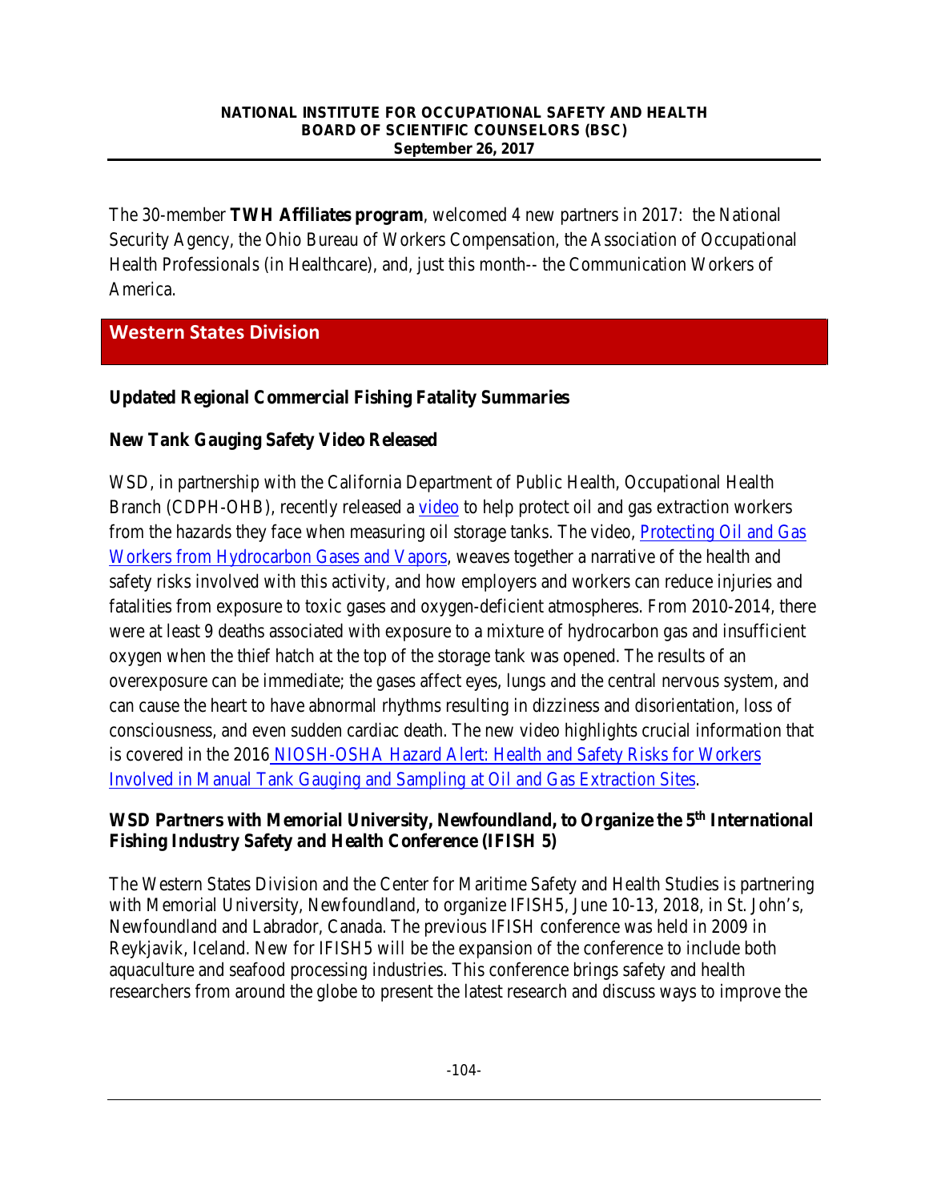The 30-member **TWH Affiliates program**, welcomed 4 new partners in 2017: the National Security Agency, the Ohio Bureau of Workers Compensation, the Association of Occupational Health Professionals (in Healthcare), and, just this month-- the Communication Workers of America.

## Western States Division

### Updated Regional Commercial Fishing Fatality Summaries

### New Tank Gauging Safety Video Released

WSD, in partnership with the California Department of Public Health, Occupational Health Branch (CDPH-OHB), recently released a video to help protect oil and gas extraction workers from the hazards they face when measuring oil storage tanks. The video, Protecting Oil and Gas Workers from Hydrocarbon Gases and Vapors, weaves together a narrative of the health and safety risks involved with this activity, and how employers and workers can reduce injuries and fatalities from exposure to toxic gases and oxygen-deficient atmospheres. From 2010-2014, there were at least 9 deaths associated with exposure to a mixture of hydrocarbon gas and insufficient oxygen when the thief hatch at the top of the storage tank was opened. The results of an overexposure can be immediate; the gases affect eyes, lungs and the central nervous system, and can cause the heart to have abnormal rhythms resulting in dizziness and disorientation, loss of consciousness, and even sudden cardiac death. The new video highlights crucial information that is covered in the 2016 NIOSH-OSHA Hazard Alert: Health and Safety Risks for Workers Involved in Manual Tank Gauging and Sampling at Oil and Gas Extraction Sites.

### WSD Partners with Memorial University, Newfoundland, to Organize the 5th International Fishing Industry Safety and Health Conference (IFISH 5)

The Western States Division and the Center for Maritime Safety and Health Studies is partnering with Memorial University, Newfoundland, to organize IFISH5, June 10-13, 2018, in St. John's, Newfoundland and Labrador, Canada. The previous IFISH conference was held in 2009 in Reykjavik, Iceland. New for IFISH5 will be the expansion of the conference to include both aquaculture and seafood processing industries. This conference brings safety and health researchers from around the globe to present the latest research and discuss ways to improve the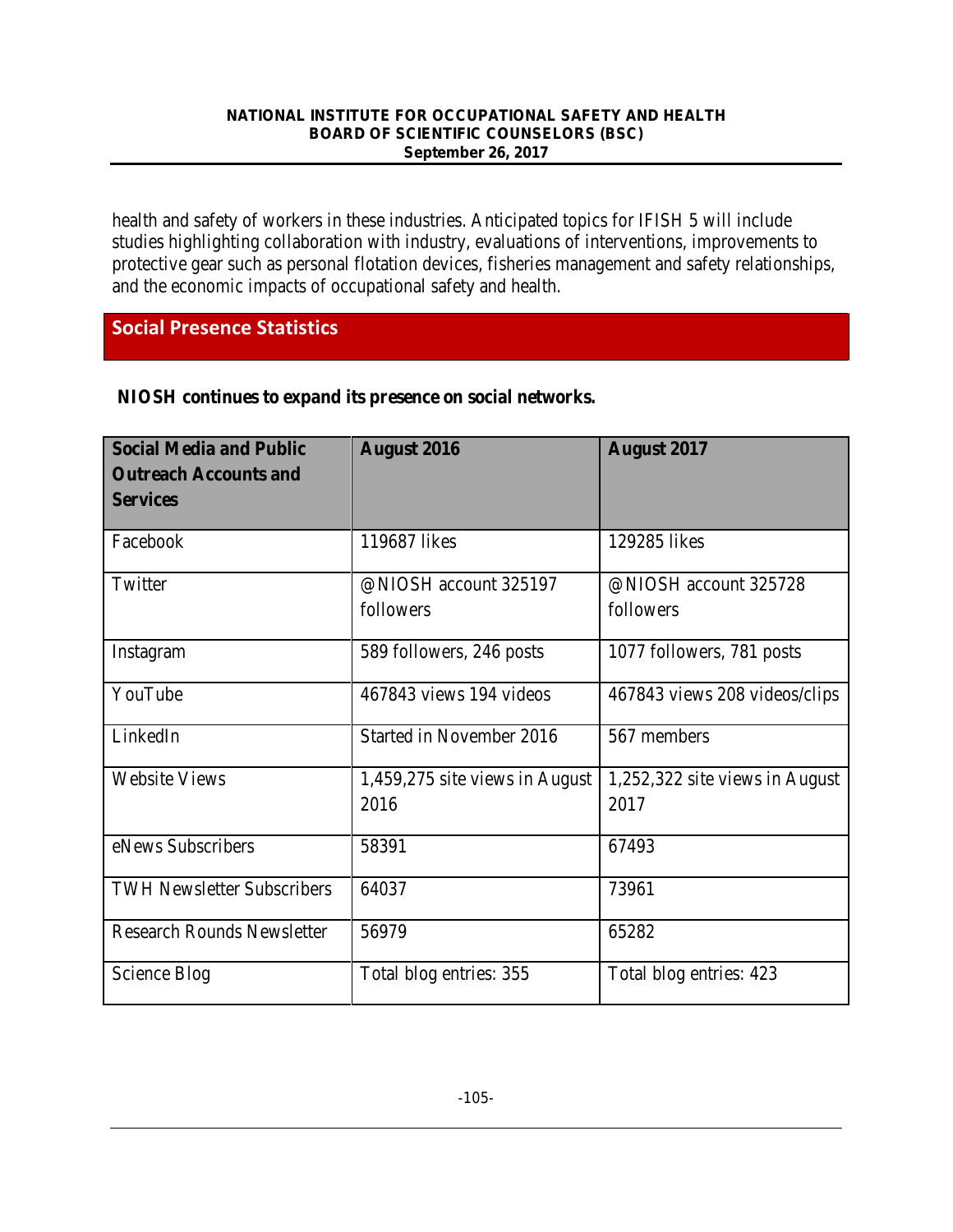health and safety of workers in these industries. Anticipated topics for IFISH 5 will include studies highlighting collaboration with industry, evaluations of interventions, improvements to protective gear such as personal flotation devices, fisheries management and safety relationships, and the economic impacts of occupational safety and health.

## Social Presence Statistics

**NIOSH continues to expand its presence on social networks.**

| Social Media and Public Outreach Accounts and Services | August 2016 | August 2017 |
|---|---|---|
| Facebook | 119687 likes | 129285 likes |
| Twitter | @NIOSH account 325197 followers | @NIOSH account 325728 followers |
| Instagram | 589 followers, 246 posts | 1077 followers, 781 posts |
| YouTube | 467843 views 194 videos | 467843 views 208 videos/clips |
| LinkedIn | Started in November 2016 | 567 members |
| Website Views | 1,459,275 site views in August 2016 | 1,252,322 site views in August 2017 |
| eNews Subscribers | 58391 | 67493 |
| TWH Newsletter Subscribers | 64037 | 73961 |
| Research Rounds Newsletter | 56979 | 65282 |
| Science Blog | Total blog entries: 355 | Total blog entries: 423 |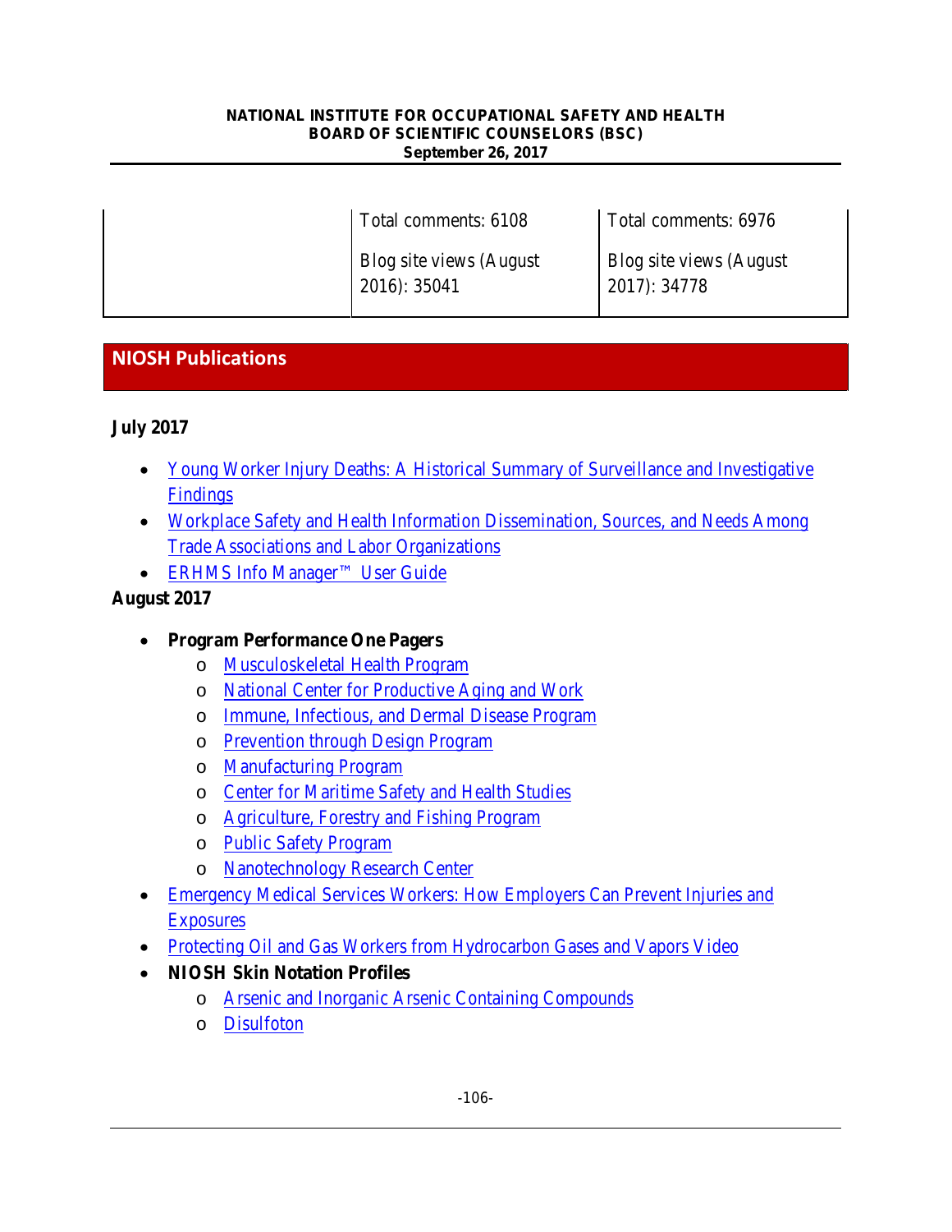| | | |
|---|---|---|
| | Total comments: 6108<br><br>Blog site views (August 2016): 35041 | Total comments: 6976<br><br>Blog site views (August 2017): 34778 |

## NIOSH Publications

**July 2017**

- Young Worker Injury Deaths: A Historical Summary of Surveillance and Investigative Findings
- Workplace Safety and Health Information Dissemination, Sources, and Needs Among Trade Associations and Labor Organizations
- ERHMS Info Manager™ User Guide

**August 2017**

- **Program Performance One Pagers**
  - Musculoskeletal Health Program
  - National Center for Productive Aging and Work
  - Immune, Infectious, and Dermal Disease Program
  - Prevention through Design Program
  - Manufacturing Program
  - Center for Maritime Safety and Health Studies
  - Agriculture, Forestry and Fishing Program
  - Public Safety Program
  - Nanotechnology Research Center
- Emergency Medical Services Workers: How Employers Can Prevent Injuries and Exposures
- Protecting Oil and Gas Workers from Hydrocarbon Gases and Vapors Video
- **NIOSH Skin Notation Profiles**
  - Arsenic and Inorganic Arsenic Containing Compounds
  - Disulfoton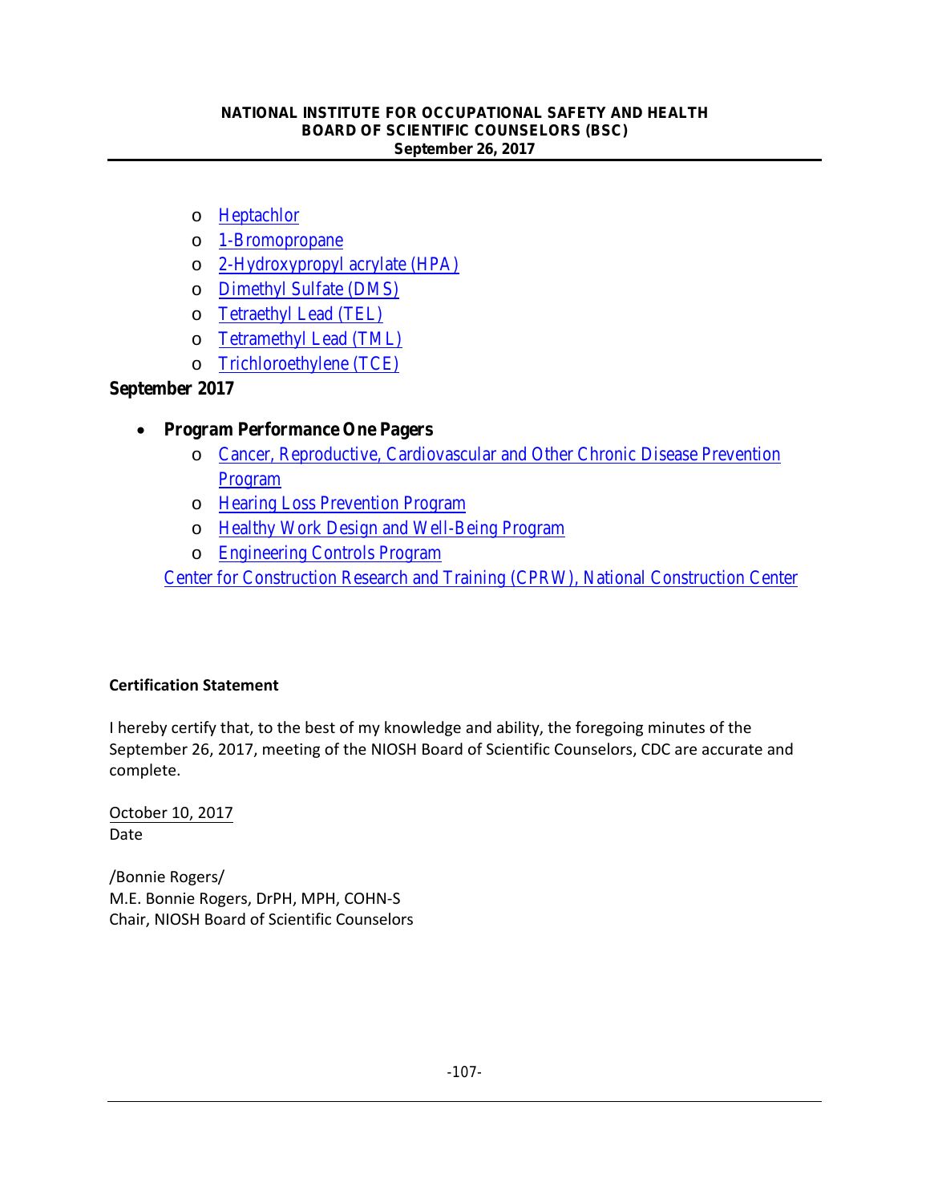- Heptachlor
  - 1-Bromopropane
  - 2-Hydroxypropyl acrylate (HPA)
  - Dimethyl Sulfate (DMS)
  - Tetraethyl Lead (TEL)
  - Tetramethyl Lead (TML)
  - Trichloroethylene (TCE)

**September 2017**

- **Program Performance One Pagers**
  - Cancer, Reproductive, Cardiovascular and Other Chronic Disease Prevention Program
  - Hearing Loss Prevention Program
  - Healthy Work Design and Well-Being Program
  - Engineering Controls Program

  Center for Construction Research and Training (CPRW), National Construction Center

**Certification Statement**

I hereby certify that, to the best of my knowledge and ability, the foregoing minutes of the September 26, 2017, meeting of the NIOSH Board of Scientific Counselors, CDC are accurate and complete.

October 10, 2017
Date

/Bonnie Rogers/
M.E. Bonnie Rogers, DrPH, MPH, COHN-S
Chair, NIOSH Board of Scientific Counselors